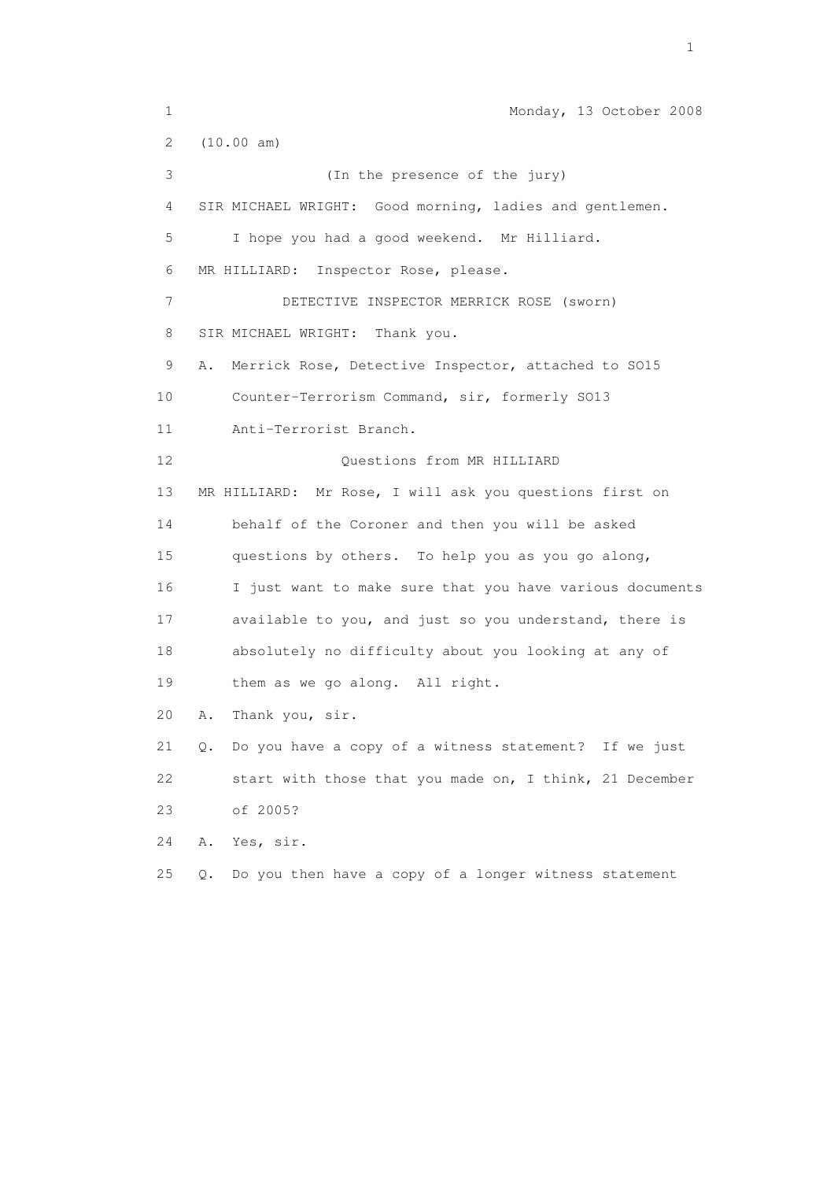Monday, 13 October 2008

(10.00 am)

(In the presence of the jury)

SIR MICHAEL WRIGHT: Good morning, ladies and gentlemen. I hope you had a good weekend. Mr Hilliard.

MR HILLIARD: Inspector Rose, please.

DETECTIVE INSPECTOR MERRICK ROSE (sworn)

SIR MICHAEL WRIGHT: Thank you.

A. Merrick Rose, Detective Inspector, attached to SO15 Counter-Terrorism Command, sir, formerly SO13 Anti-Terrorist Branch.

Questions from MR HILLIARD

MR HILLIARD: Mr Rose, I will ask you questions first on behalf of the Coroner and then you will be asked questions by others. To help you as you go along, I just want to make sure that you have various documents available to you, and just so you understand, there is absolutely no difficulty about you looking at any of them as we go along. All right.

A. Thank you, sir.

Q. Do you have a copy of a witness statement? If we just start with those that you made on, I think, 21 December of 2005?

A. Yes, sir.

Q. Do you then have a copy of a longer witness statement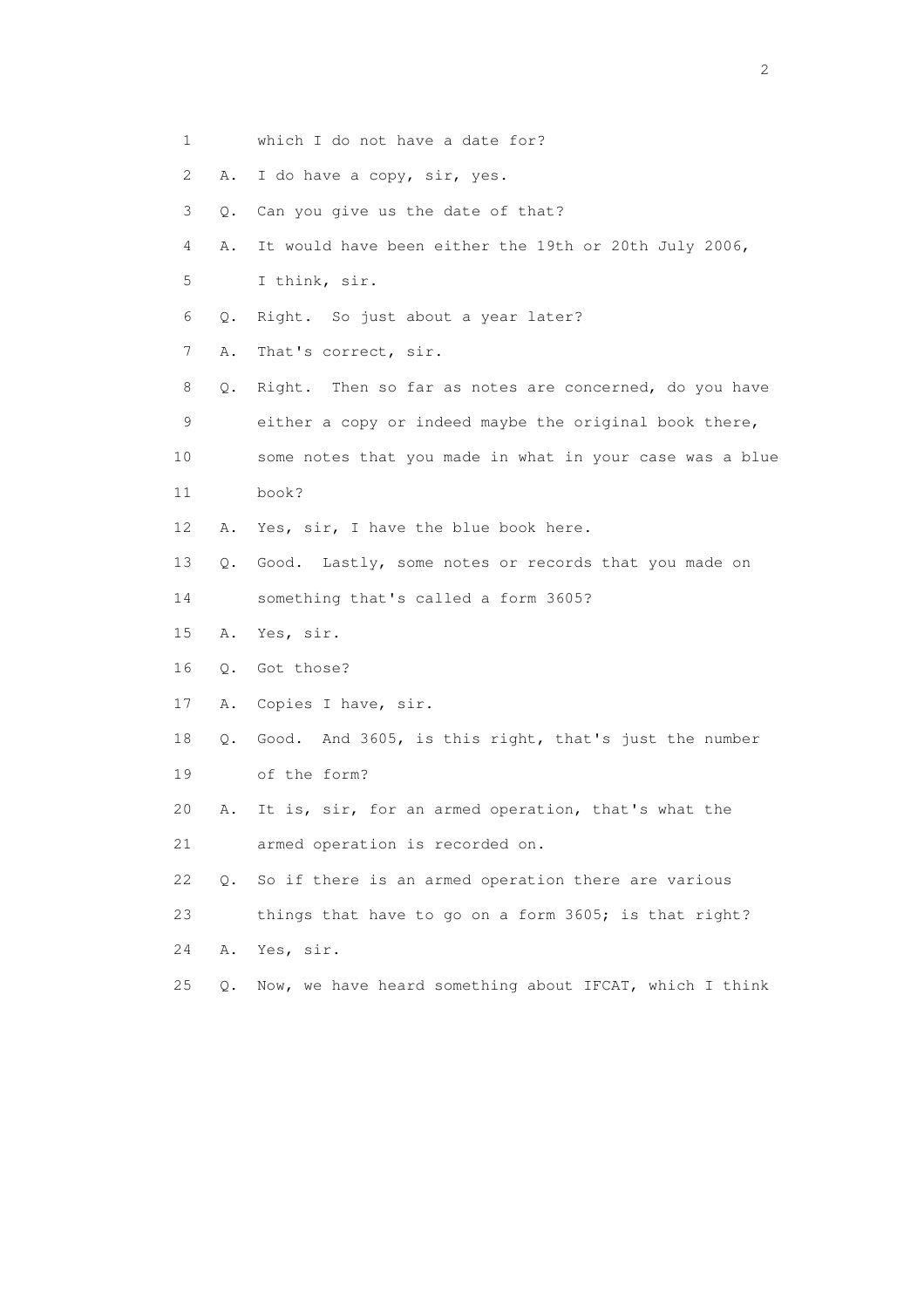1 which I do not have a date for?

2 A. I do have a copy, sir, yes.

3 Q. Can you give us the date of that?

4 A. It would have been either the 19th or 20th July 2006,

5 I think, sir.

6 Q. Right. So just about a year later?

7 A. That's correct, sir.

8 Q. Right. Then so far as notes are concerned, do you have

9 either a copy or indeed maybe the original book there,

10 some notes that you made in what in your case was a blue

11 book?

12 A. Yes, sir, I have the blue book here.

13 Q. Good. Lastly, some notes or records that you made on

14 something that's called a form 3605?

15 A. Yes, sir.

16 Q. Got those?

17 A. Copies I have, sir.

18 Q. Good. And 3605, is this right, that's just the number

19 of the form?

20 A. It is, sir, for an armed operation, that's what the

21 armed operation is recorded on.

22 Q. So if there is an armed operation there are various

23 things that have to go on a form 3605; is that right?

24 A. Yes, sir.

25 Q. Now, we have heard something about IFCAT, which I think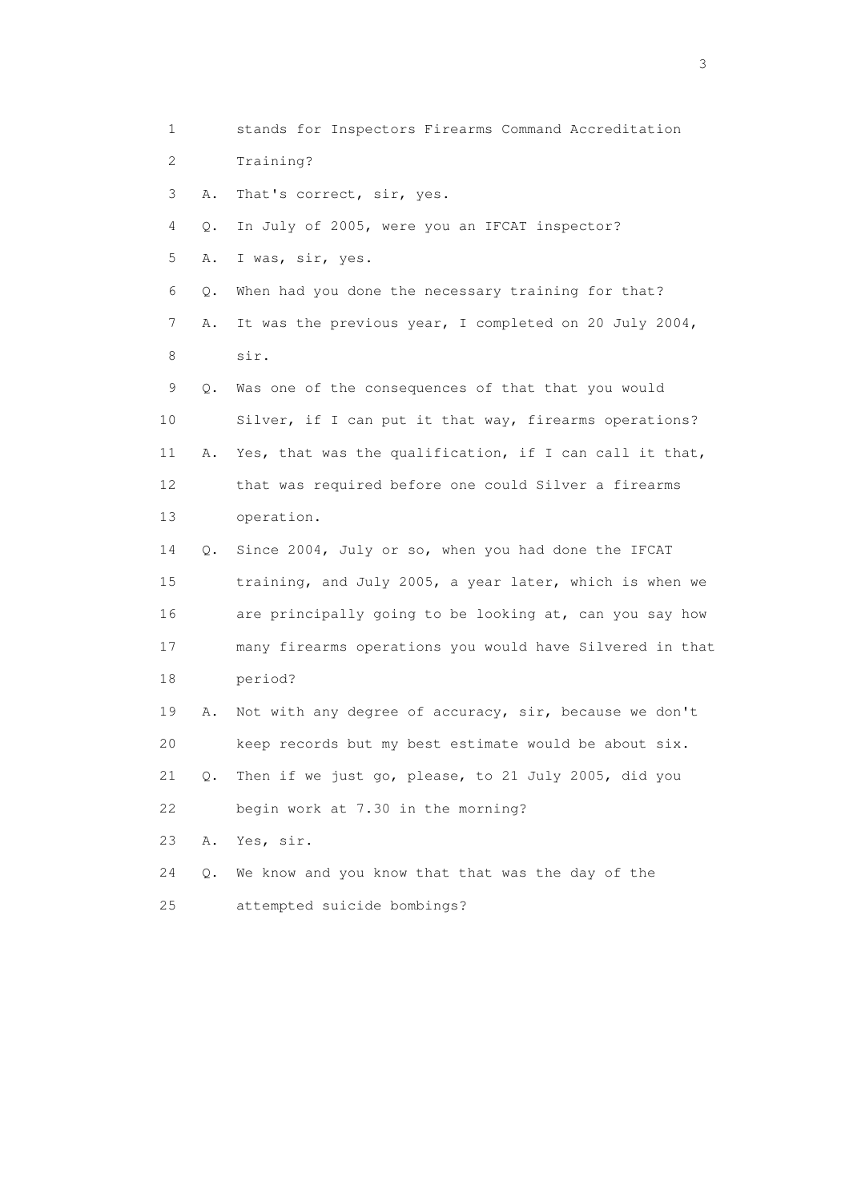1 stands for Inspectors Firearms Command Accreditation
2 Training?
3 A. That's correct, sir, yes.
4 Q. In July of 2005, were you an IFCAT inspector?
5 A. I was, sir, yes.
6 Q. When had you done the necessary training for that?
7 A. It was the previous year, I completed on 20 July 2004,
8 sir.
9 Q. Was one of the consequences of that that you would
10 Silver, if I can put it that way, firearms operations?
11 A. Yes, that was the qualification, if I can call it that,
12 that was required before one could Silver a firearms
13 operation.
14 Q. Since 2004, July or so, when you had done the IFCAT
15 training, and July 2005, a year later, which is when we
16 are principally going to be looking at, can you say how
17 many firearms operations you would have Silvered in that
18 period?
19 A. Not with any degree of accuracy, sir, because we don't
20 keep records but my best estimate would be about six.
21 Q. Then if we just go, please, to 21 July 2005, did you
22 begin work at 7.30 in the morning?
23 A. Yes, sir.
24 Q. We know and you know that that was the day of the
25 attempted suicide bombings?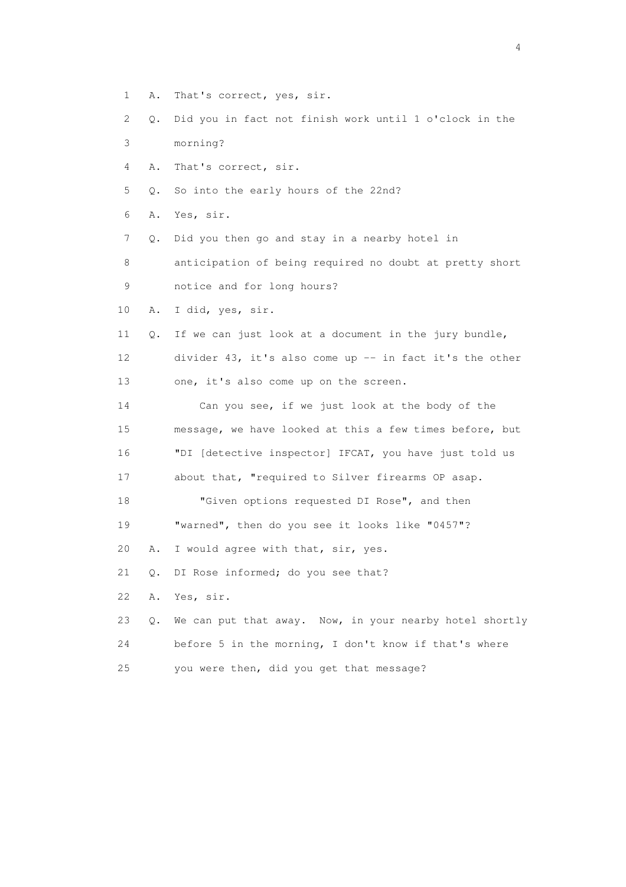1 A. That's correct, yes, sir.

2 Q. Did you in fact not finish work until 1 o'clock in the

3 morning?

4 A. That's correct, sir.

5 Q. So into the early hours of the 22nd?

6 A. Yes, sir.

7 Q. Did you then go and stay in a nearby hotel in

8 anticipation of being required no doubt at pretty short

9 notice and for long hours?

10 A. I did, yes, sir.

11 Q. If we can just look at a document in the jury bundle,

12 divider 43, it's also come up -- in fact it's the other

13 one, it's also come up on the screen.

14 Can you see, if we just look at the body of the

15 message, we have looked at this a few times before, but

16 "DI [detective inspector] IFCAT, you have just told us

17 about that, "required to Silver firearms OP asap.

18 "Given options requested DI Rose", and then

19 "warned", then do you see it looks like "0457"?

20 A. I would agree with that, sir, yes.

21 Q. DI Rose informed; do you see that?

22 A. Yes, sir.

23 Q. We can put that away. Now, in your nearby hotel shortly

24 before 5 in the morning, I don't know if that's where

25 you were then, did you get that message?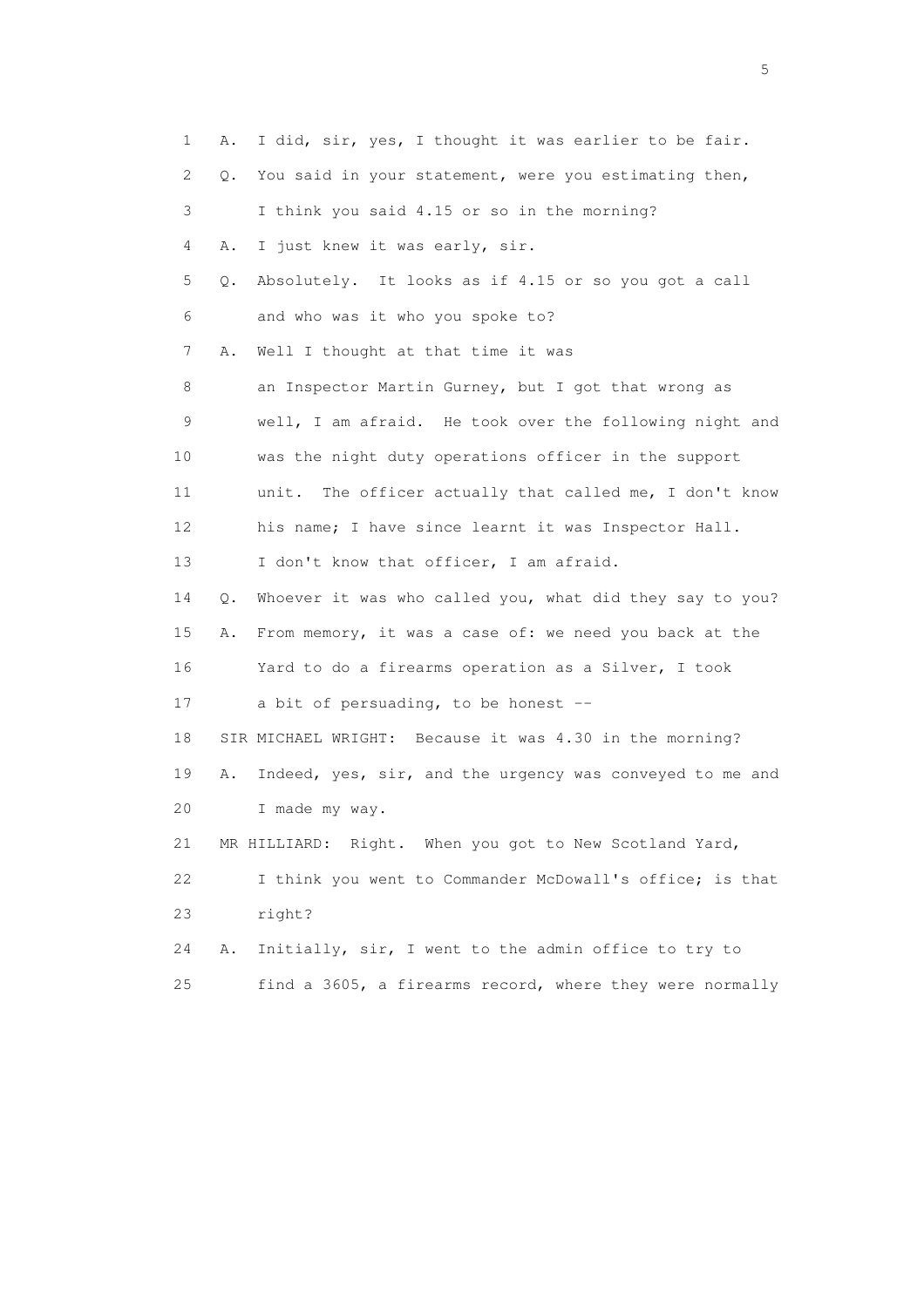1 A. I did, sir, yes, I thought it was earlier to be fair.
2 Q. You said in your statement, were you estimating then,
3 I think you said 4.15 or so in the morning?
4 A. I just knew it was early, sir.
5 Q. Absolutely. It looks as if 4.15 or so you got a call
6 and who was it who you spoke to?
7 A. Well I thought at that time it was
8 an Inspector Martin Gurney, but I got that wrong as
9 well, I am afraid. He took over the following night and
10 was the night duty operations officer in the support
11 unit. The officer actually that called me, I don't know
12 his name; I have since learnt it was Inspector Hall.
13 I don't know that officer, I am afraid.
14 Q. Whoever it was who called you, what did they say to you?
15 A. From memory, it was a case of: we need you back at the
16 Yard to do a firearms operation as a Silver, I took
17 a bit of persuading, to be honest --
18 SIR MICHAEL WRIGHT: Because it was 4.30 in the morning?
19 A. Indeed, yes, sir, and the urgency was conveyed to me and
20 I made my way.
21 MR HILLIARD: Right. When you got to New Scotland Yard,
22 I think you went to Commander McDowall's office; is that
23 right?
24 A. Initially, sir, I went to the admin office to try to
25 find a 3605, a firearms record, where they were normally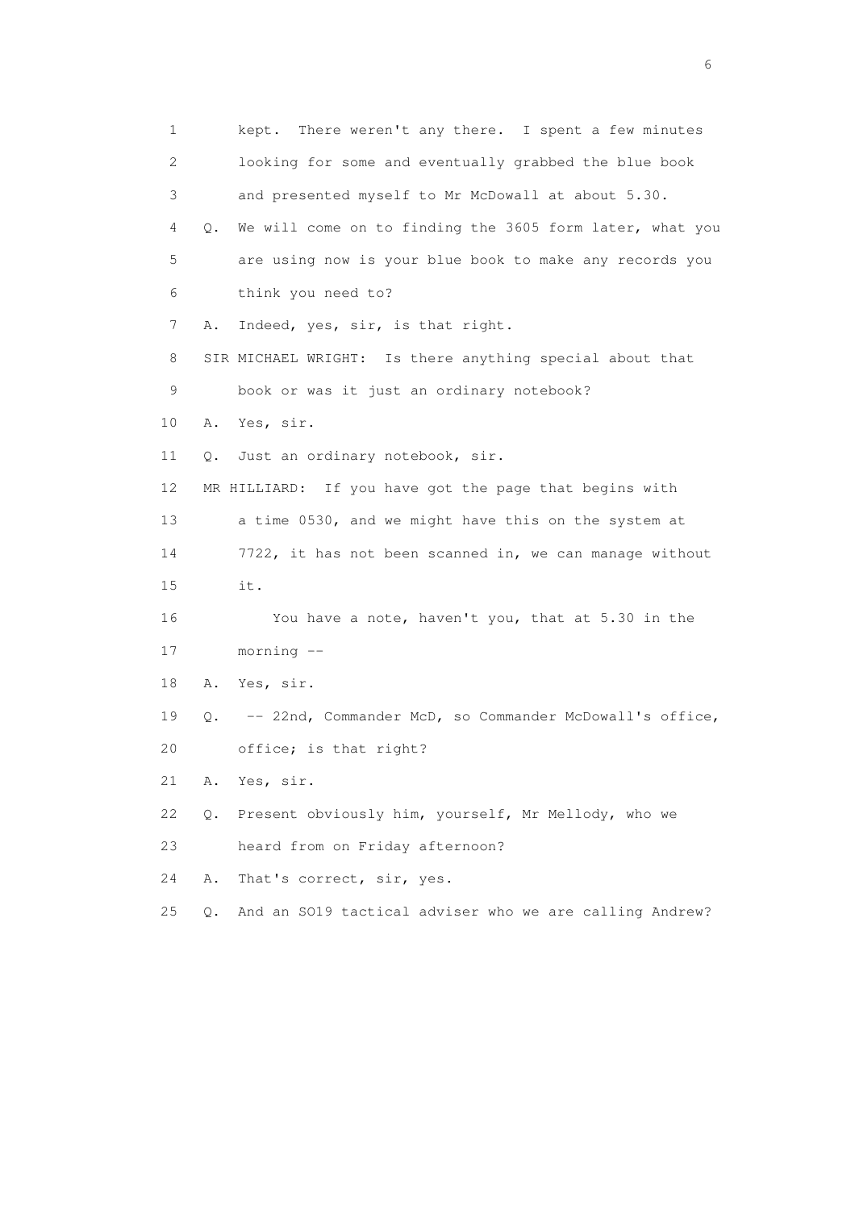1 kept. There weren't any there. I spent a few minutes
2 looking for some and eventually grabbed the blue book
3 and presented myself to Mr McDowall at about 5.30.
4 Q. We will come on to finding the 3605 form later, what you
5 are using now is your blue book to make any records you
6 think you need to?
7 A. Indeed, yes, sir, is that right.
8 SIR MICHAEL WRIGHT: Is there anything special about that
9 book or was it just an ordinary notebook?
10 A. Yes, sir.
11 Q. Just an ordinary notebook, sir.
12 MR HILLIARD: If you have got the page that begins with
13 a time 0530, and we might have this on the system at
14 7722, it has not been scanned in, we can manage without
15 it.
16 You have a note, haven't you, that at 5.30 in the
17 morning --
18 A. Yes, sir.
19 Q. -- 22nd, Commander McD, so Commander McDowall's office,
20 office; is that right?
21 A. Yes, sir.
22 Q. Present obviously him, yourself, Mr Mellody, who we
23 heard from on Friday afternoon?
24 A. That's correct, sir, yes.
25 Q. And an SO19 tactical adviser who we are calling Andrew?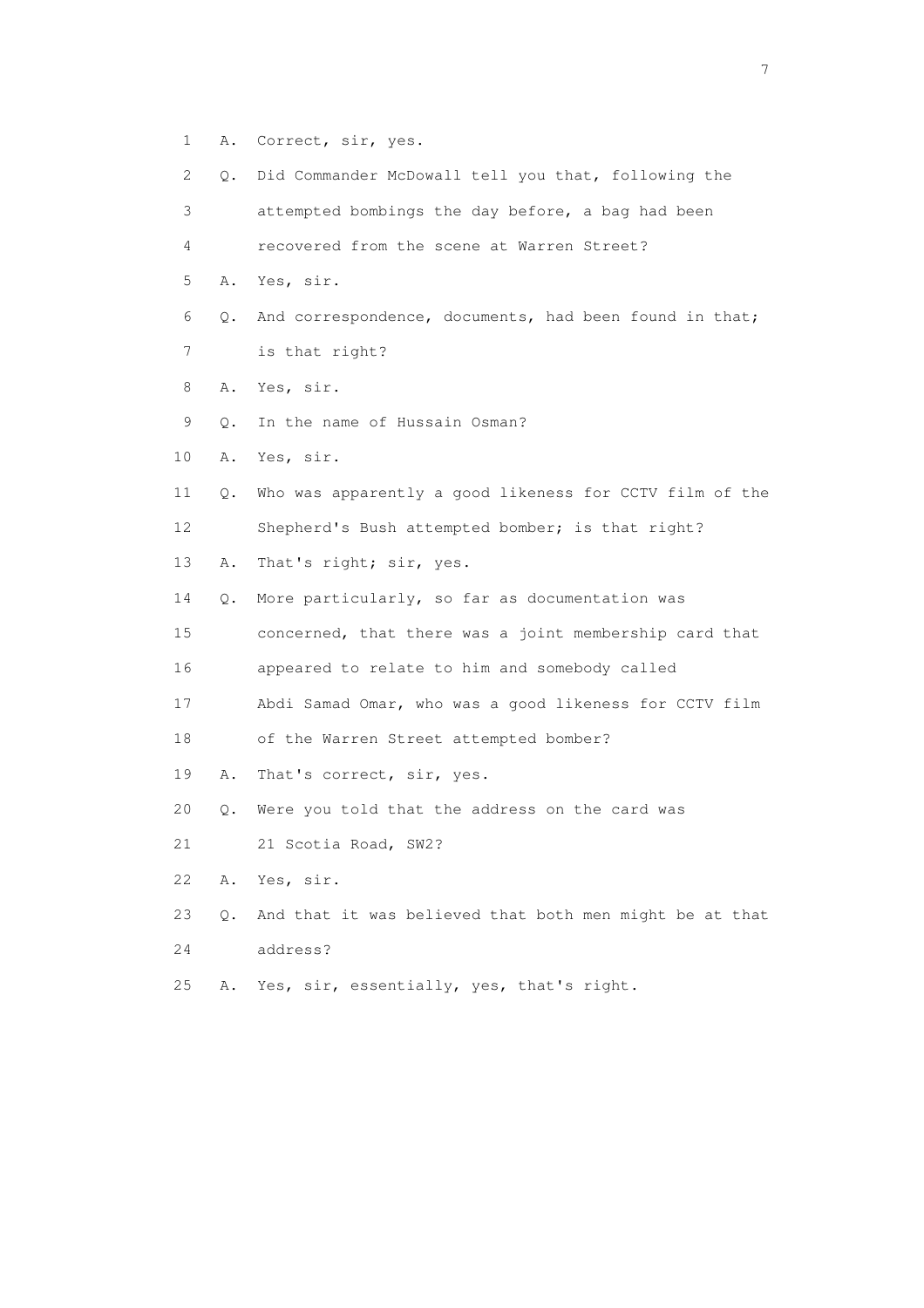1 A. Correct, sir, yes.

2 Q. Did Commander McDowall tell you that, following the

3 attempted bombings the day before, a bag had been

4 recovered from the scene at Warren Street?

5 A. Yes, sir.

6 Q. And correspondence, documents, had been found in that;

7 is that right?

8 A. Yes, sir.

9 Q. In the name of Hussain Osman?

10 A. Yes, sir.

11 Q. Who was apparently a good likeness for CCTV film of the

12 Shepherd's Bush attempted bomber; is that right?

13 A. That's right; sir, yes.

14 Q. More particularly, so far as documentation was

15 concerned, that there was a joint membership card that

16 appeared to relate to him and somebody called

17 Abdi Samad Omar, who was a good likeness for CCTV film

18 of the Warren Street attempted bomber?

19 A. That's correct, sir, yes.

20 Q. Were you told that the address on the card was

21 21 Scotia Road, SW2?

22 A. Yes, sir.

23 Q. And that it was believed that both men might be at that

24 address?

25 A. Yes, sir, essentially, yes, that's right.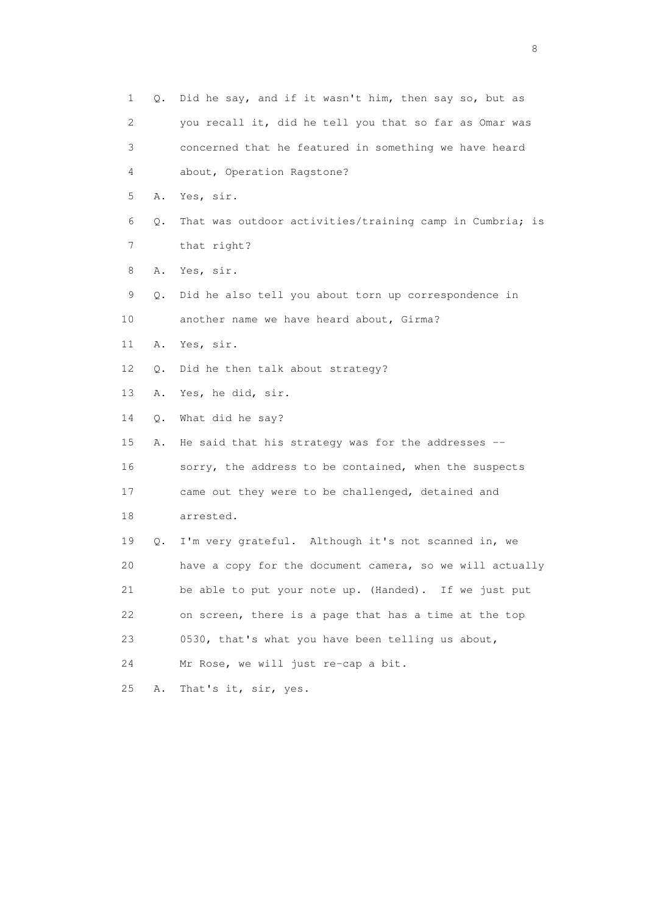1 Q. Did he say, and if it wasn't him, then say so, but as
2 you recall it, did he tell you that so far as Omar was
3 concerned that he featured in something we have heard
4 about, Operation Ragstone?
5 A. Yes, sir.
6 Q. That was outdoor activities/training camp in Cumbria; is
7 that right?
8 A. Yes, sir.
9 Q. Did he also tell you about torn up correspondence in
10 another name we have heard about, Girma?
11 A. Yes, sir.
12 Q. Did he then talk about strategy?
13 A. Yes, he did, sir.
14 Q. What did he say?
15 A. He said that his strategy was for the addresses --
16 sorry, the address to be contained, when the suspects
17 came out they were to be challenged, detained and
18 arrested.
19 Q. I'm very grateful. Although it's not scanned in, we
20 have a copy for the document camera, so we will actually
21 be able to put your note up. (Handed). If we just put
22 on screen, there is a page that has a time at the top
23 0530, that's what you have been telling us about,
24 Mr Rose, we will just re-cap a bit.
25 A. That's it, sir, yes.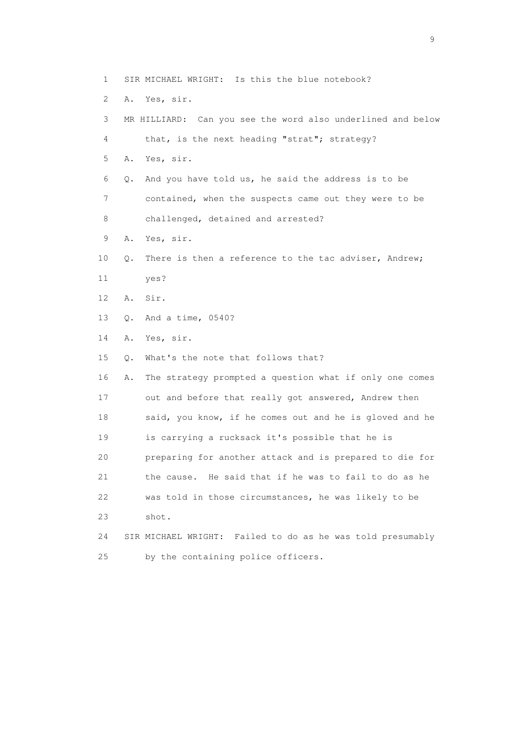1 SIR MICHAEL WRIGHT: Is this the blue notebook?

2 A. Yes, sir.

3 MR HILLIARD: Can you see the word also underlined and below

4 that, is the next heading "strat"; strategy?

5 A. Yes, sir.

6 Q. And you have told us, he said the address is to be

7 contained, when the suspects came out they were to be

8 challenged, detained and arrested?

9 A. Yes, sir.

10 Q. There is then a reference to the tac adviser, Andrew;

11 yes?

12 A. Sir.

13 Q. And a time, 0540?

14 A. Yes, sir.

15 Q. What's the note that follows that?

16 A. The strategy prompted a question what if only one comes

17 out and before that really got answered, Andrew then

18 said, you know, if he comes out and he is gloved and he

19 is carrying a rucksack it's possible that he is

20 preparing for another attack and is prepared to die for

21 the cause. He said that if he was to fail to do as he

22 was told in those circumstances, he was likely to be

23 shot.

24 SIR MICHAEL WRIGHT: Failed to do as he was told presumably

25 by the containing police officers.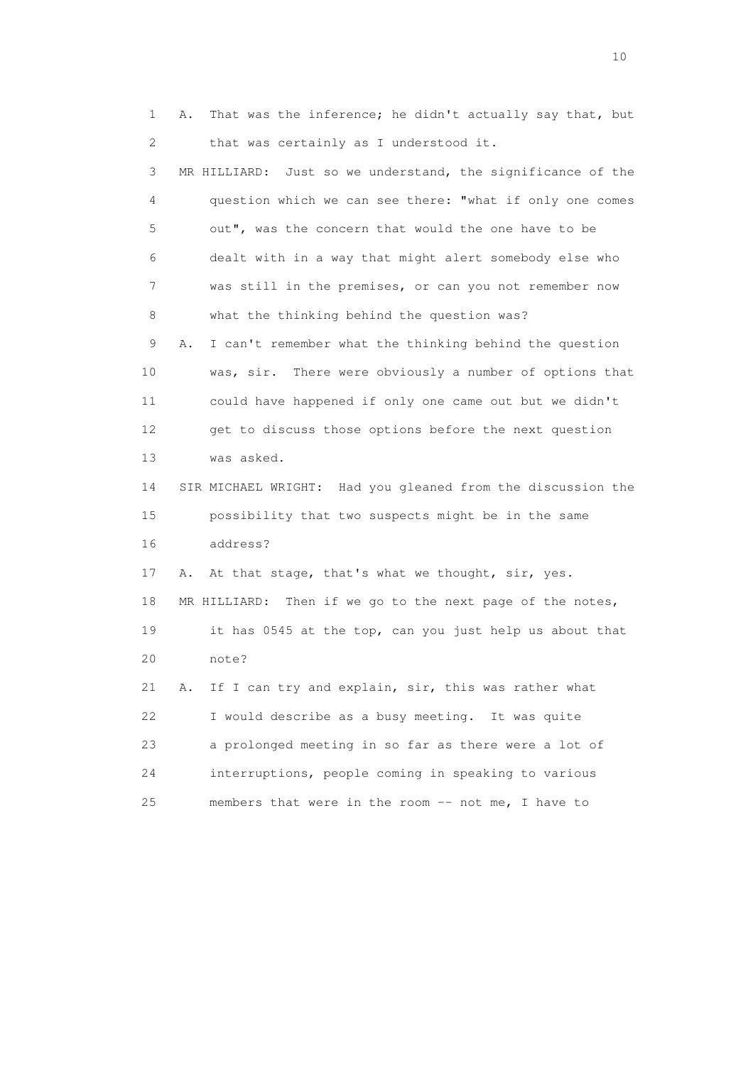1 A. That was the inference; he didn't actually say that, but
2 that was certainly as I understood it.
3 MR HILLIARD: Just so we understand, the significance of the
4 question which we can see there: "what if only one comes
5 out", was the concern that would the one have to be
6 dealt with in a way that might alert somebody else who
7 was still in the premises, or can you not remember now
8 what the thinking behind the question was?
9 A. I can't remember what the thinking behind the question
10 was, sir. There were obviously a number of options that
11 could have happened if only one came out but we didn't
12 get to discuss those options before the next question
13 was asked.
14 SIR MICHAEL WRIGHT: Had you gleaned from the discussion the
15 possibility that two suspects might be in the same
16 address?
17 A. At that stage, that's what we thought, sir, yes.
18 MR HILLIARD: Then if we go to the next page of the notes,
19 it has 0545 at the top, can you just help us about that
20 note?
21 A. If I can try and explain, sir, this was rather what
22 I would describe as a busy meeting. It was quite
23 a prolonged meeting in so far as there were a lot of
24 interruptions, people coming in speaking to various
25 members that were in the room -- not me, I have to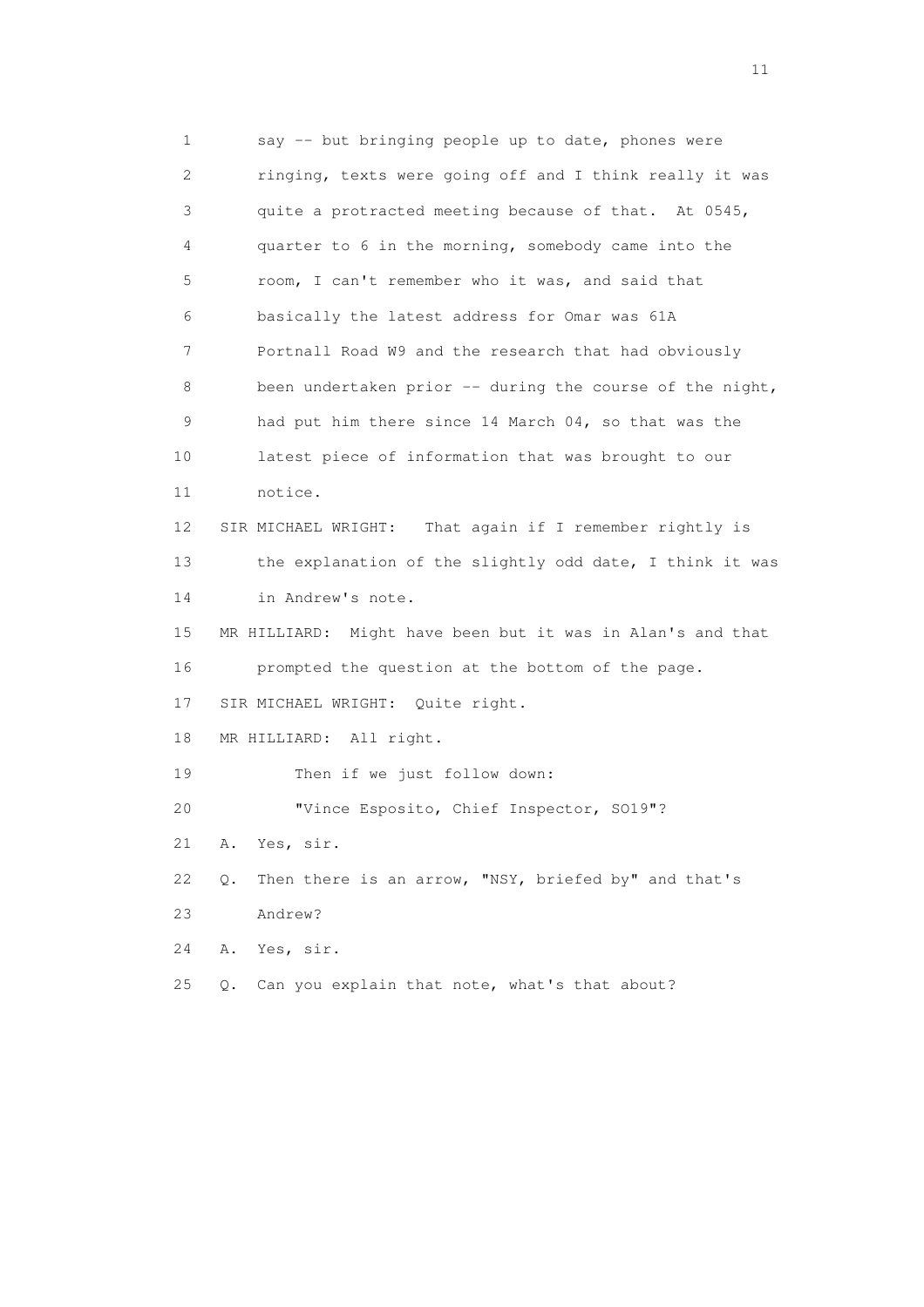1 say -- but bringing people up to date, phones were
2 ringing, texts were going off and I think really it was
3 quite a protracted meeting because of that. At 0545,
4 quarter to 6 in the morning, somebody came into the
5 room, I can't remember who it was, and said that
6 basically the latest address for Omar was 61A
7 Portnall Road W9 and the research that had obviously
8 been undertaken prior -- during the course of the night,
9 had put him there since 14 March 04, so that was the
10 latest piece of information that was brought to our
11 notice.

12 SIR MICHAEL WRIGHT: That again if I remember rightly is
13 the explanation of the slightly odd date, I think it was
14 in Andrew's note.

15 MR HILLIARD: Might have been but it was in Alan's and that
16 prompted the question at the bottom of the page.

17 SIR MICHAEL WRIGHT: Quite right.

18 MR HILLIARD: All right.

19 Then if we just follow down:

20 "Vince Esposito, Chief Inspector, SO19"?

21 A. Yes, sir.

22 Q. Then there is an arrow, "NSY, briefed by" and that's
23 Andrew?

24 A. Yes, sir.

25 Q. Can you explain that note, what's that about?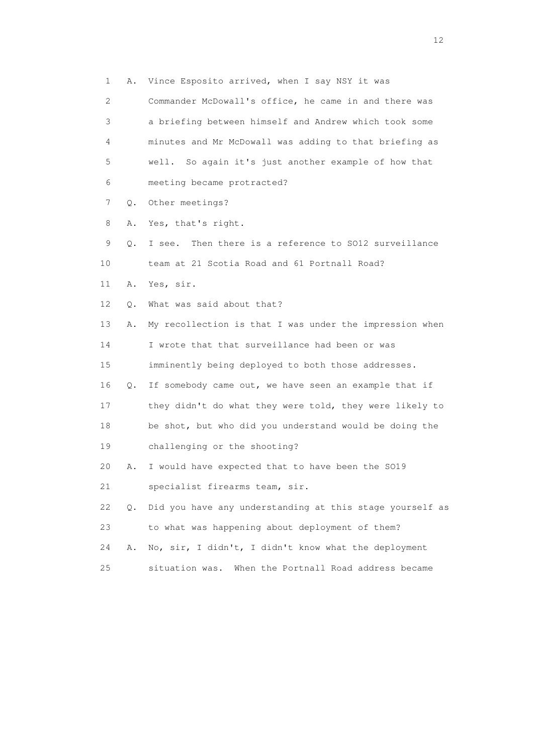1 A. Vince Esposito arrived, when I say NSY it was
2 Commander McDowall's office, he came in and there was
3 a briefing between himself and Andrew which took some
4 minutes and Mr McDowall was adding to that briefing as
5 well. So again it's just another example of how that
6 meeting became protracted?

7 Q. Other meetings?

8 A. Yes, that's right.

9 Q. I see. Then there is a reference to SO12 surveillance
10 team at 21 Scotia Road and 61 Portnall Road?

11 A. Yes, sir.

12 Q. What was said about that?

13 A. My recollection is that I was under the impression when
14 I wrote that that surveillance had been or was
15 imminently being deployed to both those addresses.

16 Q. If somebody came out, we have seen an example that if
17 they didn't do what they were told, they were likely to
18 be shot, but who did you understand would be doing the
19 challenging or the shooting?

20 A. I would have expected that to have been the SO19
21 specialist firearms team, sir.

22 Q. Did you have any understanding at this stage yourself as
23 to what was happening about deployment of them?

24 A. No, sir, I didn't, I didn't know what the deployment
25 situation was. When the Portnall Road address became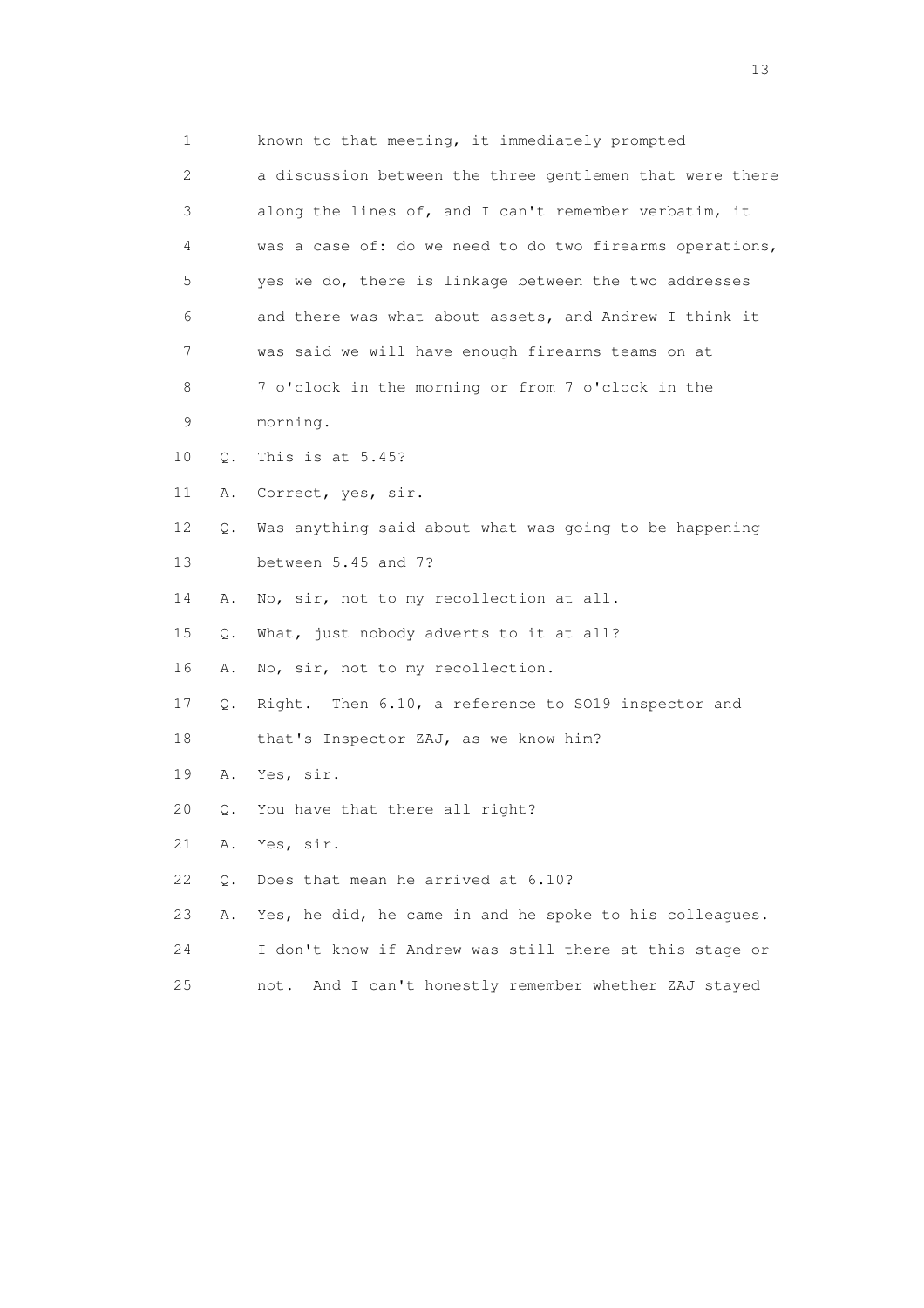1        known to that meeting, it immediately prompted
2        a discussion between the three gentlemen that were there
3        along the lines of, and I can't remember verbatim, it
4        was a case of: do we need to do two firearms operations,
5        yes we do, there is linkage between the two addresses
6        and there was what about assets, and Andrew I think it
7        was said we will have enough firearms teams on at
8        7 o'clock in the morning or from 7 o'clock in the
9        morning.
10   Q.  This is at 5.45?
11   A.  Correct, yes, sir.
12   Q.  Was anything said about what was going to be happening
13       between 5.45 and 7?
14   A.  No, sir, not to my recollection at all.
15   Q.  What, just nobody adverts to it at all?
16   A.  No, sir, not to my recollection.
17   Q.  Right.  Then 6.10, a reference to SO19 inspector and
18       that's Inspector ZAJ, as we know him?
19   A.  Yes, sir.
20   Q.  You have that there all right?
21   A.  Yes, sir.
22   Q.  Does that mean he arrived at 6.10?
23   A.  Yes, he did, he came in and he spoke to his colleagues.
24       I don't know if Andrew was still there at this stage or
25       not.  And I can't honestly remember whether ZAJ stayed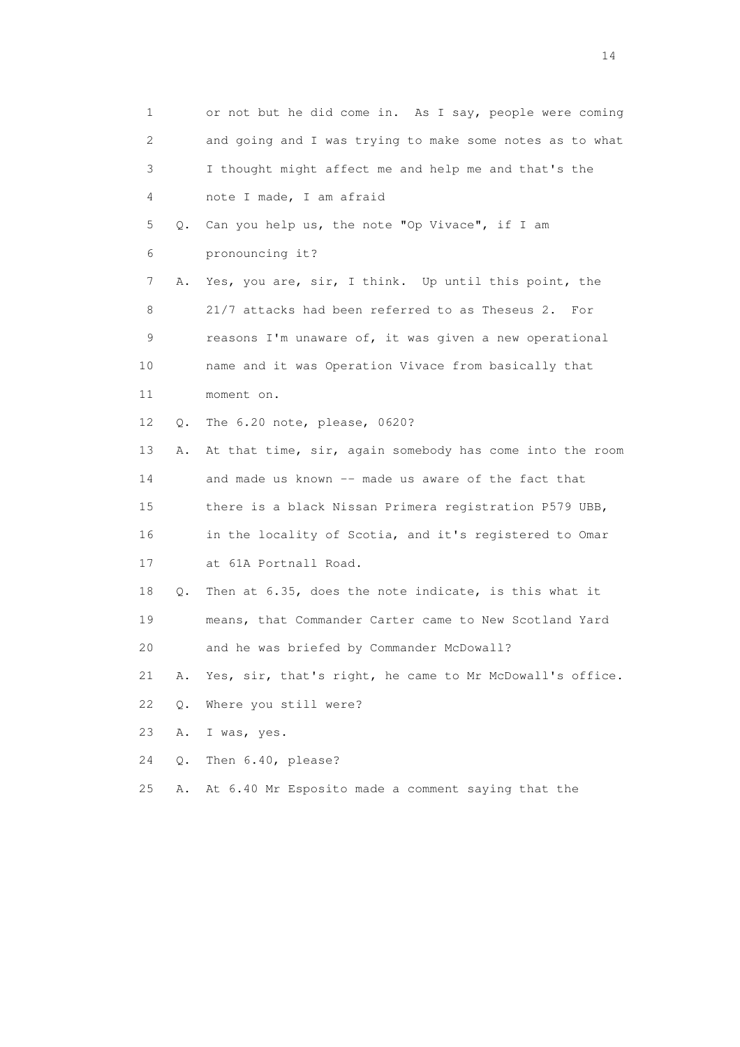1 or not but he did come in. As I say, people were coming
2 and going and I was trying to make some notes as to what
3 I thought might affect me and help me and that's the
4 note I made, I am afraid

5 Q. Can you help us, the note "Op Vivace", if I am
6 pronouncing it?

7 A. Yes, you are, sir, I think. Up until this point, the
8 21/7 attacks had been referred to as Theseus 2. For
9 reasons I'm unaware of, it was given a new operational
10 name and it was Operation Vivace from basically that
11 moment on.

12 Q. The 6.20 note, please, 0620?

13 A. At that time, sir, again somebody has come into the room
14 and made us known -- made us aware of the fact that
15 there is a black Nissan Primera registration P579 UBB,
16 in the locality of Scotia, and it's registered to Omar
17 at 61A Portnall Road.

18 Q. Then at 6.35, does the note indicate, is this what it
19 means, that Commander Carter came to New Scotland Yard
20 and he was briefed by Commander McDowall?

21 A. Yes, sir, that's right, he came to Mr McDowall's office.

22 Q. Where you still were?

23 A. I was, yes.

24 Q. Then 6.40, please?

25 A. At 6.40 Mr Esposito made a comment saying that the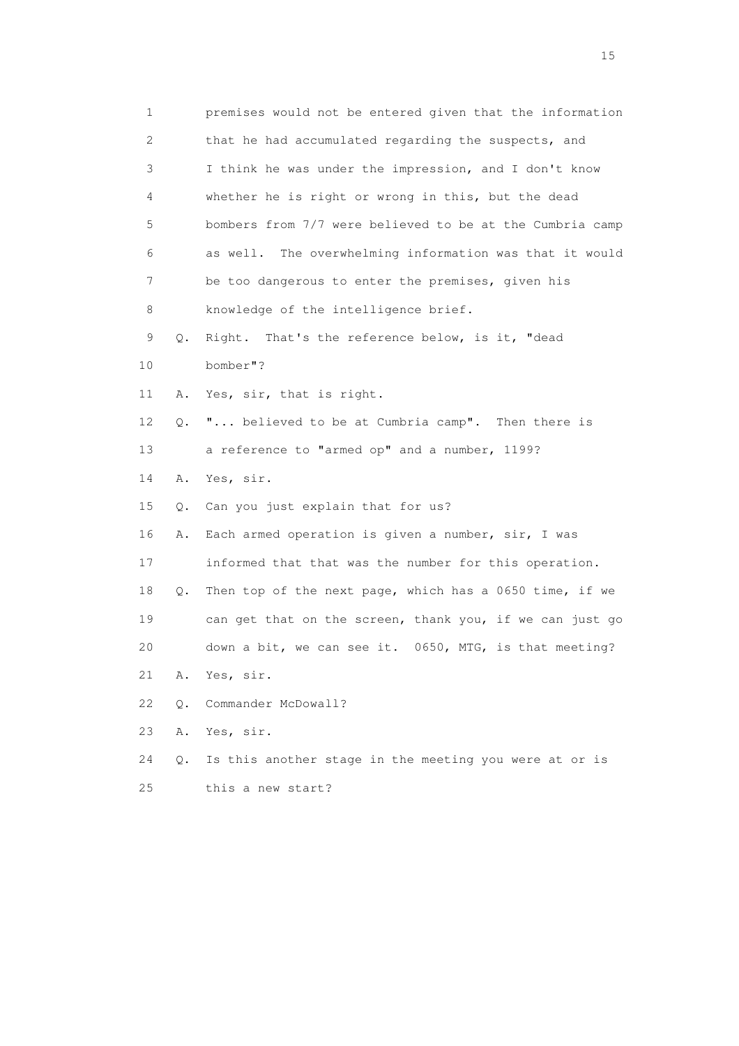1 premises would not be entered given that the information
2 that he had accumulated regarding the suspects, and
3 I think he was under the impression, and I don't know
4 whether he is right or wrong in this, but the dead
5 bombers from 7/7 were believed to be at the Cumbria camp
6 as well. The overwhelming information was that it would
7 be too dangerous to enter the premises, given his
8 knowledge of the intelligence brief.
9 Q. Right. That's the reference below, is it, "dead
10 bomber"?
11 A. Yes, sir, that is right.
12 Q. "... believed to be at Cumbria camp". Then there is
13 a reference to "armed op" and a number, 1199?
14 A. Yes, sir.
15 Q. Can you just explain that for us?
16 A. Each armed operation is given a number, sir, I was
17 informed that that was the number for this operation.
18 Q. Then top of the next page, which has a 0650 time, if we
19 can get that on the screen, thank you, if we can just go
20 down a bit, we can see it. 0650, MTG, is that meeting?
21 A. Yes, sir.
22 Q. Commander McDowall?
23 A. Yes, sir.
24 Q. Is this another stage in the meeting you were at or is
25 this a new start?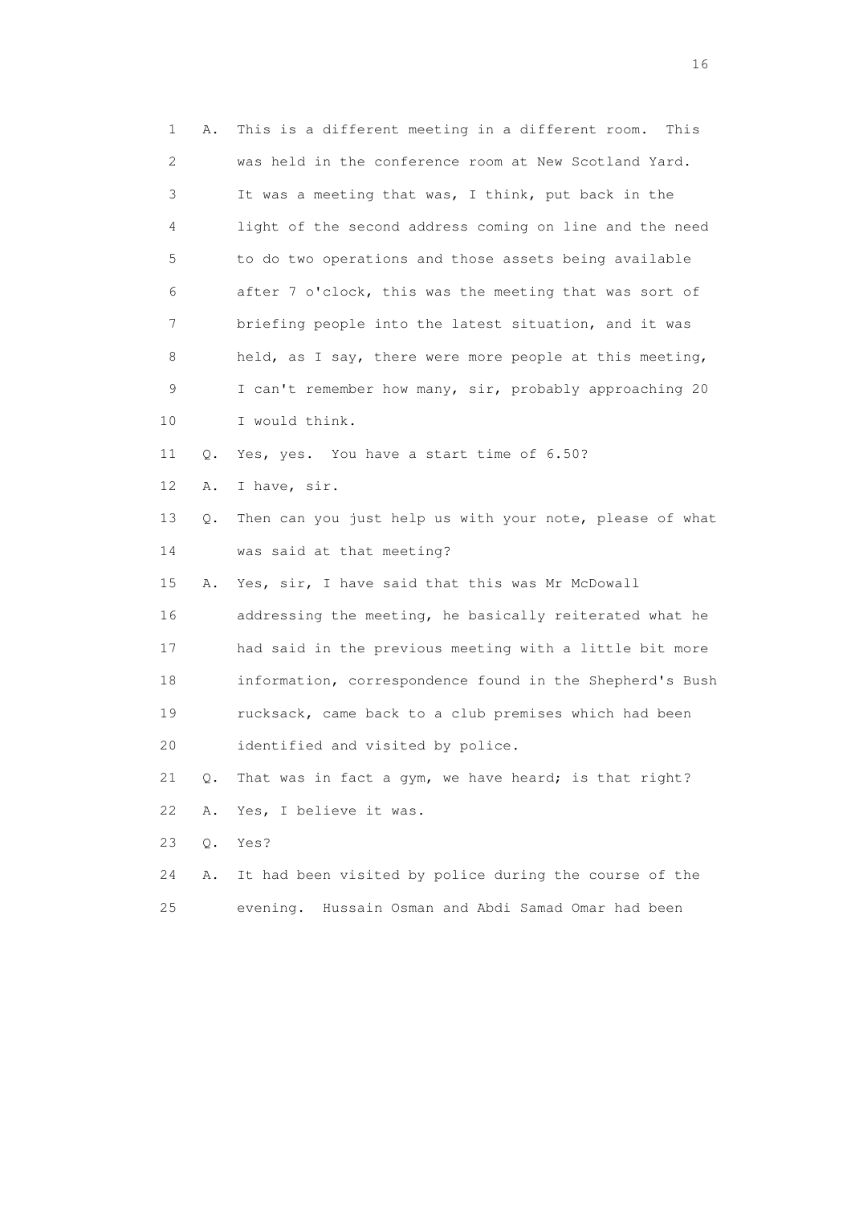1 A. This is a different meeting in a different room. This
2 was held in the conference room at New Scotland Yard.
3 It was a meeting that was, I think, put back in the
4 light of the second address coming on line and the need
5 to do two operations and those assets being available
6 after 7 o'clock, this was the meeting that was sort of
7 briefing people into the latest situation, and it was
8 held, as I say, there were more people at this meeting,
9 I can't remember how many, sir, probably approaching 20
10 I would think.

11 Q. Yes, yes. You have a start time of 6.50?

12 A. I have, sir.

13 Q. Then can you just help us with your note, please of what
14 was said at that meeting?

15 A. Yes, sir, I have said that this was Mr McDowall
16 addressing the meeting, he basically reiterated what he
17 had said in the previous meeting with a little bit more
18 information, correspondence found in the Shepherd's Bush
19 rucksack, came back to a club premises which had been
20 identified and visited by police.

21 Q. That was in fact a gym, we have heard; is that right?

22 A. Yes, I believe it was.

23 Q. Yes?

24 A. It had been visited by police during the course of the
25 evening. Hussain Osman and Abdi Samad Omar had been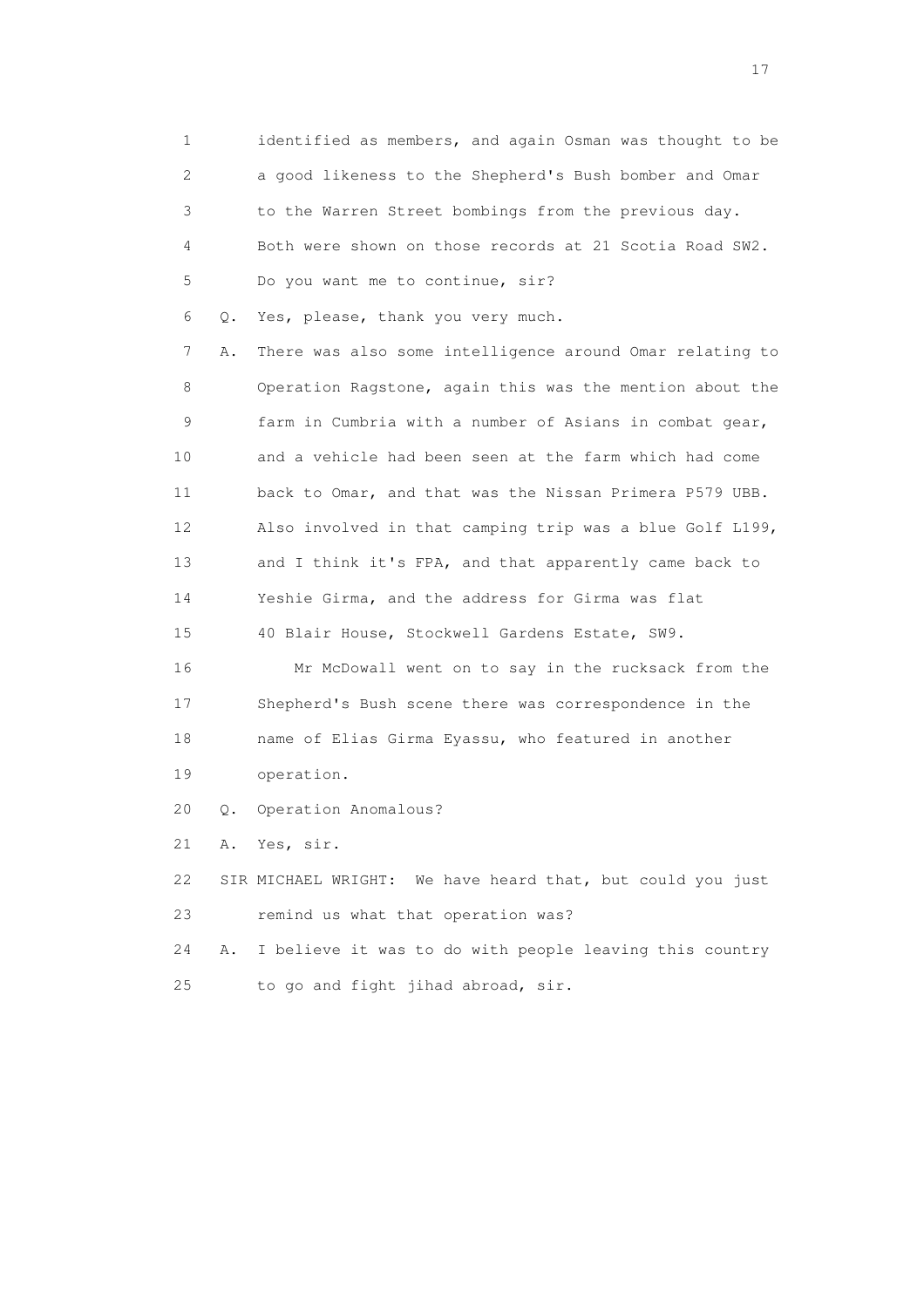1 identified as members, and again Osman was thought to be
2 a good likeness to the Shepherd's Bush bomber and Omar
3 to the Warren Street bombings from the previous day.
4 Both were shown on those records at 21 Scotia Road SW2.
5 Do you want me to continue, sir?

6 Q. Yes, please, thank you very much.

7 A. There was also some intelligence around Omar relating to
8 Operation Ragstone, again this was the mention about the
9 farm in Cumbria with a number of Asians in combat gear,
10 and a vehicle had been seen at the farm which had come
11 back to Omar, and that was the Nissan Primera P579 UBB.
12 Also involved in that camping trip was a blue Golf L199,
13 and I think it's FPA, and that apparently came back to
14 Yeshie Girma, and the address for Girma was flat
15 40 Blair House, Stockwell Gardens Estate, SW9.

16 Mr McDowall went on to say in the rucksack from the
17 Shepherd's Bush scene there was correspondence in the
18 name of Elias Girma Eyassu, who featured in another
19 operation.

20 Q. Operation Anomalous?

21 A. Yes, sir.

22 SIR MICHAEL WRIGHT: We have heard that, but could you just
23 remind us what that operation was?

24 A. I believe it was to do with people leaving this country
25 to go and fight jihad abroad, sir.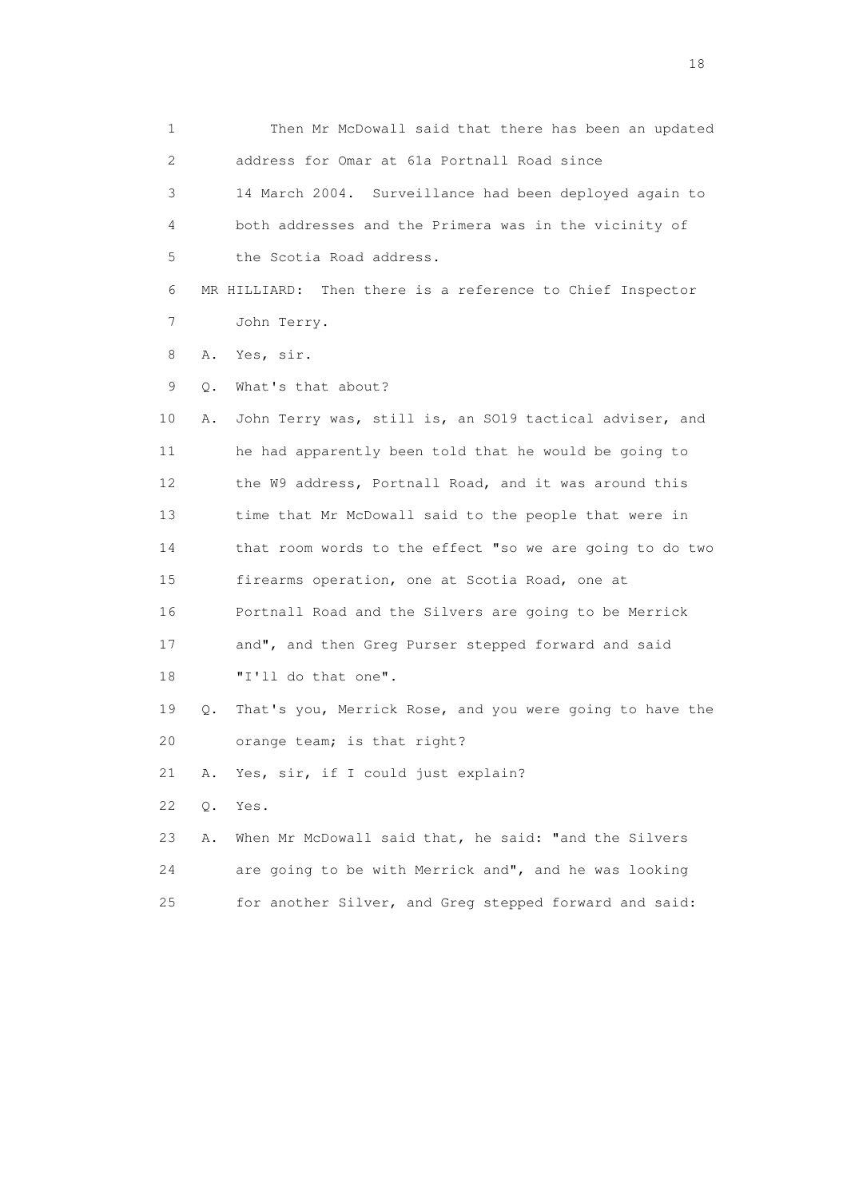1 Then Mr McDowall said that there has been an updated
2 address for Omar at 61a Portnall Road since
3 14 March 2004. Surveillance had been deployed again to
4 both addresses and the Primera was in the vicinity of
5 the Scotia Road address.
6 MR HILLIARD: Then there is a reference to Chief Inspector
7 John Terry.
8 A. Yes, sir.
9 Q. What's that about?
10 A. John Terry was, still is, an SO19 tactical adviser, and
11 he had apparently been told that he would be going to
12 the W9 address, Portnall Road, and it was around this
13 time that Mr McDowall said to the people that were in
14 that room words to the effect "so we are going to do two
15 firearms operation, one at Scotia Road, one at
16 Portnall Road and the Silvers are going to be Merrick
17 and", and then Greg Purser stepped forward and said
18 "I'll do that one".
19 Q. That's you, Merrick Rose, and you were going to have the
20 orange team; is that right?
21 A. Yes, sir, if I could just explain?
22 Q. Yes.
23 A. When Mr McDowall said that, he said: "and the Silvers
24 are going to be with Merrick and", and he was looking
25 for another Silver, and Greg stepped forward and said: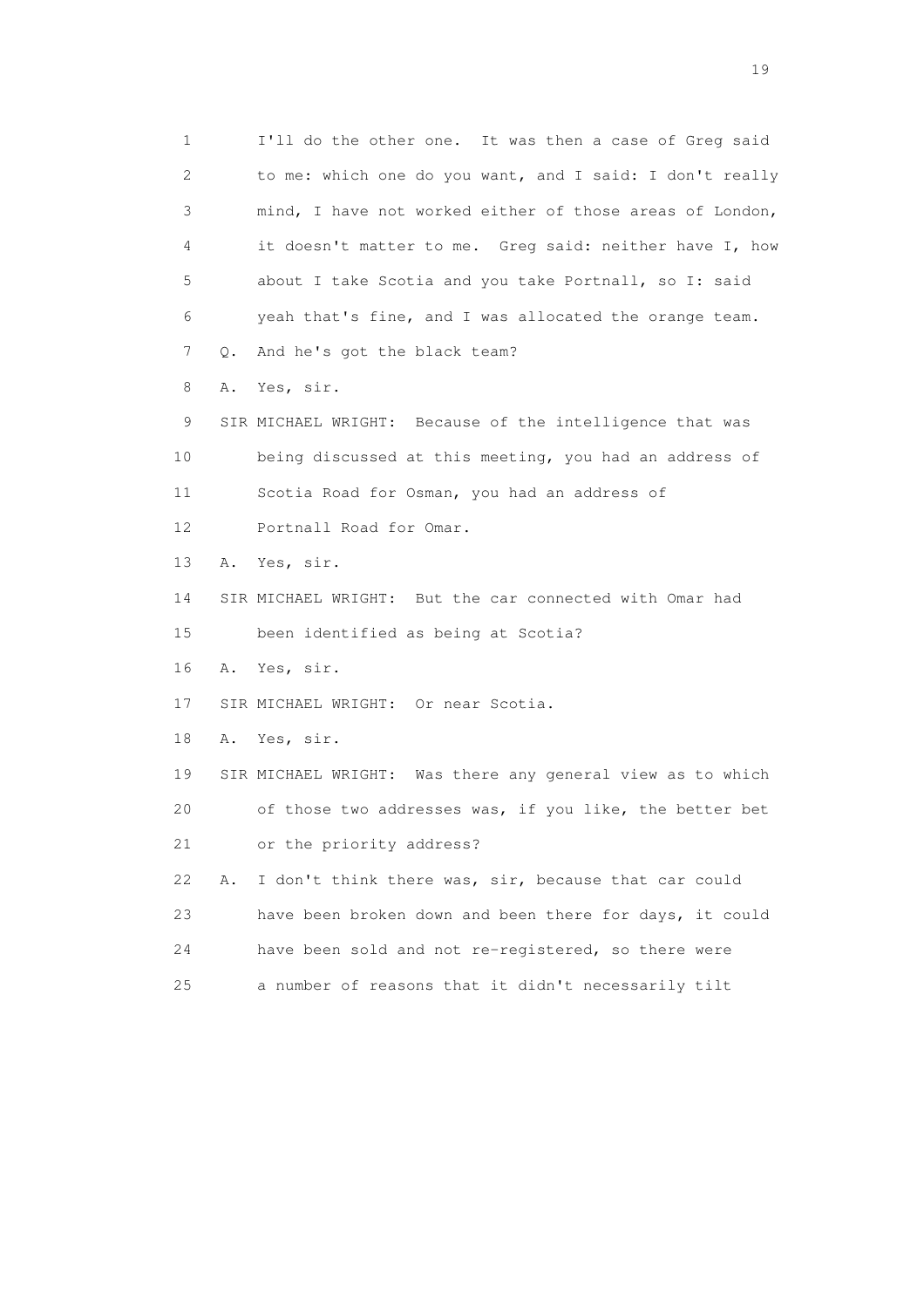1 I'll do the other one. It was then a case of Greg said
2 to me: which one do you want, and I said: I don't really
3 mind, I have not worked either of those areas of London,
4 it doesn't matter to me. Greg said: neither have I, how
5 about I take Scotia and you take Portnall, so I: said
6 yeah that's fine, and I was allocated the orange team.
7 Q. And he's got the black team?
8 A. Yes, sir.
9 SIR MICHAEL WRIGHT: Because of the intelligence that was
10 being discussed at this meeting, you had an address of
11 Scotia Road for Osman, you had an address of
12 Portnall Road for Omar.
13 A. Yes, sir.
14 SIR MICHAEL WRIGHT: But the car connected with Omar had
15 been identified as being at Scotia?
16 A. Yes, sir.
17 SIR MICHAEL WRIGHT: Or near Scotia.
18 A. Yes, sir.
19 SIR MICHAEL WRIGHT: Was there any general view as to which
20 of those two addresses was, if you like, the better bet
21 or the priority address?
22 A. I don't think there was, sir, because that car could
23 have been broken down and been there for days, it could
24 have been sold and not re-registered, so there were
25 a number of reasons that it didn't necessarily tilt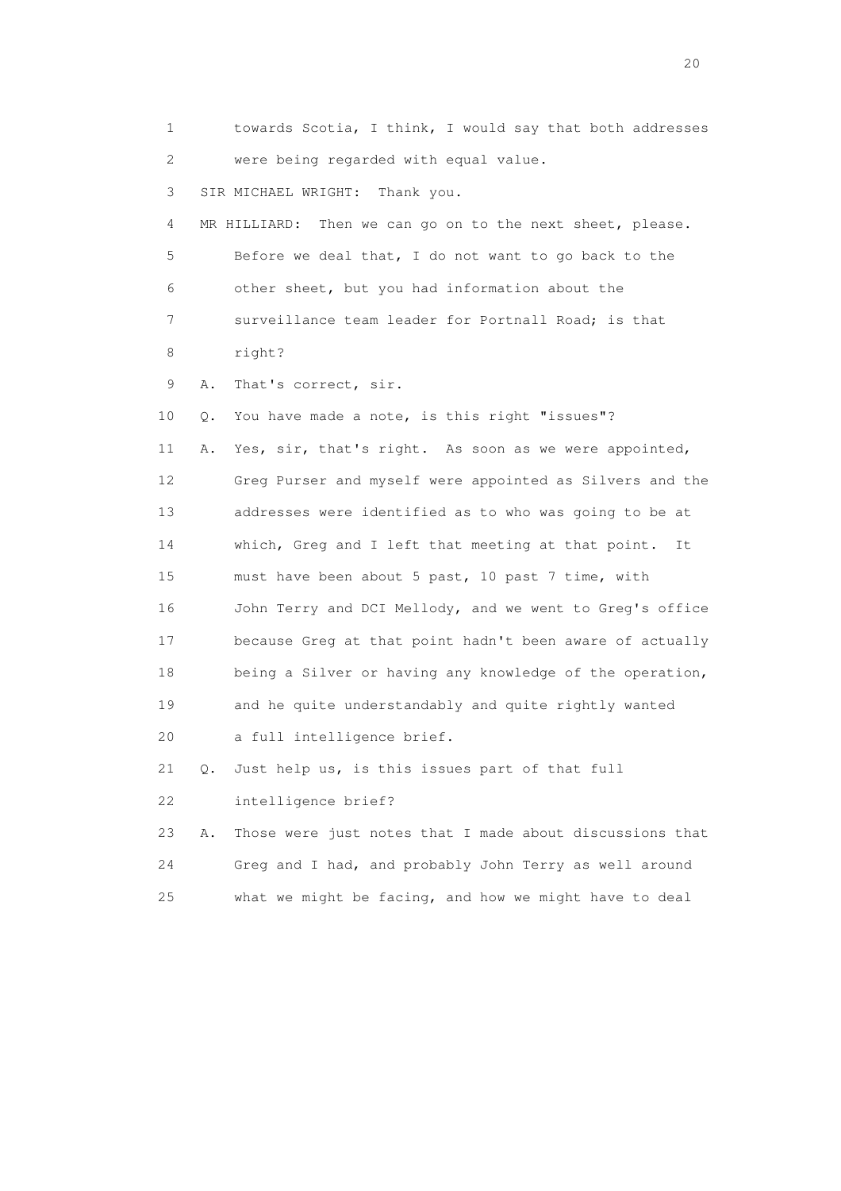1 towards Scotia, I think, I would say that both addresses
2 were being regarded with equal value.
3 SIR MICHAEL WRIGHT: Thank you.
4 MR HILLIARD: Then we can go on to the next sheet, please.
5 Before we deal that, I do not want to go back to the
6 other sheet, but you had information about the
7 surveillance team leader for Portnall Road; is that
8 right?
9 A. That's correct, sir.
10 Q. You have made a note, is this right "issues"?
11 A. Yes, sir, that's right. As soon as we were appointed,
12 Greg Purser and myself were appointed as Silvers and the
13 addresses were identified as to who was going to be at
14 which, Greg and I left that meeting at that point. It
15 must have been about 5 past, 10 past 7 time, with
16 John Terry and DCI Mellody, and we went to Greg's office
17 because Greg at that point hadn't been aware of actually
18 being a Silver or having any knowledge of the operation,
19 and he quite understandably and quite rightly wanted
20 a full intelligence brief.
21 Q. Just help us, is this issues part of that full
22 intelligence brief?
23 A. Those were just notes that I made about discussions that
24 Greg and I had, and probably John Terry as well around
25 what we might be facing, and how we might have to deal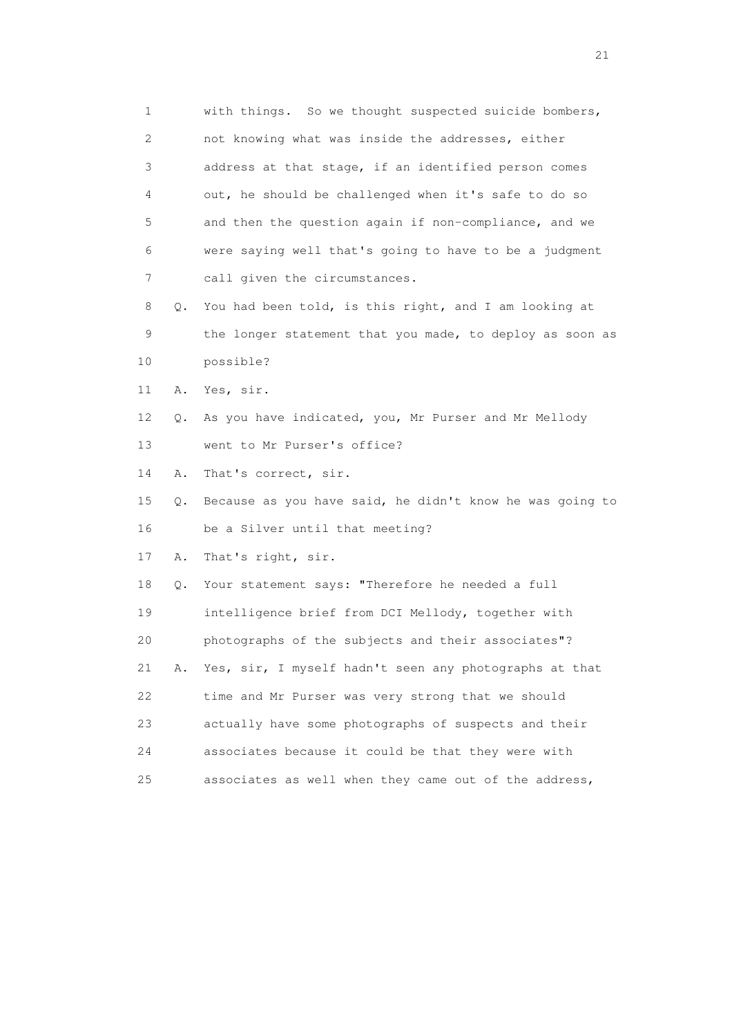1 with things. So we thought suspected suicide bombers,
2 not knowing what was inside the addresses, either
3 address at that stage, if an identified person comes
4 out, he should be challenged when it's safe to do so
5 and then the question again if non-compliance, and we
6 were saying well that's going to have to be a judgment
7 call given the circumstances.

8 Q. You had been told, is this right, and I am looking at
9 the longer statement that you made, to deploy as soon as
10 possible?

11 A. Yes, sir.

12 Q. As you have indicated, you, Mr Purser and Mr Mellody
13 went to Mr Purser's office?

14 A. That's correct, sir.

15 Q. Because as you have said, he didn't know he was going to
16 be a Silver until that meeting?

17 A. That's right, sir.

18 Q. Your statement says: "Therefore he needed a full
19 intelligence brief from DCI Mellody, together with
20 photographs of the subjects and their associates"?

21 A. Yes, sir, I myself hadn't seen any photographs at that
22 time and Mr Purser was very strong that we should
23 actually have some photographs of suspects and their
24 associates because it could be that they were with
25 associates as well when they came out of the address,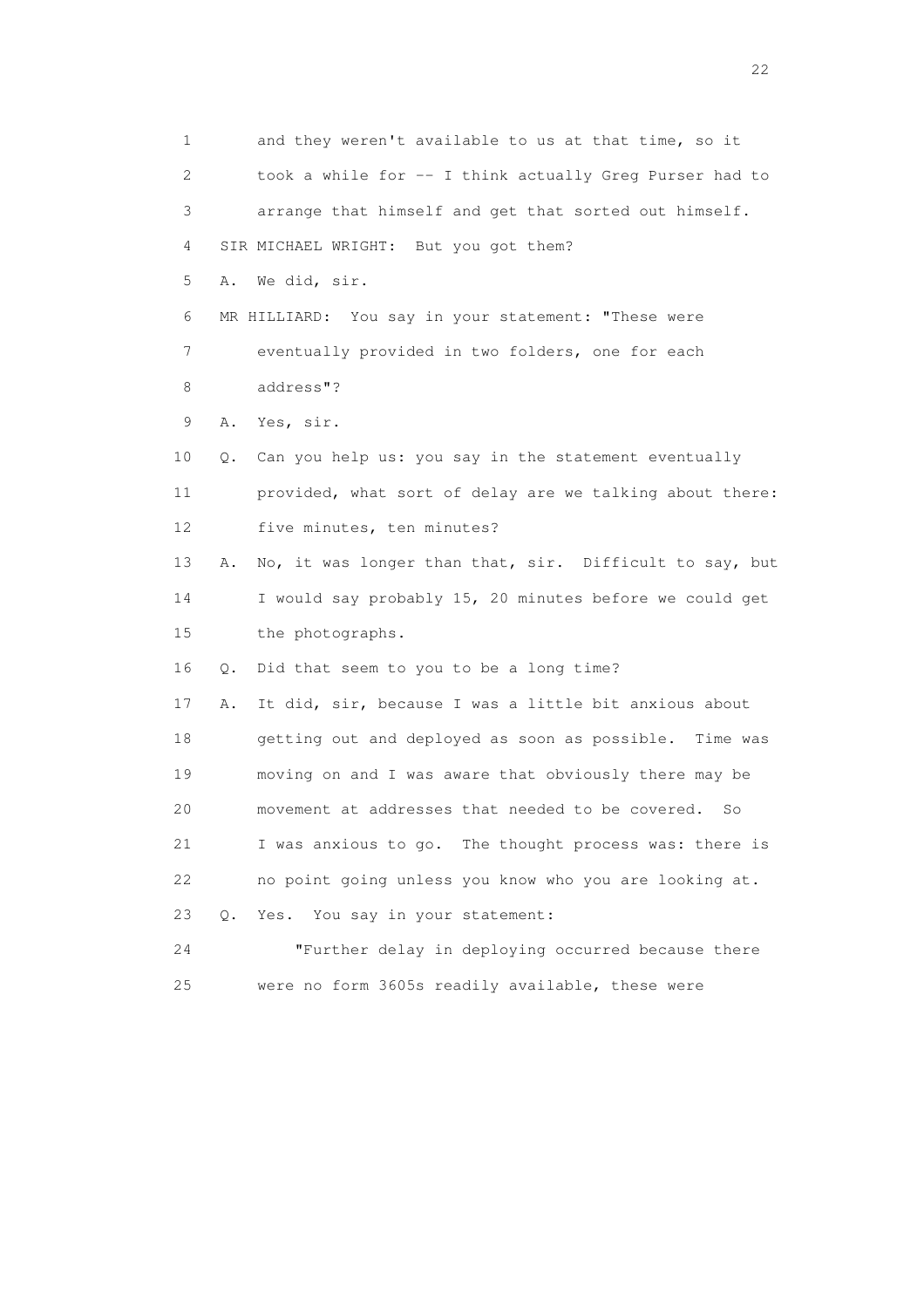1 and they weren't available to us at that time, so it
2 took a while for -- I think actually Greg Purser had to
3 arrange that himself and get that sorted out himself.
4 SIR MICHAEL WRIGHT: But you got them?
5 A. We did, sir.
6 MR HILLIARD: You say in your statement: "These were
7 eventually provided in two folders, one for each
8 address"?
9 A. Yes, sir.
10 Q. Can you help us: you say in the statement eventually
11 provided, what sort of delay are we talking about there:
12 five minutes, ten minutes?
13 A. No, it was longer than that, sir. Difficult to say, but
14 I would say probably 15, 20 minutes before we could get
15 the photographs.
16 Q. Did that seem to you to be a long time?
17 A. It did, sir, because I was a little bit anxious about
18 getting out and deployed as soon as possible. Time was
19 moving on and I was aware that obviously there may be
20 movement at addresses that needed to be covered. So
21 I was anxious to go. The thought process was: there is
22 no point going unless you know who you are looking at.
23 Q. Yes. You say in your statement:
24 "Further delay in deploying occurred because there
25 were no form 3605s readily available, these were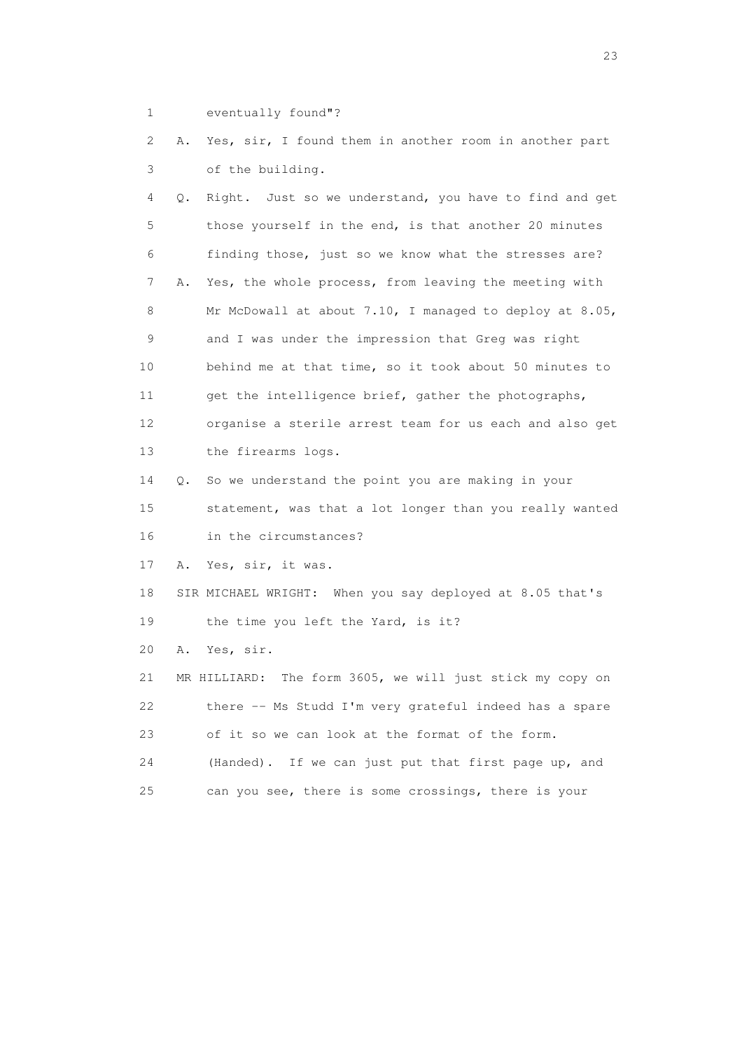1 eventually found"?

2 A. Yes, sir, I found them in another room in another part

3 of the building.

4 Q. Right. Just so we understand, you have to find and get

5 those yourself in the end, is that another 20 minutes

6 finding those, just so we know what the stresses are?

7 A. Yes, the whole process, from leaving the meeting with

8 Mr McDowall at about 7.10, I managed to deploy at 8.05,

9 and I was under the impression that Greg was right

10 behind me at that time, so it took about 50 minutes to

11 get the intelligence brief, gather the photographs,

12 organise a sterile arrest team for us each and also get

13 the firearms logs.

14 Q. So we understand the point you are making in your

15 statement, was that a lot longer than you really wanted

16 in the circumstances?

17 A. Yes, sir, it was.

18 SIR MICHAEL WRIGHT: When you say deployed at 8.05 that's

19 the time you left the Yard, is it?

20 A. Yes, sir.

21 MR HILLIARD: The form 3605, we will just stick my copy on

22 there -- Ms Studd I'm very grateful indeed has a spare

23 of it so we can look at the format of the form.

24 (Handed). If we can just put that first page up, and

25 can you see, there is some crossings, there is your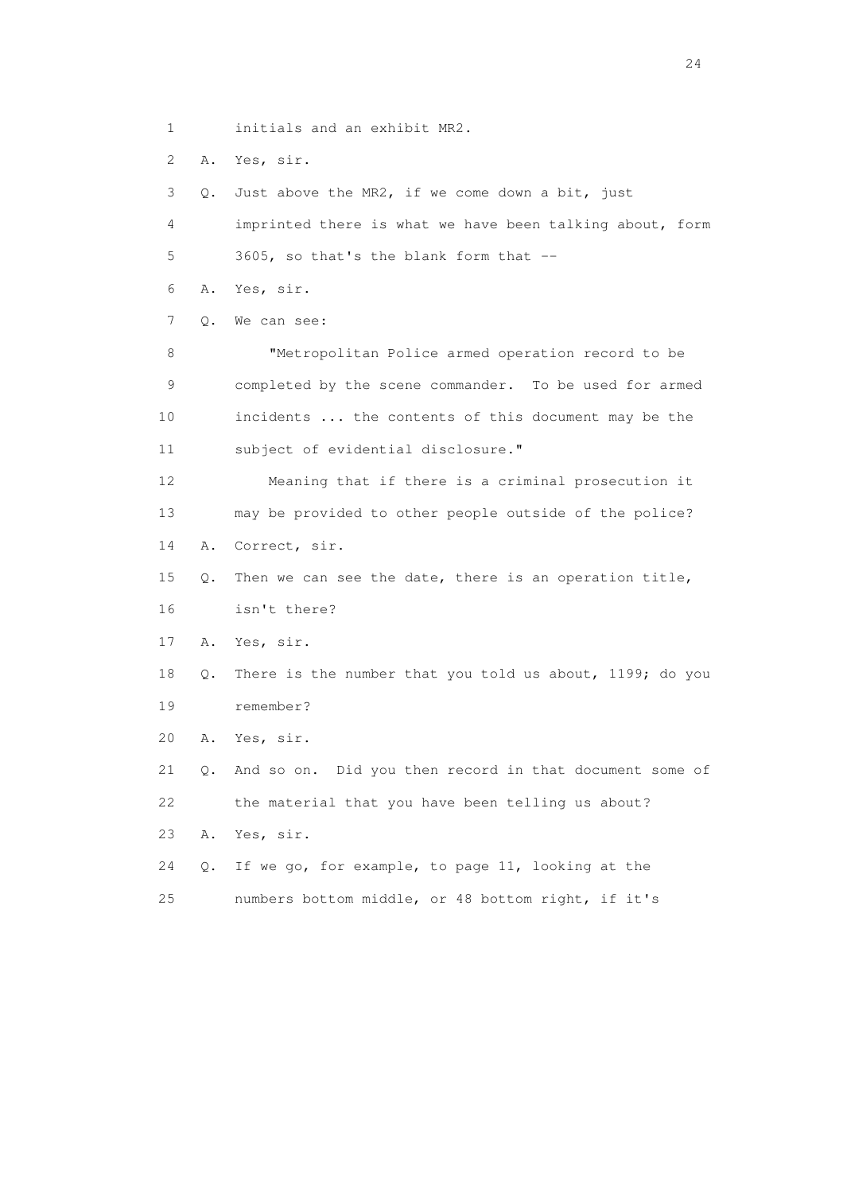1 initials and an exhibit MR2.

2 A. Yes, sir.

3 Q. Just above the MR2, if we come down a bit, just

4 imprinted there is what we have been talking about, form

5 3605, so that's the blank form that --

6 A. Yes, sir.

7 Q. We can see:

8 "Metropolitan Police armed operation record to be

9 completed by the scene commander. To be used for armed

10 incidents ... the contents of this document may be the

11 subject of evidential disclosure."

12 Meaning that if there is a criminal prosecution it

13 may be provided to other people outside of the police?

14 A. Correct, sir.

15 Q. Then we can see the date, there is an operation title,

16 isn't there?

17 A. Yes, sir.

18 Q. There is the number that you told us about, 1199; do you

19 remember?

20 A. Yes, sir.

21 Q. And so on. Did you then record in that document some of

22 the material that you have been telling us about?

23 A. Yes, sir.

24 Q. If we go, for example, to page 11, looking at the

25 numbers bottom middle, or 48 bottom right, if it's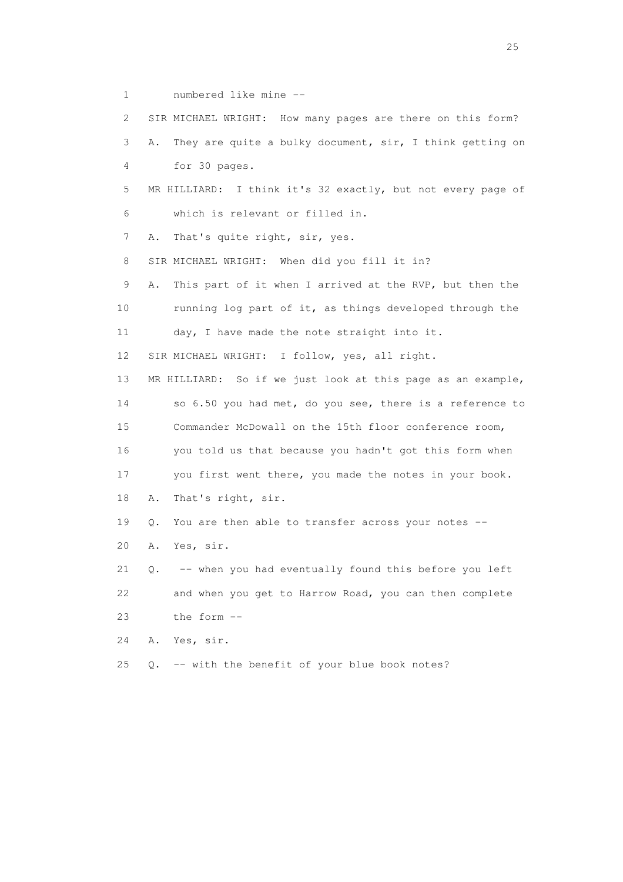1 numbered like mine --

2 SIR MICHAEL WRIGHT: How many pages are there on this form?

3 A. They are quite a bulky document, sir, I think getting on

4 for 30 pages.

5 MR HILLIARD: I think it's 32 exactly, but not every page of

6 which is relevant or filled in.

7 A. That's quite right, sir, yes.

8 SIR MICHAEL WRIGHT: When did you fill it in?

9 A. This part of it when I arrived at the RVP, but then the

10 running log part of it, as things developed through the

11 day, I have made the note straight into it.

12 SIR MICHAEL WRIGHT: I follow, yes, all right.

13 MR HILLIARD: So if we just look at this page as an example,

14 so 6.50 you had met, do you see, there is a reference to

15 Commander McDowall on the 15th floor conference room,

16 you told us that because you hadn't got this form when

17 you first went there, you made the notes in your book.

18 A. That's right, sir.

19 Q. You are then able to transfer across your notes --

20 A. Yes, sir.

21 Q. -- when you had eventually found this before you left

22 and when you get to Harrow Road, you can then complete

23 the form --

24 A. Yes, sir.

25 Q. -- with the benefit of your blue book notes?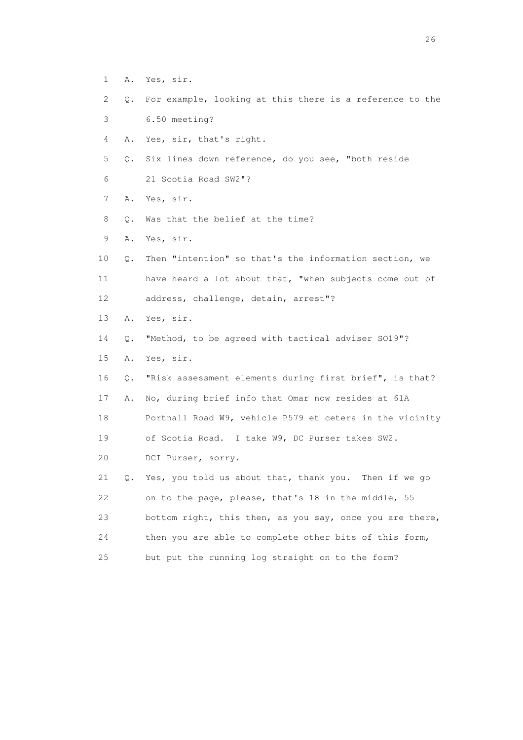1 A. Yes, sir.

2 Q. For example, looking at this there is a reference to the

3 6.50 meeting?

4 A. Yes, sir, that's right.

5 Q. Six lines down reference, do you see, "both reside

6 21 Scotia Road SW2"?

7 A. Yes, sir.

8 Q. Was that the belief at the time?

9 A. Yes, sir.

10 Q. Then "intention" so that's the information section, we

11 have heard a lot about that, "when subjects come out of

12 address, challenge, detain, arrest"?

13 A. Yes, sir.

14 Q. "Method, to be agreed with tactical adviser SO19"?

15 A. Yes, sir.

16 Q. "Risk assessment elements during first brief", is that?

17 A. No, during brief info that Omar now resides at 61A

18 Portnall Road W9, vehicle P579 et cetera in the vicinity

19 of Scotia Road. I take W9, DC Purser takes SW2.

20 DCI Purser, sorry.

21 Q. Yes, you told us about that, thank you. Then if we go

22 on to the page, please, that's 18 in the middle, 55

23 bottom right, this then, as you say, once you are there,

24 then you are able to complete other bits of this form,

25 but put the running log straight on to the form?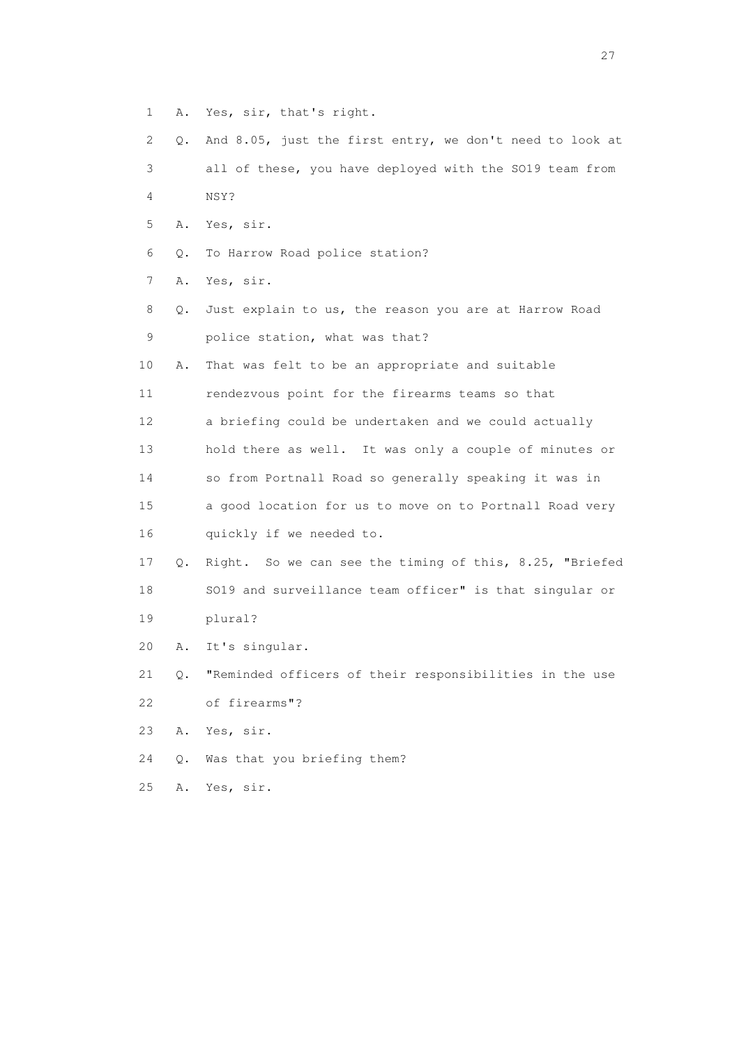1 A. Yes, sir, that's right.

2 Q. And 8.05, just the first entry, we don't need to look at

3 all of these, you have deployed with the SO19 team from

4 NSY?

5 A. Yes, sir.

6 Q. To Harrow Road police station?

7 A. Yes, sir.

8 Q. Just explain to us, the reason you are at Harrow Road

9 police station, what was that?

10 A. That was felt to be an appropriate and suitable

11 rendezvous point for the firearms teams so that

12 a briefing could be undertaken and we could actually

13 hold there as well. It was only a couple of minutes or

14 so from Portnall Road so generally speaking it was in

15 a good location for us to move on to Portnall Road very

16 quickly if we needed to.

17 Q. Right. So we can see the timing of this, 8.25, "Briefed

18 SO19 and surveillance team officer" is that singular or

19 plural?

20 A. It's singular.

21 Q. "Reminded officers of their responsibilities in the use

22 of firearms"?

23 A. Yes, sir.

24 Q. Was that you briefing them?

25 A. Yes, sir.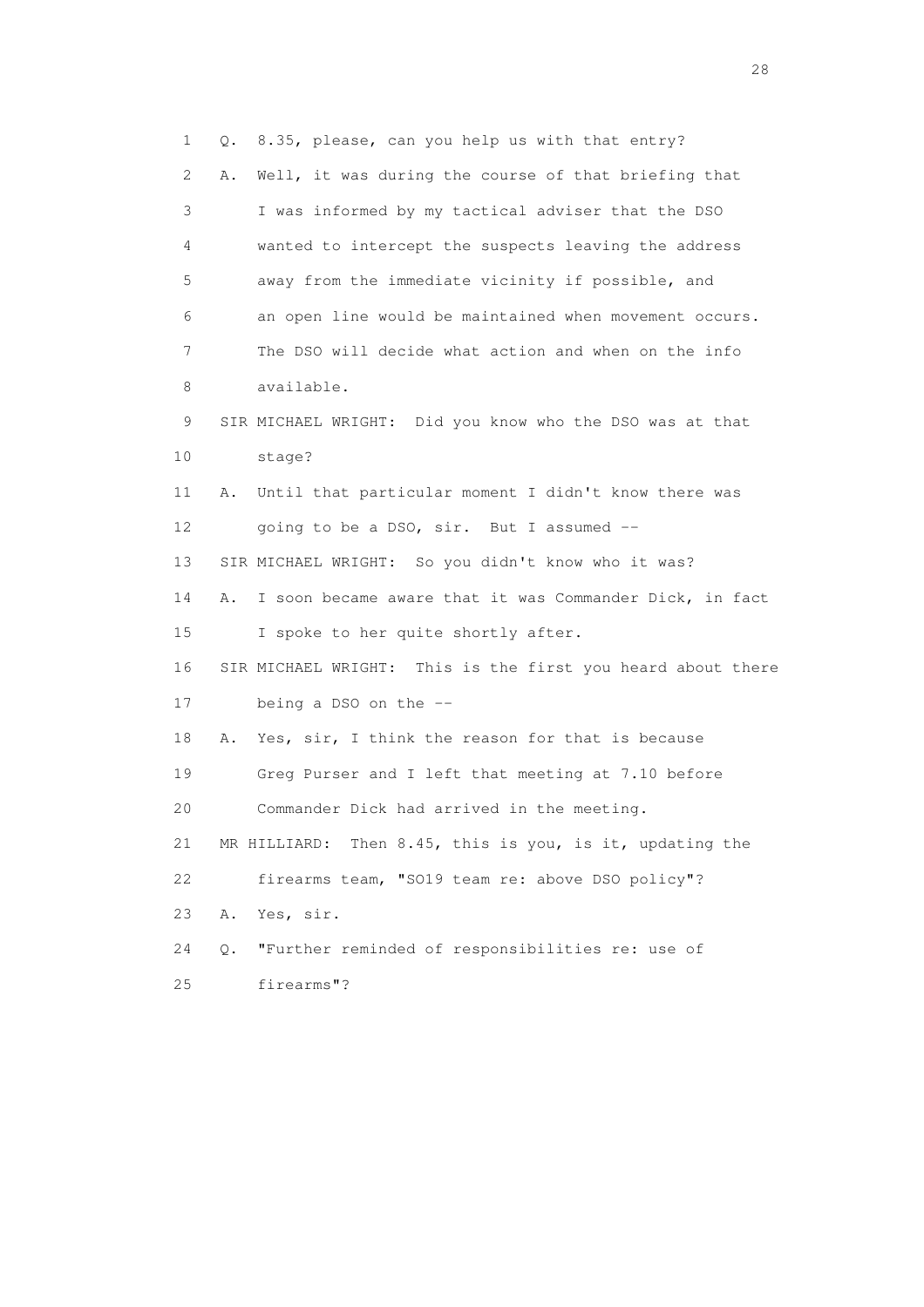1 Q. 8.35, please, can you help us with that entry?

2 A. Well, it was during the course of that briefing that

3 I was informed by my tactical adviser that the DSO

4 wanted to intercept the suspects leaving the address

5 away from the immediate vicinity if possible, and

6 an open line would be maintained when movement occurs.

7 The DSO will decide what action and when on the info

8 available.

9 SIR MICHAEL WRIGHT: Did you know who the DSO was at that

10 stage?

11 A. Until that particular moment I didn't know there was

12 going to be a DSO, sir. But I assumed --

13 SIR MICHAEL WRIGHT: So you didn't know who it was?

14 A. I soon became aware that it was Commander Dick, in fact

15 I spoke to her quite shortly after.

16 SIR MICHAEL WRIGHT: This is the first you heard about there

17 being a DSO on the --

18 A. Yes, sir, I think the reason for that is because

19 Greg Purser and I left that meeting at 7.10 before

20 Commander Dick had arrived in the meeting.

21 MR HILLIARD: Then 8.45, this is you, is it, updating the

22 firearms team, "SO19 team re: above DSO policy"?

23 A. Yes, sir.

24 Q. "Further reminded of responsibilities re: use of

25 firearms"?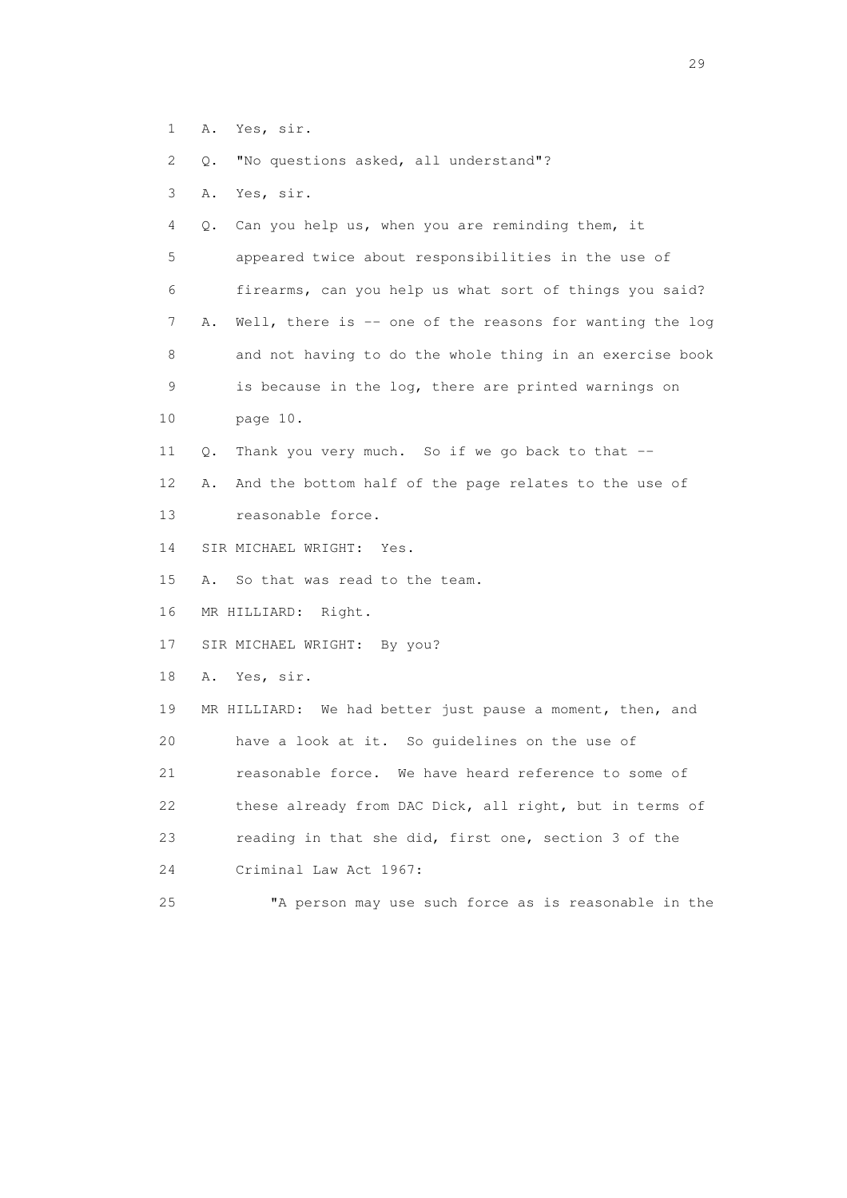1 A. Yes, sir.

2 Q. "No questions asked, all understand"?

3 A. Yes, sir.

4 Q. Can you help us, when you are reminding them, it

5 appeared twice about responsibilities in the use of

6 firearms, can you help us what sort of things you said?

7 A. Well, there is -- one of the reasons for wanting the log

8 and not having to do the whole thing in an exercise book

9 is because in the log, there are printed warnings on

10 page 10.

11 Q. Thank you very much. So if we go back to that --

12 A. And the bottom half of the page relates to the use of

13 reasonable force.

14 SIR MICHAEL WRIGHT: Yes.

15 A. So that was read to the team.

16 MR HILLIARD: Right.

17 SIR MICHAEL WRIGHT: By you?

18 A. Yes, sir.

19 MR HILLIARD: We had better just pause a moment, then, and

20 have a look at it. So guidelines on the use of

21 reasonable force. We have heard reference to some of

22 these already from DAC Dick, all right, but in terms of

23 reading in that she did, first one, section 3 of the

24 Criminal Law Act 1967:

25 "A person may use such force as is reasonable in the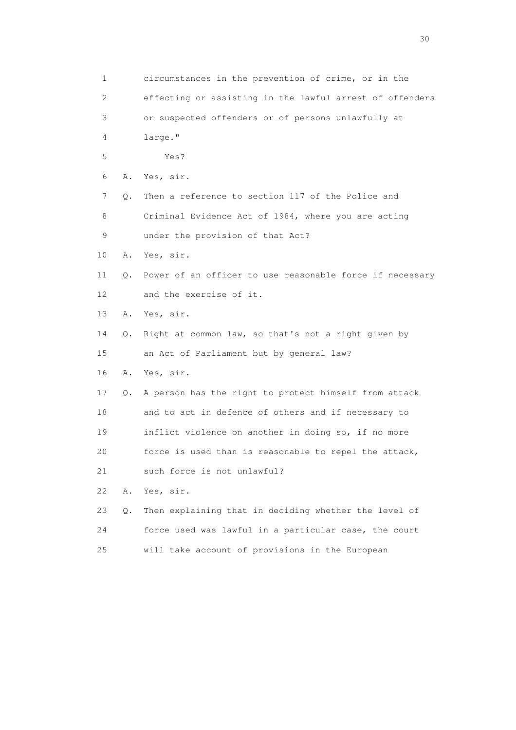1 circumstances in the prevention of crime, or in the
2 effecting or assisting in the lawful arrest of offenders
3 or suspected offenders or of persons unlawfully at
4 large."
5 Yes?
6 A. Yes, sir.
7 Q. Then a reference to section 117 of the Police and
8 Criminal Evidence Act of 1984, where you are acting
9 under the provision of that Act?
10 A. Yes, sir.
11 Q. Power of an officer to use reasonable force if necessary
12 and the exercise of it.
13 A. Yes, sir.
14 Q. Right at common law, so that's not a right given by
15 an Act of Parliament but by general law?
16 A. Yes, sir.
17 Q. A person has the right to protect himself from attack
18 and to act in defence of others and if necessary to
19 inflict violence on another in doing so, if no more
20 force is used than is reasonable to repel the attack,
21 such force is not unlawful?
22 A. Yes, sir.
23 Q. Then explaining that in deciding whether the level of
24 force used was lawful in a particular case, the court
25 will take account of provisions in the European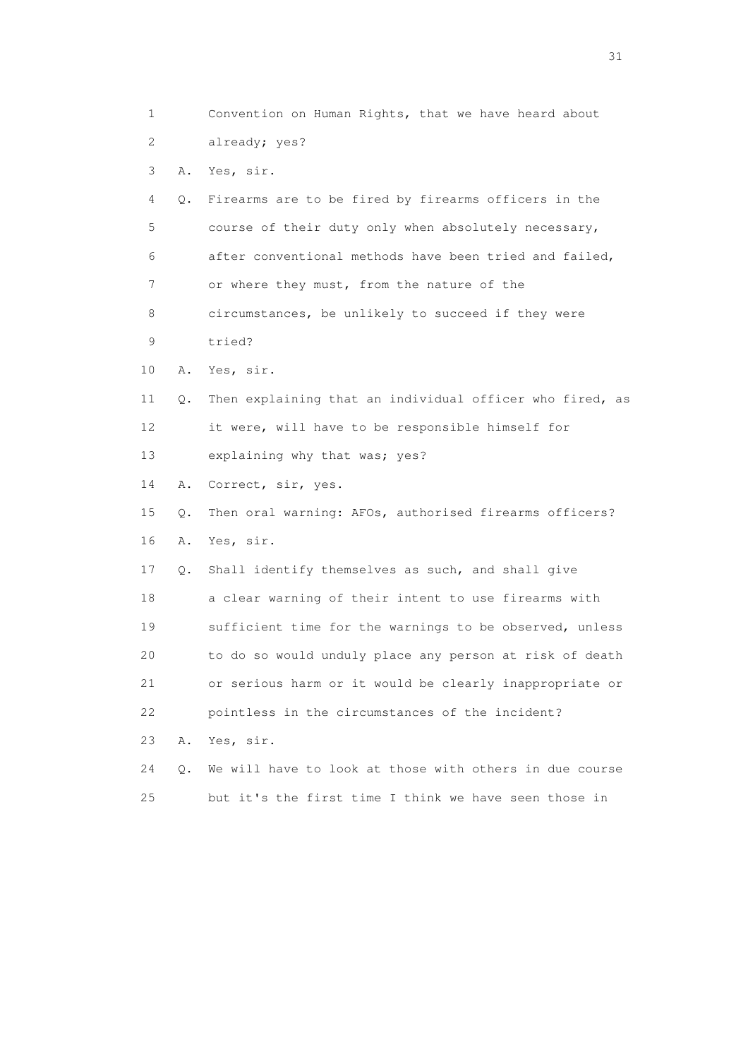1 Convention on Human Rights, that we have heard about
2 already; yes?
3 A. Yes, sir.
4 Q. Firearms are to be fired by firearms officers in the
5 course of their duty only when absolutely necessary,
6 after conventional methods have been tried and failed,
7 or where they must, from the nature of the
8 circumstances, be unlikely to succeed if they were
9 tried?
10 A. Yes, sir.
11 Q. Then explaining that an individual officer who fired, as
12 it were, will have to be responsible himself for
13 explaining why that was; yes?
14 A. Correct, sir, yes.
15 Q. Then oral warning: AFOs, authorised firearms officers?
16 A. Yes, sir.
17 Q. Shall identify themselves as such, and shall give
18 a clear warning of their intent to use firearms with
19 sufficient time for the warnings to be observed, unless
20 to do so would unduly place any person at risk of death
21 or serious harm or it would be clearly inappropriate or
22 pointless in the circumstances of the incident?
23 A. Yes, sir.
24 Q. We will have to look at those with others in due course
25 but it's the first time I think we have seen those in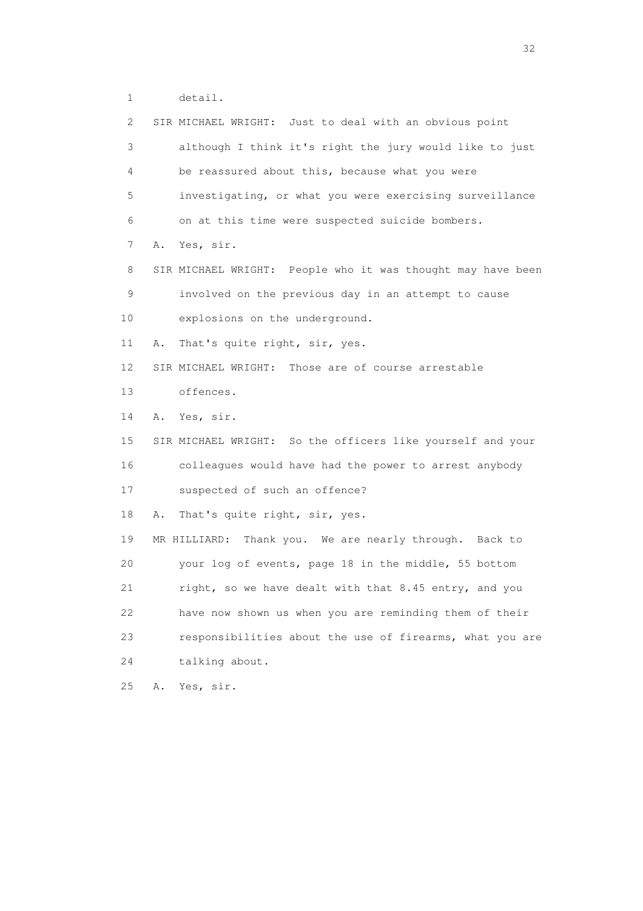1 detail.

2 SIR MICHAEL WRIGHT: Just to deal with an obvious point

3 although I think it's right the jury would like to just

4 be reassured about this, because what you were

5 investigating, or what you were exercising surveillance

6 on at this time were suspected suicide bombers.

7 A. Yes, sir.

8 SIR MICHAEL WRIGHT: People who it was thought may have been

9 involved on the previous day in an attempt to cause

10 explosions on the underground.

11 A. That's quite right, sir, yes.

12 SIR MICHAEL WRIGHT: Those are of course arrestable

13 offences.

14 A. Yes, sir.

15 SIR MICHAEL WRIGHT: So the officers like yourself and your

16 colleagues would have had the power to arrest anybody

17 suspected of such an offence?

18 A. That's quite right, sir, yes.

19 MR HILLIARD: Thank you. We are nearly through. Back to

20 your log of events, page 18 in the middle, 55 bottom

21 right, so we have dealt with that 8.45 entry, and you

22 have now shown us when you are reminding them of their

23 responsibilities about the use of firearms, what you are

24 talking about.

25 A. Yes, sir.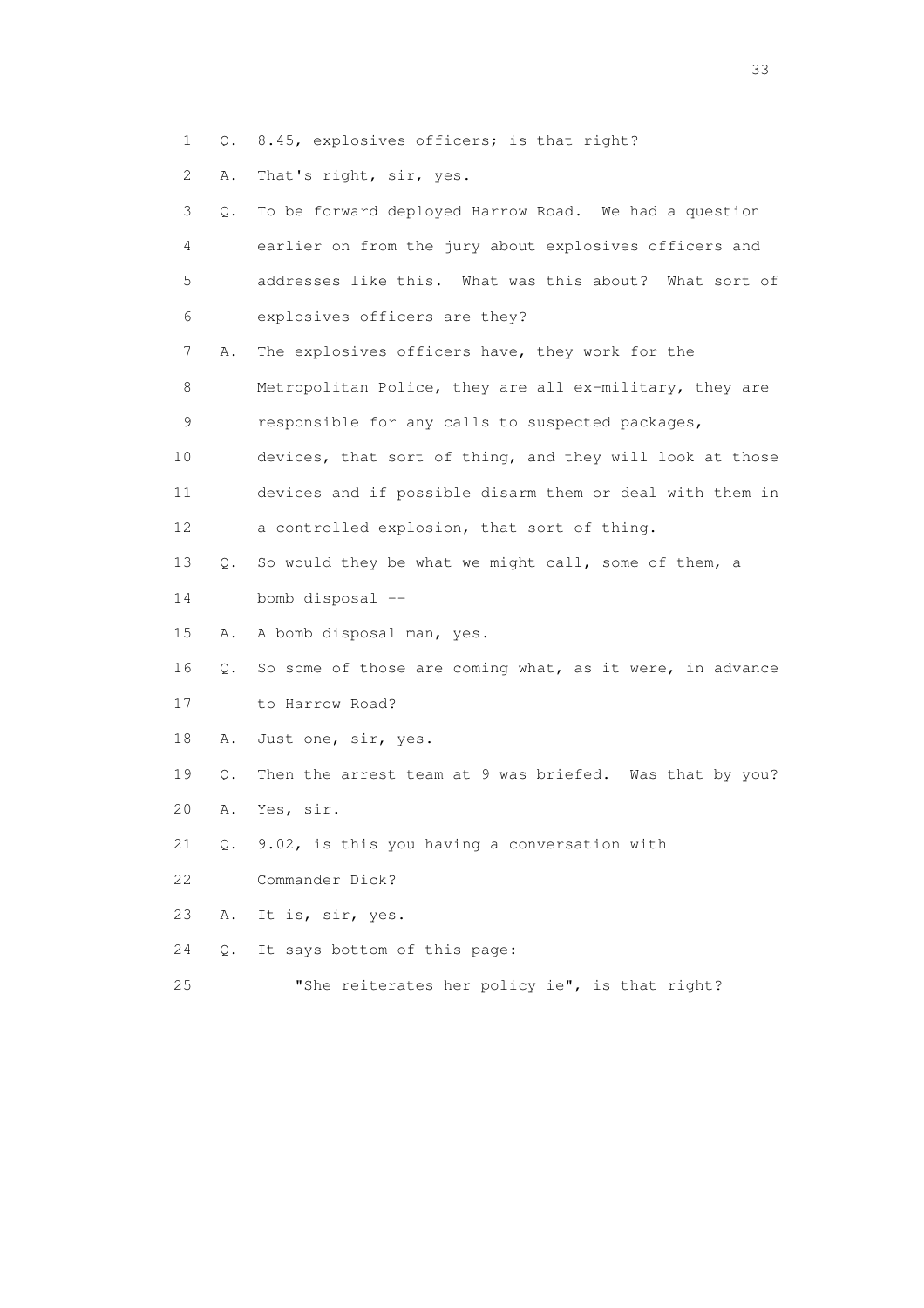1 Q. 8.45, explosives officers; is that right?

2 A. That's right, sir, yes.

3 Q. To be forward deployed Harrow Road. We had a question

4 earlier on from the jury about explosives officers and

5 addresses like this. What was this about? What sort of

6 explosives officers are they?

7 A. The explosives officers have, they work for the

8 Metropolitan Police, they are all ex-military, they are

9 responsible for any calls to suspected packages,

10 devices, that sort of thing, and they will look at those

11 devices and if possible disarm them or deal with them in

12 a controlled explosion, that sort of thing.

13 Q. So would they be what we might call, some of them, a

14 bomb disposal --

15 A. A bomb disposal man, yes.

16 Q. So some of those are coming what, as it were, in advance

17 to Harrow Road?

18 A. Just one, sir, yes.

19 Q. Then the arrest team at 9 was briefed. Was that by you?

20 A. Yes, sir.

21 Q. 9.02, is this you having a conversation with

22 Commander Dick?

23 A. It is, sir, yes.

24 Q. It says bottom of this page:

25 "She reiterates her policy ie", is that right?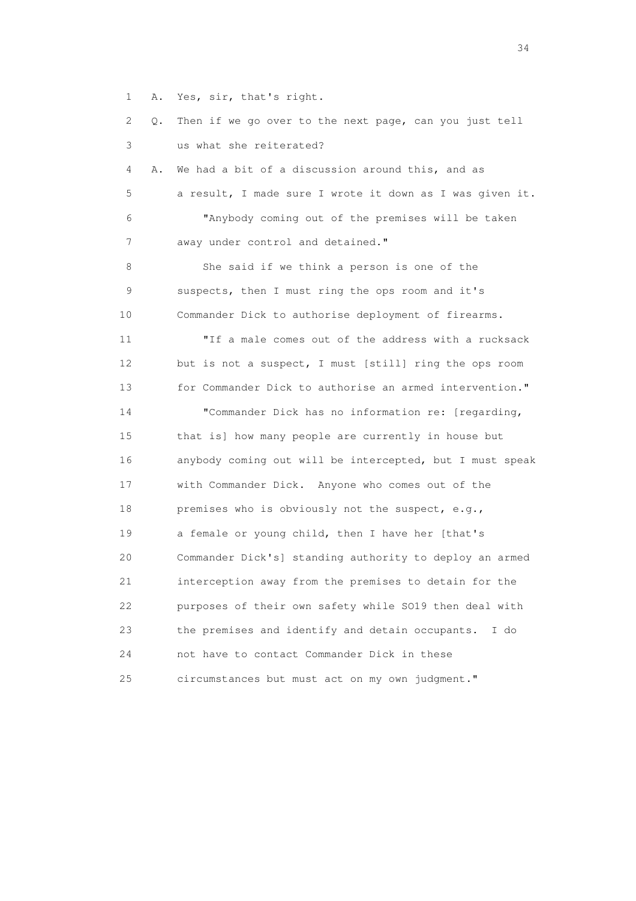1 A. Yes, sir, that's right.

2 Q. Then if we go over to the next page, can you just tell

3 us what she reiterated?

4 A. We had a bit of a discussion around this, and as

5 a result, I made sure I wrote it down as I was given it.

6 "Anybody coming out of the premises will be taken

7 away under control and detained."

8 She said if we think a person is one of the

9 suspects, then I must ring the ops room and it's

10 Commander Dick to authorise deployment of firearms.

11 "If a male comes out of the address with a rucksack

12 but is not a suspect, I must [still] ring the ops room

13 for Commander Dick to authorise an armed intervention."

14 "Commander Dick has no information re: [regarding,

15 that is] how many people are currently in house but

16 anybody coming out will be intercepted, but I must speak

17 with Commander Dick. Anyone who comes out of the

18 premises who is obviously not the suspect, e.g.,

19 a female or young child, then I have her [that's

20 Commander Dick's] standing authority to deploy an armed

21 interception away from the premises to detain for the

22 purposes of their own safety while SO19 then deal with

23 the premises and identify and detain occupants. I do

24 not have to contact Commander Dick in these

25 circumstances but must act on my own judgment."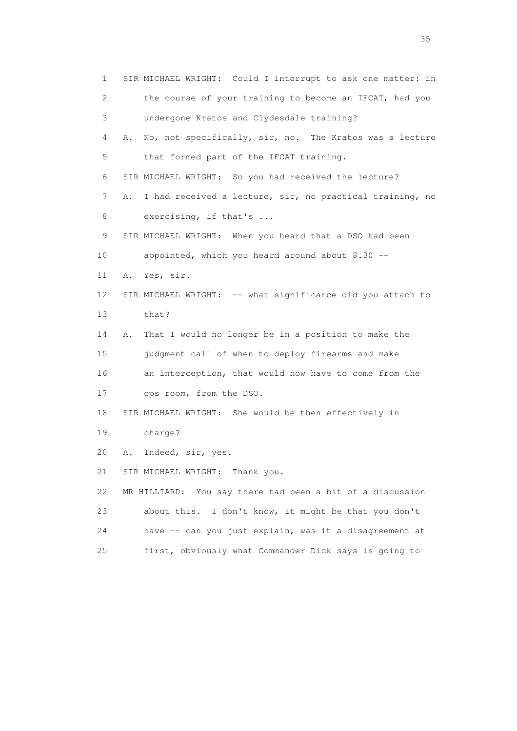1 SIR MICHAEL WRIGHT: Could I interrupt to ask one matter: in
2 the course of your training to become an IFCAT, had you
3 undergone Kratos and Clydesdale training?
4 A. No, not specifically, sir, no. The Kratos was a lecture
5 that formed part of the IFCAT training.
6 SIR MICHAEL WRIGHT: So you had received the lecture?
7 A. I had received a lecture, sir, no practical training, no
8 exercising, if that's ...
9 SIR MICHAEL WRIGHT: When you heard that a DSO had been
10 appointed, which you heard around about 8.30 --
11 A. Yes, sir.
12 SIR MICHAEL WRIGHT: -- what significance did you attach to
13 that?
14 A. That I would no longer be in a position to make the
15 judgment call of when to deploy firearms and make
16 an interception, that would now have to come from the
17 ops room, from the DSO.
18 SIR MICHAEL WRIGHT: She would be then effectively in
19 charge?
20 A. Indeed, sir, yes.
21 SIR MICHAEL WRIGHT: Thank you.
22 MR HILLIARD: You say there had been a bit of a discussion
23 about this. I don't know, it might be that you don't
24 have -- can you just explain, was it a disagreement at
25 first, obviously what Commander Dick says is going to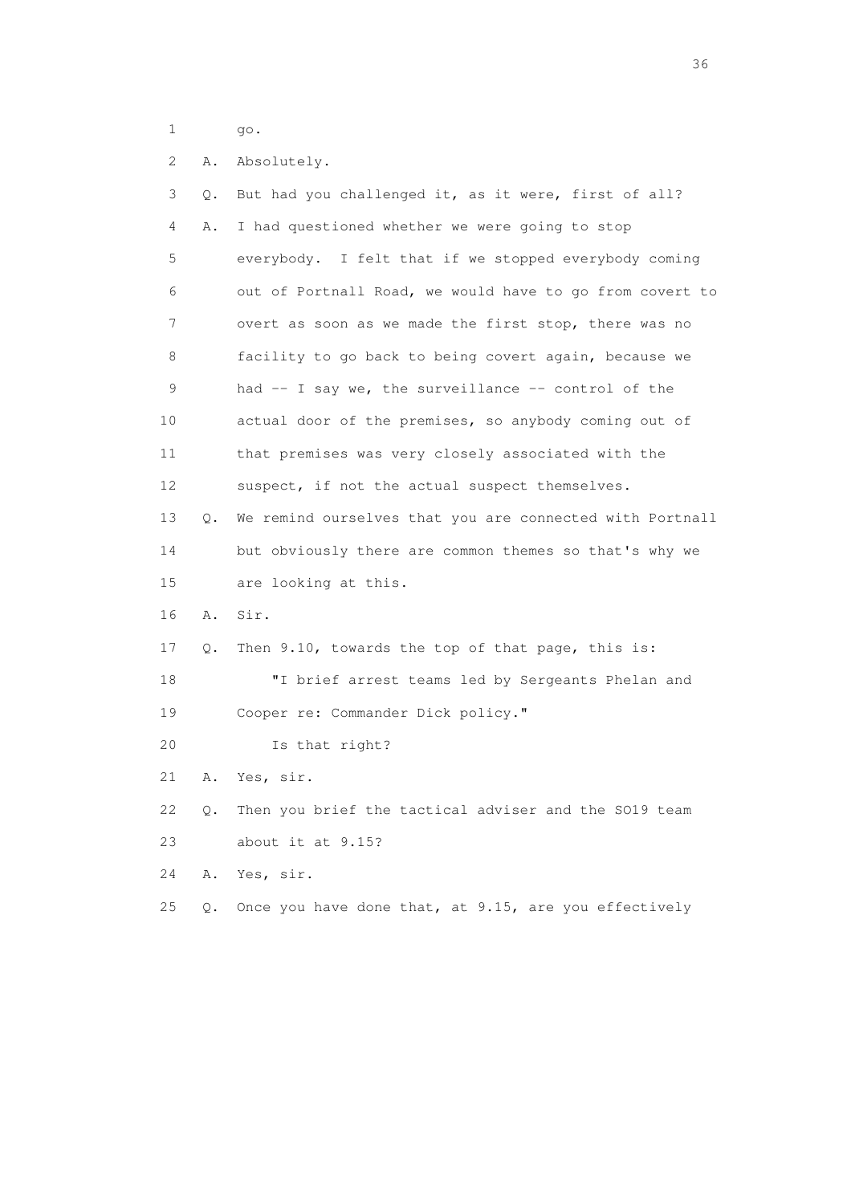1 go.

2 A. Absolutely.

3 Q. But had you challenged it, as it were, first of all?

4 A. I had questioned whether we were going to stop

5 everybody. I felt that if we stopped everybody coming

6 out of Portnall Road, we would have to go from covert to

7 overt as soon as we made the first stop, there was no

8 facility to go back to being covert again, because we

9 had -- I say we, the surveillance -- control of the

10 actual door of the premises, so anybody coming out of

11 that premises was very closely associated with the

12 suspect, if not the actual suspect themselves.

13 Q. We remind ourselves that you are connected with Portnall

14 but obviously there are common themes so that's why we

15 are looking at this.

16 A. Sir.

17 Q. Then 9.10, towards the top of that page, this is:

18 "I brief arrest teams led by Sergeants Phelan and

19 Cooper re: Commander Dick policy."

20 Is that right?

21 A. Yes, sir.

22 Q. Then you brief the tactical adviser and the SO19 team

23 about it at 9.15?

24 A. Yes, sir.

25 Q. Once you have done that, at 9.15, are you effectively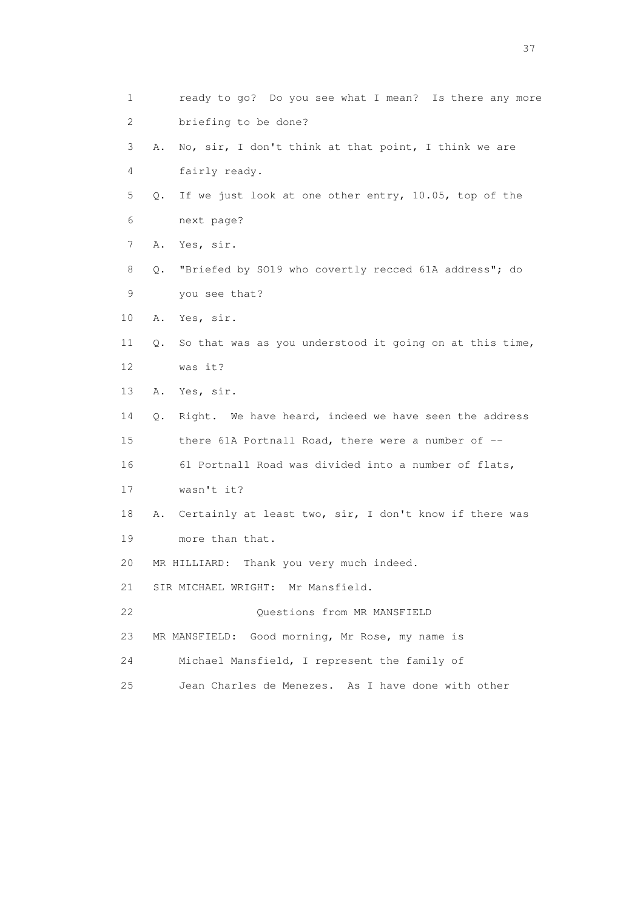1 ready to go? Do you see what I mean? Is there any more
2 briefing to be done?
3 A. No, sir, I don't think at that point, I think we are
4 fairly ready.
5 Q. If we just look at one other entry, 10.05, top of the
6 next page?
7 A. Yes, sir.
8 Q. "Briefed by SO19 who covertly recced 61A address"; do
9 you see that?
10 A. Yes, sir.
11 Q. So that was as you understood it going on at this time,
12 was it?
13 A. Yes, sir.
14 Q. Right. We have heard, indeed we have seen the address
15 there 61A Portnall Road, there were a number of --
16 61 Portnall Road was divided into a number of flats,
17 wasn't it?
18 A. Certainly at least two, sir, I don't know if there was
19 more than that.
20 MR HILLIARD: Thank you very much indeed.
21 SIR MICHAEL WRIGHT: Mr Mansfield.
22 Questions from MR MANSFIELD
23 MR MANSFIELD: Good morning, Mr Rose, my name is
24 Michael Mansfield, I represent the family of
25 Jean Charles de Menezes. As I have done with other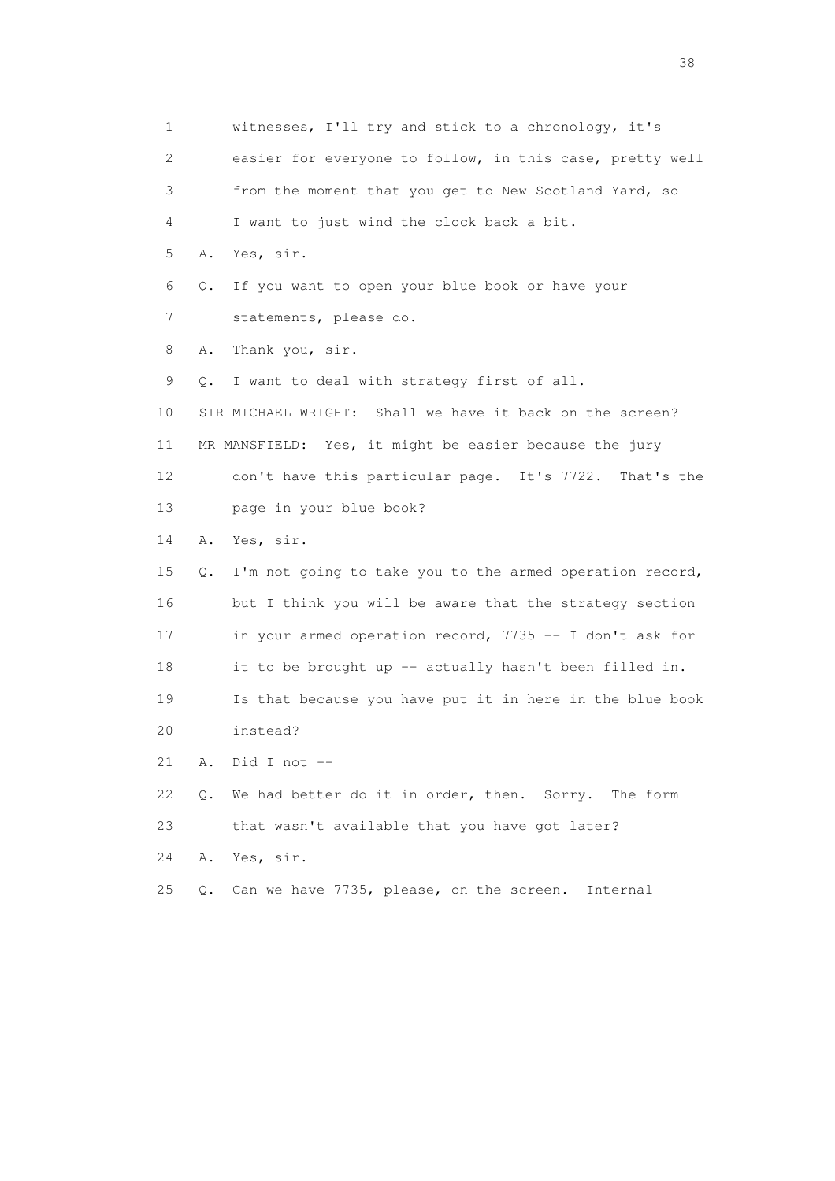1 witnesses, I'll try and stick to a chronology, it's
2 easier for everyone to follow, in this case, pretty well
3 from the moment that you get to New Scotland Yard, so
4 I want to just wind the clock back a bit.
5 A. Yes, sir.
6 Q. If you want to open your blue book or have your
7 statements, please do.
8 A. Thank you, sir.
9 Q. I want to deal with strategy first of all.
10 SIR MICHAEL WRIGHT: Shall we have it back on the screen?
11 MR MANSFIELD: Yes, it might be easier because the jury
12 don't have this particular page. It's 7722. That's the
13 page in your blue book?
14 A. Yes, sir.
15 Q. I'm not going to take you to the armed operation record,
16 but I think you will be aware that the strategy section
17 in your armed operation record, 7735 -- I don't ask for
18 it to be brought up -- actually hasn't been filled in.
19 Is that because you have put it in here in the blue book
20 instead?
21 A. Did I not --
22 Q. We had better do it in order, then. Sorry. The form
23 that wasn't available that you have got later?
24 A. Yes, sir.
25 Q. Can we have 7735, please, on the screen. Internal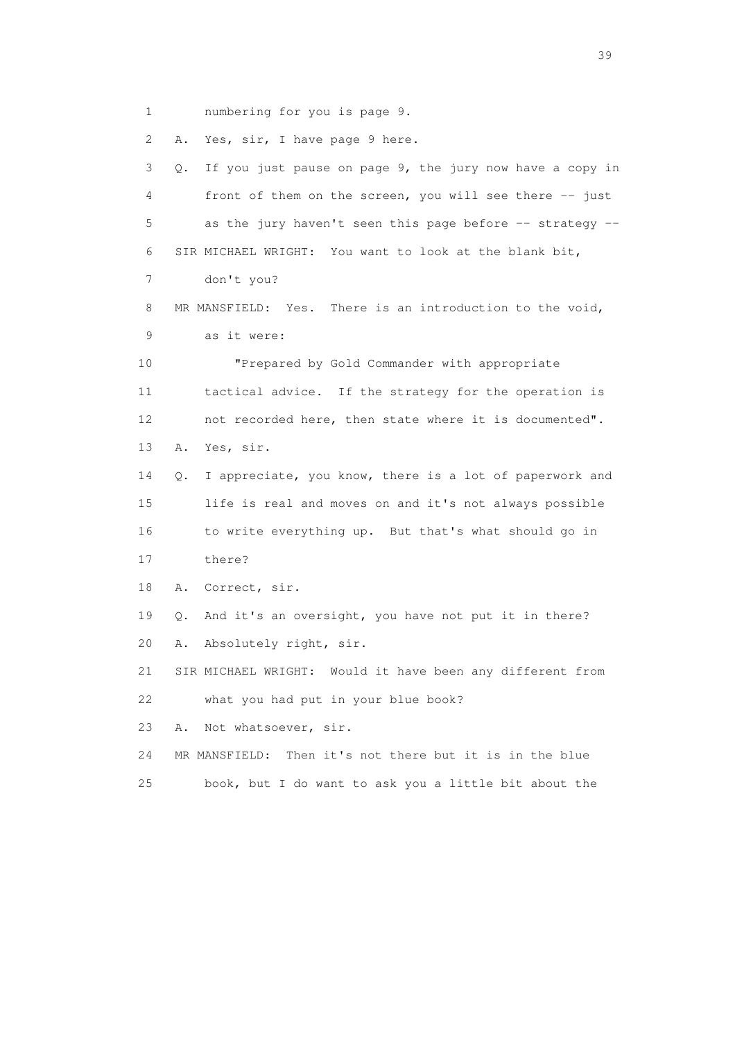1 numbering for you is page 9.

2 A. Yes, sir, I have page 9 here.

3 Q. If you just pause on page 9, the jury now have a copy in

4 front of them on the screen, you will see there -- just

5 as the jury haven't seen this page before -- strategy --

6 SIR MICHAEL WRIGHT: You want to look at the blank bit,

7 don't you?

8 MR MANSFIELD: Yes. There is an introduction to the void,

9 as it were:

10 "Prepared by Gold Commander with appropriate

11 tactical advice. If the strategy for the operation is

12 not recorded here, then state where it is documented".

13 A. Yes, sir.

14 Q. I appreciate, you know, there is a lot of paperwork and

15 life is real and moves on and it's not always possible

16 to write everything up. But that's what should go in

17 there?

18 A. Correct, sir.

19 Q. And it's an oversight, you have not put it in there?

20 A. Absolutely right, sir.

21 SIR MICHAEL WRIGHT: Would it have been any different from

22 what you had put in your blue book?

23 A. Not whatsoever, sir.

24 MR MANSFIELD: Then it's not there but it is in the blue

25 book, but I do want to ask you a little bit about the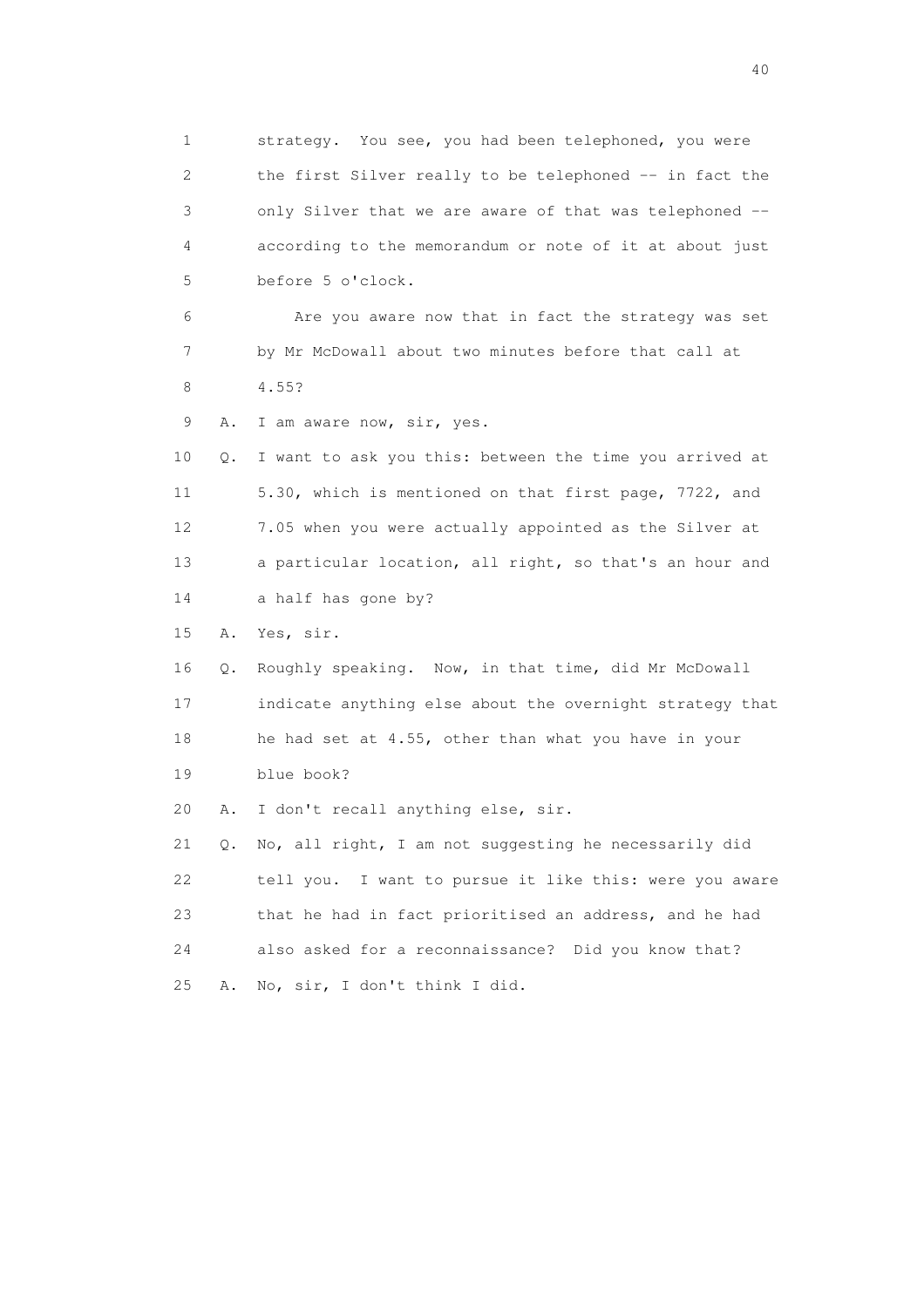1 strategy. You see, you had been telephoned, you were
2 the first Silver really to be telephoned -- in fact the
3 only Silver that we are aware of that was telephoned --
4 according to the memorandum or note of it at about just
5 before 5 o'clock.

6 Are you aware now that in fact the strategy was set
7 by Mr McDowall about two minutes before that call at
8 4.55?

9 A. I am aware now, sir, yes.

10 Q. I want to ask you this: between the time you arrived at
11 5.30, which is mentioned on that first page, 7722, and
12 7.05 when you were actually appointed as the Silver at
13 a particular location, all right, so that's an hour and
14 a half has gone by?

15 A. Yes, sir.

16 Q. Roughly speaking. Now, in that time, did Mr McDowall
17 indicate anything else about the overnight strategy that
18 he had set at 4.55, other than what you have in your
19 blue book?

20 A. I don't recall anything else, sir.

21 Q. No, all right, I am not suggesting he necessarily did
22 tell you. I want to pursue it like this: were you aware
23 that he had in fact prioritised an address, and he had
24 also asked for a reconnaissance? Did you know that?

25 A. No, sir, I don't think I did.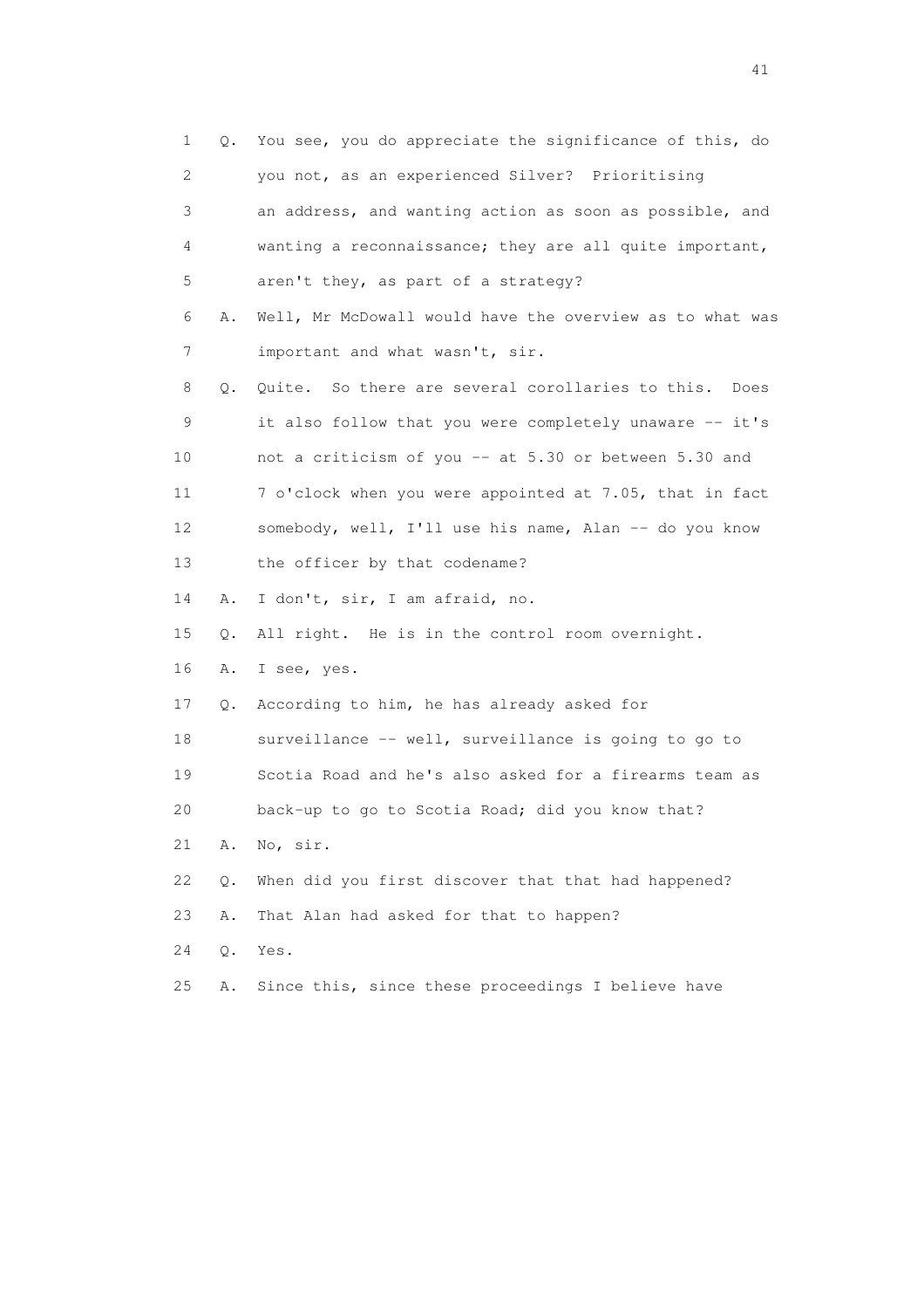1 Q. You see, you do appreciate the significance of this, do
2 you not, as an experienced Silver? Prioritising
3 an address, and wanting action as soon as possible, and
4 wanting a reconnaissance; they are all quite important,
5 aren't they, as part of a strategy?
6 A. Well, Mr McDowall would have the overview as to what was
7 important and what wasn't, sir.
8 Q. Quite. So there are several corollaries to this. Does
9 it also follow that you were completely unaware -- it's
10 not a criticism of you -- at 5.30 or between 5.30 and
11 7 o'clock when you were appointed at 7.05, that in fact
12 somebody, well, I'll use his name, Alan -- do you know
13 the officer by that codename?
14 A. I don't, sir, I am afraid, no.
15 Q. All right. He is in the control room overnight.
16 A. I see, yes.
17 Q. According to him, he has already asked for
18 surveillance -- well, surveillance is going to go to
19 Scotia Road and he's also asked for a firearms team as
20 back-up to go to Scotia Road; did you know that?
21 A. No, sir.
22 Q. When did you first discover that that had happened?
23 A. That Alan had asked for that to happen?
24 Q. Yes.
25 A. Since this, since these proceedings I believe have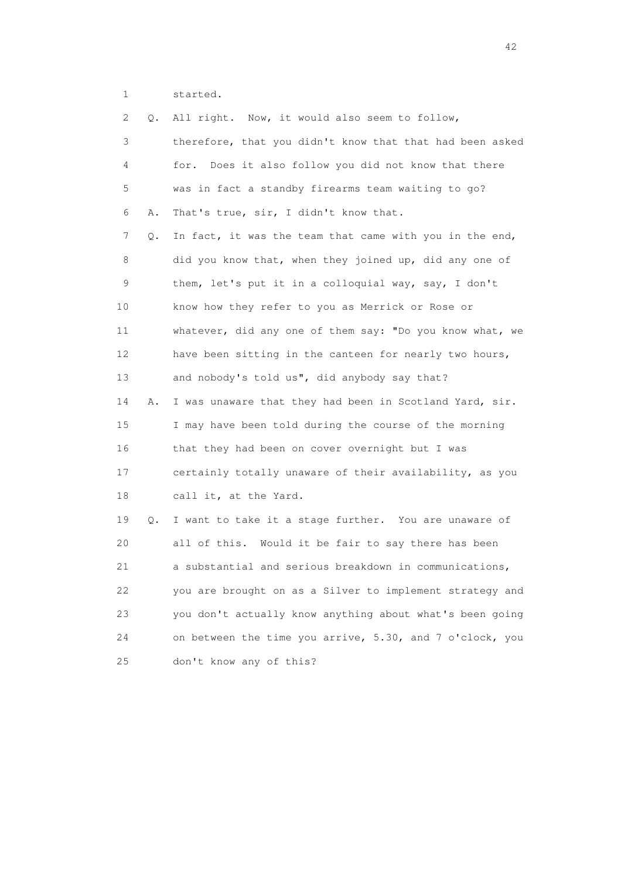1 started.

2 Q. All right. Now, it would also seem to follow,

3 therefore, that you didn't know that that had been asked

4 for. Does it also follow you did not know that there

5 was in fact a standby firearms team waiting to go?

6 A. That's true, sir, I didn't know that.

7 Q. In fact, it was the team that came with you in the end,

8 did you know that, when they joined up, did any one of

9 them, let's put it in a colloquial way, say, I don't

10 know how they refer to you as Merrick or Rose or

11 whatever, did any one of them say: "Do you know what, we

12 have been sitting in the canteen for nearly two hours,

13 and nobody's told us", did anybody say that?

14 A. I was unaware that they had been in Scotland Yard, sir.

15 I may have been told during the course of the morning

16 that they had been on cover overnight but I was

17 certainly totally unaware of their availability, as you

18 call it, at the Yard.

19 Q. I want to take it a stage further. You are unaware of

20 all of this. Would it be fair to say there has been

21 a substantial and serious breakdown in communications,

22 you are brought on as a Silver to implement strategy and

23 you don't actually know anything about what's been going

24 on between the time you arrive, 5.30, and 7 o'clock, you

25 don't know any of this?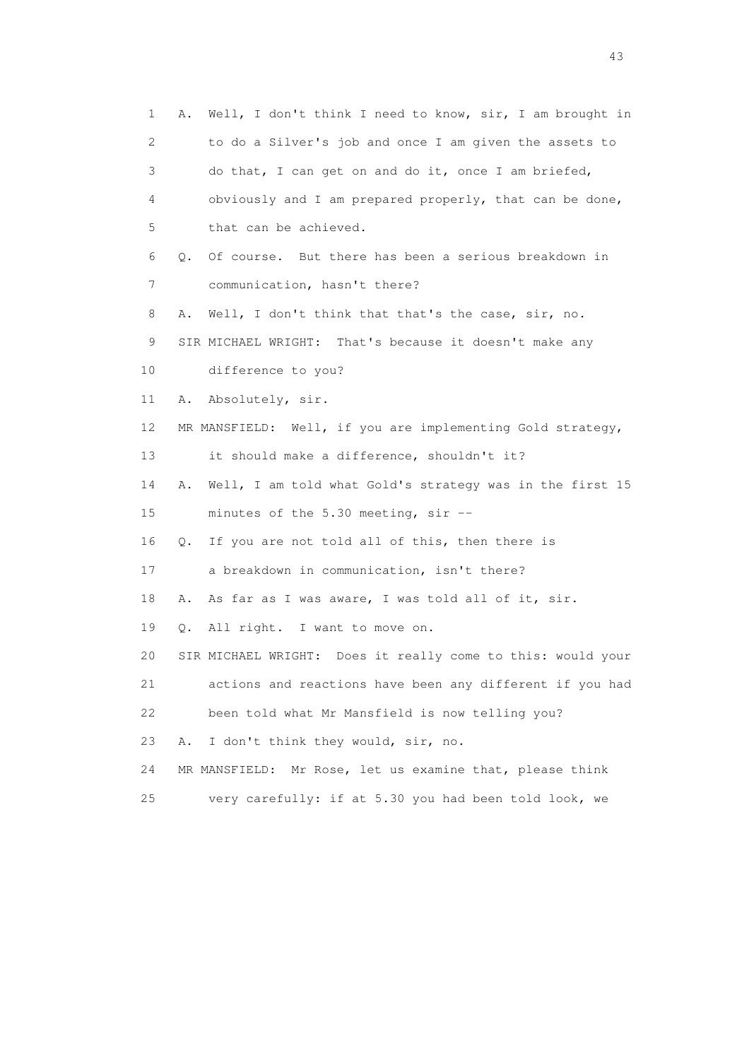1 A. Well, I don't think I need to know, sir, I am brought in
2 to do a Silver's job and once I am given the assets to
3 do that, I can get on and do it, once I am briefed,
4 obviously and I am prepared properly, that can be done,
5 that can be achieved.
6 Q. Of course. But there has been a serious breakdown in
7 communication, hasn't there?
8 A. Well, I don't think that that's the case, sir, no.
9 SIR MICHAEL WRIGHT: That's because it doesn't make any
10 difference to you?
11 A. Absolutely, sir.
12 MR MANSFIELD: Well, if you are implementing Gold strategy,
13 it should make a difference, shouldn't it?
14 A. Well, I am told what Gold's strategy was in the first 15
15 minutes of the 5.30 meeting, sir --
16 Q. If you are not told all of this, then there is
17 a breakdown in communication, isn't there?
18 A. As far as I was aware, I was told all of it, sir.
19 Q. All right. I want to move on.
20 SIR MICHAEL WRIGHT: Does it really come to this: would your
21 actions and reactions have been any different if you had
22 been told what Mr Mansfield is now telling you?
23 A. I don't think they would, sir, no.
24 MR MANSFIELD: Mr Rose, let us examine that, please think
25 very carefully: if at 5.30 you had been told look, we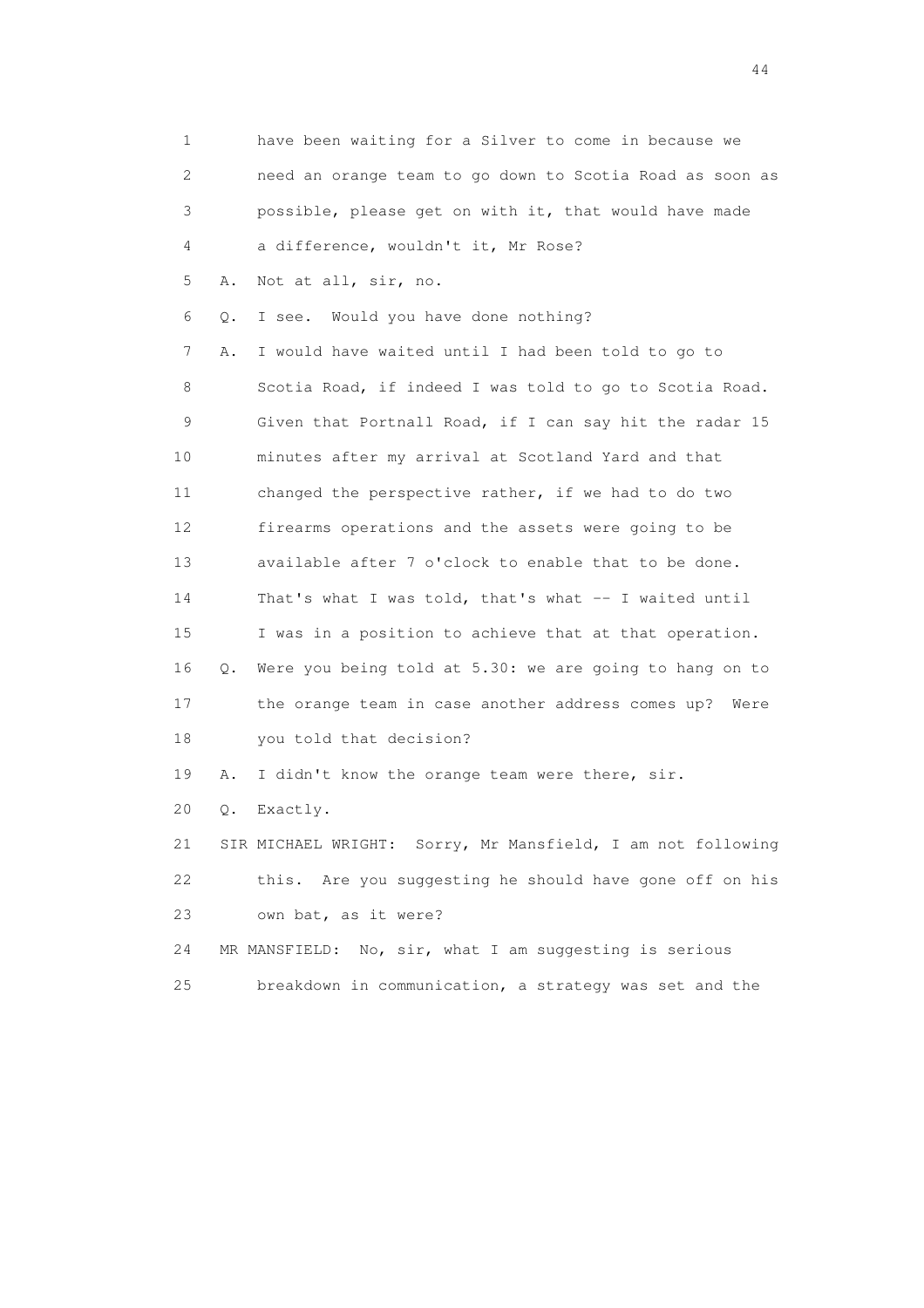1 have been waiting for a Silver to come in because we
2 need an orange team to go down to Scotia Road as soon as
3 possible, please get on with it, that would have made
4 a difference, wouldn't it, Mr Rose?

5 A. Not at all, sir, no.

6 Q. I see. Would you have done nothing?

7 A. I would have waited until I had been told to go to
8 Scotia Road, if indeed I was told to go to Scotia Road.
9 Given that Portnall Road, if I can say hit the radar 15
10 minutes after my arrival at Scotland Yard and that
11 changed the perspective rather, if we had to do two
12 firearms operations and the assets were going to be
13 available after 7 o'clock to enable that to be done.
14 That's what I was told, that's what -- I waited until
15 I was in a position to achieve that at that operation.

16 Q. Were you being told at 5.30: we are going to hang on to
17 the orange team in case another address comes up? Were
18 you told that decision?

19 A. I didn't know the orange team were there, sir.

20 Q. Exactly.

21 SIR MICHAEL WRIGHT: Sorry, Mr Mansfield, I am not following
22 this. Are you suggesting he should have gone off on his
23 own bat, as it were?

24 MR MANSFIELD: No, sir, what I am suggesting is serious
25 breakdown in communication, a strategy was set and the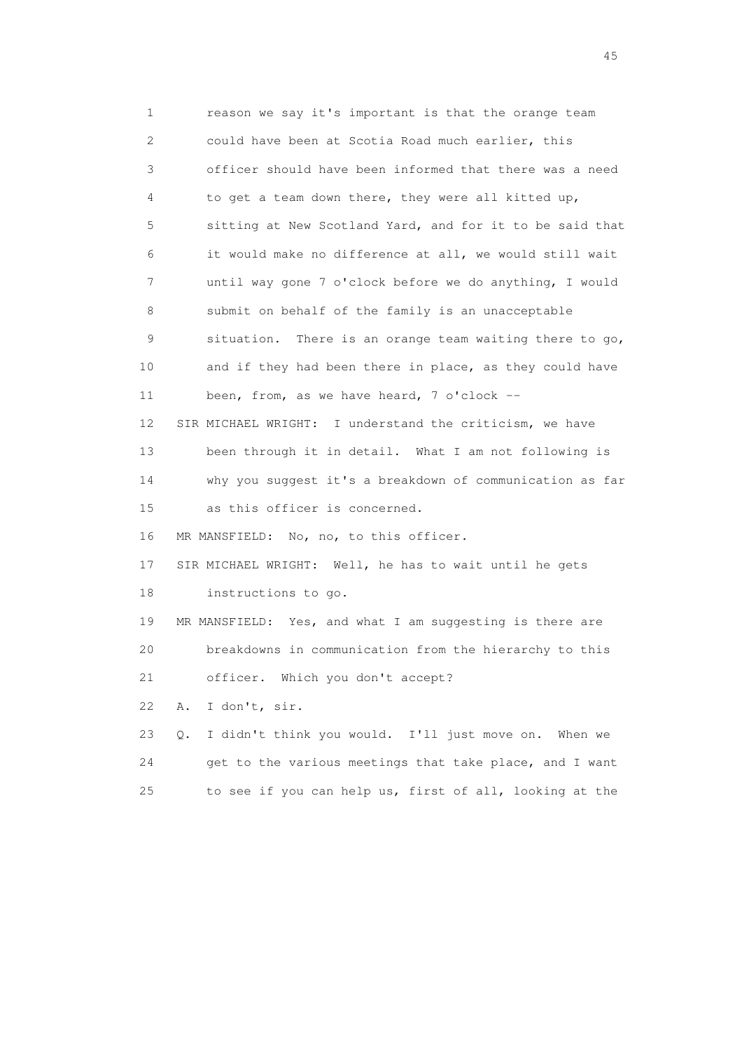1 reason we say it's important is that the orange team
2 could have been at Scotia Road much earlier, this
3 officer should have been informed that there was a need
4 to get a team down there, they were all kitted up,
5 sitting at New Scotland Yard, and for it to be said that
6 it would make no difference at all, we would still wait
7 until way gone 7 o'clock before we do anything, I would
8 submit on behalf of the family is an unacceptable
9 situation. There is an orange team waiting there to go,
10 and if they had been there in place, as they could have
11 been, from, as we have heard, 7 o'clock --

12 SIR MICHAEL WRIGHT: I understand the criticism, we have
13 been through it in detail. What I am not following is
14 why you suggest it's a breakdown of communication as far
15 as this officer is concerned.

16 MR MANSFIELD: No, no, to this officer.

17 SIR MICHAEL WRIGHT: Well, he has to wait until he gets
18 instructions to go.

19 MR MANSFIELD: Yes, and what I am suggesting is there are
20 breakdowns in communication from the hierarchy to this
21 officer. Which you don't accept?

22 A. I don't, sir.

23 Q. I didn't think you would. I'll just move on. When we
24 get to the various meetings that take place, and I want
25 to see if you can help us, first of all, looking at the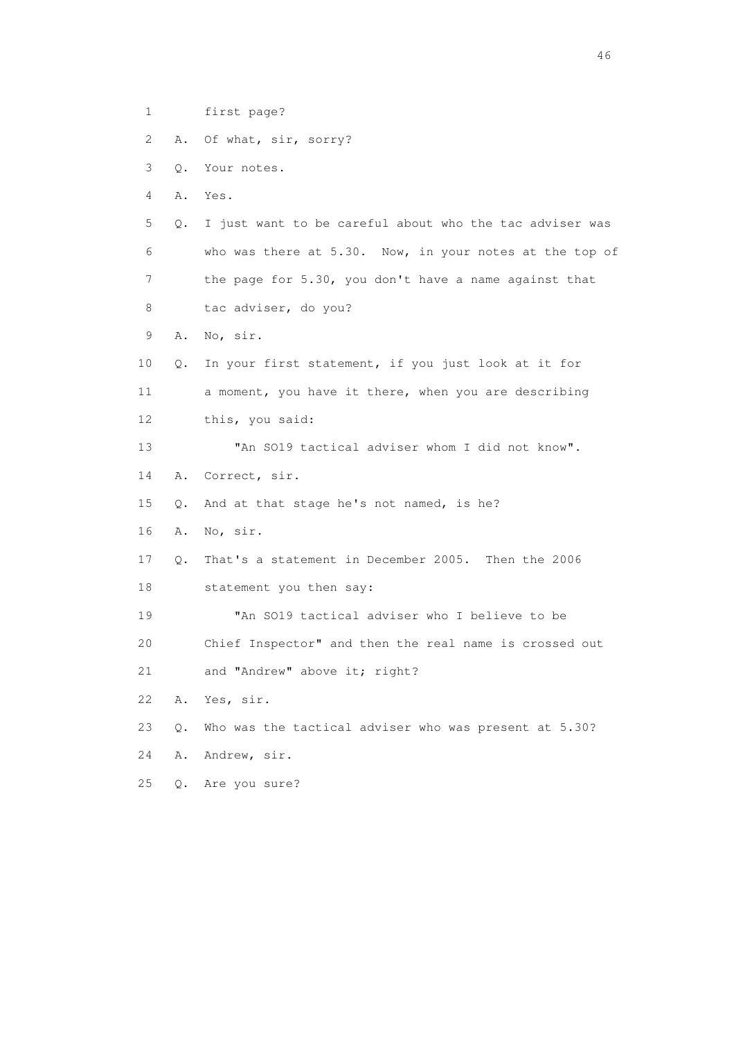1 first page?

2 A. Of what, sir, sorry?

3 Q. Your notes.

4 A. Yes.

5 Q. I just want to be careful about who the tac adviser was

6 who was there at 5.30. Now, in your notes at the top of

7 the page for 5.30, you don't have a name against that

8 tac adviser, do you?

9 A. No, sir.

10 Q. In your first statement, if you just look at it for

11 a moment, you have it there, when you are describing

12 this, you said:

13 "An SO19 tactical adviser whom I did not know".

14 A. Correct, sir.

15 Q. And at that stage he's not named, is he?

16 A. No, sir.

17 Q. That's a statement in December 2005. Then the 2006

18 statement you then say:

19 "An SO19 tactical adviser who I believe to be

20 Chief Inspector" and then the real name is crossed out

21 and "Andrew" above it; right?

22 A. Yes, sir.

23 Q. Who was the tactical adviser who was present at 5.30?

24 A. Andrew, sir.

25 Q. Are you sure?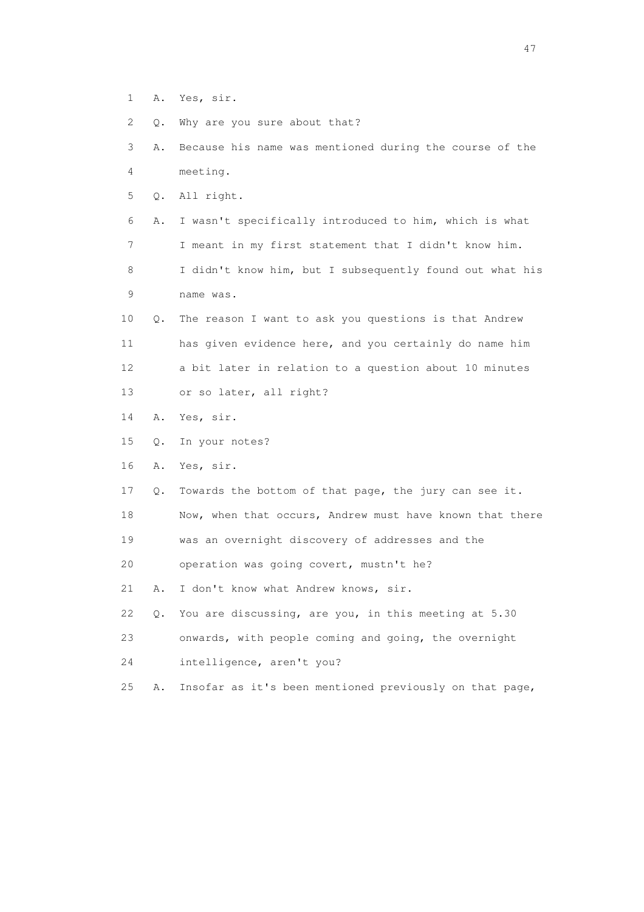1 A. Yes, sir.

2 Q. Why are you sure about that?

3 A. Because his name was mentioned during the course of the
4 meeting.

5 Q. All right.

6 A. I wasn't specifically introduced to him, which is what
7 I meant in my first statement that I didn't know him.
8 I didn't know him, but I subsequently found out what his
9 name was.

10 Q. The reason I want to ask you questions is that Andrew
11 has given evidence here, and you certainly do name him
12 a bit later in relation to a question about 10 minutes
13 or so later, all right?

14 A. Yes, sir.

15 Q. In your notes?

16 A. Yes, sir.

17 Q. Towards the bottom of that page, the jury can see it.
18 Now, when that occurs, Andrew must have known that there
19 was an overnight discovery of addresses and the
20 operation was going covert, mustn't he?

21 A. I don't know what Andrew knows, sir.

22 Q. You are discussing, are you, in this meeting at 5.30
23 onwards, with people coming and going, the overnight
24 intelligence, aren't you?

25 A. Insofar as it's been mentioned previously on that page,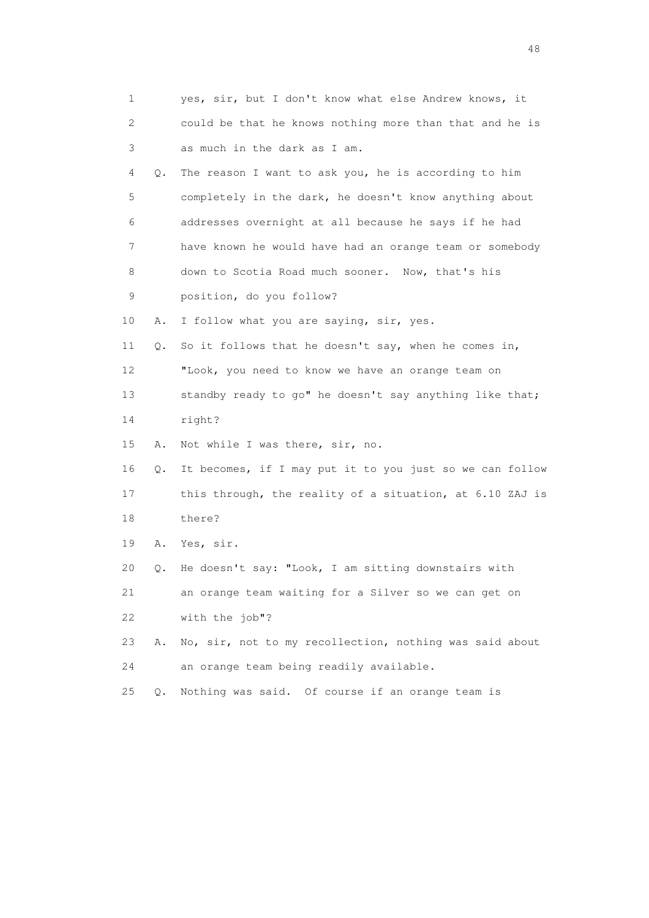1 yes, sir, but I don't know what else Andrew knows, it
2 could be that he knows nothing more than that and he is
3 as much in the dark as I am.

4 Q. The reason I want to ask you, he is according to him
5 completely in the dark, he doesn't know anything about
6 addresses overnight at all because he says if he had
7 have known he would have had an orange team or somebody
8 down to Scotia Road much sooner. Now, that's his
9 position, do you follow?

10 A. I follow what you are saying, sir, yes.

11 Q. So it follows that he doesn't say, when he comes in,
12 "Look, you need to know we have an orange team on
13 standby ready to go" he doesn't say anything like that;
14 right?

15 A. Not while I was there, sir, no.

16 Q. It becomes, if I may put it to you just so we can follow
17 this through, the reality of a situation, at 6.10 ZAJ is
18 there?

19 A. Yes, sir.

20 Q. He doesn't say: "Look, I am sitting downstairs with
21 an orange team waiting for a Silver so we can get on
22 with the job"?

23 A. No, sir, not to my recollection, nothing was said about
24 an orange team being readily available.

25 Q. Nothing was said. Of course if an orange team is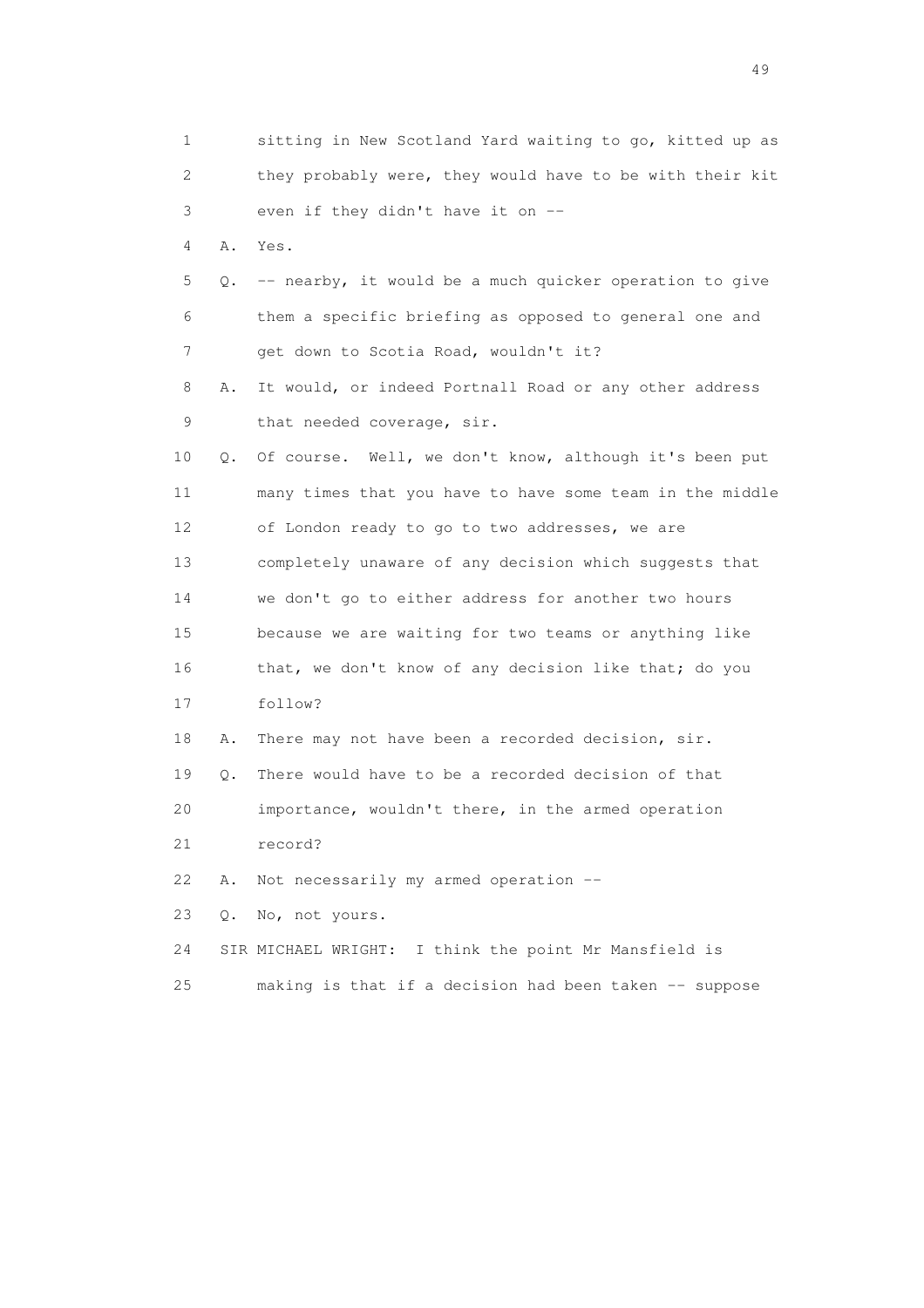1 sitting in New Scotland Yard waiting to go, kitted up as
2 they probably were, they would have to be with their kit
3 even if they didn't have it on --

4 A. Yes.

5 Q. -- nearby, it would be a much quicker operation to give
6 them a specific briefing as opposed to general one and
7 get down to Scotia Road, wouldn't it?

8 A. It would, or indeed Portnall Road or any other address
9 that needed coverage, sir.

10 Q. Of course. Well, we don't know, although it's been put
11 many times that you have to have some team in the middle
12 of London ready to go to two addresses, we are
13 completely unaware of any decision which suggests that
14 we don't go to either address for another two hours
15 because we are waiting for two teams or anything like
16 that, we don't know of any decision like that; do you
17 follow?

18 A. There may not have been a recorded decision, sir.

19 Q. There would have to be a recorded decision of that
20 importance, wouldn't there, in the armed operation
21 record?

22 A. Not necessarily my armed operation --

23 Q. No, not yours.

24 SIR MICHAEL WRIGHT: I think the point Mr Mansfield is
25 making is that if a decision had been taken -- suppose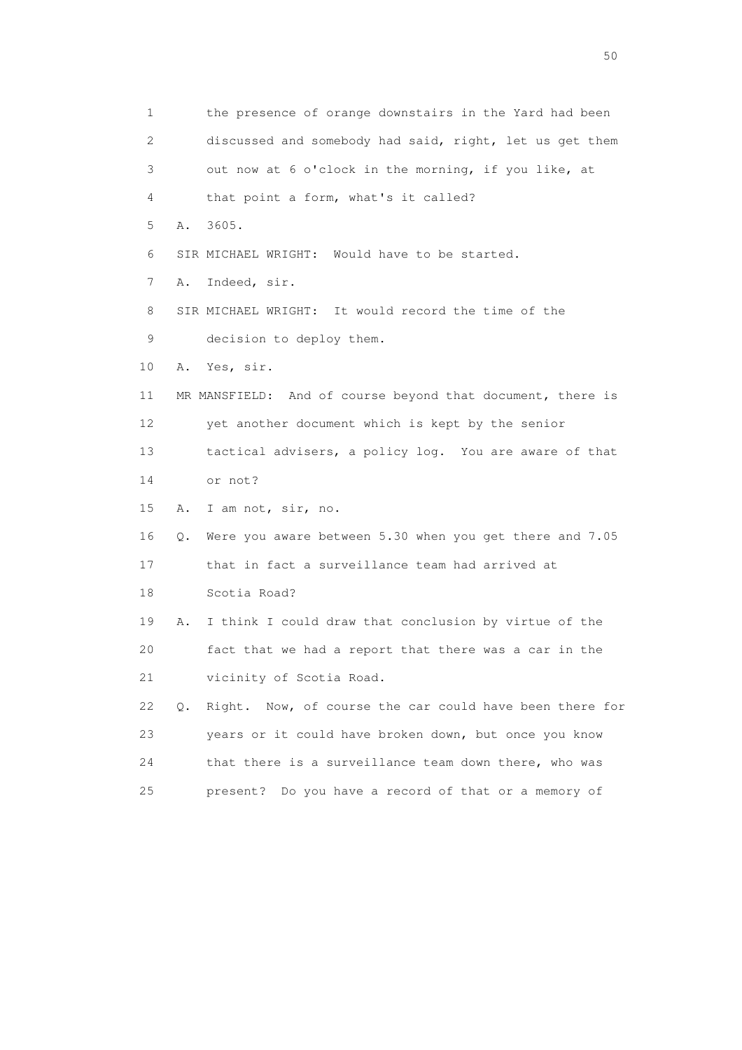1 the presence of orange downstairs in the Yard had been
2 discussed and somebody had said, right, let us get them
3 out now at 6 o'clock in the morning, if you like, at
4 that point a form, what's it called?

5 A. 3605.

6 SIR MICHAEL WRIGHT: Would have to be started.

7 A. Indeed, sir.

8 SIR MICHAEL WRIGHT: It would record the time of the
9 decision to deploy them.

10 A. Yes, sir.

11 MR MANSFIELD: And of course beyond that document, there is
12 yet another document which is kept by the senior
13 tactical advisers, a policy log. You are aware of that
14 or not?

15 A. I am not, sir, no.

16 Q. Were you aware between 5.30 when you get there and 7.05
17 that in fact a surveillance team had arrived at
18 Scotia Road?

19 A. I think I could draw that conclusion by virtue of the
20 fact that we had a report that there was a car in the
21 vicinity of Scotia Road.

22 Q. Right. Now, of course the car could have been there for
23 years or it could have broken down, but once you know
24 that there is a surveillance team down there, who was
25 present? Do you have a record of that or a memory of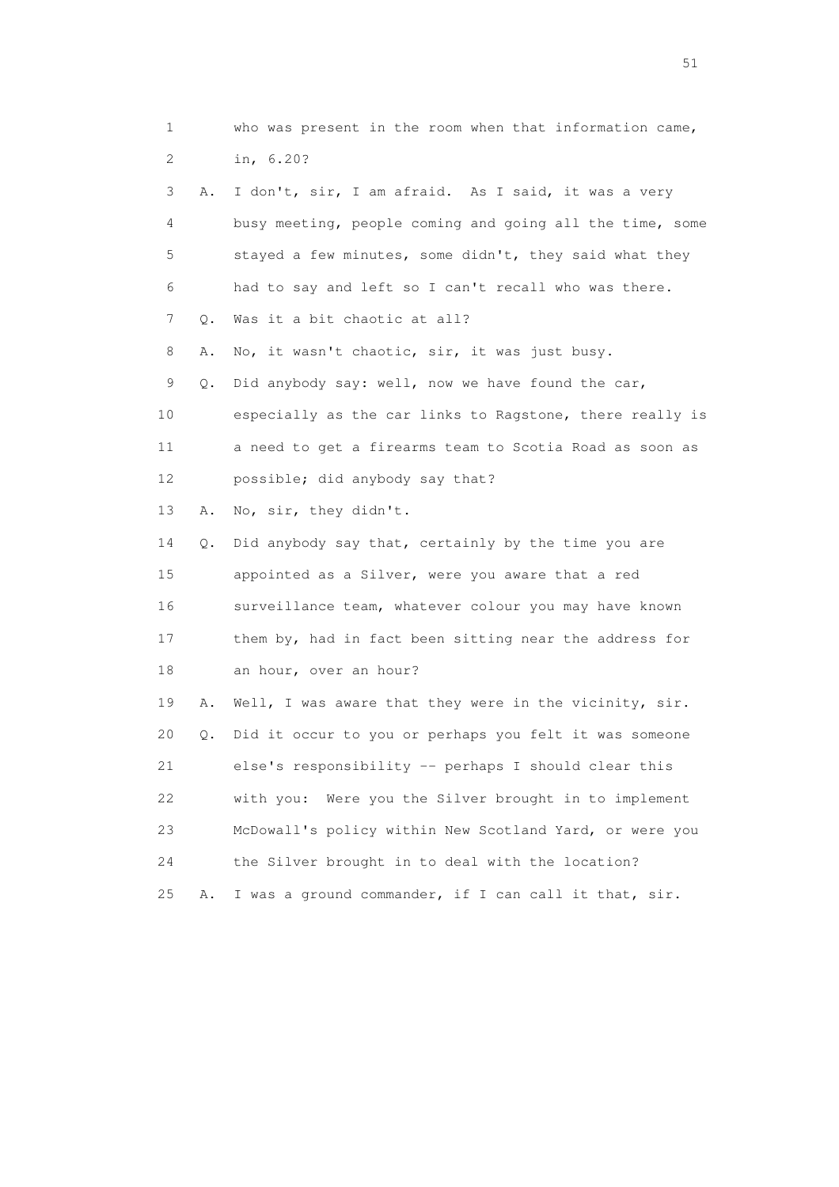1 who was present in the room when that information came,
2 in, 6.20?
3 A. I don't, sir, I am afraid. As I said, it was a very
4 busy meeting, people coming and going all the time, some
5 stayed a few minutes, some didn't, they said what they
6 had to say and left so I can't recall who was there.
7 Q. Was it a bit chaotic at all?
8 A. No, it wasn't chaotic, sir, it was just busy.
9 Q. Did anybody say: well, now we have found the car,
10 especially as the car links to Ragstone, there really is
11 a need to get a firearms team to Scotia Road as soon as
12 possible; did anybody say that?
13 A. No, sir, they didn't.
14 Q. Did anybody say that, certainly by the time you are
15 appointed as a Silver, were you aware that a red
16 surveillance team, whatever colour you may have known
17 them by, had in fact been sitting near the address for
18 an hour, over an hour?
19 A. Well, I was aware that they were in the vicinity, sir.
20 Q. Did it occur to you or perhaps you felt it was someone
21 else's responsibility -- perhaps I should clear this
22 with you: Were you the Silver brought in to implement
23 McDowall's policy within New Scotland Yard, or were you
24 the Silver brought in to deal with the location?
25 A. I was a ground commander, if I can call it that, sir.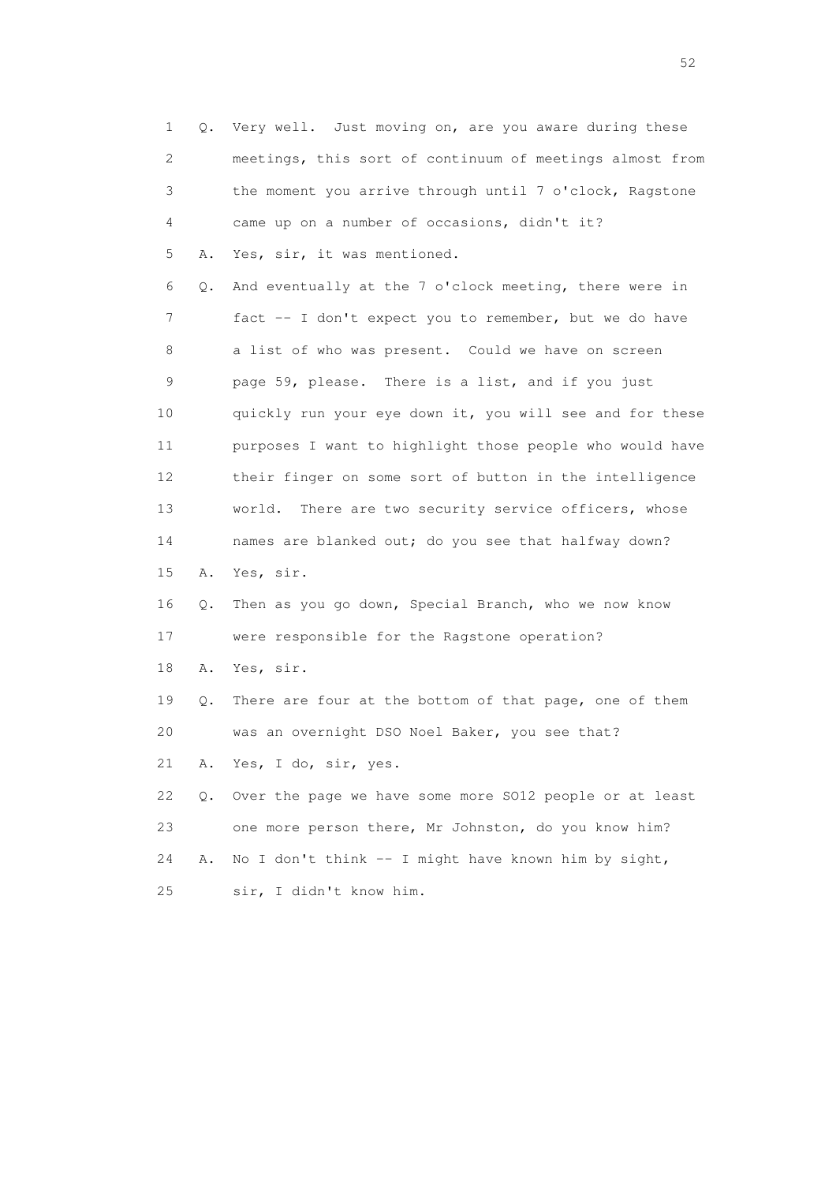1 Q. Very well. Just moving on, are you aware during these
2 meetings, this sort of continuum of meetings almost from
3 the moment you arrive through until 7 o'clock, Ragstone
4 came up on a number of occasions, didn't it?
5 A. Yes, sir, it was mentioned.
6 Q. And eventually at the 7 o'clock meeting, there were in
7 fact -- I don't expect you to remember, but we do have
8 a list of who was present. Could we have on screen
9 page 59, please. There is a list, and if you just
10 quickly run your eye down it, you will see and for these
11 purposes I want to highlight those people who would have
12 their finger on some sort of button in the intelligence
13 world. There are two security service officers, whose
14 names are blanked out; do you see that halfway down?
15 A. Yes, sir.
16 Q. Then as you go down, Special Branch, who we now know
17 were responsible for the Ragstone operation?
18 A. Yes, sir.
19 Q. There are four at the bottom of that page, one of them
20 was an overnight DSO Noel Baker, you see that?
21 A. Yes, I do, sir, yes.
22 Q. Over the page we have some more SO12 people or at least
23 one more person there, Mr Johnston, do you know him?
24 A. No I don't think -- I might have known him by sight,
25 sir, I didn't know him.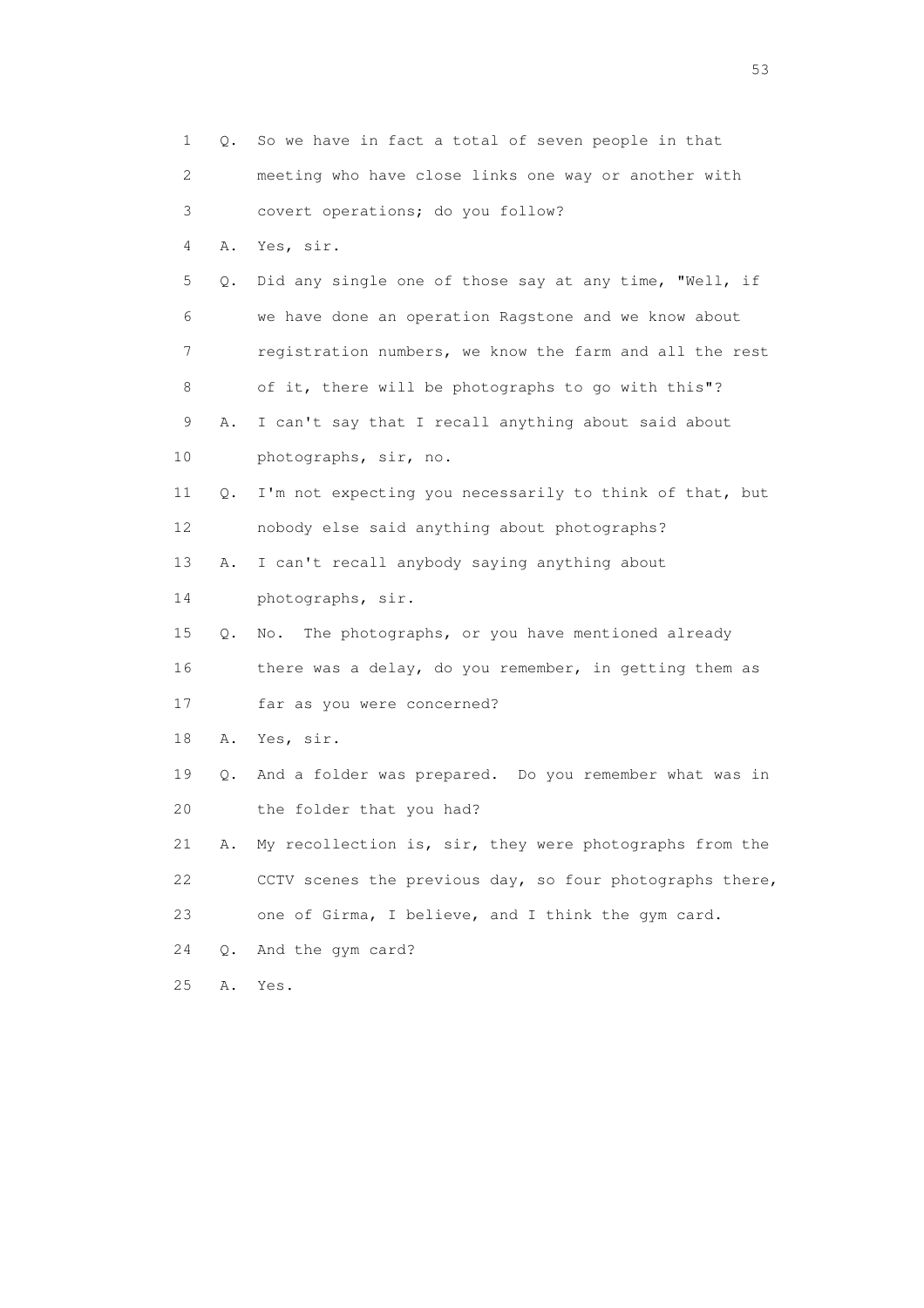1 Q. So we have in fact a total of seven people in that
2 meeting who have close links one way or another with
3 covert operations; do you follow?
4 A. Yes, sir.
5 Q. Did any single one of those say at any time, "Well, if
6 we have done an operation Ragstone and we know about
7 registration numbers, we know the farm and all the rest
8 of it, there will be photographs to go with this"?
9 A. I can't say that I recall anything about said about
10 photographs, sir, no.
11 Q. I'm not expecting you necessarily to think of that, but
12 nobody else said anything about photographs?
13 A. I can't recall anybody saying anything about
14 photographs, sir.
15 Q. No. The photographs, or you have mentioned already
16 there was a delay, do you remember, in getting them as
17 far as you were concerned?
18 A. Yes, sir.
19 Q. And a folder was prepared. Do you remember what was in
20 the folder that you had?
21 A. My recollection is, sir, they were photographs from the
22 CCTV scenes the previous day, so four photographs there,
23 one of Girma, I believe, and I think the gym card.
24 Q. And the gym card?
25 A. Yes.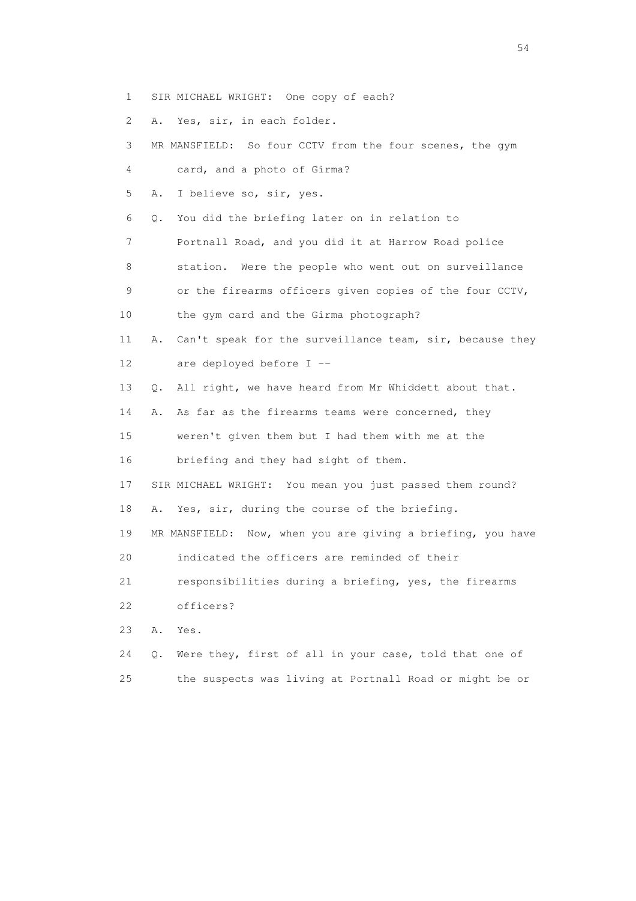1 SIR MICHAEL WRIGHT: One copy of each?

2 A. Yes, sir, in each folder.

3 MR MANSFIELD: So four CCTV from the four scenes, the gym

4 card, and a photo of Girma?

5 A. I believe so, sir, yes.

6 Q. You did the briefing later on in relation to

7 Portnall Road, and you did it at Harrow Road police

8 station. Were the people who went out on surveillance

9 or the firearms officers given copies of the four CCTV,

10 the gym card and the Girma photograph?

11 A. Can't speak for the surveillance team, sir, because they

12 are deployed before I --

13 Q. All right, we have heard from Mr Whiddett about that.

14 A. As far as the firearms teams were concerned, they

15 weren't given them but I had them with me at the

16 briefing and they had sight of them.

17 SIR MICHAEL WRIGHT: You mean you just passed them round?

18 A. Yes, sir, during the course of the briefing.

19 MR MANSFIELD: Now, when you are giving a briefing, you have

20 indicated the officers are reminded of their

21 responsibilities during a briefing, yes, the firearms

22 officers?

23 A. Yes.

24 Q. Were they, first of all in your case, told that one of

25 the suspects was living at Portnall Road or might be or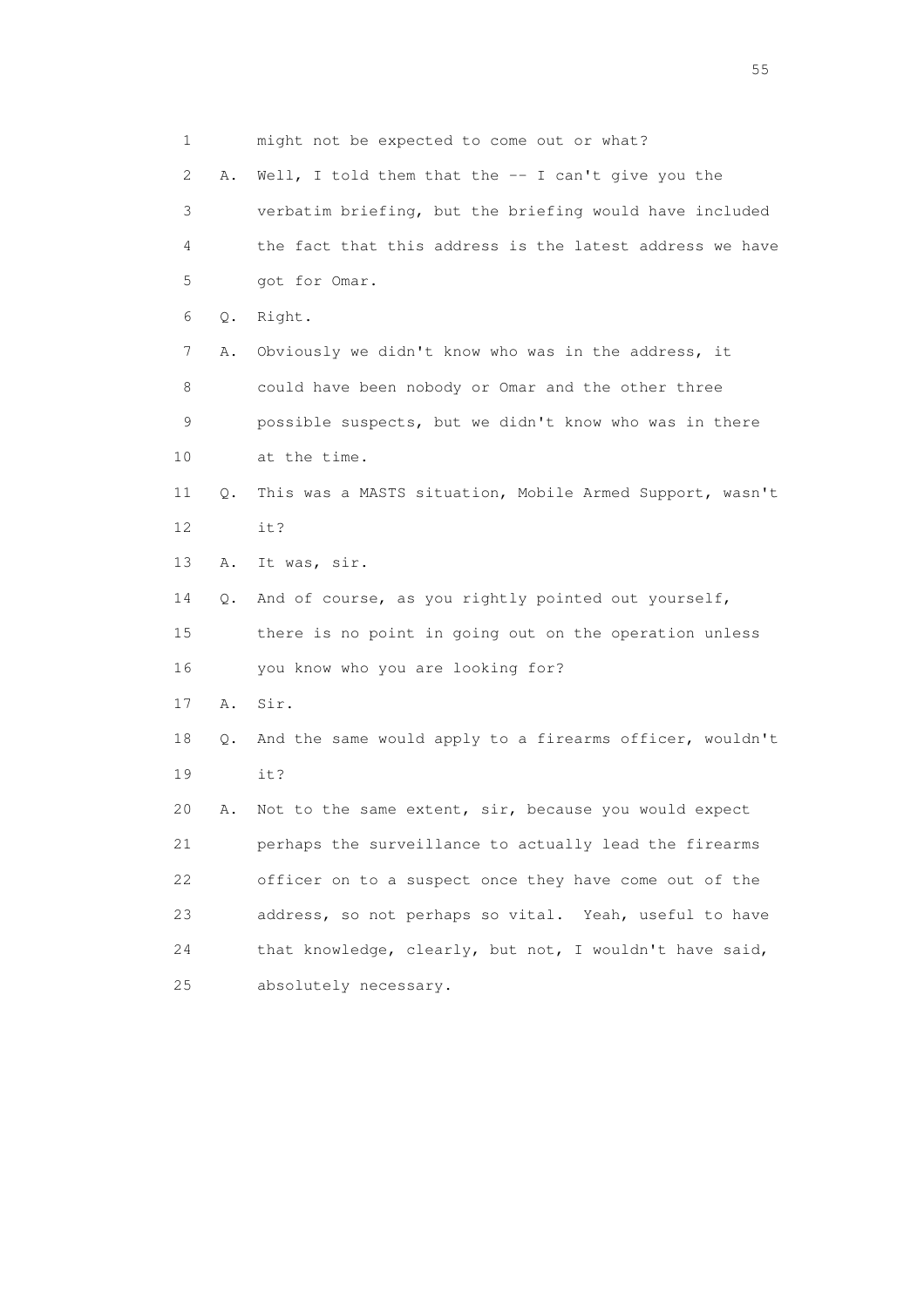1 might not be expected to come out or what?

2 A. Well, I told them that the -- I can't give you the

3 verbatim briefing, but the briefing would have included

4 the fact that this address is the latest address we have

5 got for Omar.

6 Q. Right.

7 A. Obviously we didn't know who was in the address, it

8 could have been nobody or Omar and the other three

9 possible suspects, but we didn't know who was in there

10 at the time.

11 Q. This was a MASTS situation, Mobile Armed Support, wasn't

12 it?

13 A. It was, sir.

14 Q. And of course, as you rightly pointed out yourself,

15 there is no point in going out on the operation unless

16 you know who you are looking for?

17 A. Sir.

18 Q. And the same would apply to a firearms officer, wouldn't

19 it?

20 A. Not to the same extent, sir, because you would expect

21 perhaps the surveillance to actually lead the firearms

22 officer on to a suspect once they have come out of the

23 address, so not perhaps so vital. Yeah, useful to have

24 that knowledge, clearly, but not, I wouldn't have said,

25 absolutely necessary.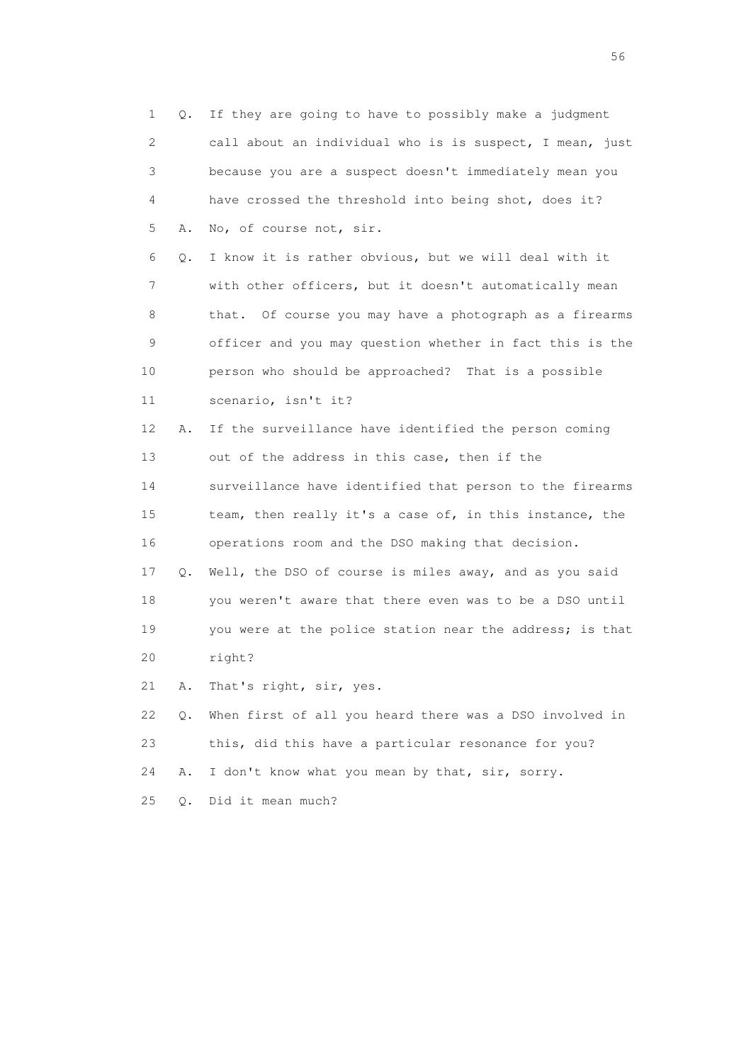1 Q. If they are going to have to possibly make a judgment
2 call about an individual who is is suspect, I mean, just
3 because you are a suspect doesn't immediately mean you
4 have crossed the threshold into being shot, does it?
5 A. No, of course not, sir.
6 Q. I know it is rather obvious, but we will deal with it
7 with other officers, but it doesn't automatically mean
8 that. Of course you may have a photograph as a firearms
9 officer and you may question whether in fact this is the
10 person who should be approached? That is a possible
11 scenario, isn't it?
12 A. If the surveillance have identified the person coming
13 out of the address in this case, then if the
14 surveillance have identified that person to the firearms
15 team, then really it's a case of, in this instance, the
16 operations room and the DSO making that decision.
17 Q. Well, the DSO of course is miles away, and as you said
18 you weren't aware that there even was to be a DSO until
19 you were at the police station near the address; is that
20 right?
21 A. That's right, sir, yes.
22 Q. When first of all you heard there was a DSO involved in
23 this, did this have a particular resonance for you?
24 A. I don't know what you mean by that, sir, sorry.
25 Q. Did it mean much?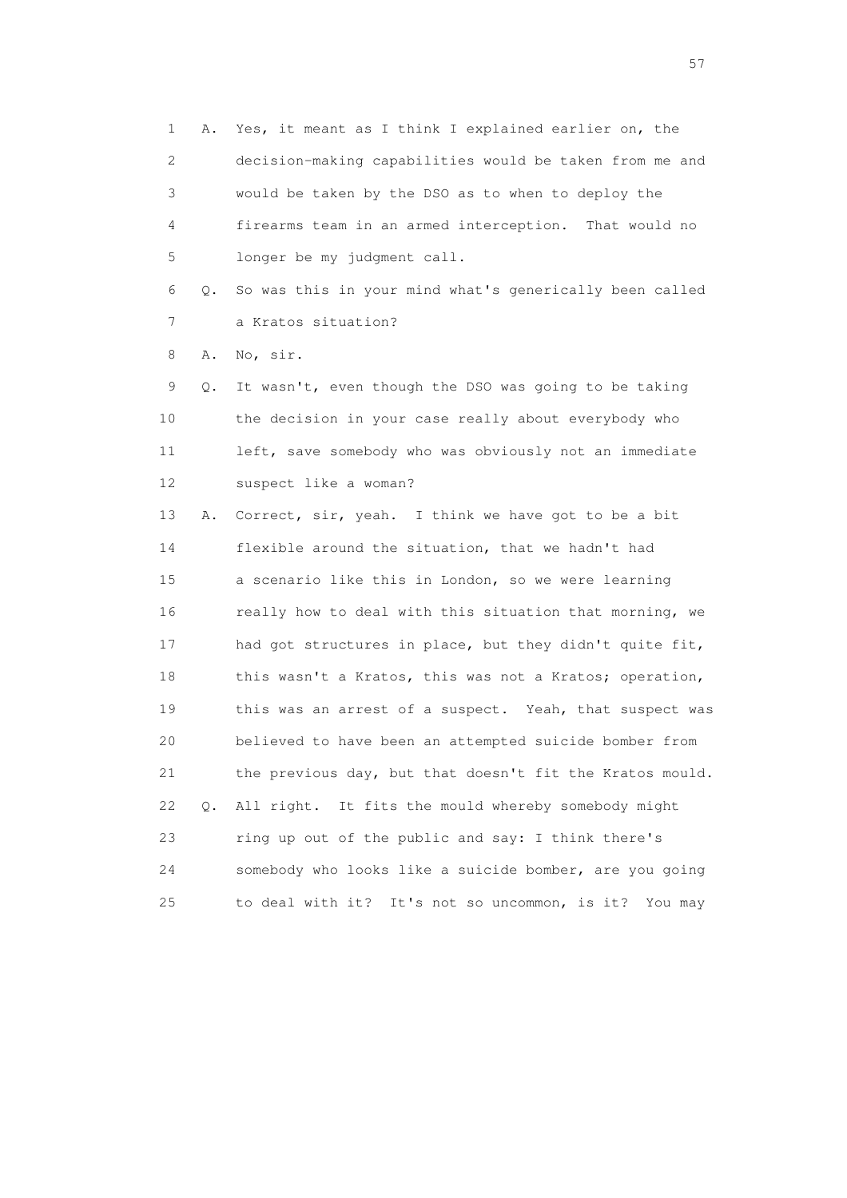1 A. Yes, it meant as I think I explained earlier on, the
2 decision-making capabilities would be taken from me and
3 would be taken by the DSO as to when to deploy the
4 firearms team in an armed interception. That would no
5 longer be my judgment call.

6 Q. So was this in your mind what's generically been called
7 a Kratos situation?

8 A. No, sir.

9 Q. It wasn't, even though the DSO was going to be taking
10 the decision in your case really about everybody who
11 left, save somebody who was obviously not an immediate
12 suspect like a woman?

13 A. Correct, sir, yeah. I think we have got to be a bit
14 flexible around the situation, that we hadn't had
15 a scenario like this in London, so we were learning
16 really how to deal with this situation that morning, we
17 had got structures in place, but they didn't quite fit,
18 this wasn't a Kratos, this was not a Kratos; operation,
19 this was an arrest of a suspect. Yeah, that suspect was
20 believed to have been an attempted suicide bomber from
21 the previous day, but that doesn't fit the Kratos mould.

22 Q. All right. It fits the mould whereby somebody might
23 ring up out of the public and say: I think there's
24 somebody who looks like a suicide bomber, are you going
25 to deal with it? It's not so uncommon, is it? You may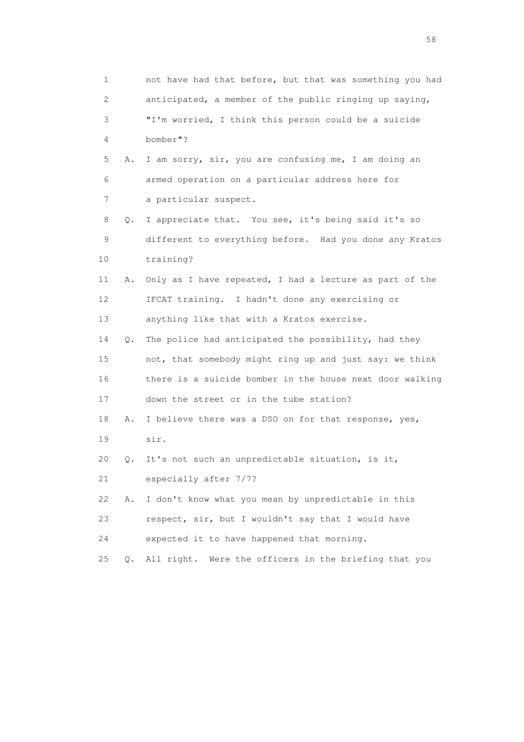1 not have had that before, but that was something you had
2 anticipated, a member of the public ringing up saying,
3 "I'm worried, I think this person could be a suicide
4 bomber"?

5 A. I am sorry, sir, you are confusing me, I am doing an
6 armed operation on a particular address here for
7 a particular suspect.

8 Q. I appreciate that. You see, it's being said it's so
9 different to everything before. Had you done any Kratos
10 training?

11 A. Only as I have repeated, I had a lecture as part of the
12 IFCAT training. I hadn't done any exercising or
13 anything like that with a Kratos exercise.

14 Q. The police had anticipated the possibility, had they
15 not, that somebody might ring up and just say: we think
16 there is a suicide bomber in the house next door walking
17 down the street or in the tube station?

18 A. I believe there was a DSO on for that response, yes,
19 sir.

20 Q. It's not such an unpredictable situation, is it,
21 especially after 7/7?

22 A. I don't know what you mean by unpredictable in this
23 respect, sir, but I wouldn't say that I would have
24 expected it to have happened that morning.

25 Q. All right. Were the officers in the briefing that you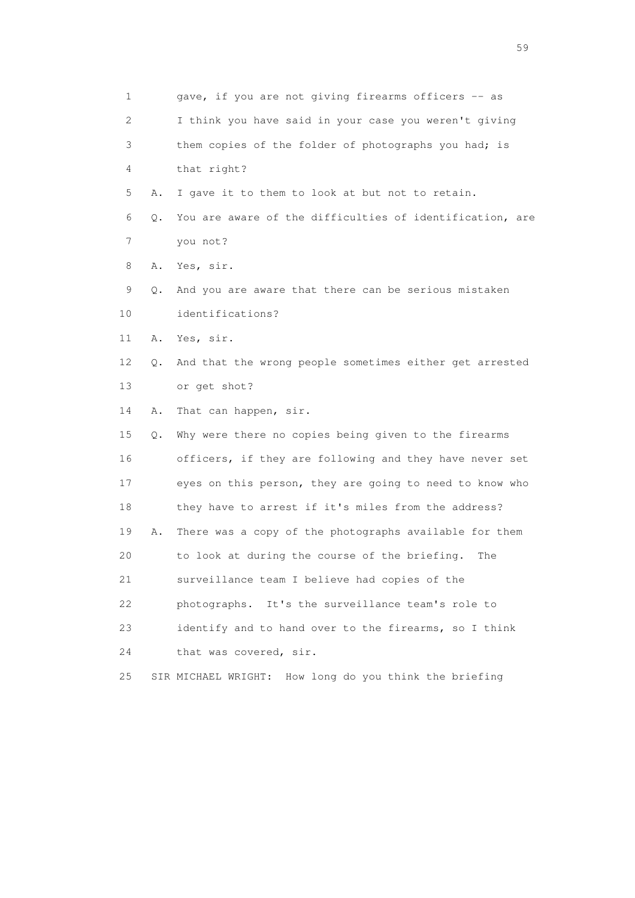1 gave, if you are not giving firearms officers -- as

2 I think you have said in your case you weren't giving

3 them copies of the folder of photographs you had; is

4 that right?

5 A. I gave it to them to look at but not to retain.

6 Q. You are aware of the difficulties of identification, are

7 you not?

8 A. Yes, sir.

9 Q. And you are aware that there can be serious mistaken

10 identifications?

11 A. Yes, sir.

12 Q. And that the wrong people sometimes either get arrested

13 or get shot?

14 A. That can happen, sir.

15 Q. Why were there no copies being given to the firearms

16 officers, if they are following and they have never set

17 eyes on this person, they are going to need to know who

18 they have to arrest if it's miles from the address?

19 A. There was a copy of the photographs available for them

20 to look at during the course of the briefing. The

21 surveillance team I believe had copies of the

22 photographs. It's the surveillance team's role to

23 identify and to hand over to the firearms, so I think

24 that was covered, sir.

25 SIR MICHAEL WRIGHT: How long do you think the briefing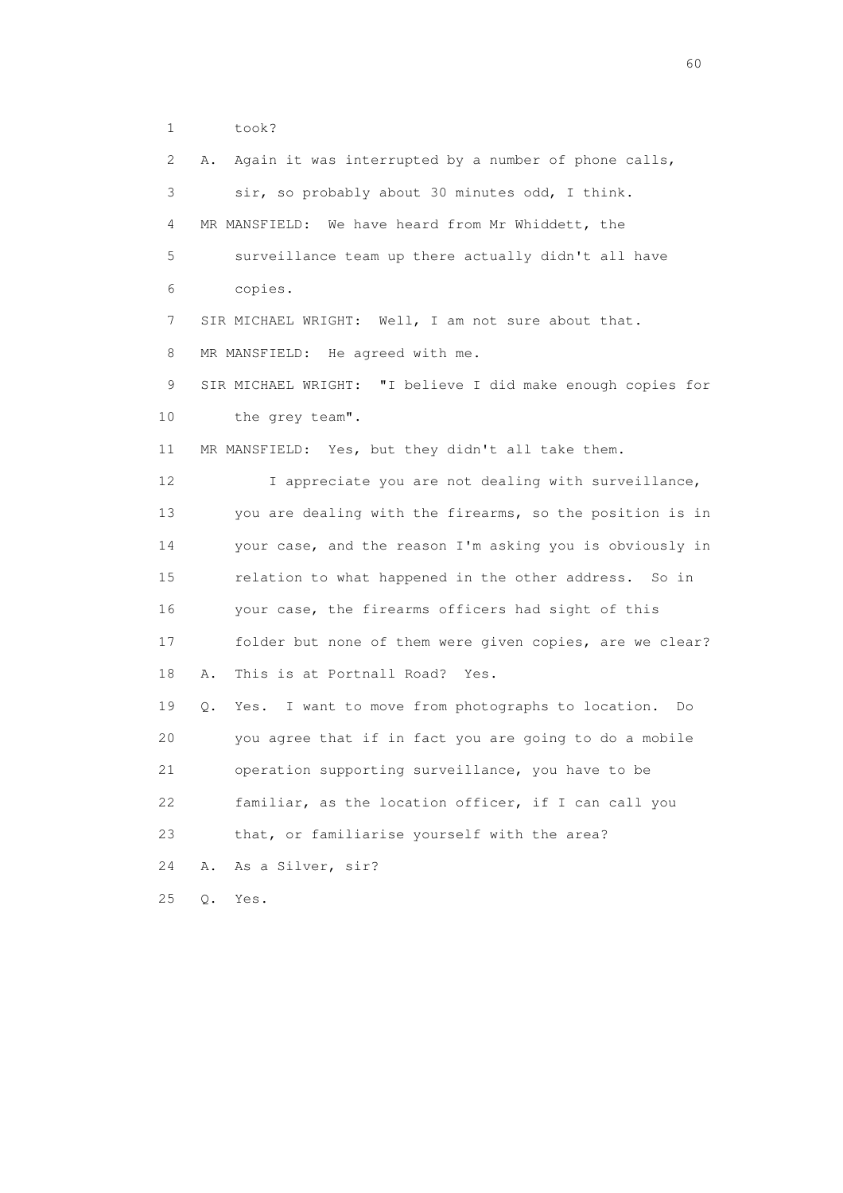1 took?

2 A. Again it was interrupted by a number of phone calls,

3 sir, so probably about 30 minutes odd, I think.

4 MR MANSFIELD: We have heard from Mr Whiddett, the

5 surveillance team up there actually didn't all have

6 copies.

7 SIR MICHAEL WRIGHT: Well, I am not sure about that.

8 MR MANSFIELD: He agreed with me.

9 SIR MICHAEL WRIGHT: "I believe I did make enough copies for

10 the grey team".

11 MR MANSFIELD: Yes, but they didn't all take them.

12 I appreciate you are not dealing with surveillance,

13 you are dealing with the firearms, so the position is in

14 your case, and the reason I'm asking you is obviously in

15 relation to what happened in the other address. So in

16 your case, the firearms officers had sight of this

17 folder but none of them were given copies, are we clear?

18 A. This is at Portnall Road? Yes.

19 Q. Yes. I want to move from photographs to location. Do

20 you agree that if in fact you are going to do a mobile

21 operation supporting surveillance, you have to be

22 familiar, as the location officer, if I can call you

23 that, or familiarise yourself with the area?

24 A. As a Silver, sir?

25 Q. Yes.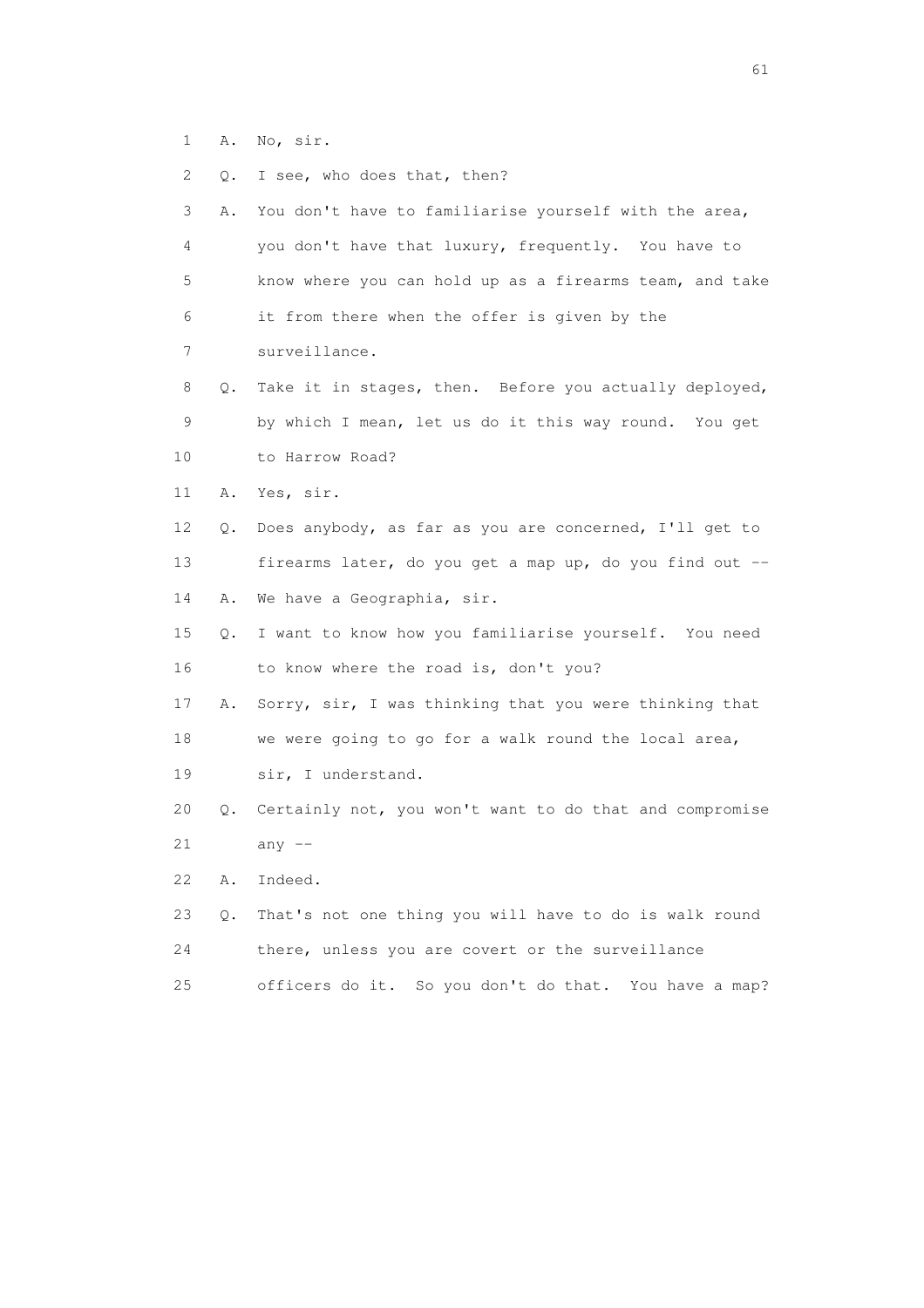1 A. No, sir.

2 Q. I see, who does that, then?

3 A. You don't have to familiarise yourself with the area,

4 you don't have that luxury, frequently. You have to

5 know where you can hold up as a firearms team, and take

6 it from there when the offer is given by the

7 surveillance.

8 Q. Take it in stages, then. Before you actually deployed,

9 by which I mean, let us do it this way round. You get

10 to Harrow Road?

11 A. Yes, sir.

12 Q. Does anybody, as far as you are concerned, I'll get to

13 firearms later, do you get a map up, do you find out --

14 A. We have a Geographia, sir.

15 Q. I want to know how you familiarise yourself. You need

16 to know where the road is, don't you?

17 A. Sorry, sir, I was thinking that you were thinking that

18 we were going to go for a walk round the local area,

19 sir, I understand.

20 Q. Certainly not, you won't want to do that and compromise

21 any --

22 A. Indeed.

23 Q. That's not one thing you will have to do is walk round

24 there, unless you are covert or the surveillance

25 officers do it. So you don't do that. You have a map?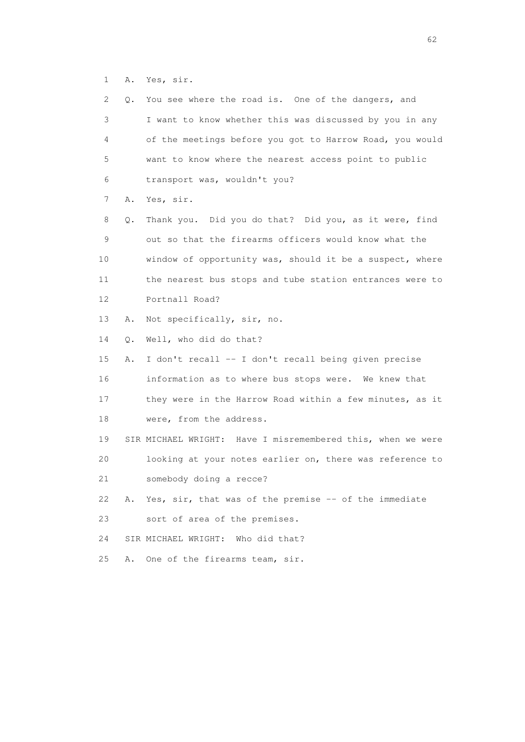1 A. Yes, sir.

2 Q. You see where the road is. One of the dangers, and

3 I want to know whether this was discussed by you in any

4 of the meetings before you got to Harrow Road, you would

5 want to know where the nearest access point to public

6 transport was, wouldn't you?

7 A. Yes, sir.

8 Q. Thank you. Did you do that? Did you, as it were, find

9 out so that the firearms officers would know what the

10 window of opportunity was, should it be a suspect, where

11 the nearest bus stops and tube station entrances were to

12 Portnall Road?

13 A. Not specifically, sir, no.

14 Q. Well, who did do that?

15 A. I don't recall -- I don't recall being given precise

16 information as to where bus stops were. We knew that

17 they were in the Harrow Road within a few minutes, as it

18 were, from the address.

19 SIR MICHAEL WRIGHT: Have I misremembered this, when we were

20 looking at your notes earlier on, there was reference to

21 somebody doing a recce?

22 A. Yes, sir, that was of the premise -- of the immediate

23 sort of area of the premises.

24 SIR MICHAEL WRIGHT: Who did that?

25 A. One of the firearms team, sir.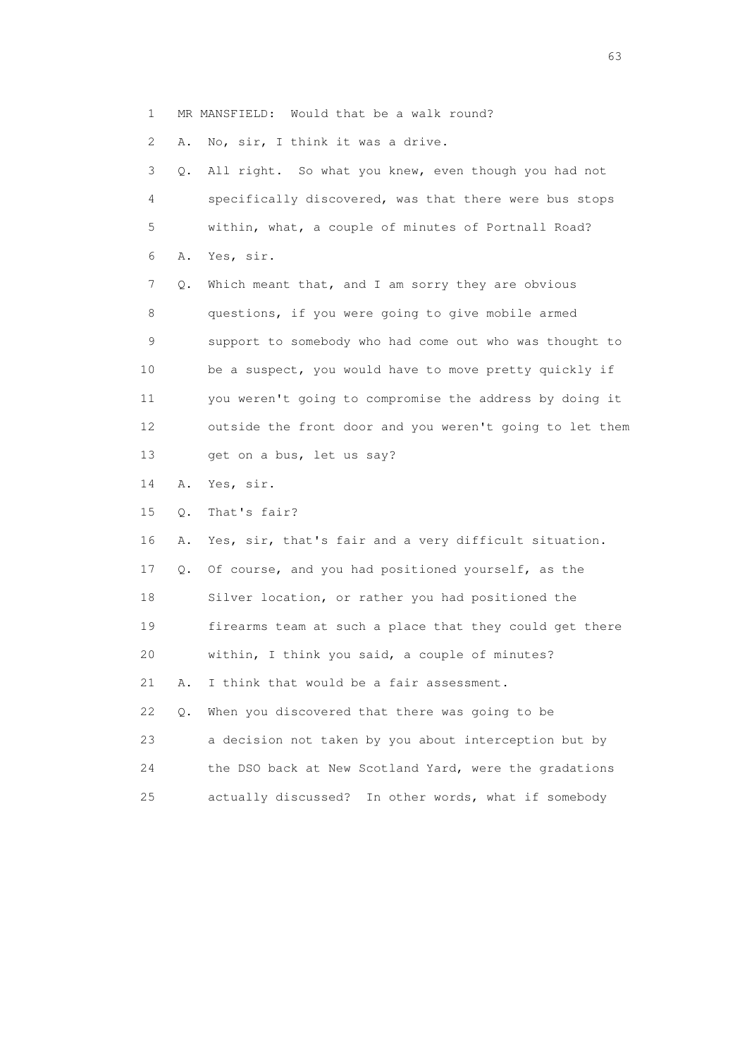1 MR MANSFIELD: Would that be a walk round?

2 A. No, sir, I think it was a drive.

3 Q. All right. So what you knew, even though you had not

4 specifically discovered, was that there were bus stops

5 within, what, a couple of minutes of Portnall Road?

6 A. Yes, sir.

7 Q. Which meant that, and I am sorry they are obvious

8 questions, if you were going to give mobile armed

9 support to somebody who had come out who was thought to

10 be a suspect, you would have to move pretty quickly if

11 you weren't going to compromise the address by doing it

12 outside the front door and you weren't going to let them

13 get on a bus, let us say?

14 A. Yes, sir.

15 Q. That's fair?

16 A. Yes, sir, that's fair and a very difficult situation.

17 Q. Of course, and you had positioned yourself, as the

18 Silver location, or rather you had positioned the

19 firearms team at such a place that they could get there

20 within, I think you said, a couple of minutes?

21 A. I think that would be a fair assessment.

22 Q. When you discovered that there was going to be

23 a decision not taken by you about interception but by

24 the DSO back at New Scotland Yard, were the gradations

25 actually discussed? In other words, what if somebody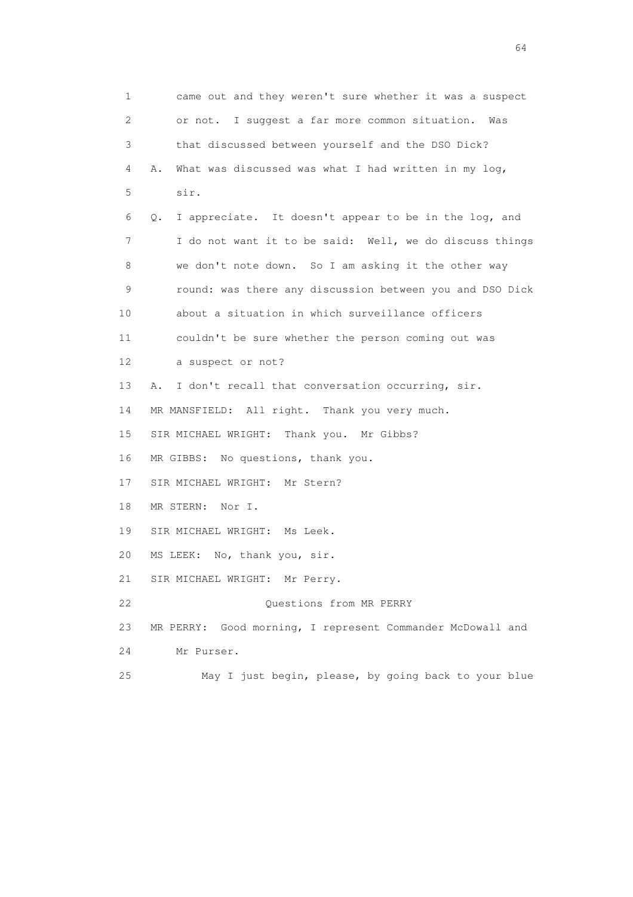1 came out and they weren't sure whether it was a suspect
2 or not. I suggest a far more common situation. Was
3 that discussed between yourself and the DSO Dick?
4 A. What was discussed was what I had written in my log,
5 sir.
6 Q. I appreciate. It doesn't appear to be in the log, and
7 I do not want it to be said: Well, we do discuss things
8 we don't note down. So I am asking it the other way
9 round: was there any discussion between you and DSO Dick
10 about a situation in which surveillance officers
11 couldn't be sure whether the person coming out was
12 a suspect or not?
13 A. I don't recall that conversation occurring, sir.
14 MR MANSFIELD: All right. Thank you very much.
15 SIR MICHAEL WRIGHT: Thank you. Mr Gibbs?
16 MR GIBBS: No questions, thank you.
17 SIR MICHAEL WRIGHT: Mr Stern?
18 MR STERN: Nor I.
19 SIR MICHAEL WRIGHT: Ms Leek.
20 MS LEEK: No, thank you, sir.
21 SIR MICHAEL WRIGHT: Mr Perry.
22 Questions from MR PERRY
23 MR PERRY: Good morning, I represent Commander McDowall and
24 Mr Purser.
25 May I just begin, please, by going back to your blue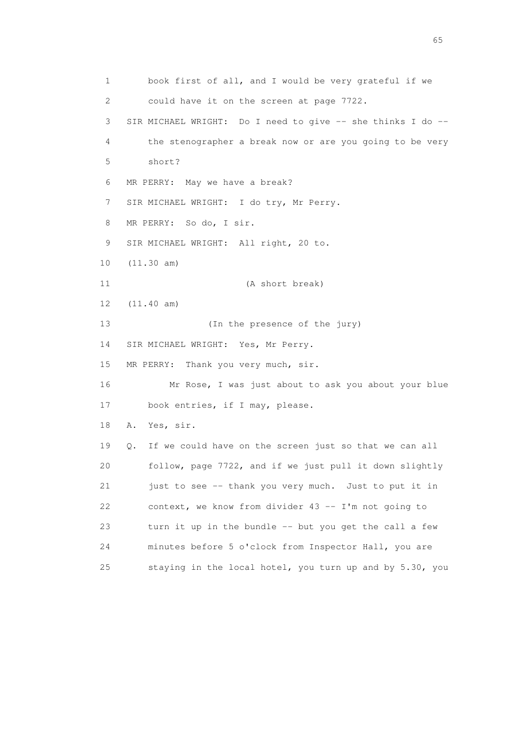1 book first of all, and I would be very grateful if we
2 could have it on the screen at page 7722.
3 SIR MICHAEL WRIGHT: Do I need to give -- she thinks I do --
4 the stenographer a break now or are you going to be very
5 short?
6 MR PERRY: May we have a break?
7 SIR MICHAEL WRIGHT: I do try, Mr Perry.
8 MR PERRY: So do, I sir.
9 SIR MICHAEL WRIGHT: All right, 20 to.
10 (11.30 am)
11 (A short break)
12 (11.40 am)
13 (In the presence of the jury)
14 SIR MICHAEL WRIGHT: Yes, Mr Perry.
15 MR PERRY: Thank you very much, sir.
16 Mr Rose, I was just about to ask you about your blue
17 book entries, if I may, please.
18 A. Yes, sir.
19 Q. If we could have on the screen just so that we can all
20 follow, page 7722, and if we just pull it down slightly
21 just to see -- thank you very much. Just to put it in
22 context, we know from divider 43 -- I'm not going to
23 turn it up in the bundle -- but you get the call a few
24 minutes before 5 o'clock from Inspector Hall, you are
25 staying in the local hotel, you turn up and by 5.30, you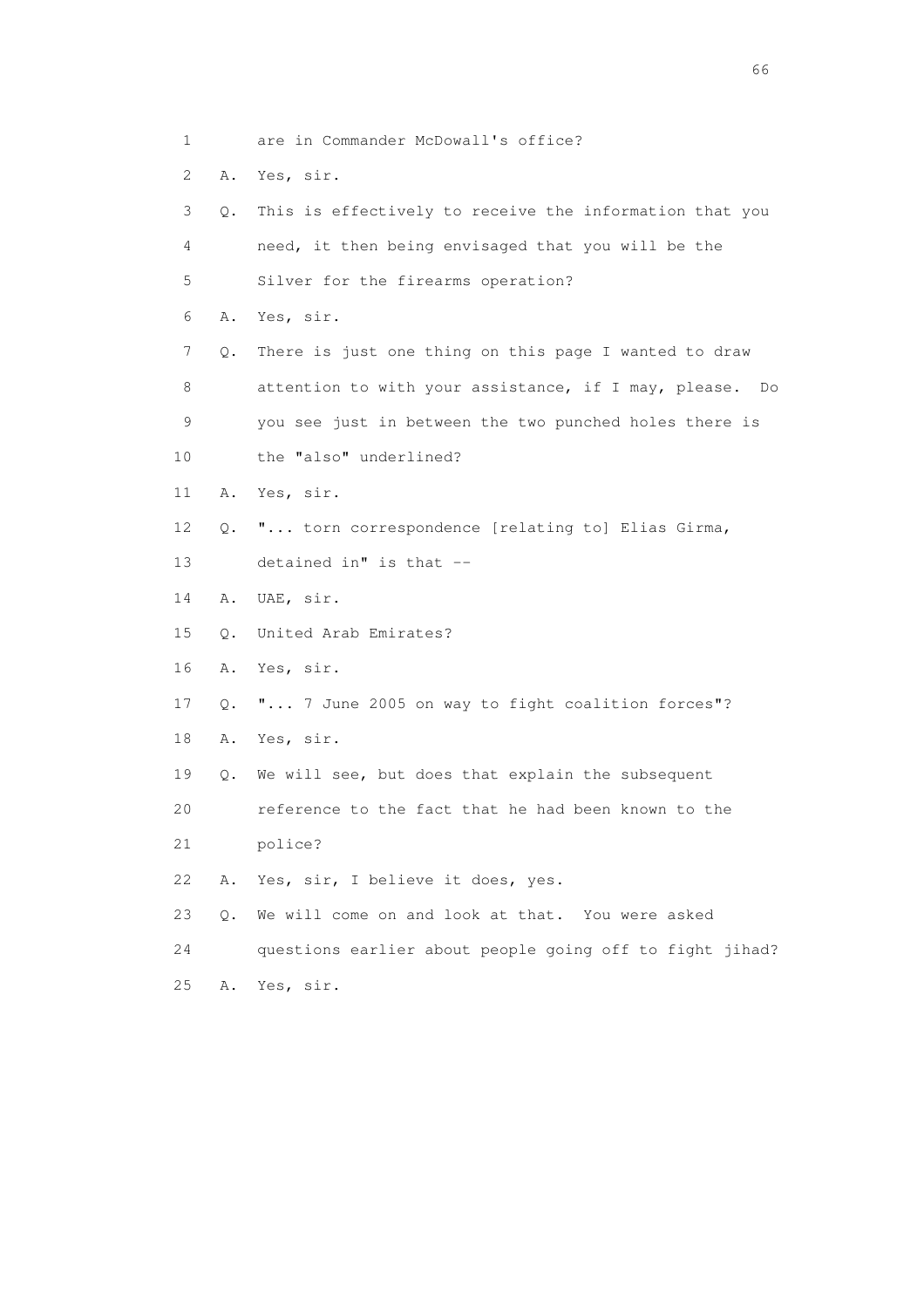1 are in Commander McDowall's office?

2 A. Yes, sir.

3 Q. This is effectively to receive the information that you

4 need, it then being envisaged that you will be the

5 Silver for the firearms operation?

6 A. Yes, sir.

7 Q. There is just one thing on this page I wanted to draw

8 attention to with your assistance, if I may, please. Do

9 you see just in between the two punched holes there is

10 the "also" underlined?

11 A. Yes, sir.

12 Q. "... torn correspondence [relating to] Elias Girma,

13 detained in" is that --

14 A. UAE, sir.

15 Q. United Arab Emirates?

16 A. Yes, sir.

17 Q. "... 7 June 2005 on way to fight coalition forces"?

18 A. Yes, sir.

19 Q. We will see, but does that explain the subsequent

20 reference to the fact that he had been known to the

21 police?

22 A. Yes, sir, I believe it does, yes.

23 Q. We will come on and look at that. You were asked

24 questions earlier about people going off to fight jihad?

25 A. Yes, sir.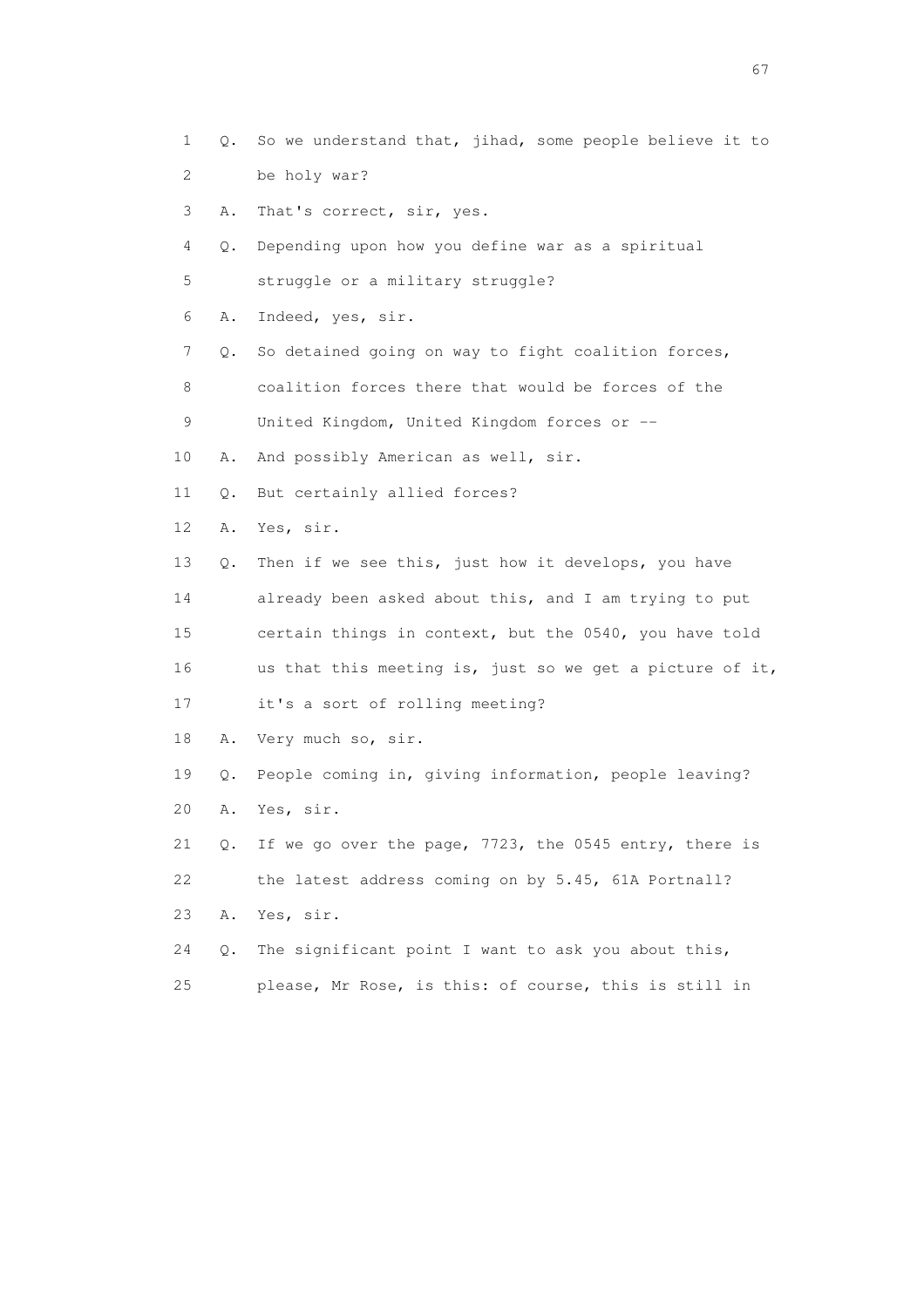1 Q. So we understand that, jihad, some people believe it to
2 be holy war?
3 A. That's correct, sir, yes.
4 Q. Depending upon how you define war as a spiritual
5 struggle or a military struggle?
6 A. Indeed, yes, sir.
7 Q. So detained going on way to fight coalition forces,
8 coalition forces there that would be forces of the
9 United Kingdom, United Kingdom forces or --
10 A. And possibly American as well, sir.
11 Q. But certainly allied forces?
12 A. Yes, sir.
13 Q. Then if we see this, just how it develops, you have
14 already been asked about this, and I am trying to put
15 certain things in context, but the 0540, you have told
16 us that this meeting is, just so we get a picture of it,
17 it's a sort of rolling meeting?
18 A. Very much so, sir.
19 Q. People coming in, giving information, people leaving?
20 A. Yes, sir.
21 Q. If we go over the page, 7723, the 0545 entry, there is
22 the latest address coming on by 5.45, 61A Portnall?
23 A. Yes, sir.
24 Q. The significant point I want to ask you about this,
25 please, Mr Rose, is this: of course, this is still in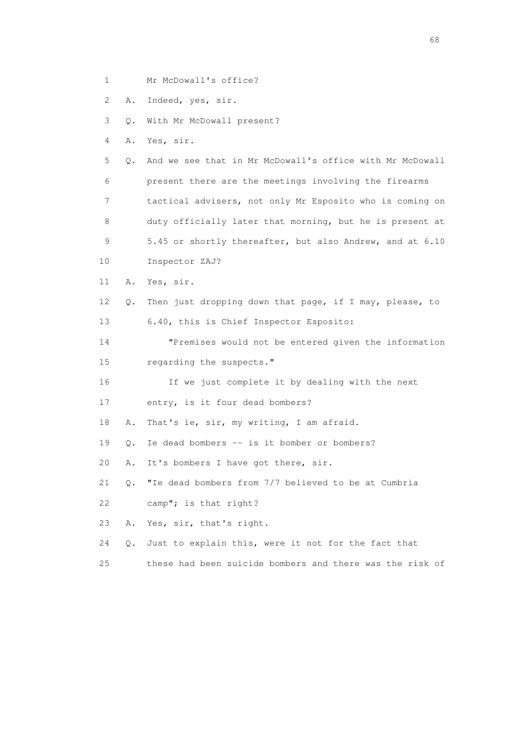1 Mr McDowall's office?

2 A. Indeed, yes, sir.

3 Q. With Mr McDowall present?

4 A. Yes, sir.

5 Q. And we see that in Mr McDowall's office with Mr McDowall

6 present there are the meetings involving the firearms

7 tactical advisers, not only Mr Esposito who is coming on

8 duty officially later that morning, but he is present at

9 5.45 or shortly thereafter, but also Andrew, and at 6.10

10 Inspector ZAJ?

11 A. Yes, sir.

12 Q. Then just dropping down that page, if I may, please, to

13 6.40, this is Chief Inspector Esposito:

14 "Premises would not be entered given the information

15 regarding the suspects."

16 If we just complete it by dealing with the next

17 entry, is it four dead bombers?

18 A. That's ie, sir, my writing, I am afraid.

19 Q. Ie dead bombers -- is it bomber or bombers?

20 A. It's bombers I have got there, sir.

21 Q. "Ie dead bombers from 7/7 believed to be at Cumbria

22 camp"; is that right?

23 A. Yes, sir, that's right.

24 Q. Just to explain this, were it not for the fact that

25 these had been suicide bombers and there was the risk of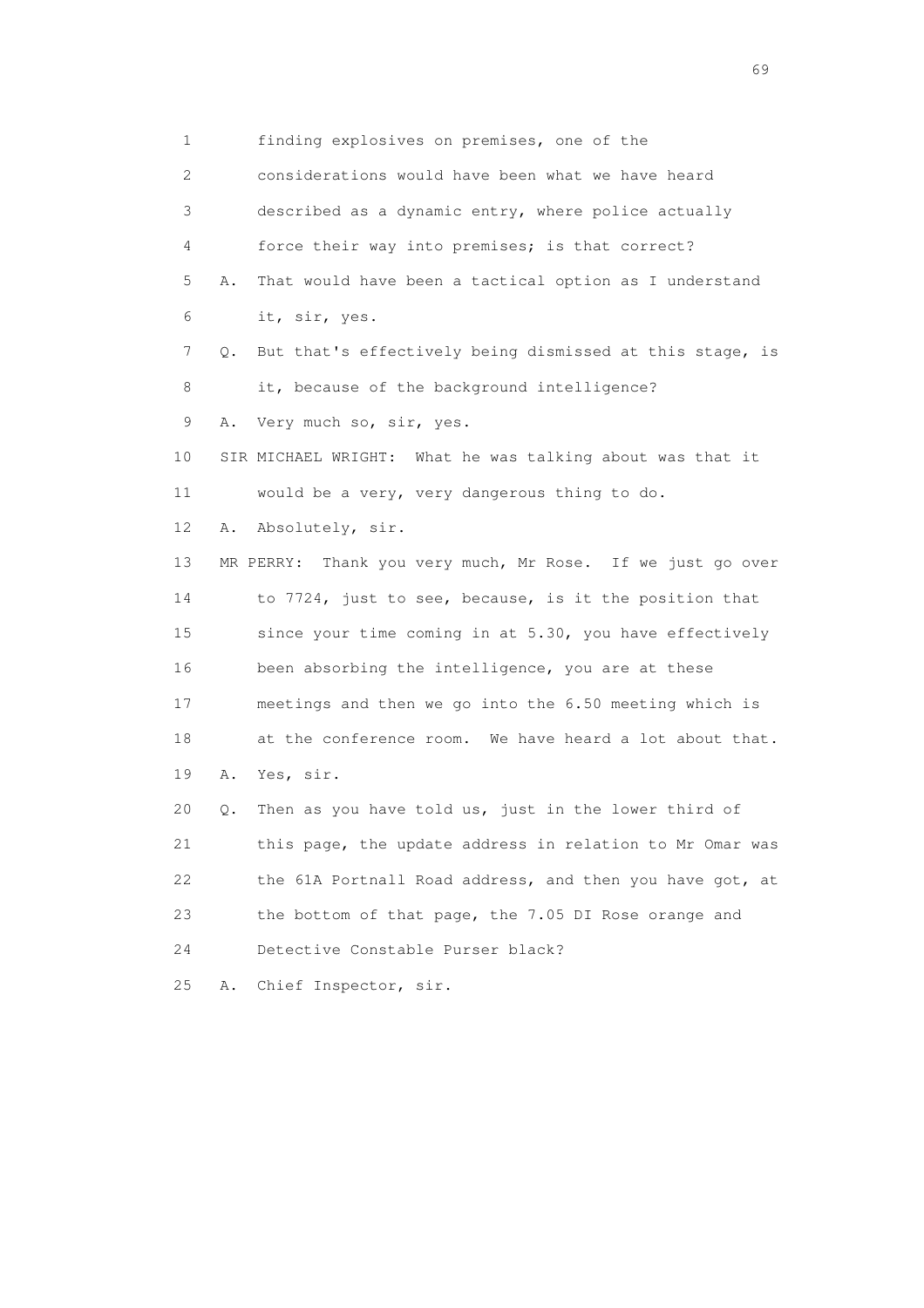1 finding explosives on premises, one of the
2 considerations would have been what we have heard
3 described as a dynamic entry, where police actually
4 force their way into premises; is that correct?
5 A. That would have been a tactical option as I understand
6 it, sir, yes.
7 Q. But that's effectively being dismissed at this stage, is
8 it, because of the background intelligence?
9 A. Very much so, sir, yes.
10 SIR MICHAEL WRIGHT: What he was talking about was that it
11 would be a very, very dangerous thing to do.
12 A. Absolutely, sir.
13 MR PERRY: Thank you very much, Mr Rose. If we just go over
14 to 7724, just to see, because, is it the position that
15 since your time coming in at 5.30, you have effectively
16 been absorbing the intelligence, you are at these
17 meetings and then we go into the 6.50 meeting which is
18 at the conference room. We have heard a lot about that.
19 A. Yes, sir.
20 Q. Then as you have told us, just in the lower third of
21 this page, the update address in relation to Mr Omar was
22 the 61A Portnall Road address, and then you have got, at
23 the bottom of that page, the 7.05 DI Rose orange and
24 Detective Constable Purser black?
25 A. Chief Inspector, sir.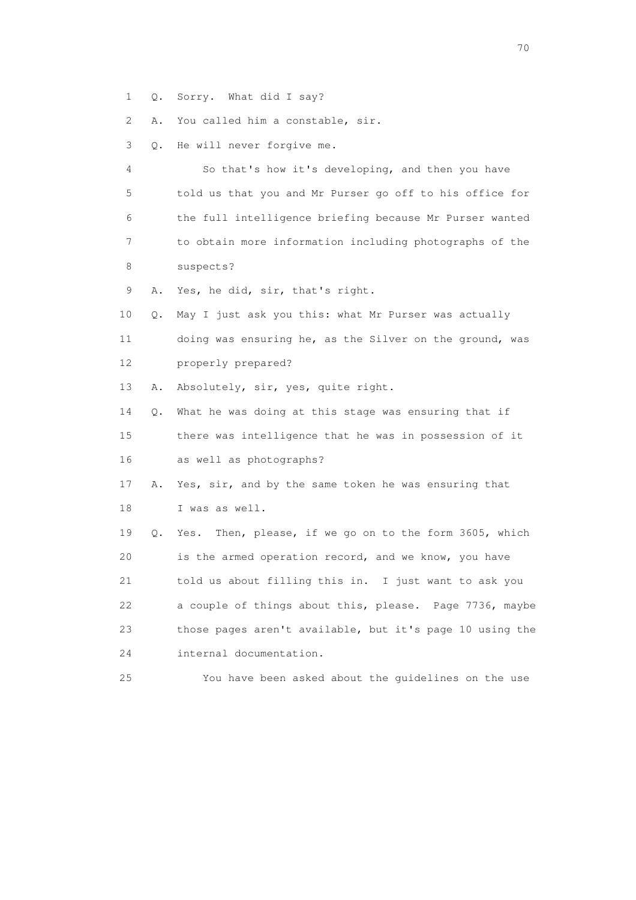1 Q. Sorry. What did I say?

2 A. You called him a constable, sir.

3 Q. He will never forgive me.

4 So that's how it's developing, and then you have

5 told us that you and Mr Purser go off to his office for

6 the full intelligence briefing because Mr Purser wanted

7 to obtain more information including photographs of the

8 suspects?

9 A. Yes, he did, sir, that's right.

10 Q. May I just ask you this: what Mr Purser was actually

11 doing was ensuring he, as the Silver on the ground, was

12 properly prepared?

13 A. Absolutely, sir, yes, quite right.

14 Q. What he was doing at this stage was ensuring that if

15 there was intelligence that he was in possession of it

16 as well as photographs?

17 A. Yes, sir, and by the same token he was ensuring that

18 I was as well.

19 Q. Yes. Then, please, if we go on to the form 3605, which

20 is the armed operation record, and we know, you have

21 told us about filling this in. I just want to ask you

22 a couple of things about this, please. Page 7736, maybe

23 those pages aren't available, but it's page 10 using the

24 internal documentation.

25 You have been asked about the guidelines on the use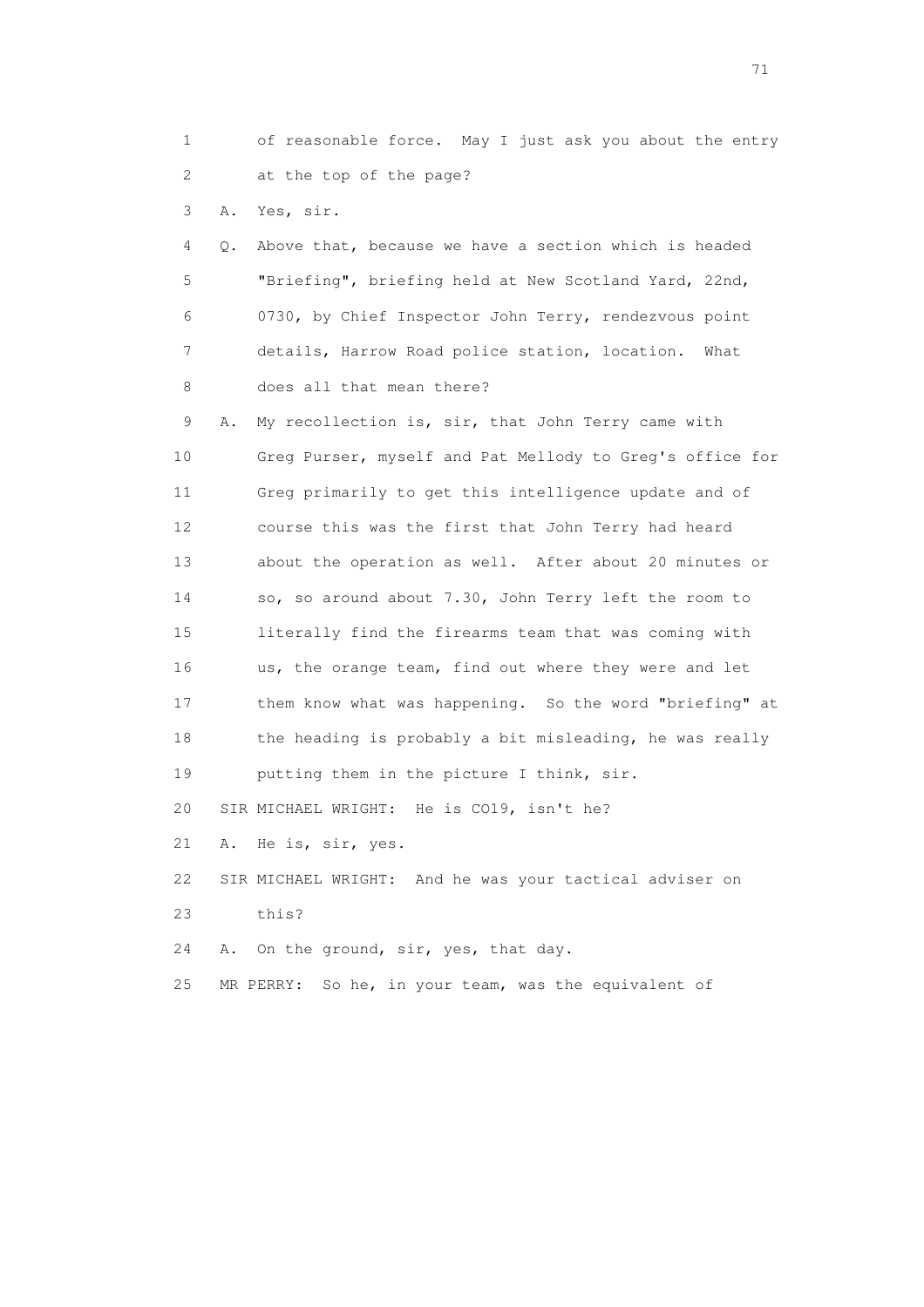1 of reasonable force. May I just ask you about the entry
2 at the top of the page?
3 A. Yes, sir.
4 Q. Above that, because we have a section which is headed
5 "Briefing", briefing held at New Scotland Yard, 22nd,
6 0730, by Chief Inspector John Terry, rendezvous point
7 details, Harrow Road police station, location. What
8 does all that mean there?
9 A. My recollection is, sir, that John Terry came with
10 Greg Purser, myself and Pat Mellody to Greg's office for
11 Greg primarily to get this intelligence update and of
12 course this was the first that John Terry had heard
13 about the operation as well. After about 20 minutes or
14 so, so around about 7.30, John Terry left the room to
15 literally find the firearms team that was coming with
16 us, the orange team, find out where they were and let
17 them know what was happening. So the word "briefing" at
18 the heading is probably a bit misleading, he was really
19 putting them in the picture I think, sir.
20 SIR MICHAEL WRIGHT: He is CO19, isn't he?
21 A. He is, sir, yes.
22 SIR MICHAEL WRIGHT: And he was your tactical adviser on
23 this?
24 A. On the ground, sir, yes, that day.
25 MR PERRY: So he, in your team, was the equivalent of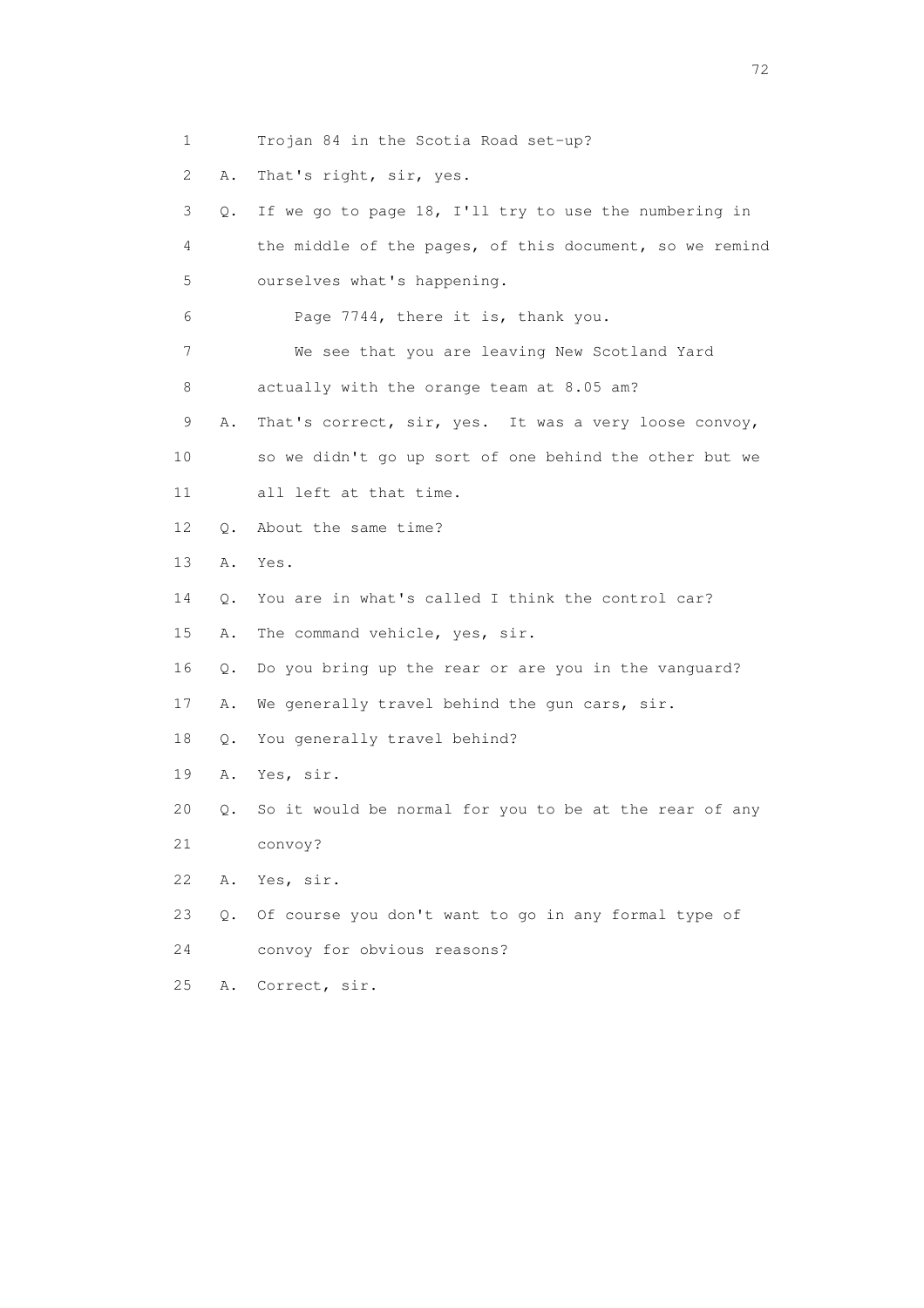1 Trojan 84 in the Scotia Road set-up?

2 A. That's right, sir, yes.

3 Q. If we go to page 18, I'll try to use the numbering in

4 the middle of the pages, of this document, so we remind

5 ourselves what's happening.

6 Page 7744, there it is, thank you.

7 We see that you are leaving New Scotland Yard

8 actually with the orange team at 8.05 am?

9 A. That's correct, sir, yes. It was a very loose convoy,

10 so we didn't go up sort of one behind the other but we

11 all left at that time.

12 Q. About the same time?

13 A. Yes.

14 Q. You are in what's called I think the control car?

15 A. The command vehicle, yes, sir.

16 Q. Do you bring up the rear or are you in the vanguard?

17 A. We generally travel behind the gun cars, sir.

18 Q. You generally travel behind?

19 A. Yes, sir.

20 Q. So it would be normal for you to be at the rear of any

21 convoy?

22 A. Yes, sir.

23 Q. Of course you don't want to go in any formal type of

24 convoy for obvious reasons?

25 A. Correct, sir.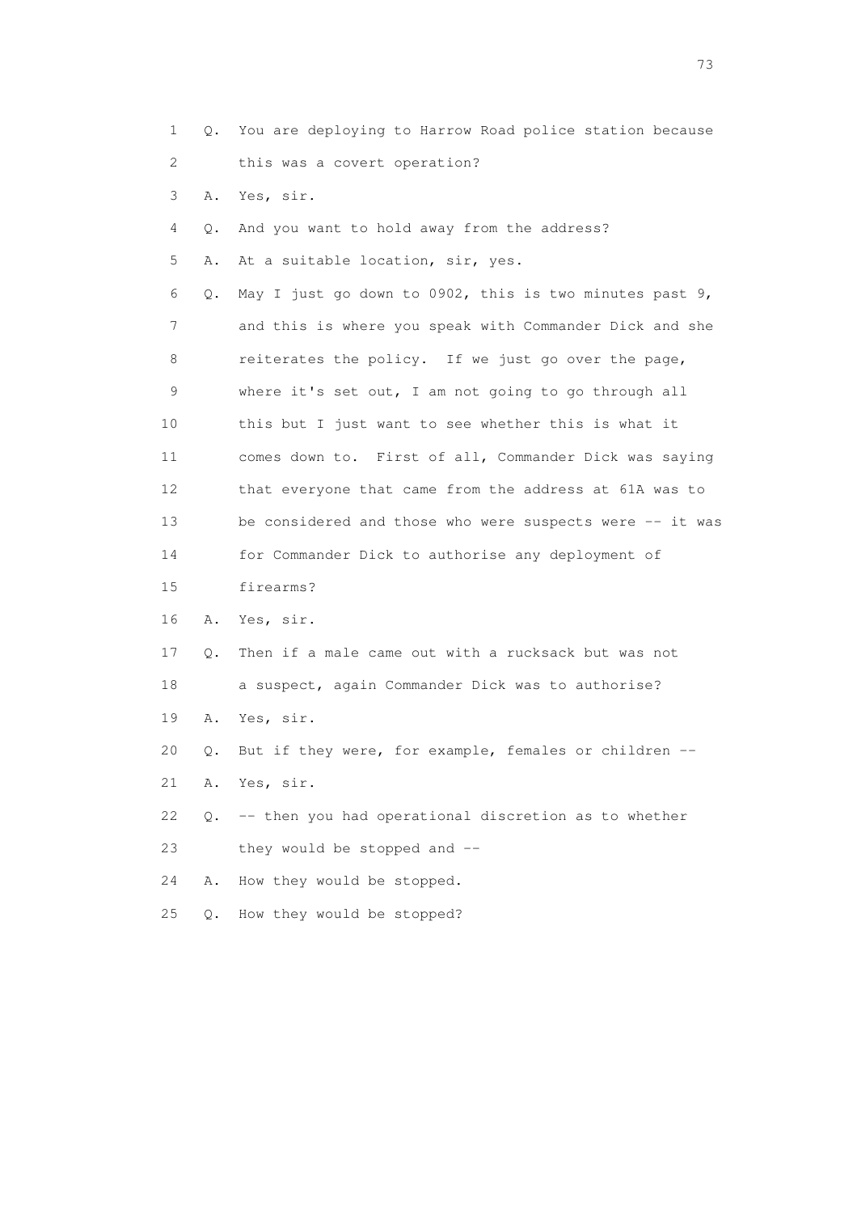1 Q. You are deploying to Harrow Road police station because
2 this was a covert operation?
3 A. Yes, sir.
4 Q. And you want to hold away from the address?
5 A. At a suitable location, sir, yes.
6 Q. May I just go down to 0902, this is two minutes past 9,
7 and this is where you speak with Commander Dick and she
8 reiterates the policy. If we just go over the page,
9 where it's set out, I am not going to go through all
10 this but I just want to see whether this is what it
11 comes down to. First of all, Commander Dick was saying
12 that everyone that came from the address at 61A was to
13 be considered and those who were suspects were -- it was
14 for Commander Dick to authorise any deployment of
15 firearms?
16 A. Yes, sir.
17 Q. Then if a male came out with a rucksack but was not
18 a suspect, again Commander Dick was to authorise?
19 A. Yes, sir.
20 Q. But if they were, for example, females or children --
21 A. Yes, sir.
22 Q. -- then you had operational discretion as to whether
23 they would be stopped and --
24 A. How they would be stopped.
25 Q. How they would be stopped?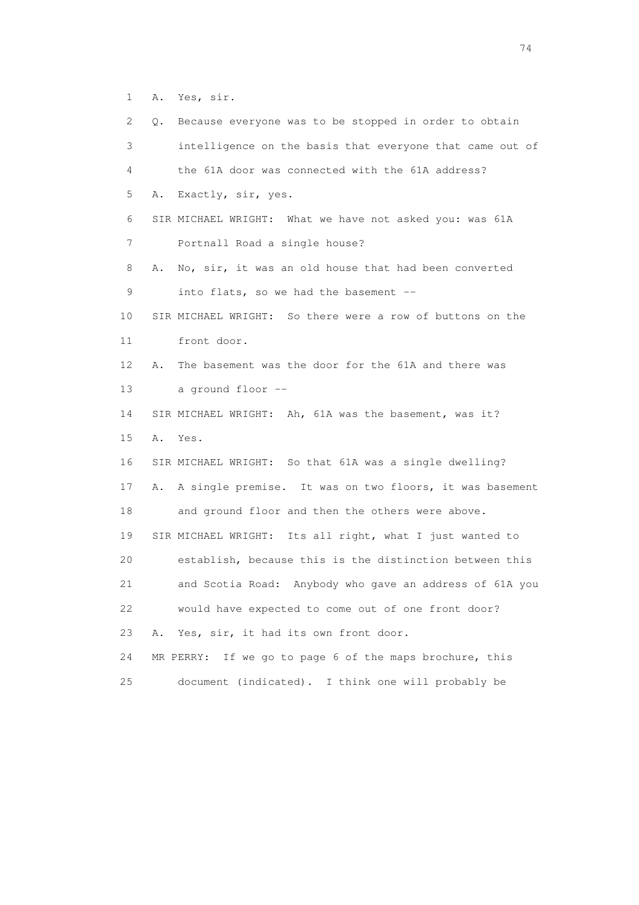1 A. Yes, sir.

2 Q. Because everyone was to be stopped in order to obtain

3 intelligence on the basis that everyone that came out of

4 the 61A door was connected with the 61A address?

5 A. Exactly, sir, yes.

6 SIR MICHAEL WRIGHT: What we have not asked you: was 61A

7 Portnall Road a single house?

8 A. No, sir, it was an old house that had been converted

9 into flats, so we had the basement --

10 SIR MICHAEL WRIGHT: So there were a row of buttons on the

11 front door.

12 A. The basement was the door for the 61A and there was

13 a ground floor --

14 SIR MICHAEL WRIGHT: Ah, 61A was the basement, was it?

15 A. Yes.

16 SIR MICHAEL WRIGHT: So that 61A was a single dwelling?

17 A. A single premise. It was on two floors, it was basement

18 and ground floor and then the others were above.

19 SIR MICHAEL WRIGHT: Its all right, what I just wanted to

20 establish, because this is the distinction between this

21 and Scotia Road: Anybody who gave an address of 61A you

22 would have expected to come out of one front door?

23 A. Yes, sir, it had its own front door.

24 MR PERRY: If we go to page 6 of the maps brochure, this

25 document (indicated). I think one will probably be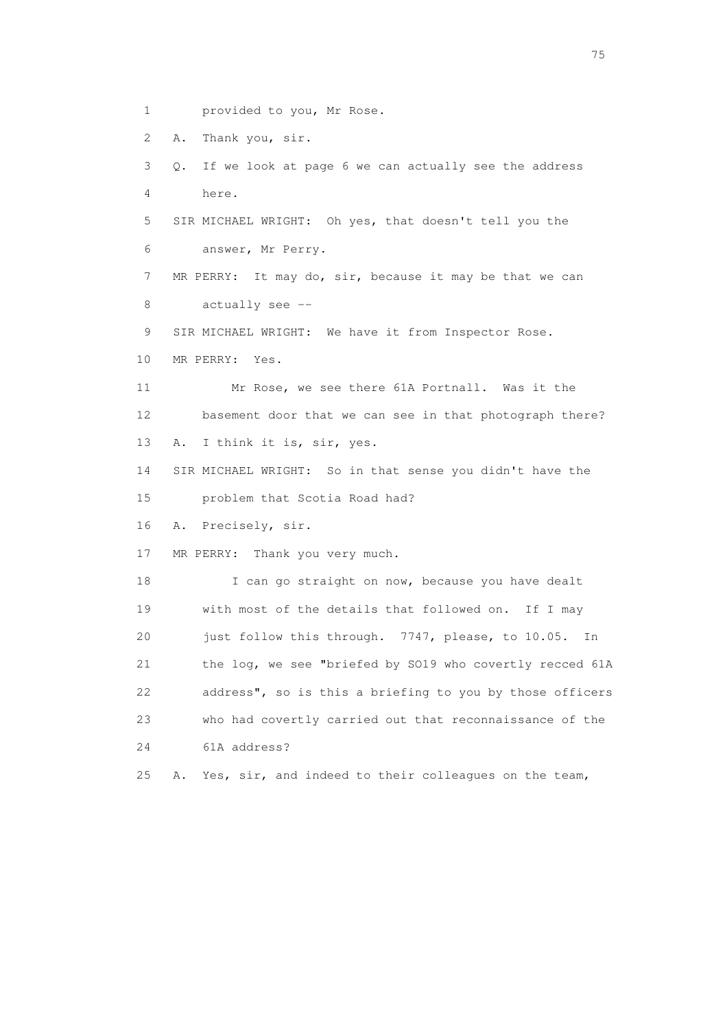1 provided to you, Mr Rose.

2 A. Thank you, sir.

3 Q. If we look at page 6 we can actually see the address

4 here.

5 SIR MICHAEL WRIGHT: Oh yes, that doesn't tell you the

6 answer, Mr Perry.

7 MR PERRY: It may do, sir, because it may be that we can

8 actually see --

9 SIR MICHAEL WRIGHT: We have it from Inspector Rose.

10 MR PERRY: Yes.

11 Mr Rose, we see there 61A Portnall. Was it the

12 basement door that we can see in that photograph there?

13 A. I think it is, sir, yes.

14 SIR MICHAEL WRIGHT: So in that sense you didn't have the

15 problem that Scotia Road had?

16 A. Precisely, sir.

17 MR PERRY: Thank you very much.

18 I can go straight on now, because you have dealt

19 with most of the details that followed on. If I may

20 just follow this through. 7747, please, to 10.05. In

21 the log, we see "briefed by SO19 who covertly recced 61A

22 address", so is this a briefing to you by those officers

23 who had covertly carried out that reconnaissance of the

24 61A address?

25 A. Yes, sir, and indeed to their colleagues on the team,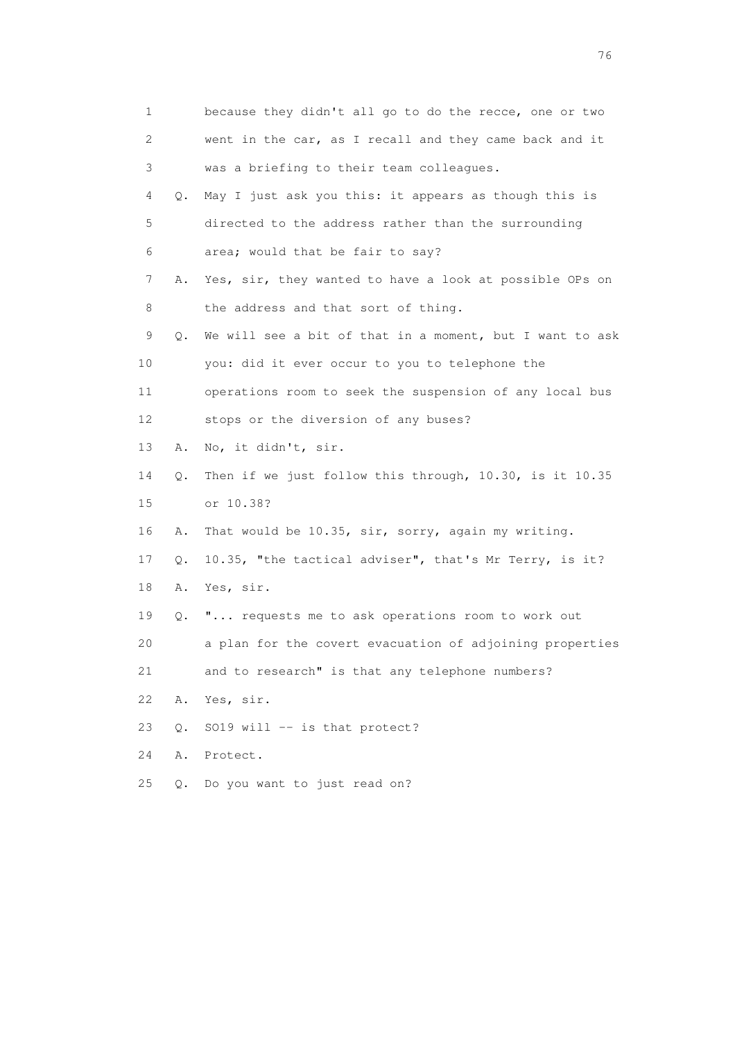1 because they didn't all go to do the recce, one or two
2 went in the car, as I recall and they came back and it
3 was a briefing to their team colleagues.
4 Q. May I just ask you this: it appears as though this is
5 directed to the address rather than the surrounding
6 area; would that be fair to say?
7 A. Yes, sir, they wanted to have a look at possible OPs on
8 the address and that sort of thing.
9 Q. We will see a bit of that in a moment, but I want to ask
10 you: did it ever occur to you to telephone the
11 operations room to seek the suspension of any local bus
12 stops or the diversion of any buses?
13 A. No, it didn't, sir.
14 Q. Then if we just follow this through, 10.30, is it 10.35
15 or 10.38?
16 A. That would be 10.35, sir, sorry, again my writing.
17 Q. 10.35, "the tactical adviser", that's Mr Terry, is it?
18 A. Yes, sir.
19 Q. "... requests me to ask operations room to work out
20 a plan for the covert evacuation of adjoining properties
21 and to research" is that any telephone numbers?
22 A. Yes, sir.
23 Q. SO19 will -- is that protect?
24 A. Protect.
25 Q. Do you want to just read on?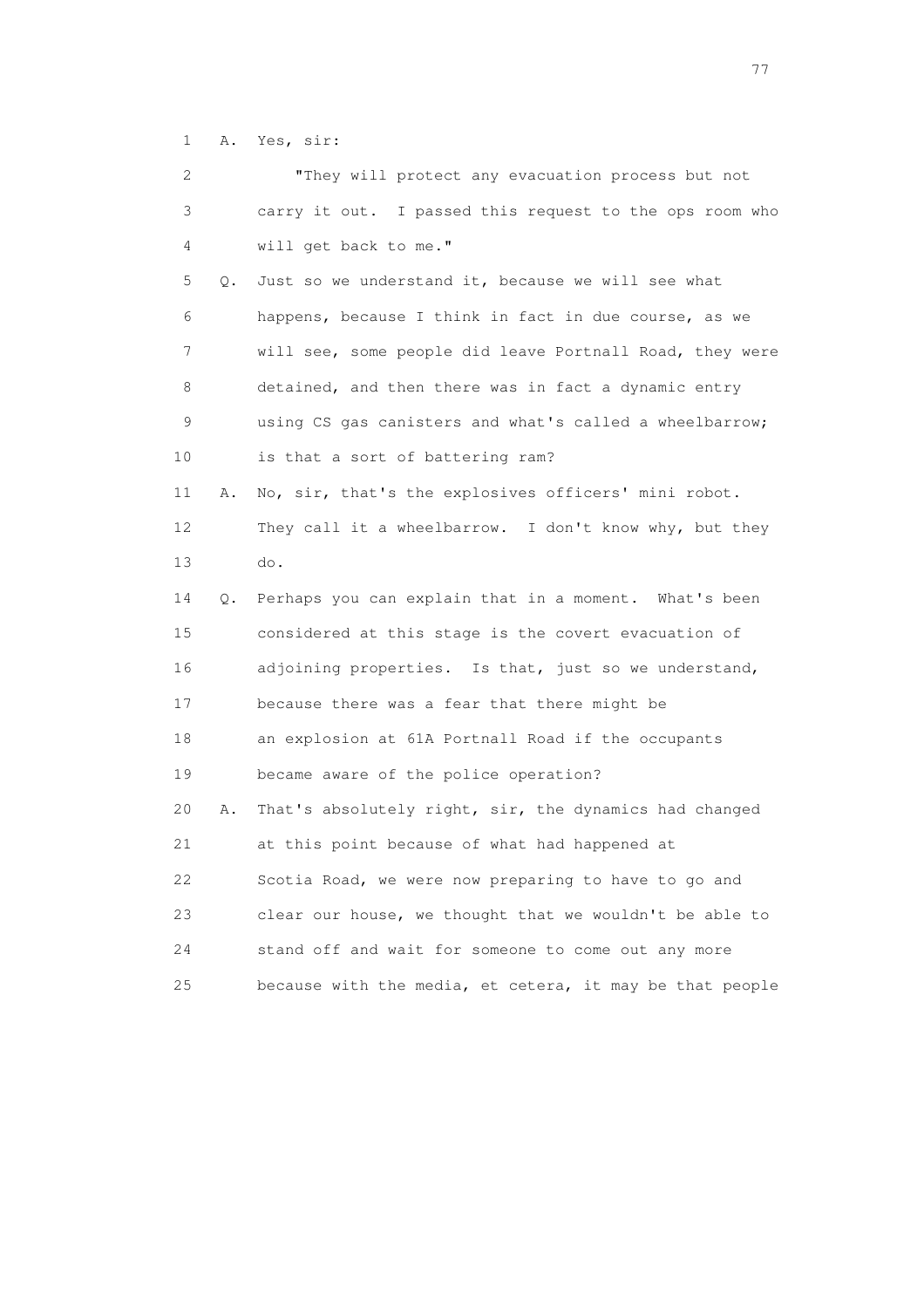1 A. Yes, sir:

2 "They will protect any evacuation process but not
3 carry it out. I passed this request to the ops room who
4 will get back to me."

5 Q. Just so we understand it, because we will see what
6 happens, because I think in fact in due course, as we
7 will see, some people did leave Portnall Road, they were
8 detained, and then there was in fact a dynamic entry
9 using CS gas canisters and what's called a wheelbarrow;
10 is that a sort of battering ram?

11 A. No, sir, that's the explosives officers' mini robot.
12 They call it a wheelbarrow. I don't know why, but they
13 do.

14 Q. Perhaps you can explain that in a moment. What's been
15 considered at this stage is the covert evacuation of
16 adjoining properties. Is that, just so we understand,
17 because there was a fear that there might be
18 an explosion at 61A Portnall Road if the occupants
19 became aware of the police operation?

20 A. That's absolutely right, sir, the dynamics had changed
21 at this point because of what had happened at
22 Scotia Road, we were now preparing to have to go and
23 clear our house, we thought that we wouldn't be able to
24 stand off and wait for someone to come out any more
25 because with the media, et cetera, it may be that people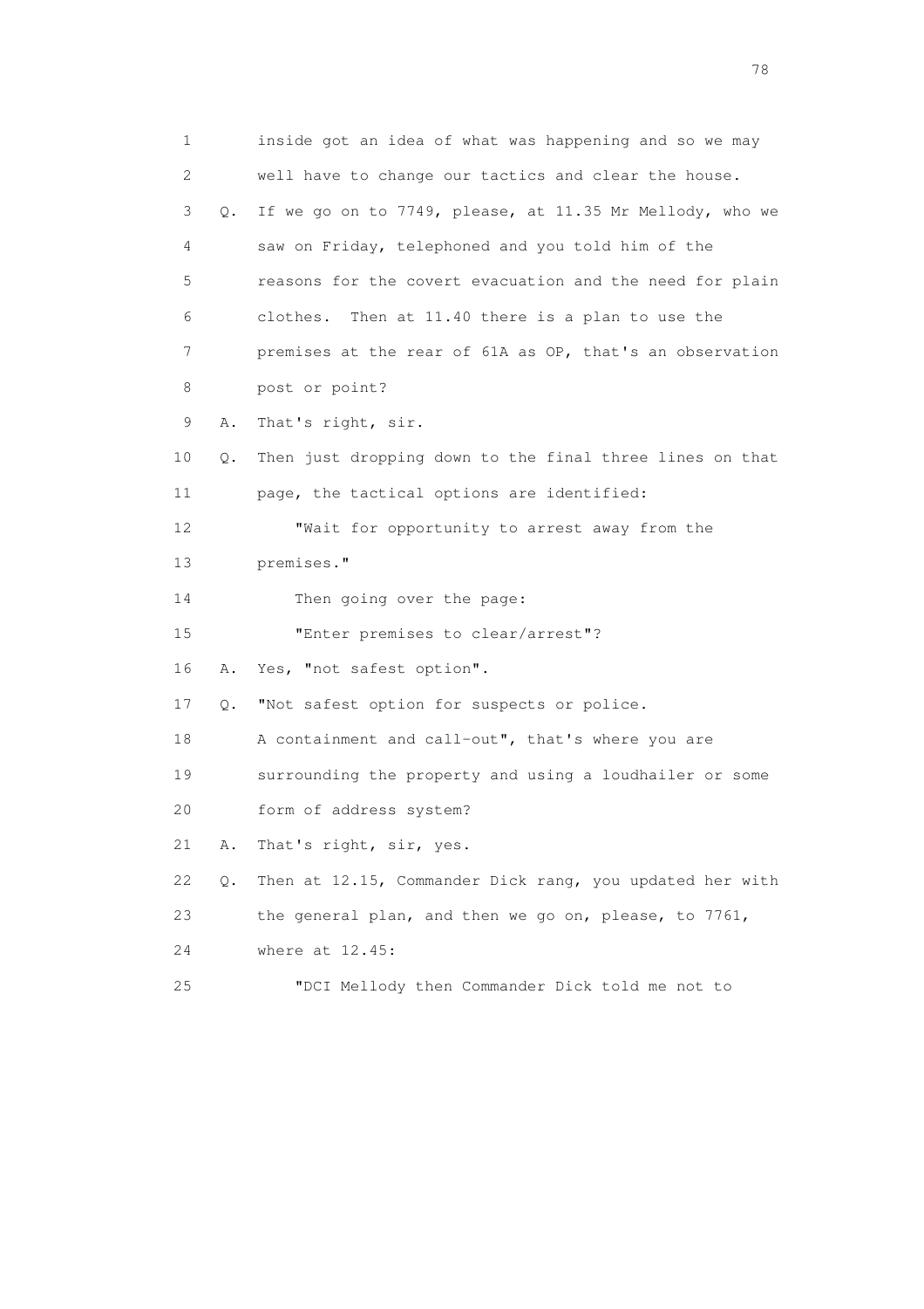1 inside got an idea of what was happening and so we may
2 well have to change our tactics and clear the house.
3 Q. If we go on to 7749, please, at 11.35 Mr Mellody, who we
4 saw on Friday, telephoned and you told him of the
5 reasons for the covert evacuation and the need for plain
6 clothes. Then at 11.40 there is a plan to use the
7 premises at the rear of 61A as OP, that's an observation
8 post or point?
9 A. That's right, sir.
10 Q. Then just dropping down to the final three lines on that
11 page, the tactical options are identified:
12 "Wait for opportunity to arrest away from the
13 premises."
14 Then going over the page:
15 "Enter premises to clear/arrest"?
16 A. Yes, "not safest option".
17 Q. "Not safest option for suspects or police.
18 A containment and call-out", that's where you are
19 surrounding the property and using a loudhailer or some
20 form of address system?
21 A. That's right, sir, yes.
22 Q. Then at 12.15, Commander Dick rang, you updated her with
23 the general plan, and then we go on, please, to 7761,
24 where at 12.45:
25 "DCI Mellody then Commander Dick told me not to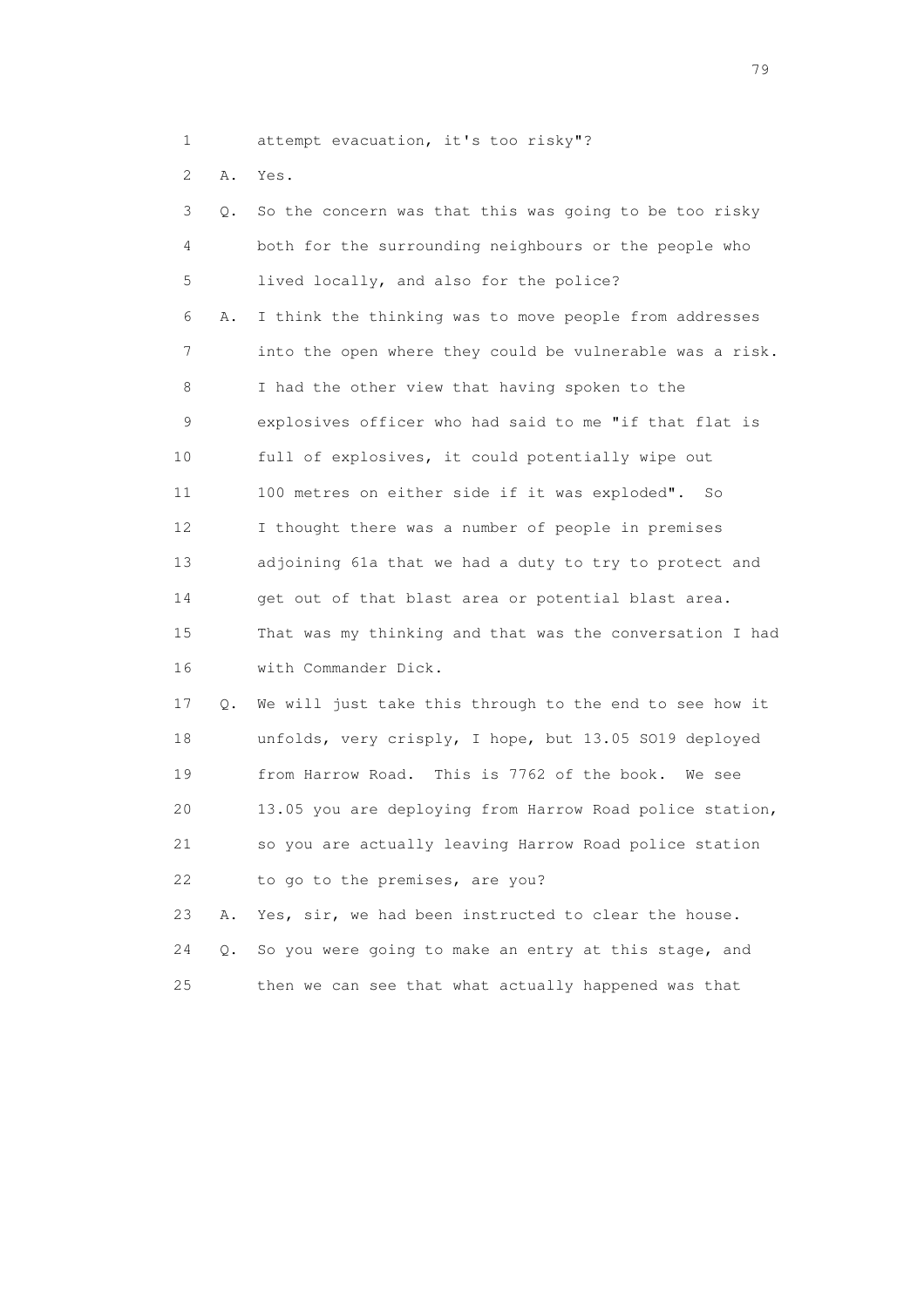1 attempt evacuation, it's too risky"?

2 A. Yes.

3 Q. So the concern was that this was going to be too risky

4 both for the surrounding neighbours or the people who

5 lived locally, and also for the police?

6 A. I think the thinking was to move people from addresses

7 into the open where they could be vulnerable was a risk.

8 I had the other view that having spoken to the

9 explosives officer who had said to me "if that flat is

10 full of explosives, it could potentially wipe out

11 100 metres on either side if it was exploded". So

12 I thought there was a number of people in premises

13 adjoining 61a that we had a duty to try to protect and

14 get out of that blast area or potential blast area.

15 That was my thinking and that was the conversation I had

16 with Commander Dick.

17 Q. We will just take this through to the end to see how it

18 unfolds, very crisply, I hope, but 13.05 SO19 deployed

19 from Harrow Road. This is 7762 of the book. We see

20 13.05 you are deploying from Harrow Road police station,

21 so you are actually leaving Harrow Road police station

22 to go to the premises, are you?

23 A. Yes, sir, we had been instructed to clear the house.

24 Q. So you were going to make an entry at this stage, and

25 then we can see that what actually happened was that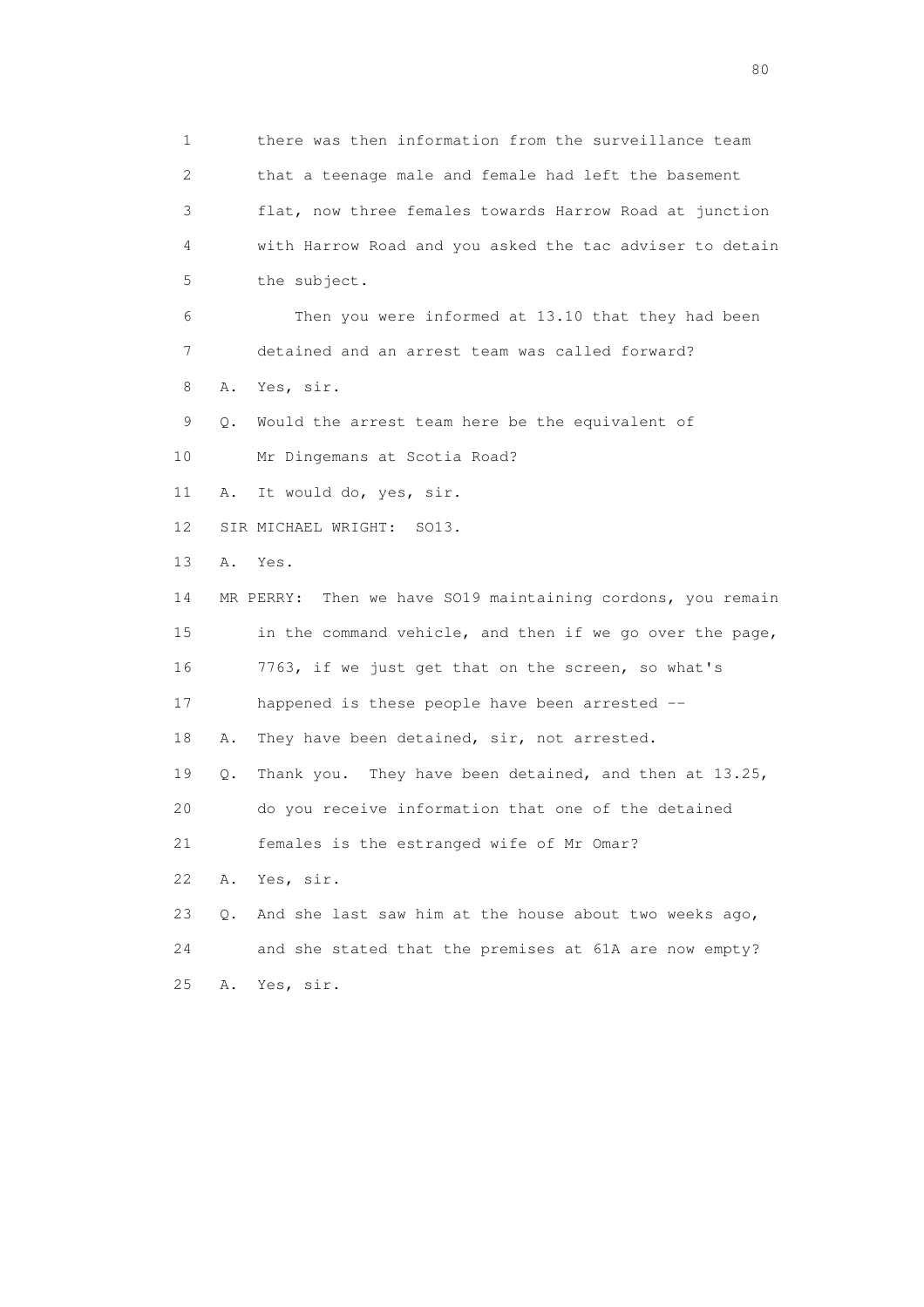1 there was then information from the surveillance team
2 that a teenage male and female had left the basement
3 flat, now three females towards Harrow Road at junction
4 with Harrow Road and you asked the tac adviser to detain
5 the subject.
6 Then you were informed at 13.10 that they had been
7 detained and an arrest team was called forward?
8 A. Yes, sir.
9 Q. Would the arrest team here be the equivalent of
10 Mr Dingemans at Scotia Road?
11 A. It would do, yes, sir.
12 SIR MICHAEL WRIGHT: SO13.
13 A. Yes.
14 MR PERRY: Then we have SO19 maintaining cordons, you remain
15 in the command vehicle, and then if we go over the page,
16 7763, if we just get that on the screen, so what's
17 happened is these people have been arrested --
18 A. They have been detained, sir, not arrested.
19 Q. Thank you. They have been detained, and then at 13.25,
20 do you receive information that one of the detained
21 females is the estranged wife of Mr Omar?
22 A. Yes, sir.
23 Q. And she last saw him at the house about two weeks ago,
24 and she stated that the premises at 61A are now empty?
25 A. Yes, sir.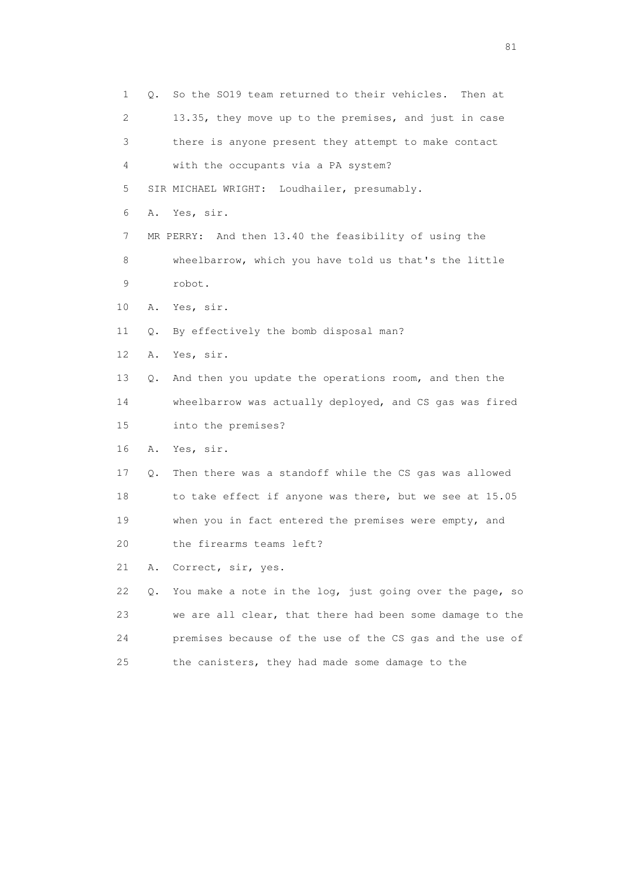1 Q. So the SO19 team returned to their vehicles. Then at
2 13.35, they move up to the premises, and just in case
3 there is anyone present they attempt to make contact
4 with the occupants via a PA system?
5 SIR MICHAEL WRIGHT: Loudhailer, presumably.
6 A. Yes, sir.
7 MR PERRY: And then 13.40 the feasibility of using the
8 wheelbarrow, which you have told us that's the little
9 robot.
10 A. Yes, sir.
11 Q. By effectively the bomb disposal man?
12 A. Yes, sir.
13 Q. And then you update the operations room, and then the
14 wheelbarrow was actually deployed, and CS gas was fired
15 into the premises?
16 A. Yes, sir.
17 Q. Then there was a standoff while the CS gas was allowed
18 to take effect if anyone was there, but we see at 15.05
19 when you in fact entered the premises were empty, and
20 the firearms teams left?
21 A. Correct, sir, yes.
22 Q. You make a note in the log, just going over the page, so
23 we are all clear, that there had been some damage to the
24 premises because of the use of the CS gas and the use of
25 the canisters, they had made some damage to the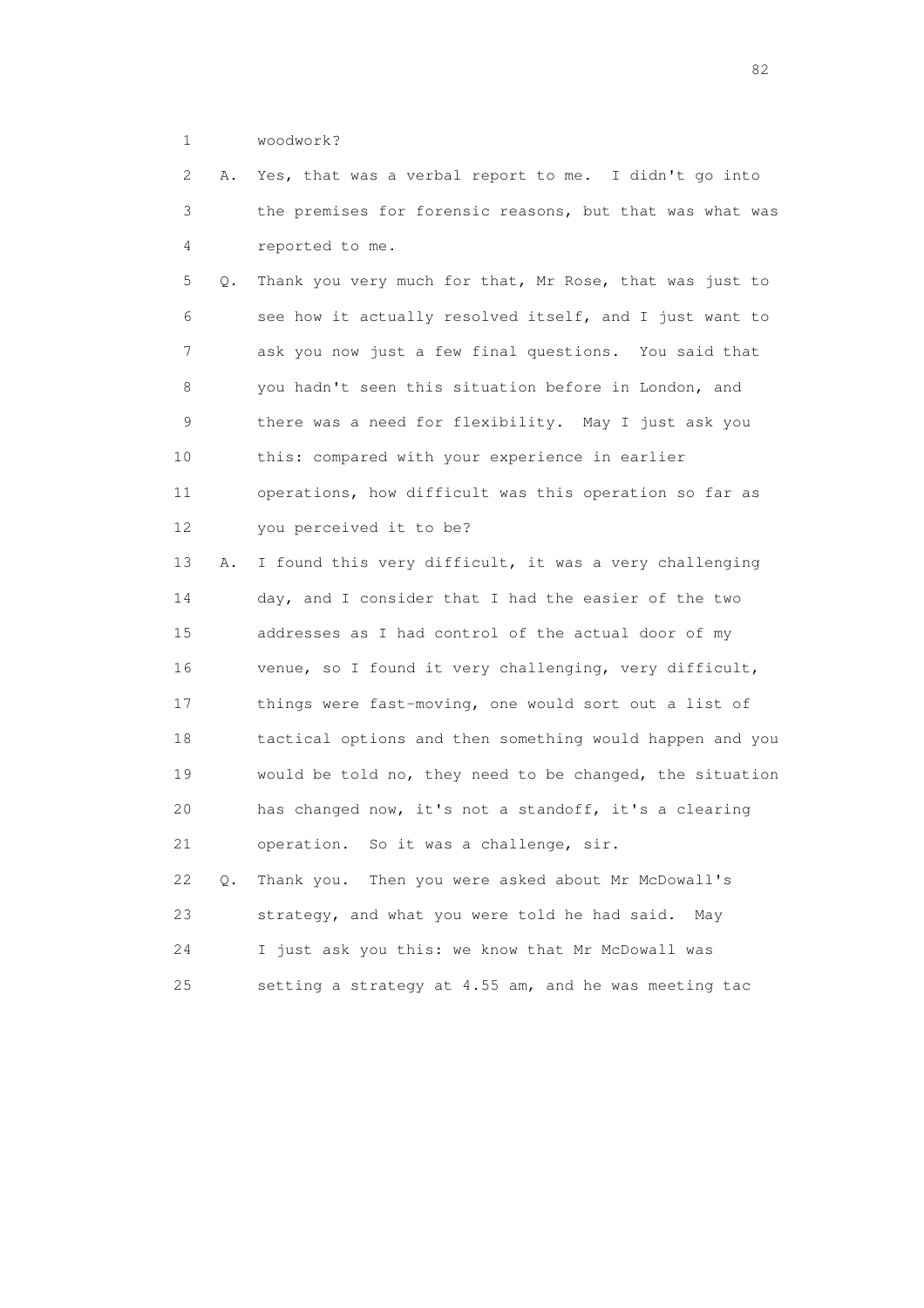1 woodwork?

2 A. Yes, that was a verbal report to me. I didn't go into
3 the premises for forensic reasons, but that was what was
4 reported to me.

5 Q. Thank you very much for that, Mr Rose, that was just to
6 see how it actually resolved itself, and I just want to
7 ask you now just a few final questions. You said that
8 you hadn't seen this situation before in London, and
9 there was a need for flexibility. May I just ask you
10 this: compared with your experience in earlier
11 operations, how difficult was this operation so far as
12 you perceived it to be?

13 A. I found this very difficult, it was a very challenging
14 day, and I consider that I had the easier of the two
15 addresses as I had control of the actual door of my
16 venue, so I found it very challenging, very difficult,
17 things were fast-moving, one would sort out a list of
18 tactical options and then something would happen and you
19 would be told no, they need to be changed, the situation
20 has changed now, it's not a standoff, it's a clearing
21 operation. So it was a challenge, sir.

22 Q. Thank you. Then you were asked about Mr McDowall's
23 strategy, and what you were told he had said. May
24 I just ask you this: we know that Mr McDowall was
25 setting a strategy at 4.55 am, and he was meeting tac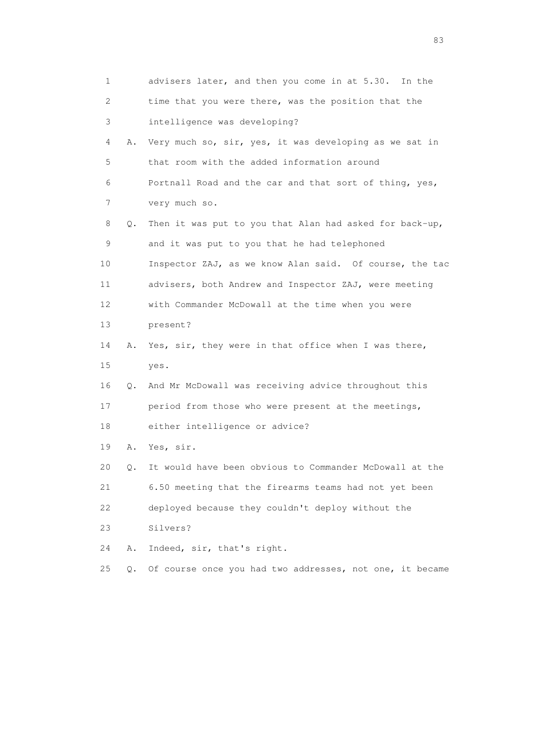1 advisers later, and then you come in at 5.30. In the
2 time that you were there, was the position that the
3 intelligence was developing?
4 A. Very much so, sir, yes, it was developing as we sat in
5 that room with the added information around
6 Portnall Road and the car and that sort of thing, yes,
7 very much so.
8 Q. Then it was put to you that Alan had asked for back-up,
9 and it was put to you that he had telephoned
10 Inspector ZAJ, as we know Alan said. Of course, the tac
11 advisers, both Andrew and Inspector ZAJ, were meeting
12 with Commander McDowall at the time when you were
13 present?
14 A. Yes, sir, they were in that office when I was there,
15 yes.
16 Q. And Mr McDowall was receiving advice throughout this
17 period from those who were present at the meetings,
18 either intelligence or advice?
19 A. Yes, sir.
20 Q. It would have been obvious to Commander McDowall at the
21 6.50 meeting that the firearms teams had not yet been
22 deployed because they couldn't deploy without the
23 Silvers?
24 A. Indeed, sir, that's right.
25 Q. Of course once you had two addresses, not one, it became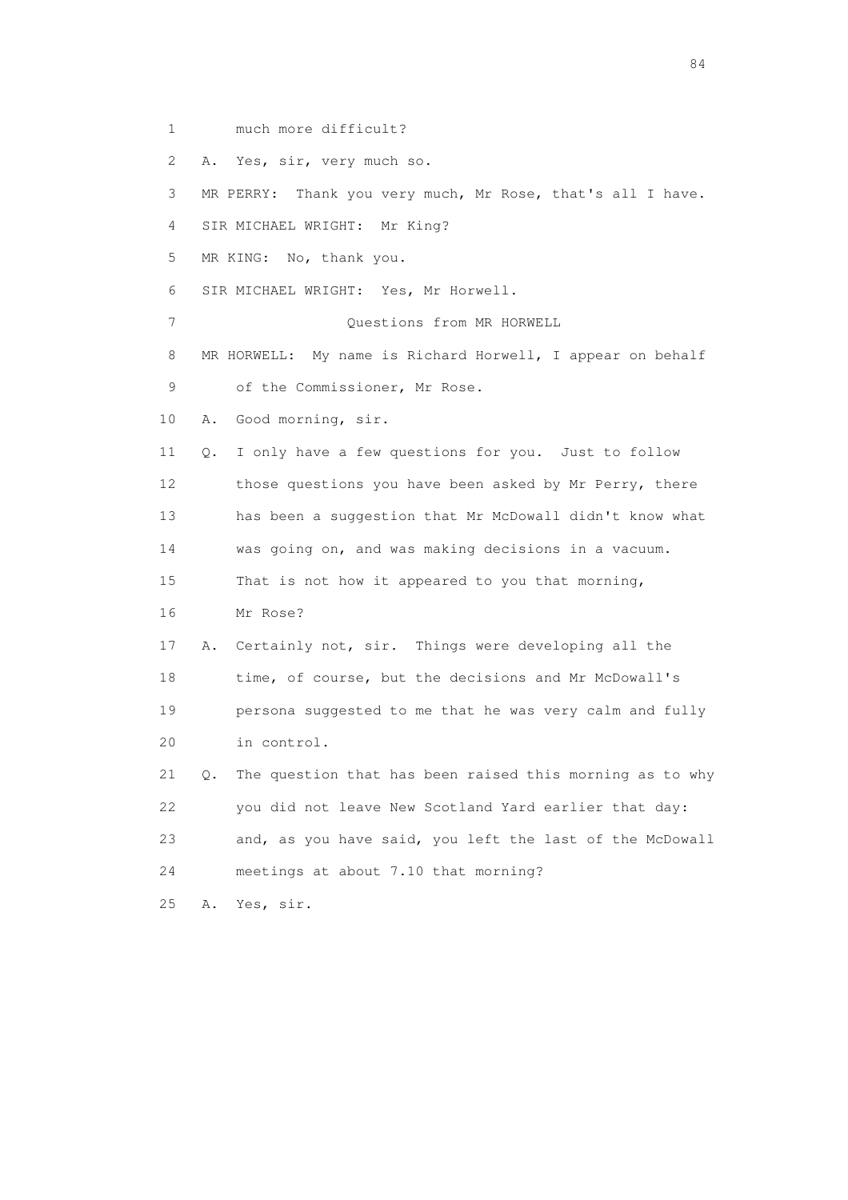1 much more difficult?

2 A. Yes, sir, very much so.

3 MR PERRY: Thank you very much, Mr Rose, that's all I have.

4 SIR MICHAEL WRIGHT: Mr King?

5 MR KING: No, thank you.

6 SIR MICHAEL WRIGHT: Yes, Mr Horwell.

7 Questions from MR HORWELL

8 MR HORWELL: My name is Richard Horwell, I appear on behalf

9 of the Commissioner, Mr Rose.

10 A. Good morning, sir.

11 Q. I only have a few questions for you. Just to follow

12 those questions you have been asked by Mr Perry, there

13 has been a suggestion that Mr McDowall didn't know what

14 was going on, and was making decisions in a vacuum.

15 That is not how it appeared to you that morning,

16 Mr Rose?

17 A. Certainly not, sir. Things were developing all the

18 time, of course, but the decisions and Mr McDowall's

19 persona suggested to me that he was very calm and fully

20 in control.

21 Q. The question that has been raised this morning as to why

22 you did not leave New Scotland Yard earlier that day:

23 and, as you have said, you left the last of the McDowall

24 meetings at about 7.10 that morning?

25 A. Yes, sir.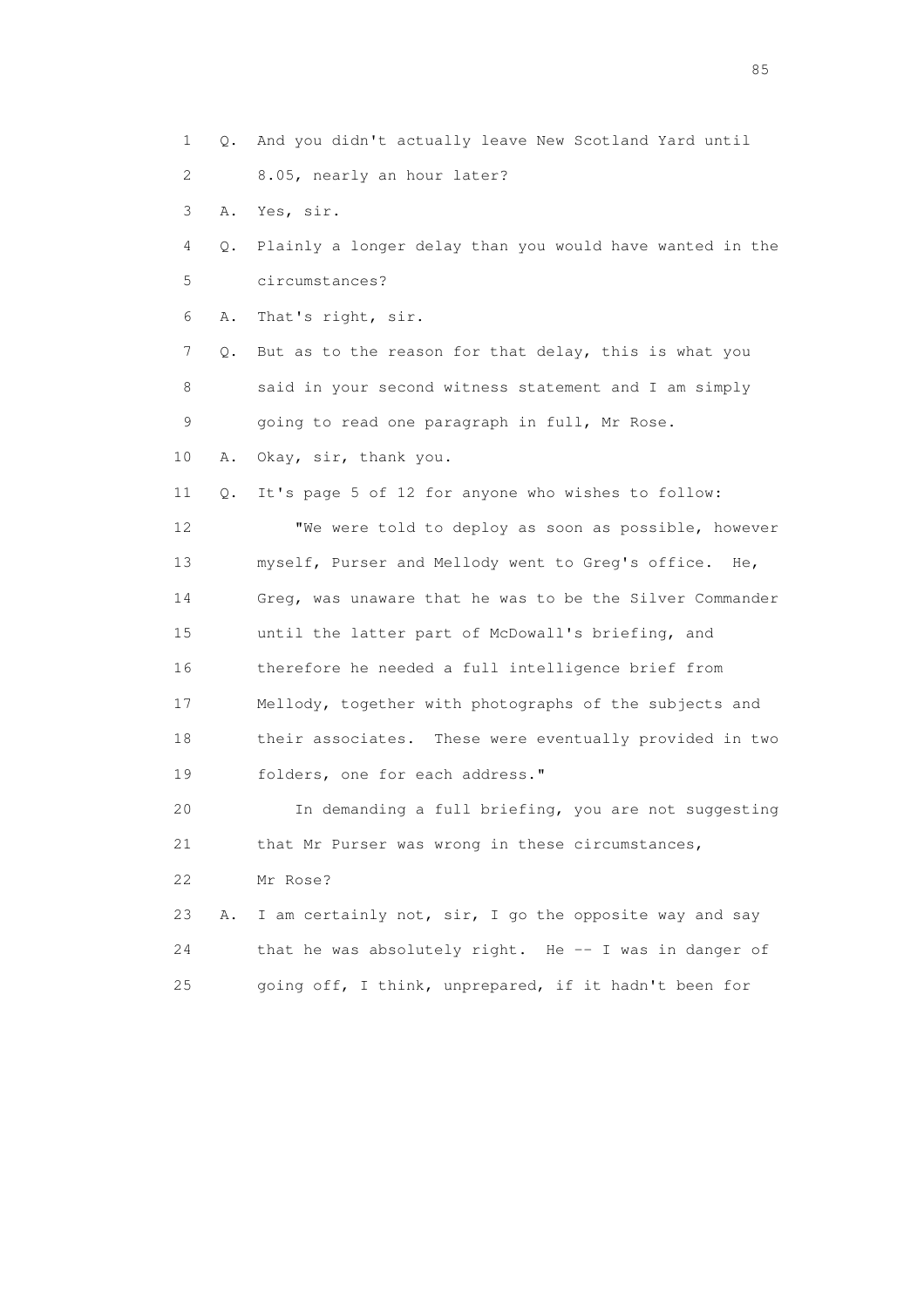1 Q. And you didn't actually leave New Scotland Yard until

2 8.05, nearly an hour later?

3 A. Yes, sir.

4 Q. Plainly a longer delay than you would have wanted in the

5 circumstances?

6 A. That's right, sir.

7 Q. But as to the reason for that delay, this is what you

8 said in your second witness statement and I am simply

9 going to read one paragraph in full, Mr Rose.

10 A. Okay, sir, thank you.

11 Q. It's page 5 of 12 for anyone who wishes to follow:

12 "We were told to deploy as soon as possible, however

13 myself, Purser and Mellody went to Greg's office. He,

14 Greg, was unaware that he was to be the Silver Commander

15 until the latter part of McDowall's briefing, and

16 therefore he needed a full intelligence brief from

17 Mellody, together with photographs of the subjects and

18 their associates. These were eventually provided in two

19 folders, one for each address."

20 In demanding a full briefing, you are not suggesting

21 that Mr Purser was wrong in these circumstances,

22 Mr Rose?

23 A. I am certainly not, sir, I go the opposite way and say

24 that he was absolutely right. He -- I was in danger of

25 going off, I think, unprepared, if it hadn't been for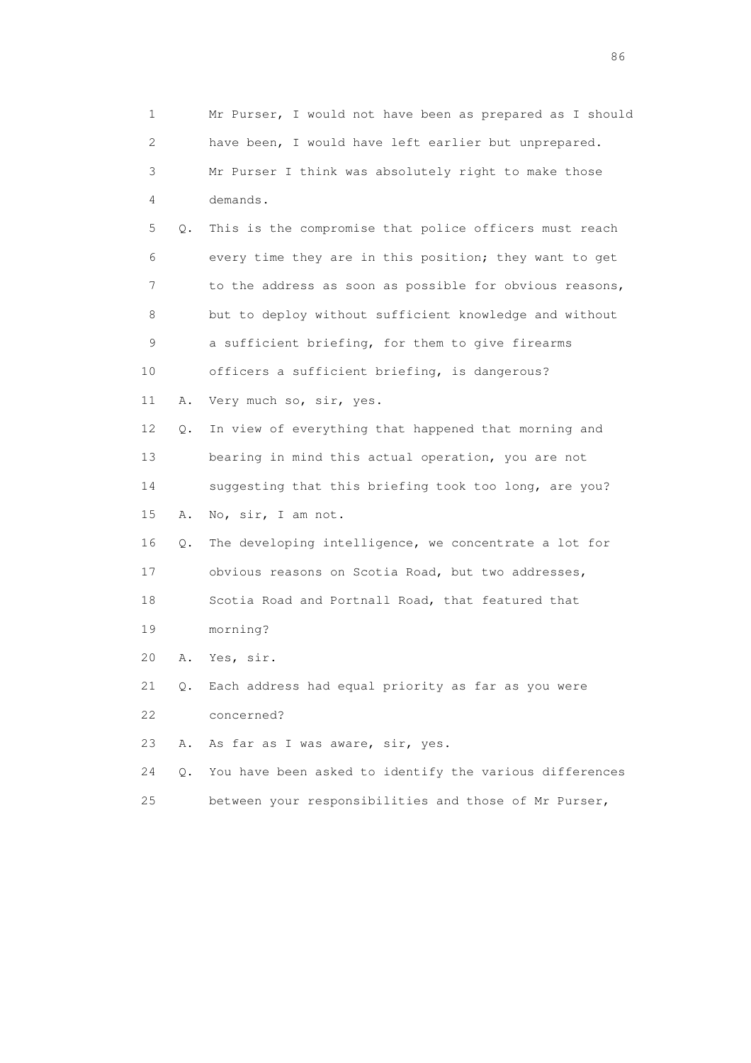1 Mr Purser, I would not have been as prepared as I should
2 have been, I would have left earlier but unprepared.
3 Mr Purser I think was absolutely right to make those
4 demands.

5 Q. This is the compromise that police officers must reach
6 every time they are in this position; they want to get
7 to the address as soon as possible for obvious reasons,
8 but to deploy without sufficient knowledge and without
9 a sufficient briefing, for them to give firearms
10 officers a sufficient briefing, is dangerous?

11 A. Very much so, sir, yes.

12 Q. In view of everything that happened that morning and
13 bearing in mind this actual operation, you are not
14 suggesting that this briefing took too long, are you?

15 A. No, sir, I am not.

16 Q. The developing intelligence, we concentrate a lot for
17 obvious reasons on Scotia Road, but two addresses,
18 Scotia Road and Portnall Road, that featured that
19 morning?

20 A. Yes, sir.

21 Q. Each address had equal priority as far as you were
22 concerned?

23 A. As far as I was aware, sir, yes.

24 Q. You have been asked to identify the various differences
25 between your responsibilities and those of Mr Purser,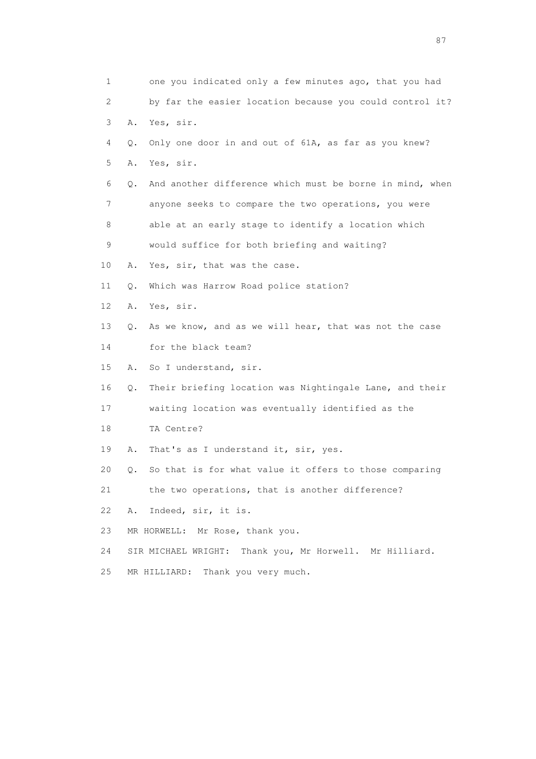1 one you indicated only a few minutes ago, that you had
2 by far the easier location because you could control it?
3 A. Yes, sir.
4 Q. Only one door in and out of 61A, as far as you knew?
5 A. Yes, sir.
6 Q. And another difference which must be borne in mind, when
7 anyone seeks to compare the two operations, you were
8 able at an early stage to identify a location which
9 would suffice for both briefing and waiting?
10 A. Yes, sir, that was the case.
11 Q. Which was Harrow Road police station?
12 A. Yes, sir.
13 Q. As we know, and as we will hear, that was not the case
14 for the black team?
15 A. So I understand, sir.
16 Q. Their briefing location was Nightingale Lane, and their
17 waiting location was eventually identified as the
18 TA Centre?
19 A. That's as I understand it, sir, yes.
20 Q. So that is for what value it offers to those comparing
21 the two operations, that is another difference?
22 A. Indeed, sir, it is.
23 MR HORWELL: Mr Rose, thank you.
24 SIR MICHAEL WRIGHT: Thank you, Mr Horwell. Mr Hilliard.
25 MR HILLIARD: Thank you very much.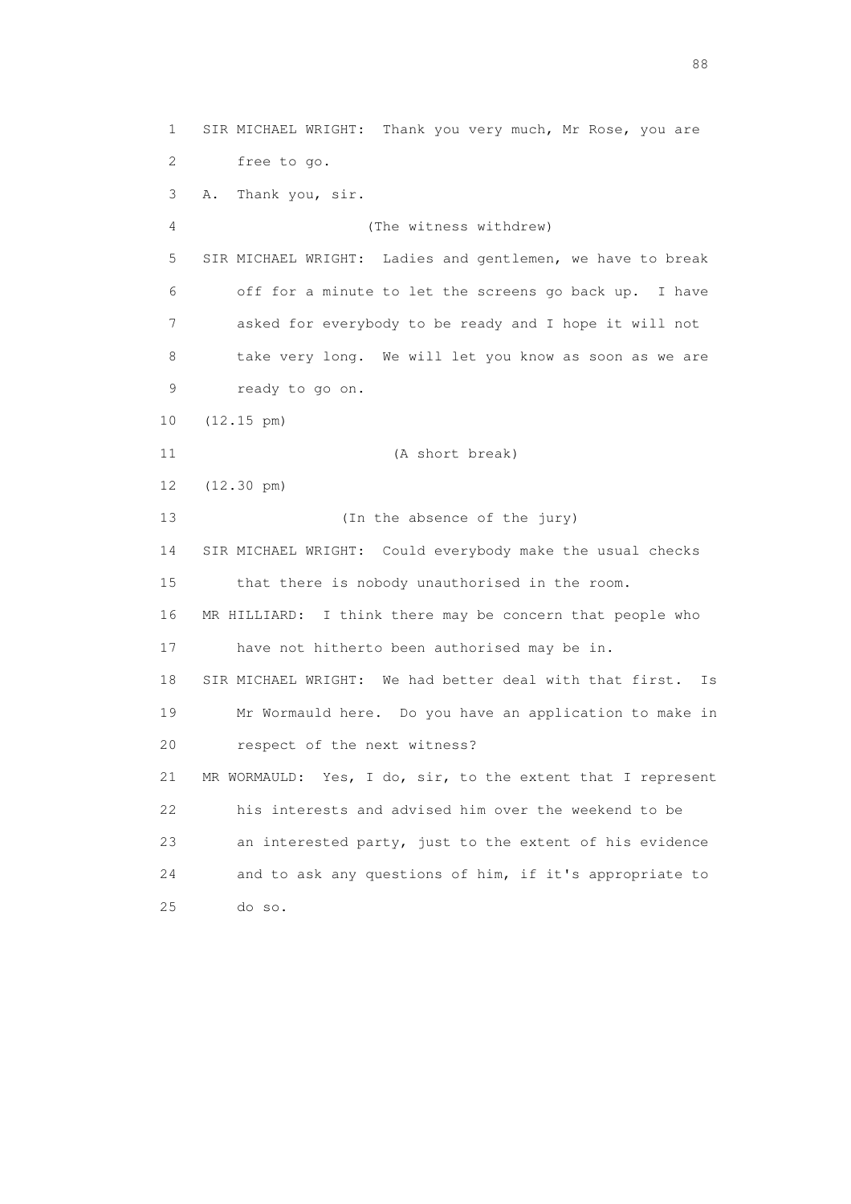1 SIR MICHAEL WRIGHT: Thank you very much, Mr Rose, you are
2 free to go.
3 A. Thank you, sir.
4 (The witness withdrew)
5 SIR MICHAEL WRIGHT: Ladies and gentlemen, we have to break
6 off for a minute to let the screens go back up. I have
7 asked for everybody to be ready and I hope it will not
8 take very long. We will let you know as soon as we are
9 ready to go on.
10 (12.15 pm)
11 (A short break)
12 (12.30 pm)
13 (In the absence of the jury)
14 SIR MICHAEL WRIGHT: Could everybody make the usual checks
15 that there is nobody unauthorised in the room.
16 MR HILLIARD: I think there may be concern that people who
17 have not hitherto been authorised may be in.
18 SIR MICHAEL WRIGHT: We had better deal with that first. Is
19 Mr Wormauld here. Do you have an application to make in
20 respect of the next witness?
21 MR WORMAULD: Yes, I do, sir, to the extent that I represent
22 his interests and advised him over the weekend to be
23 an interested party, just to the extent of his evidence
24 and to ask any questions of him, if it's appropriate to
25 do so.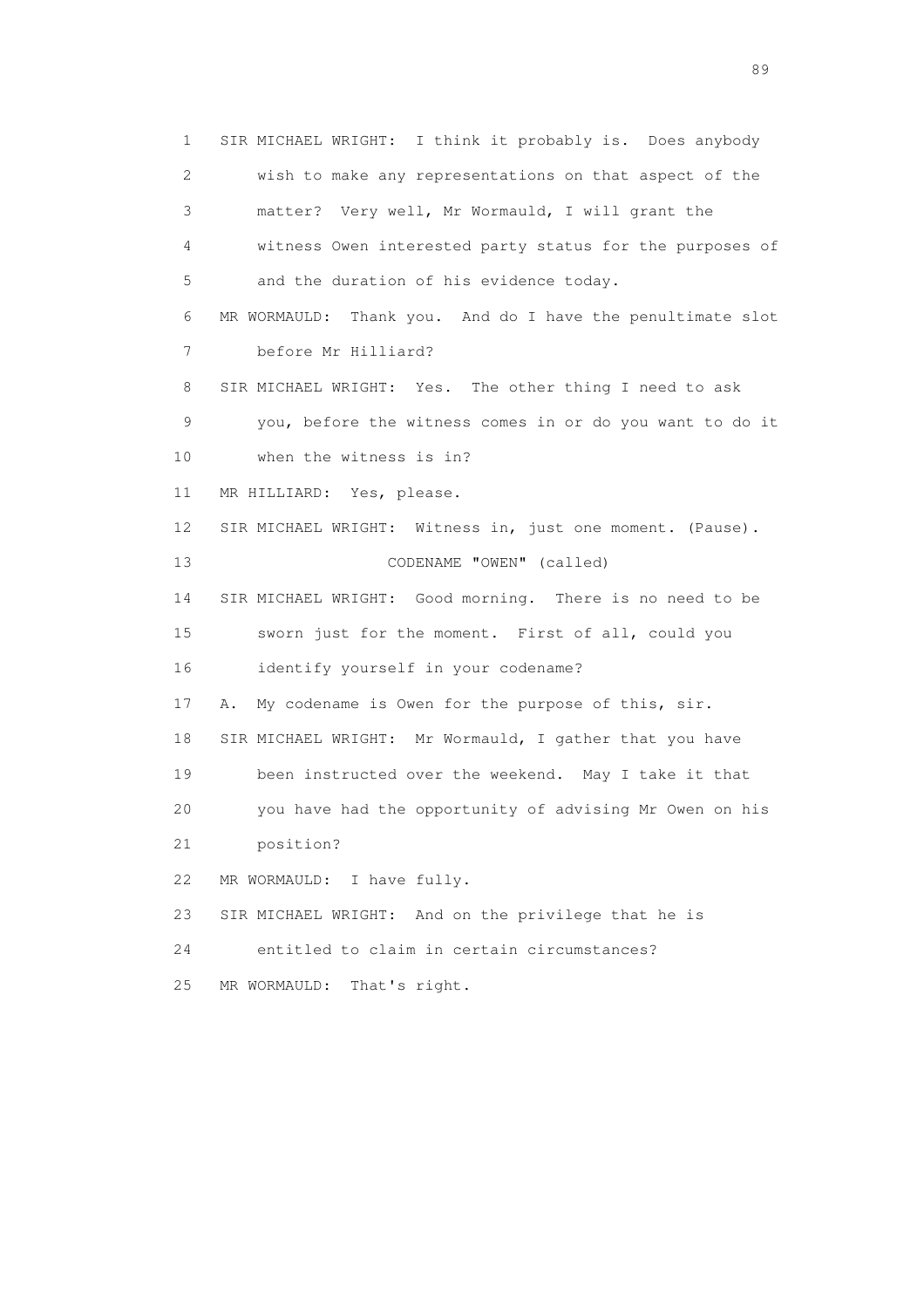1 SIR MICHAEL WRIGHT: I think it probably is. Does anybody
2 wish to make any representations on that aspect of the
3 matter? Very well, Mr Wormauld, I will grant the
4 witness Owen interested party status for the purposes of
5 and the duration of his evidence today.
6 MR WORMAULD: Thank you. And do I have the penultimate slot
7 before Mr Hilliard?
8 SIR MICHAEL WRIGHT: Yes. The other thing I need to ask
9 you, before the witness comes in or do you want to do it
10 when the witness is in?
11 MR HILLIARD: Yes, please.
12 SIR MICHAEL WRIGHT: Witness in, just one moment. (Pause).
13 CODENAME "OWEN" (called)
14 SIR MICHAEL WRIGHT: Good morning. There is no need to be
15 sworn just for the moment. First of all, could you
16 identify yourself in your codename?
17 A. My codename is Owen for the purpose of this, sir.
18 SIR MICHAEL WRIGHT: Mr Wormauld, I gather that you have
19 been instructed over the weekend. May I take it that
20 you have had the opportunity of advising Mr Owen on his
21 position?
22 MR WORMAULD: I have fully.
23 SIR MICHAEL WRIGHT: And on the privilege that he is
24 entitled to claim in certain circumstances?
25 MR WORMAULD: That's right.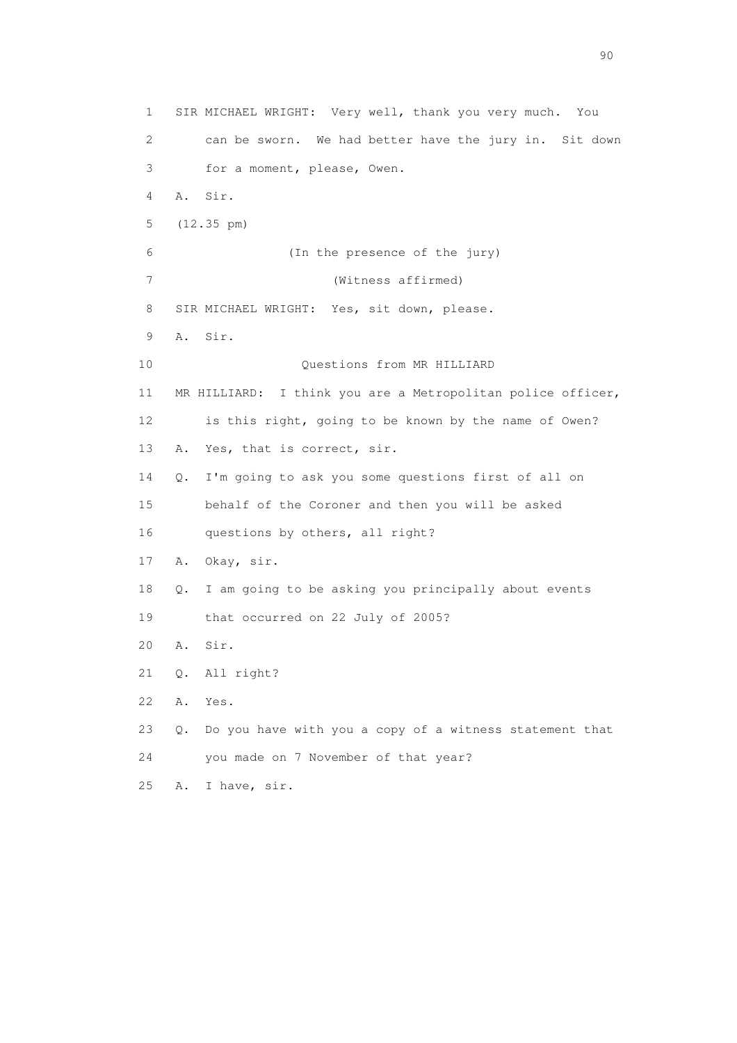1 SIR MICHAEL WRIGHT: Very well, thank you very much. You
2 can be sworn. We had better have the jury in. Sit down
3 for a moment, please, Owen.
4 A. Sir.
5 (12.35 pm)
6 (In the presence of the jury)
7 (Witness affirmed)
8 SIR MICHAEL WRIGHT: Yes, sit down, please.
9 A. Sir.
10 Questions from MR HILLIARD
11 MR HILLIARD: I think you are a Metropolitan police officer,
12 is this right, going to be known by the name of Owen?
13 A. Yes, that is correct, sir.
14 Q. I'm going to ask you some questions first of all on
15 behalf of the Coroner and then you will be asked
16 questions by others, all right?
17 A. Okay, sir.
18 Q. I am going to be asking you principally about events
19 that occurred on 22 July of 2005?
20 A. Sir.
21 Q. All right?
22 A. Yes.
23 Q. Do you have with you a copy of a witness statement that
24 you made on 7 November of that year?
25 A. I have, sir.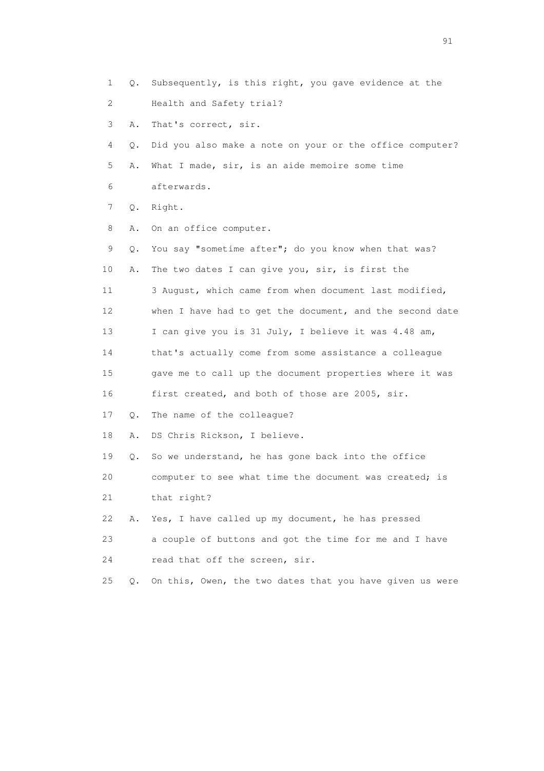1 Q. Subsequently, is this right, you gave evidence at the
2 Health and Safety trial?
3 A. That's correct, sir.
4 Q. Did you also make a note on your or the office computer?
5 A. What I made, sir, is an aide memoire some time
6 afterwards.
7 Q. Right.
8 A. On an office computer.
9 Q. You say "sometime after"; do you know when that was?
10 A. The two dates I can give you, sir, is first the
11 3 August, which came from when document last modified,
12 when I have had to get the document, and the second date
13 I can give you is 31 July, I believe it was 4.48 am,
14 that's actually come from some assistance a colleague
15 gave me to call up the document properties where it was
16 first created, and both of those are 2005, sir.
17 Q. The name of the colleague?
18 A. DS Chris Rickson, I believe.
19 Q. So we understand, he has gone back into the office
20 computer to see what time the document was created; is
21 that right?
22 A. Yes, I have called up my document, he has pressed
23 a couple of buttons and got the time for me and I have
24 read that off the screen, sir.
25 Q. On this, Owen, the two dates that you have given us were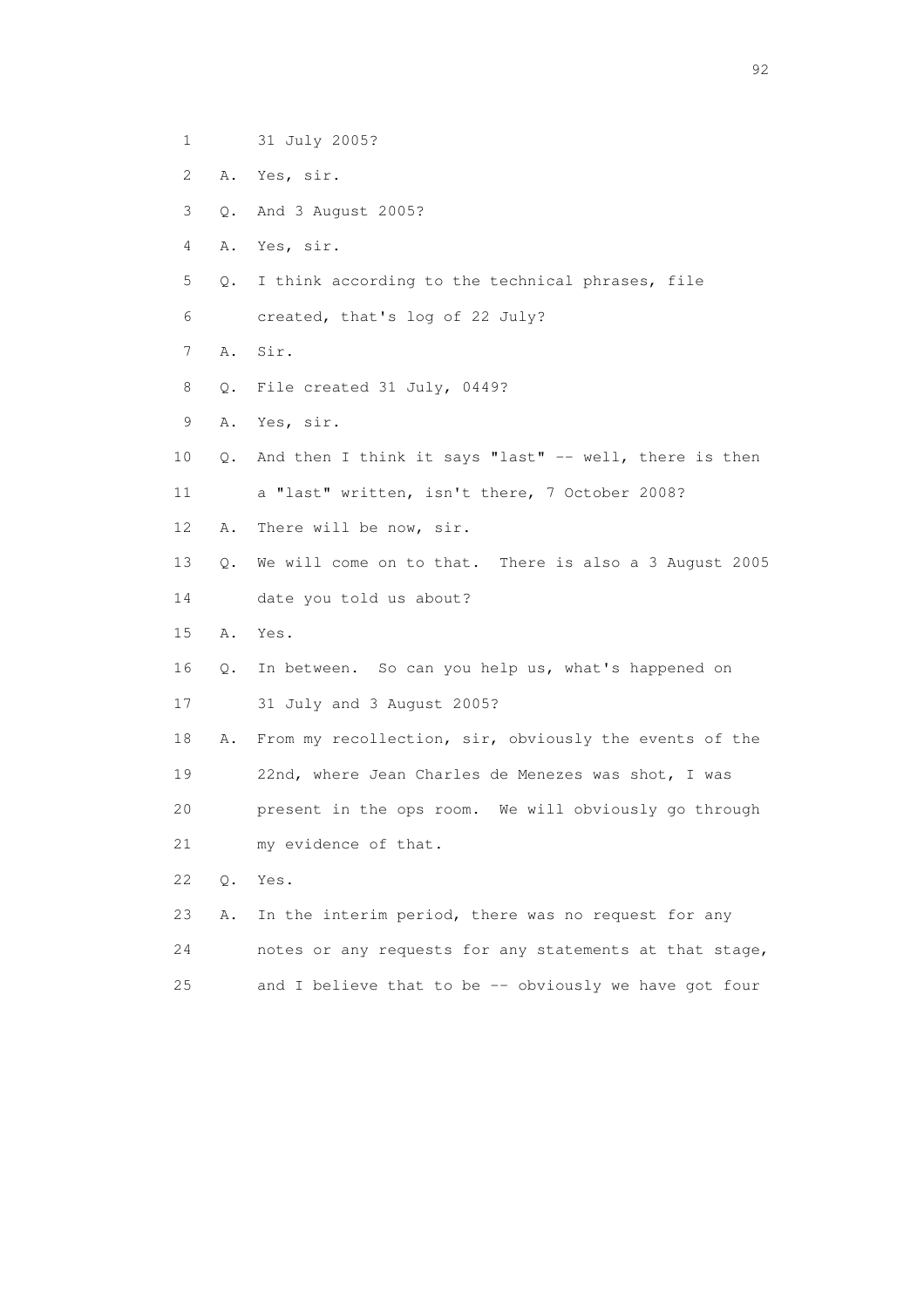1 31 July 2005?

2 A. Yes, sir.

3 Q. And 3 August 2005?

4 A. Yes, sir.

5 Q. I think according to the technical phrases, file

6 created, that's log of 22 July?

7 A. Sir.

8 Q. File created 31 July, 0449?

9 A. Yes, sir.

10 Q. And then I think it says "last" -- well, there is then

11 a "last" written, isn't there, 7 October 2008?

12 A. There will be now, sir.

13 Q. We will come on to that. There is also a 3 August 2005

14 date you told us about?

15 A. Yes.

16 Q. In between. So can you help us, what's happened on

17 31 July and 3 August 2005?

18 A. From my recollection, sir, obviously the events of the

19 22nd, where Jean Charles de Menezes was shot, I was

20 present in the ops room. We will obviously go through

21 my evidence of that.

22 Q. Yes.

23 A. In the interim period, there was no request for any

24 notes or any requests for any statements at that stage,

25 and I believe that to be -- obviously we have got four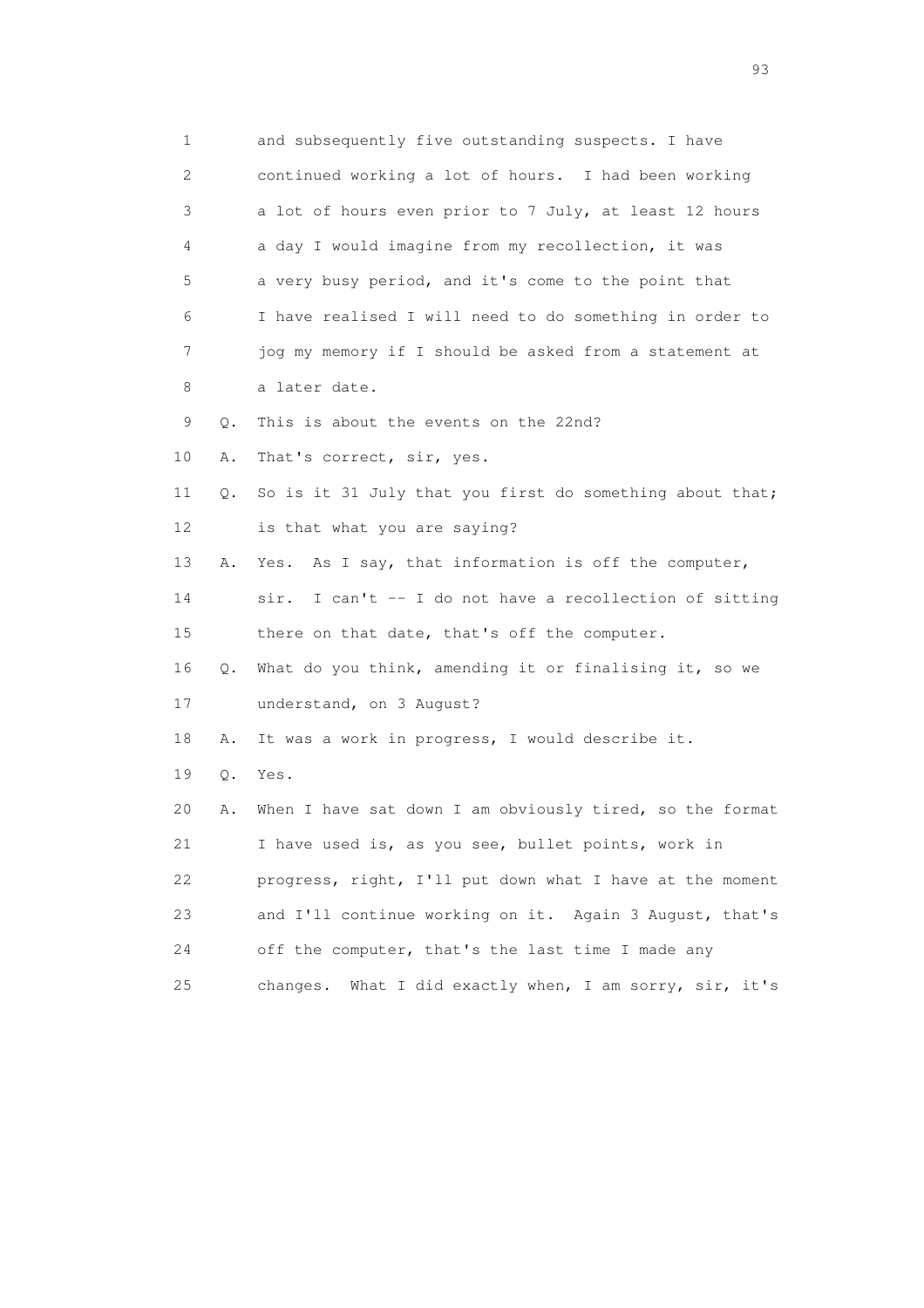1 and subsequently five outstanding suspects. I have
2 continued working a lot of hours. I had been working
3 a lot of hours even prior to 7 July, at least 12 hours
4 a day I would imagine from my recollection, it was
5 a very busy period, and it's come to the point that
6 I have realised I will need to do something in order to
7 jog my memory if I should be asked from a statement at
8 a later date.

9 Q. This is about the events on the 22nd?

10 A. That's correct, sir, yes.

11 Q. So is it 31 July that you first do something about that;
12 is that what you are saying?

13 A. Yes. As I say, that information is off the computer,
14 sir. I can't -- I do not have a recollection of sitting
15 there on that date, that's off the computer.

16 Q. What do you think, amending it or finalising it, so we
17 understand, on 3 August?

18 A. It was a work in progress, I would describe it.

19 Q. Yes.

20 A. When I have sat down I am obviously tired, so the format
21 I have used is, as you see, bullet points, work in
22 progress, right, I'll put down what I have at the moment
23 and I'll continue working on it. Again 3 August, that's
24 off the computer, that's the last time I made any
25 changes. What I did exactly when, I am sorry, sir, it's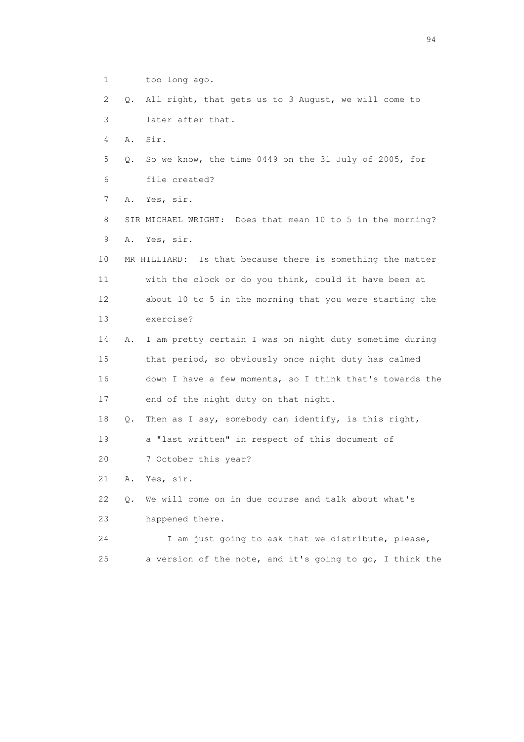1 too long ago.

2 Q. All right, that gets us to 3 August, we will come to

3 later after that.

4 A. Sir.

5 Q. So we know, the time 0449 on the 31 July of 2005, for

6 file created?

7 A. Yes, sir.

8 SIR MICHAEL WRIGHT: Does that mean 10 to 5 in the morning?

9 A. Yes, sir.

10 MR HILLIARD: Is that because there is something the matter

11 with the clock or do you think, could it have been at

12 about 10 to 5 in the morning that you were starting the

13 exercise?

14 A. I am pretty certain I was on night duty sometime during

15 that period, so obviously once night duty has calmed

16 down I have a few moments, so I think that's towards the

17 end of the night duty on that night.

18 Q. Then as I say, somebody can identify, is this right,

19 a "last written" in respect of this document of

20 7 October this year?

21 A. Yes, sir.

22 Q. We will come on in due course and talk about what's

23 happened there.

24 I am just going to ask that we distribute, please,

25 a version of the note, and it's going to go, I think the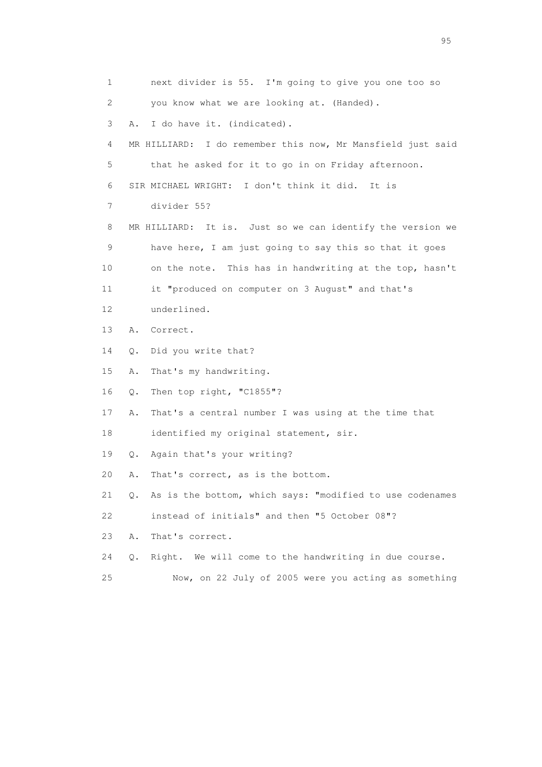1 next divider is 55. I'm going to give you one too so
2 you know what we are looking at. (Handed).
3 A. I do have it. (indicated).
4 MR HILLIARD: I do remember this now, Mr Mansfield just said
5 that he asked for it to go in on Friday afternoon.
6 SIR MICHAEL WRIGHT: I don't think it did. It is
7 divider 55?
8 MR HILLIARD: It is. Just so we can identify the version we
9 have here, I am just going to say this so that it goes
10 on the note. This has in handwriting at the top, hasn't
11 it "produced on computer on 3 August" and that's
12 underlined.
13 A. Correct.
14 Q. Did you write that?
15 A. That's my handwriting.
16 Q. Then top right, "C1855"?
17 A. That's a central number I was using at the time that
18 identified my original statement, sir.
19 Q. Again that's your writing?
20 A. That's correct, as is the bottom.
21 Q. As is the bottom, which says: "modified to use codenames
22 instead of initials" and then "5 October 08"?
23 A. That's correct.
24 Q. Right. We will come to the handwriting in due course.
25 Now, on 22 July of 2005 were you acting as something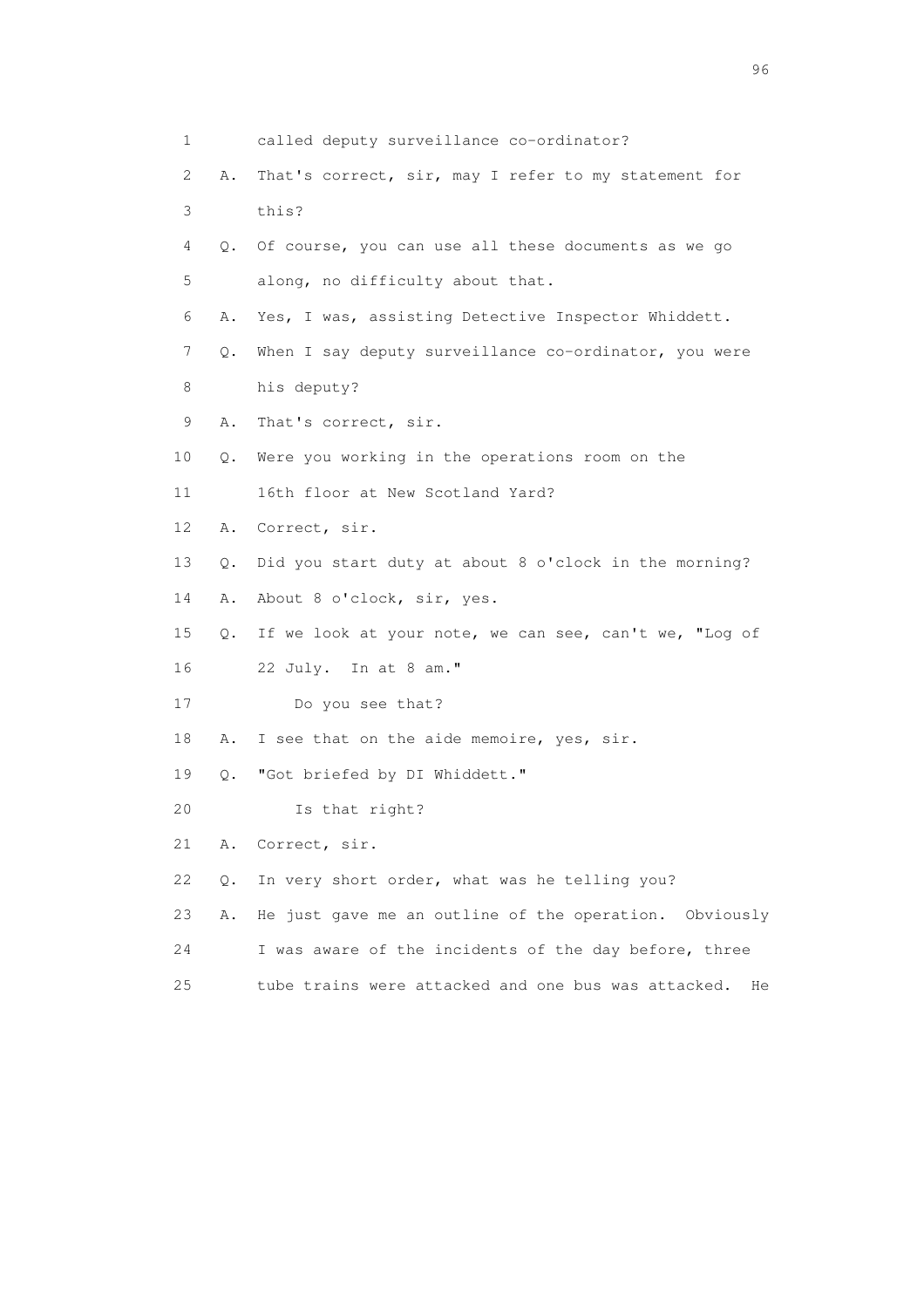1 called deputy surveillance co-ordinator?

2 A. That's correct, sir, may I refer to my statement for

3 this?

4 Q. Of course, you can use all these documents as we go

5 along, no difficulty about that.

6 A. Yes, I was, assisting Detective Inspector Whiddett.

7 Q. When I say deputy surveillance co-ordinator, you were

8 his deputy?

9 A. That's correct, sir.

10 Q. Were you working in the operations room on the

11 16th floor at New Scotland Yard?

12 A. Correct, sir.

13 Q. Did you start duty at about 8 o'clock in the morning?

14 A. About 8 o'clock, sir, yes.

15 Q. If we look at your note, we can see, can't we, "Log of

16 22 July. In at 8 am."

17 Do you see that?

18 A. I see that on the aide memoire, yes, sir.

19 Q. "Got briefed by DI Whiddett."

20 Is that right?

21 A. Correct, sir.

22 Q. In very short order, what was he telling you?

23 A. He just gave me an outline of the operation. Obviously

24 I was aware of the incidents of the day before, three

25 tube trains were attacked and one bus was attacked. He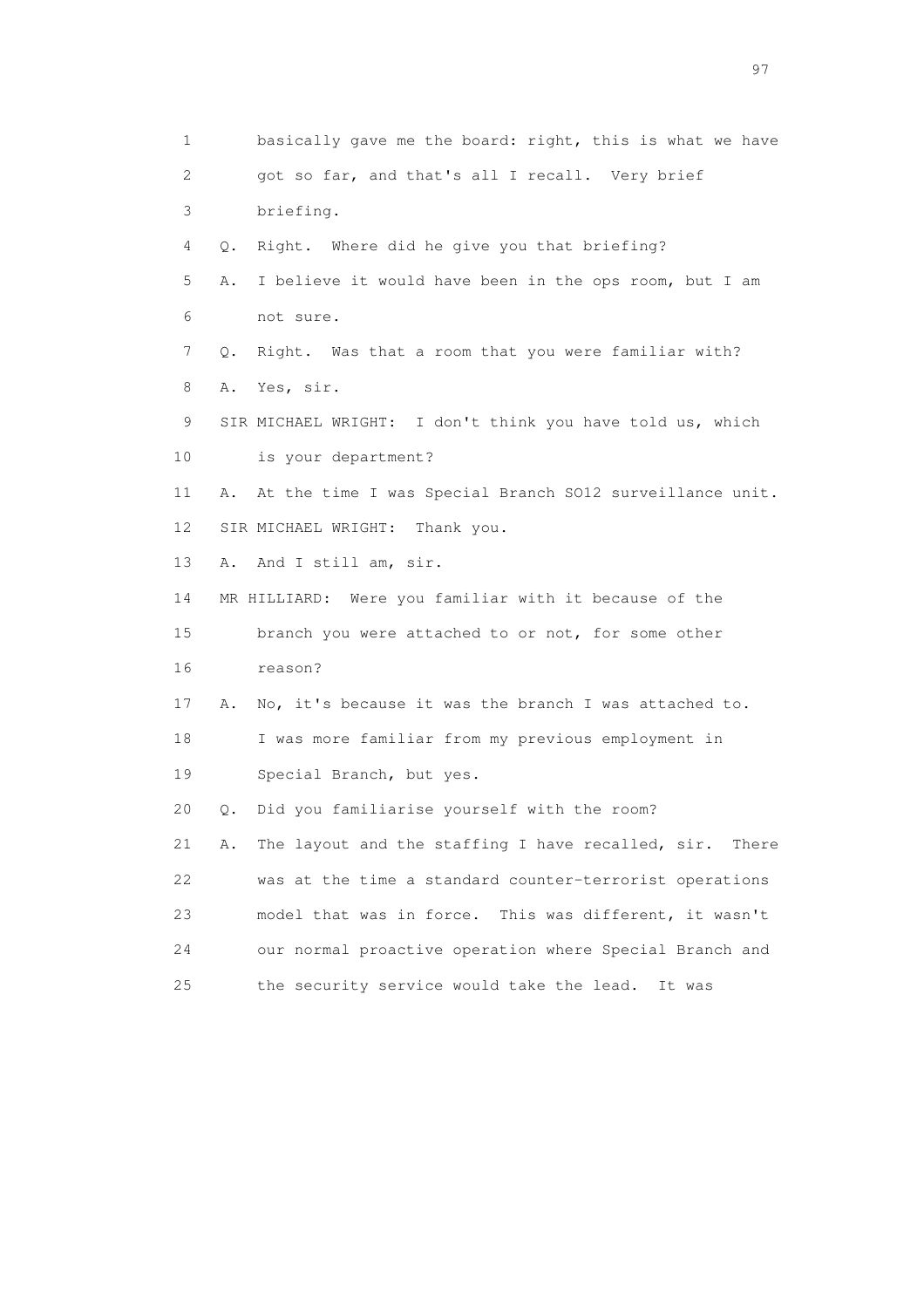1 basically gave me the board: right, this is what we have
2 got so far, and that's all I recall. Very brief
3 briefing.
4 Q. Right. Where did he give you that briefing?
5 A. I believe it would have been in the ops room, but I am
6 not sure.
7 Q. Right. Was that a room that you were familiar with?
8 A. Yes, sir.
9 SIR MICHAEL WRIGHT: I don't think you have told us, which
10 is your department?
11 A. At the time I was Special Branch SO12 surveillance unit.
12 SIR MICHAEL WRIGHT: Thank you.
13 A. And I still am, sir.
14 MR HILLIARD: Were you familiar with it because of the
15 branch you were attached to or not, for some other
16 reason?
17 A. No, it's because it was the branch I was attached to.
18 I was more familiar from my previous employment in
19 Special Branch, but yes.
20 Q. Did you familiarise yourself with the room?
21 A. The layout and the staffing I have recalled, sir. There
22 was at the time a standard counter-terrorist operations
23 model that was in force. This was different, it wasn't
24 our normal proactive operation where Special Branch and
25 the security service would take the lead. It was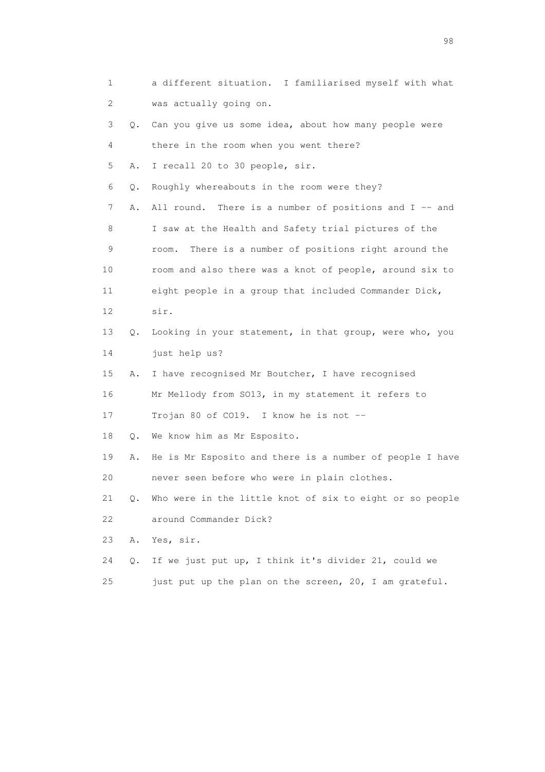1 a different situation. I familiarised myself with what
2 was actually going on.

3 Q. Can you give us some idea, about how many people were
4 there in the room when you went there?

5 A. I recall 20 to 30 people, sir.

6 Q. Roughly whereabouts in the room were they?

7 A. All round. There is a number of positions and I -- and
8 I saw at the Health and Safety trial pictures of the
9 room. There is a number of positions right around the
10 room and also there was a knot of people, around six to
11 eight people in a group that included Commander Dick,
12 sir.

13 Q. Looking in your statement, in that group, were who, you
14 just help us?

15 A. I have recognised Mr Boutcher, I have recognised
16 Mr Mellody from SO13, in my statement it refers to
17 Trojan 80 of CO19. I know he is not --

18 Q. We know him as Mr Esposito.

19 A. He is Mr Esposito and there is a number of people I have
20 never seen before who were in plain clothes.

21 Q. Who were in the little knot of six to eight or so people
22 around Commander Dick?

23 A. Yes, sir.

24 Q. If we just put up, I think it's divider 21, could we
25 just put up the plan on the screen, 20, I am grateful.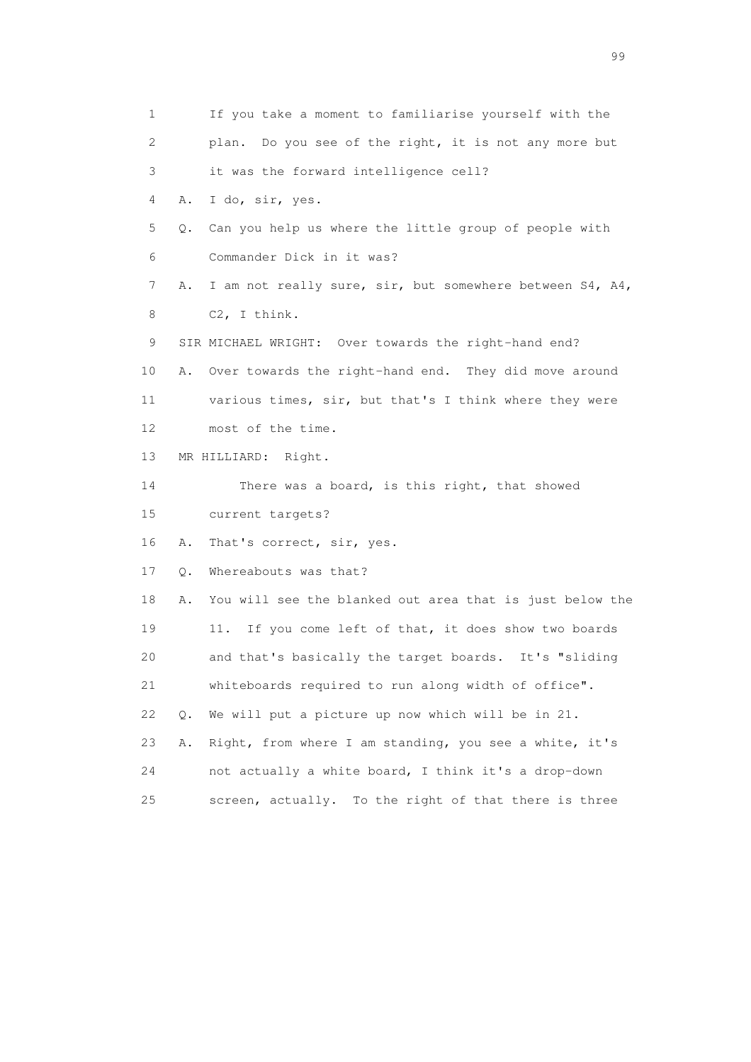1 If you take a moment to familiarise yourself with the
2 plan. Do you see of the right, it is not any more but
3 it was the forward intelligence cell?
4 A. I do, sir, yes.
5 Q. Can you help us where the little group of people with
6 Commander Dick in it was?
7 A. I am not really sure, sir, but somewhere between S4, A4,
8 C2, I think.
9 SIR MICHAEL WRIGHT: Over towards the right-hand end?
10 A. Over towards the right-hand end. They did move around
11 various times, sir, but that's I think where they were
12 most of the time.
13 MR HILLIARD: Right.
14 There was a board, is this right, that showed
15 current targets?
16 A. That's correct, sir, yes.
17 Q. Whereabouts was that?
18 A. You will see the blanked out area that is just below the
19 11. If you come left of that, it does show two boards
20 and that's basically the target boards. It's "sliding
21 whiteboards required to run along width of office".
22 Q. We will put a picture up now which will be in 21.
23 A. Right, from where I am standing, you see a white, it's
24 not actually a white board, I think it's a drop-down
25 screen, actually. To the right of that there is three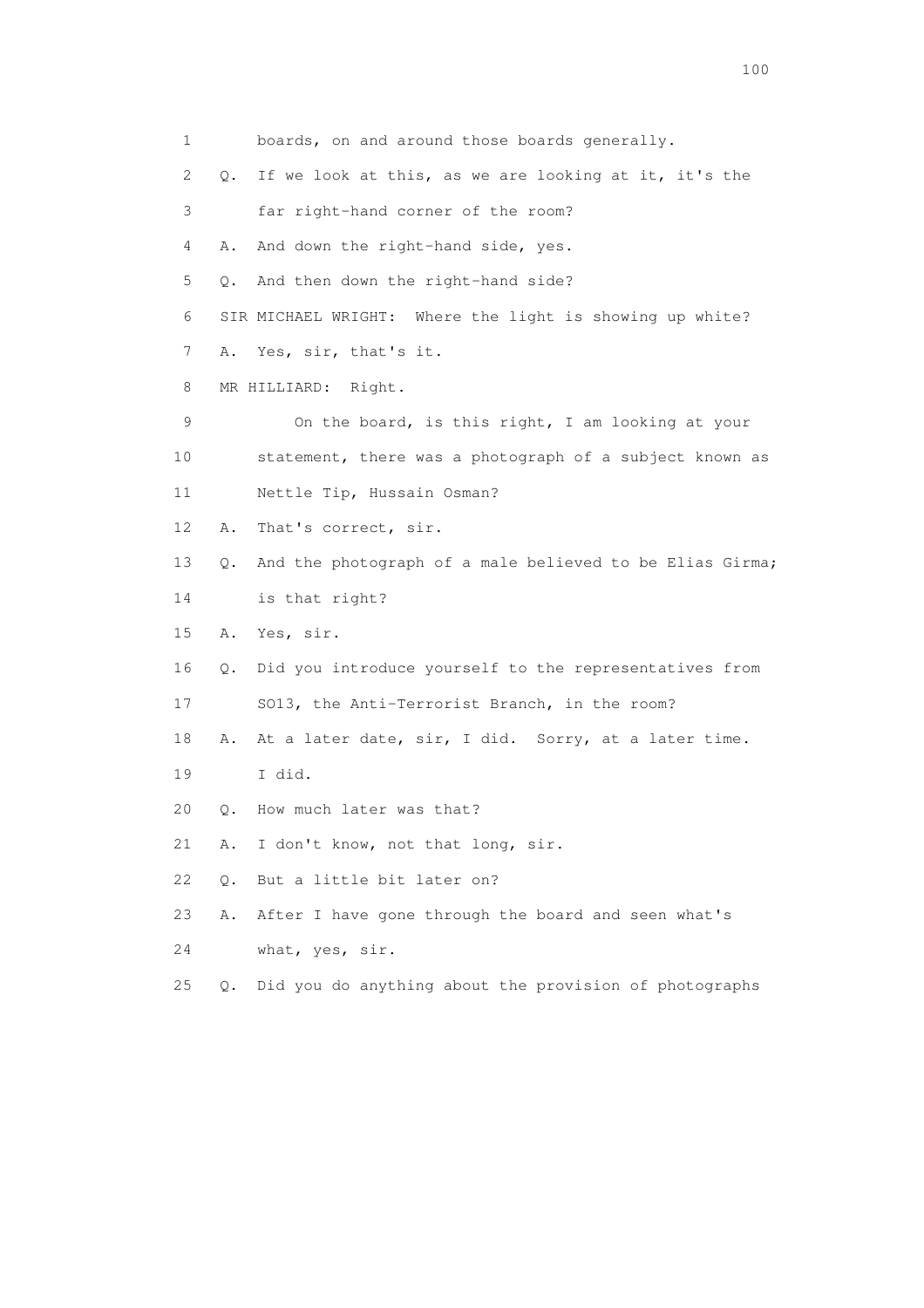1 boards, on and around those boards generally.

2 Q. If we look at this, as we are looking at it, it's the

3 far right-hand corner of the room?

4 A. And down the right-hand side, yes.

5 Q. And then down the right-hand side?

6 SIR MICHAEL WRIGHT: Where the light is showing up white?

7 A. Yes, sir, that's it.

8 MR HILLIARD: Right.

9 On the board, is this right, I am looking at your

10 statement, there was a photograph of a subject known as

11 Nettle Tip, Hussain Osman?

12 A. That's correct, sir.

13 Q. And the photograph of a male believed to be Elias Girma;

14 is that right?

15 A. Yes, sir.

16 Q. Did you introduce yourself to the representatives from

17 SO13, the Anti-Terrorist Branch, in the room?

18 A. At a later date, sir, I did. Sorry, at a later time.

19 I did.

20 Q. How much later was that?

21 A. I don't know, not that long, sir.

22 Q. But a little bit later on?

23 A. After I have gone through the board and seen what's

24 what, yes, sir.

25 Q. Did you do anything about the provision of photographs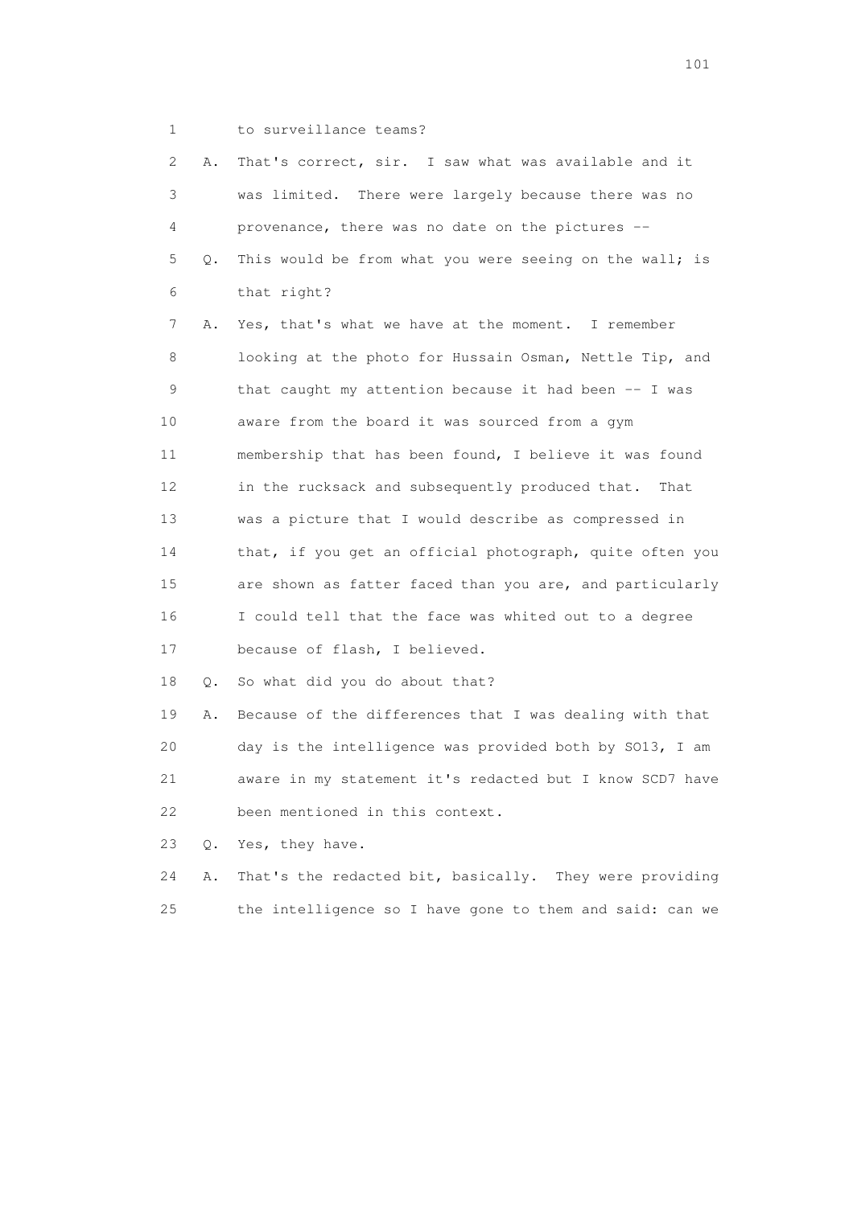1 to surveillance teams?

2 A. That's correct, sir. I saw what was available and it

3 was limited. There were largely because there was no

4 provenance, there was no date on the pictures --

5 Q. This would be from what you were seeing on the wall; is

6 that right?

7 A. Yes, that's what we have at the moment. I remember

8 looking at the photo for Hussain Osman, Nettle Tip, and

9 that caught my attention because it had been -- I was

10 aware from the board it was sourced from a gym

11 membership that has been found, I believe it was found

12 in the rucksack and subsequently produced that. That

13 was a picture that I would describe as compressed in

14 that, if you get an official photograph, quite often you

15 are shown as fatter faced than you are, and particularly

16 I could tell that the face was whited out to a degree

17 because of flash, I believed.

18 Q. So what did you do about that?

19 A. Because of the differences that I was dealing with that

20 day is the intelligence was provided both by SO13, I am

21 aware in my statement it's redacted but I know SCD7 have

22 been mentioned in this context.

23 Q. Yes, they have.

24 A. That's the redacted bit, basically. They were providing

25 the intelligence so I have gone to them and said: can we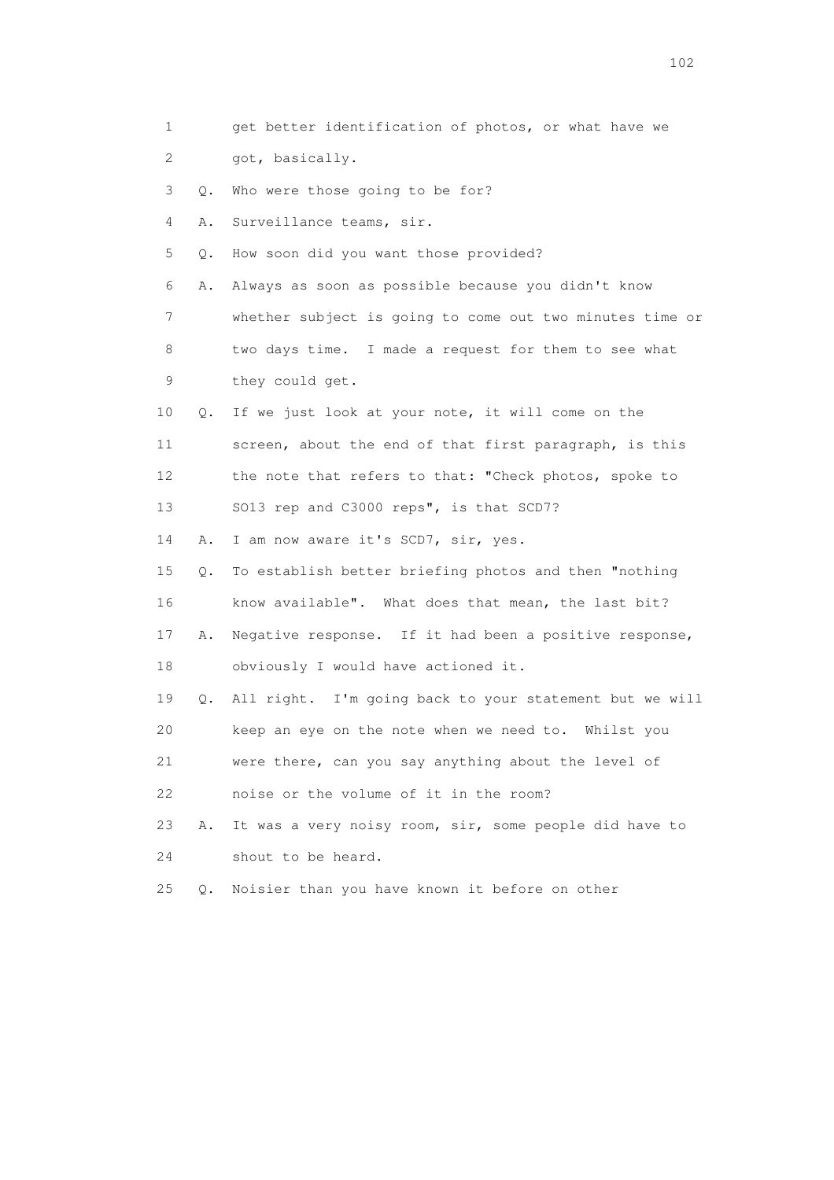1 get better identification of photos, or what have we
2 got, basically.
3 Q. Who were those going to be for?
4 A. Surveillance teams, sir.
5 Q. How soon did you want those provided?
6 A. Always as soon as possible because you didn't know
7 whether subject is going to come out two minutes time or
8 two days time. I made a request for them to see what
9 they could get.
10 Q. If we just look at your note, it will come on the
11 screen, about the end of that first paragraph, is this
12 the note that refers to that: "Check photos, spoke to
13 SO13 rep and C3000 reps", is that SCD7?
14 A. I am now aware it's SCD7, sir, yes.
15 Q. To establish better briefing photos and then "nothing
16 know available". What does that mean, the last bit?
17 A. Negative response. If it had been a positive response,
18 obviously I would have actioned it.
19 Q. All right. I'm going back to your statement but we will
20 keep an eye on the note when we need to. Whilst you
21 were there, can you say anything about the level of
22 noise or the volume of it in the room?
23 A. It was a very noisy room, sir, some people did have to
24 shout to be heard.
25 Q. Noisier than you have known it before on other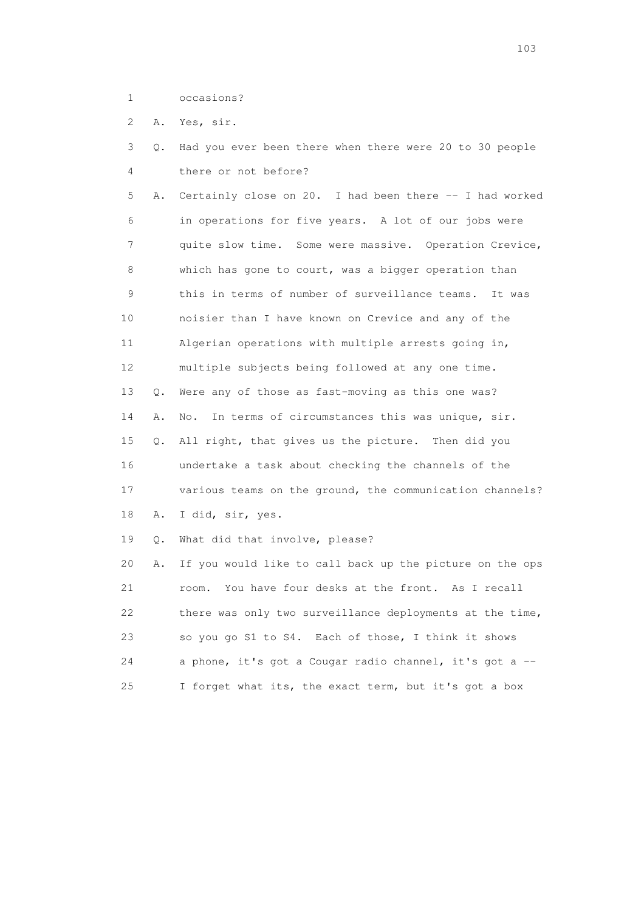1 occasions?

2 A. Yes, sir.

3 Q. Had you ever been there when there were 20 to 30 people

4 there or not before?

5 A. Certainly close on 20. I had been there -- I had worked

6 in operations for five years. A lot of our jobs were

7 quite slow time. Some were massive. Operation Crevice,

8 which has gone to court, was a bigger operation than

9 this in terms of number of surveillance teams. It was

10 noisier than I have known on Crevice and any of the

11 Algerian operations with multiple arrests going in,

12 multiple subjects being followed at any one time.

13 Q. Were any of those as fast-moving as this one was?

14 A. No. In terms of circumstances this was unique, sir.

15 Q. All right, that gives us the picture. Then did you

16 undertake a task about checking the channels of the

17 various teams on the ground, the communication channels?

18 A. I did, sir, yes.

19 Q. What did that involve, please?

20 A. If you would like to call back up the picture on the ops

21 room. You have four desks at the front. As I recall

22 there was only two surveillance deployments at the time,

23 so you go S1 to S4. Each of those, I think it shows

24 a phone, it's got a Cougar radio channel, it's got a --

25 I forget what its, the exact term, but it's got a box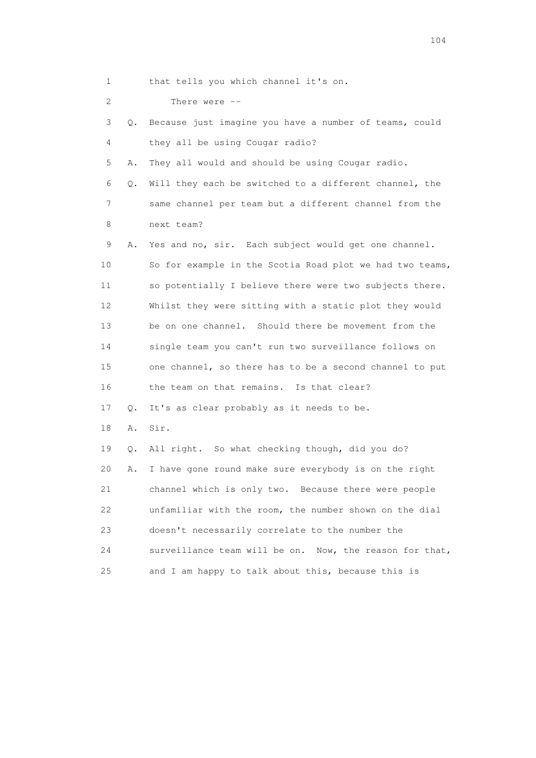1        that tells you which channel it's on.

2            There were --

3    Q.  Because just imagine you have a number of teams, could

4        they all be using Cougar radio?

5    A.  They all would and should be using Cougar radio.

6    Q.  Will they each be switched to a different channel, the

7        same channel per team but a different channel from the

8        next team?

9    A.  Yes and no, sir.  Each subject would get one channel.

10       So for example in the Scotia Road plot we had two teams,

11       so potentially I believe there were two subjects there.

12       Whilst they were sitting with a static plot they would

13       be on one channel.  Should there be movement from the

14       single team you can't run two surveillance follows on

15       one channel, so there has to be a second channel to put

16       the team on that remains.  Is that clear?

17   Q.  It's as clear probably as it needs to be.

18   A.  Sir.

19   Q.  All right.  So what checking though, did you do?

20   A.  I have gone round make sure everybody is on the right

21       channel which is only two.  Because there were people

22       unfamiliar with the room, the number shown on the dial

23       doesn't necessarily correlate to the number the

24       surveillance team will be on.  Now, the reason for that,

25       and I am happy to talk about this, because this is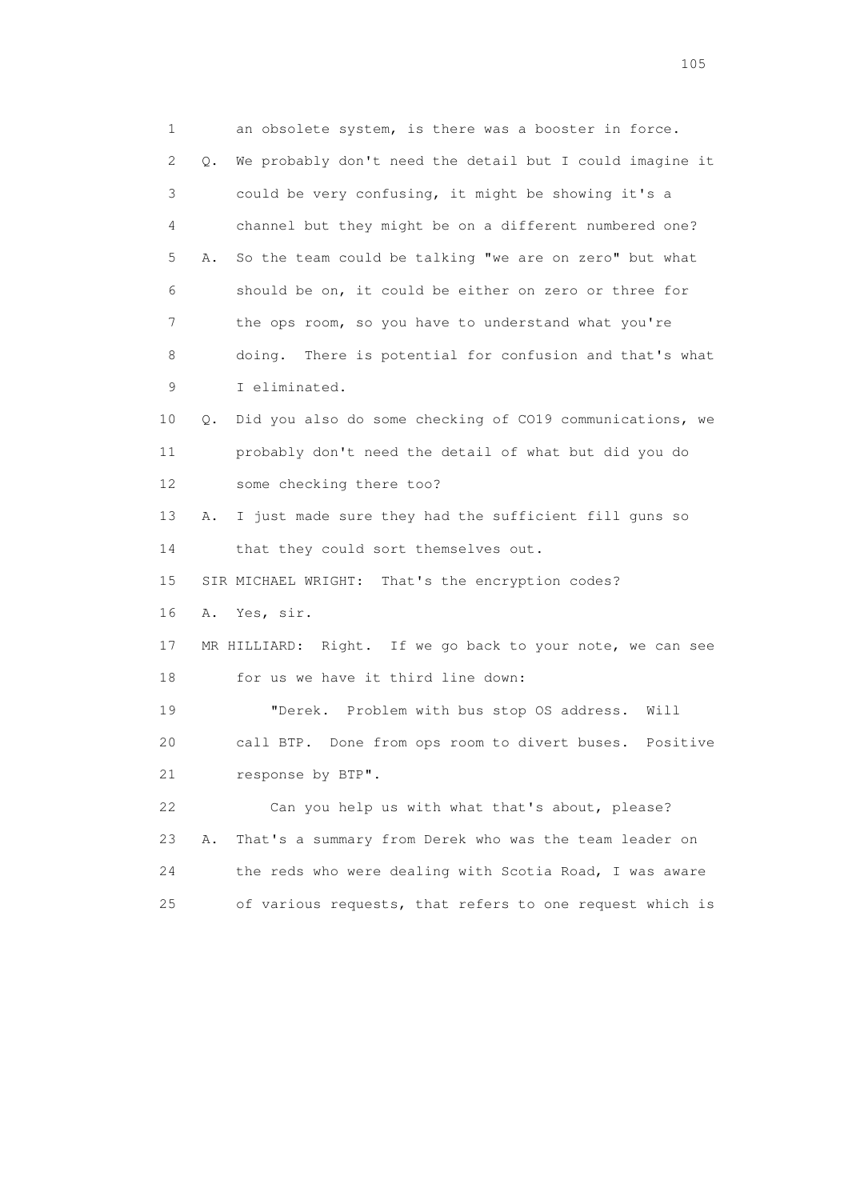1 an obsolete system, is there was a booster in force.

2 Q. We probably don't need the detail but I could imagine it

3 could be very confusing, it might be showing it's a

4 channel but they might be on a different numbered one?

5 A. So the team could be talking "we are on zero" but what

6 should be on, it could be either on zero or three for

7 the ops room, so you have to understand what you're

8 doing. There is potential for confusion and that's what

9 I eliminated.

10 Q. Did you also do some checking of CO19 communications, we

11 probably don't need the detail of what but did you do

12 some checking there too?

13 A. I just made sure they had the sufficient fill guns so

14 that they could sort themselves out.

15 SIR MICHAEL WRIGHT: That's the encryption codes?

16 A. Yes, sir.

17 MR HILLIARD: Right. If we go back to your note, we can see

18 for us we have it third line down:

19 "Derek. Problem with bus stop OS address. Will

20 call BTP. Done from ops room to divert buses. Positive

21 response by BTP".

22 Can you help us with what that's about, please?

23 A. That's a summary from Derek who was the team leader on

24 the reds who were dealing with Scotia Road, I was aware

25 of various requests, that refers to one request which is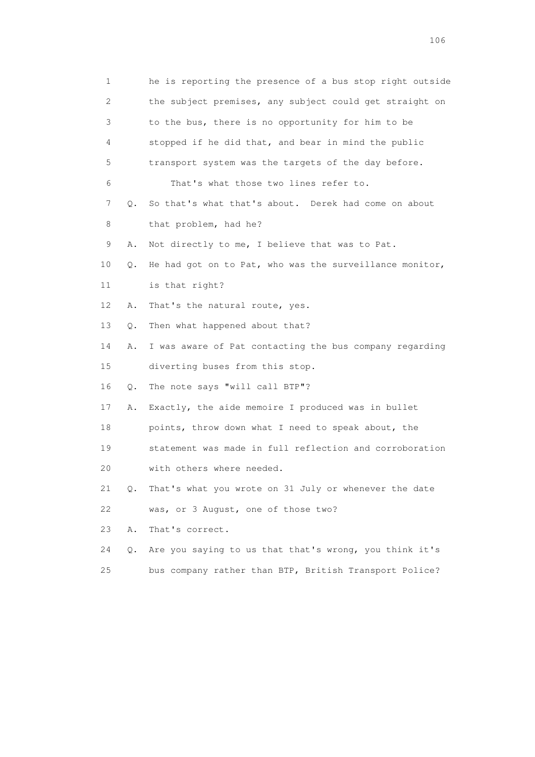1 he is reporting the presence of a bus stop right outside
2 the subject premises, any subject could get straight on
3 to the bus, there is no opportunity for him to be
4 stopped if he did that, and bear in mind the public
5 transport system was the targets of the day before.
6 That's what those two lines refer to.
7 Q. So that's what that's about. Derek had come on about
8 that problem, had he?
9 A. Not directly to me, I believe that was to Pat.
10 Q. He had got on to Pat, who was the surveillance monitor,
11 is that right?
12 A. That's the natural route, yes.
13 Q. Then what happened about that?
14 A. I was aware of Pat contacting the bus company regarding
15 diverting buses from this stop.
16 Q. The note says "will call BTP"?
17 A. Exactly, the aide memoire I produced was in bullet
18 points, throw down what I need to speak about, the
19 statement was made in full reflection and corroboration
20 with others where needed.
21 Q. That's what you wrote on 31 July or whenever the date
22 was, or 3 August, one of those two?
23 A. That's correct.
24 Q. Are you saying to us that that's wrong, you think it's
25 bus company rather than BTP, British Transport Police?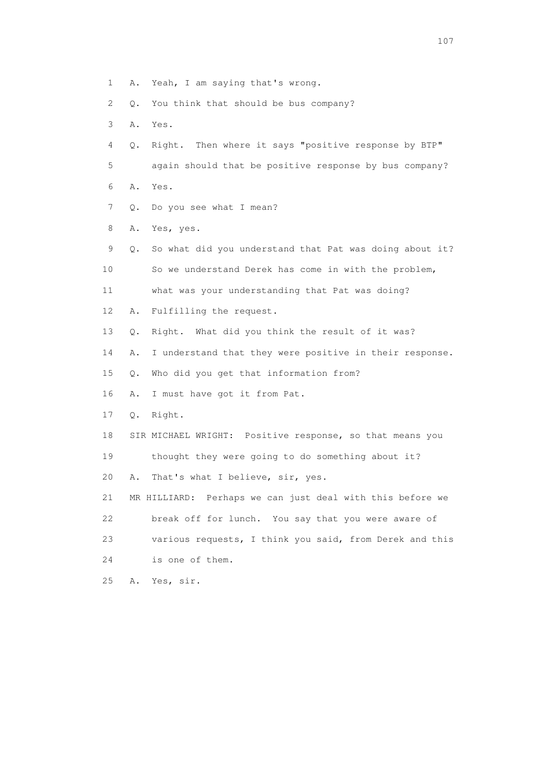1 A. Yeah, I am saying that's wrong.

2 Q. You think that should be bus company?

3 A. Yes.

4 Q. Right. Then where it says "positive response by BTP"

5 again should that be positive response by bus company?

6 A. Yes.

7 Q. Do you see what I mean?

8 A. Yes, yes.

9 Q. So what did you understand that Pat was doing about it?

10 So we understand Derek has come in with the problem,

11 what was your understanding that Pat was doing?

12 A. Fulfilling the request.

13 Q. Right. What did you think the result of it was?

14 A. I understand that they were positive in their response.

15 Q. Who did you get that information from?

16 A. I must have got it from Pat.

17 Q. Right.

18 SIR MICHAEL WRIGHT: Positive response, so that means you

19 thought they were going to do something about it?

20 A. That's what I believe, sir, yes.

21 MR HILLIARD: Perhaps we can just deal with this before we

22 break off for lunch. You say that you were aware of

23 various requests, I think you said, from Derek and this

24 is one of them.

25 A. Yes, sir.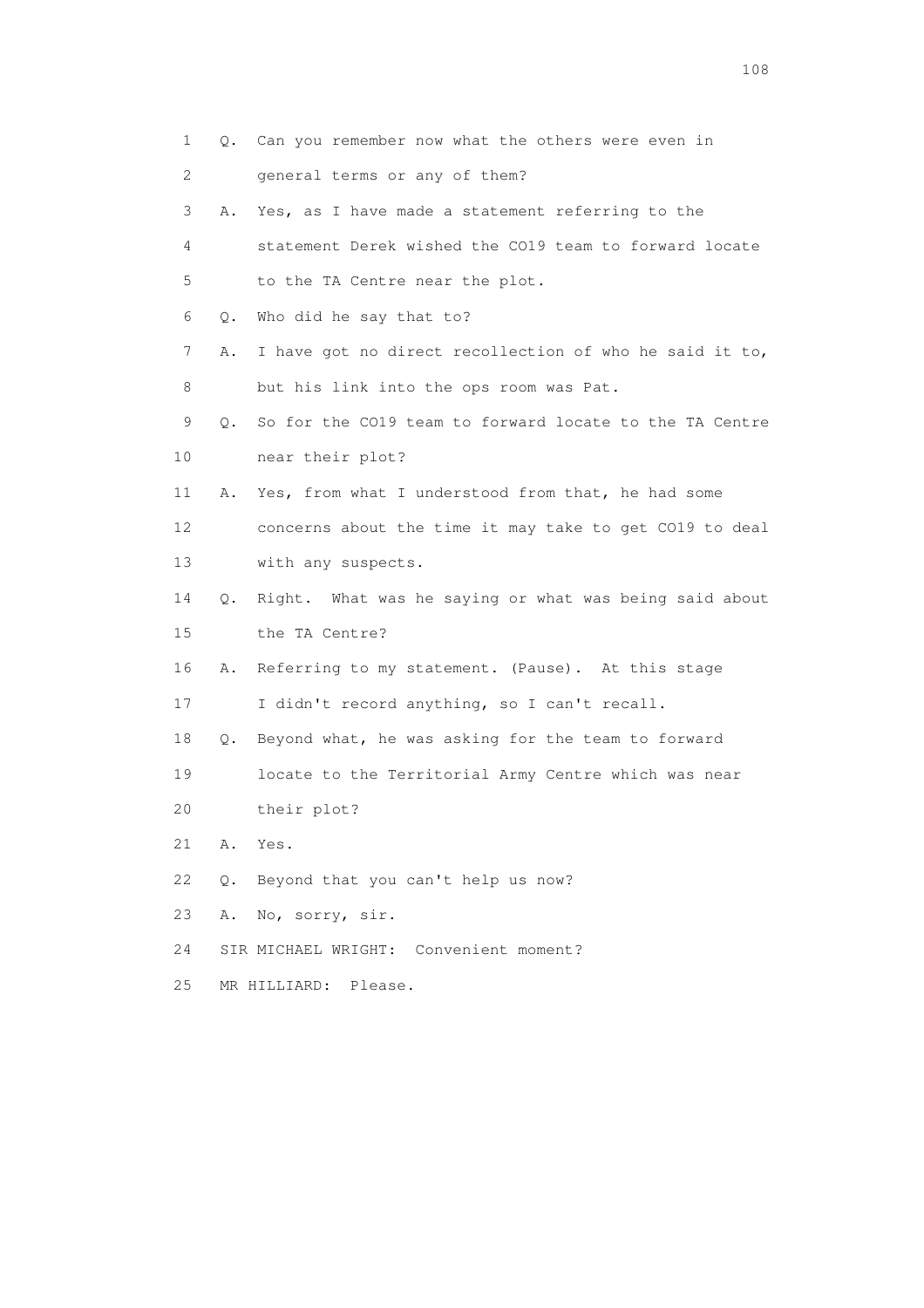1 Q. Can you remember now what the others were even in
2 general terms or any of them?
3 A. Yes, as I have made a statement referring to the
4 statement Derek wished the CO19 team to forward locate
5 to the TA Centre near the plot.
6 Q. Who did he say that to?
7 A. I have got no direct recollection of who he said it to,
8 but his link into the ops room was Pat.
9 Q. So for the CO19 team to forward locate to the TA Centre
10 near their plot?
11 A. Yes, from what I understood from that, he had some
12 concerns about the time it may take to get CO19 to deal
13 with any suspects.
14 Q. Right. What was he saying or what was being said about
15 the TA Centre?
16 A. Referring to my statement. (Pause). At this stage
17 I didn't record anything, so I can't recall.
18 Q. Beyond what, he was asking for the team to forward
19 locate to the Territorial Army Centre which was near
20 their plot?
21 A. Yes.
22 Q. Beyond that you can't help us now?
23 A. No, sorry, sir.
24 SIR MICHAEL WRIGHT: Convenient moment?
25 MR HILLIARD: Please.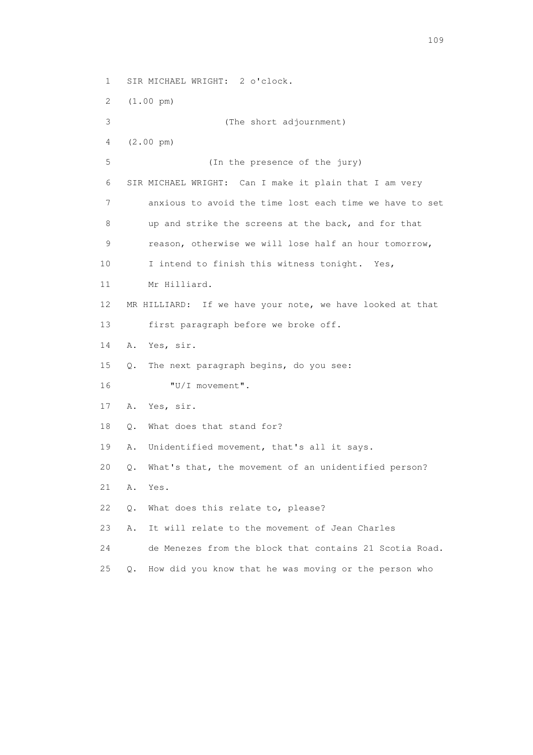1 SIR MICHAEL WRIGHT: 2 o'clock.

2 (1.00 pm)

3 (The short adjournment)

4 (2.00 pm)

5 (In the presence of the jury)

6 SIR MICHAEL WRIGHT: Can I make it plain that I am very
7 anxious to avoid the time lost each time we have to set
8 up and strike the screens at the back, and for that
9 reason, otherwise we will lose half an hour tomorrow,
10 I intend to finish this witness tonight. Yes,
11 Mr Hilliard.

12 MR HILLIARD: If we have your note, we have looked at that
13 first paragraph before we broke off.

14 A. Yes, sir.

15 Q. The next paragraph begins, do you see:

16 "U/I movement".

17 A. Yes, sir.

18 Q. What does that stand for?

19 A. Unidentified movement, that's all it says.

20 Q. What's that, the movement of an unidentified person?

21 A. Yes.

22 Q. What does this relate to, please?

23 A. It will relate to the movement of Jean Charles
24 de Menezes from the block that contains 21 Scotia Road.

25 Q. How did you know that he was moving or the person who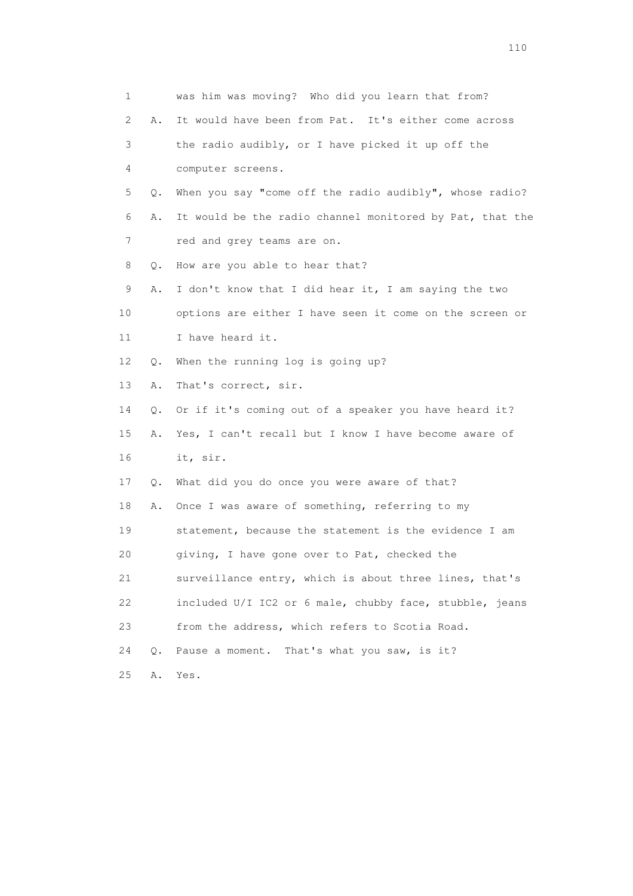1 was him was moving? Who did you learn that from?

2 A. It would have been from Pat. It's either come across

3 the radio audibly, or I have picked it up off the

4 computer screens.

5 Q. When you say "come off the radio audibly", whose radio?

6 A. It would be the radio channel monitored by Pat, that the

7 red and grey teams are on.

8 Q. How are you able to hear that?

9 A. I don't know that I did hear it, I am saying the two

10 options are either I have seen it come on the screen or

11 I have heard it.

12 Q. When the running log is going up?

13 A. That's correct, sir.

14 Q. Or if it's coming out of a speaker you have heard it?

15 A. Yes, I can't recall but I know I have become aware of

16 it, sir.

17 Q. What did you do once you were aware of that?

18 A. Once I was aware of something, referring to my

19 statement, because the statement is the evidence I am

20 giving, I have gone over to Pat, checked the

21 surveillance entry, which is about three lines, that's

22 included U/I IC2 or 6 male, chubby face, stubble, jeans

23 from the address, which refers to Scotia Road.

24 Q. Pause a moment. That's what you saw, is it?

25 A. Yes.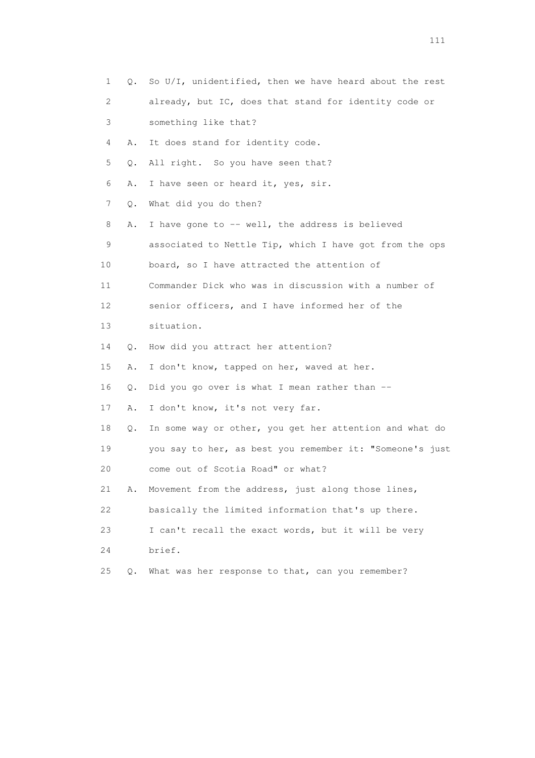1 Q. So U/I, unidentified, then we have heard about the rest
2 already, but IC, does that stand for identity code or
3 something like that?
4 A. It does stand for identity code.
5 Q. All right. So you have seen that?
6 A. I have seen or heard it, yes, sir.
7 Q. What did you do then?
8 A. I have gone to -- well, the address is believed
9 associated to Nettle Tip, which I have got from the ops
10 board, so I have attracted the attention of
11 Commander Dick who was in discussion with a number of
12 senior officers, and I have informed her of the
13 situation.
14 Q. How did you attract her attention?
15 A. I don't know, tapped on her, waved at her.
16 Q. Did you go over is what I mean rather than --
17 A. I don't know, it's not very far.
18 Q. In some way or other, you get her attention and what do
19 you say to her, as best you remember it: "Someone's just
20 come out of Scotia Road" or what?
21 A. Movement from the address, just along those lines,
22 basically the limited information that's up there.
23 I can't recall the exact words, but it will be very
24 brief.
25 Q. What was her response to that, can you remember?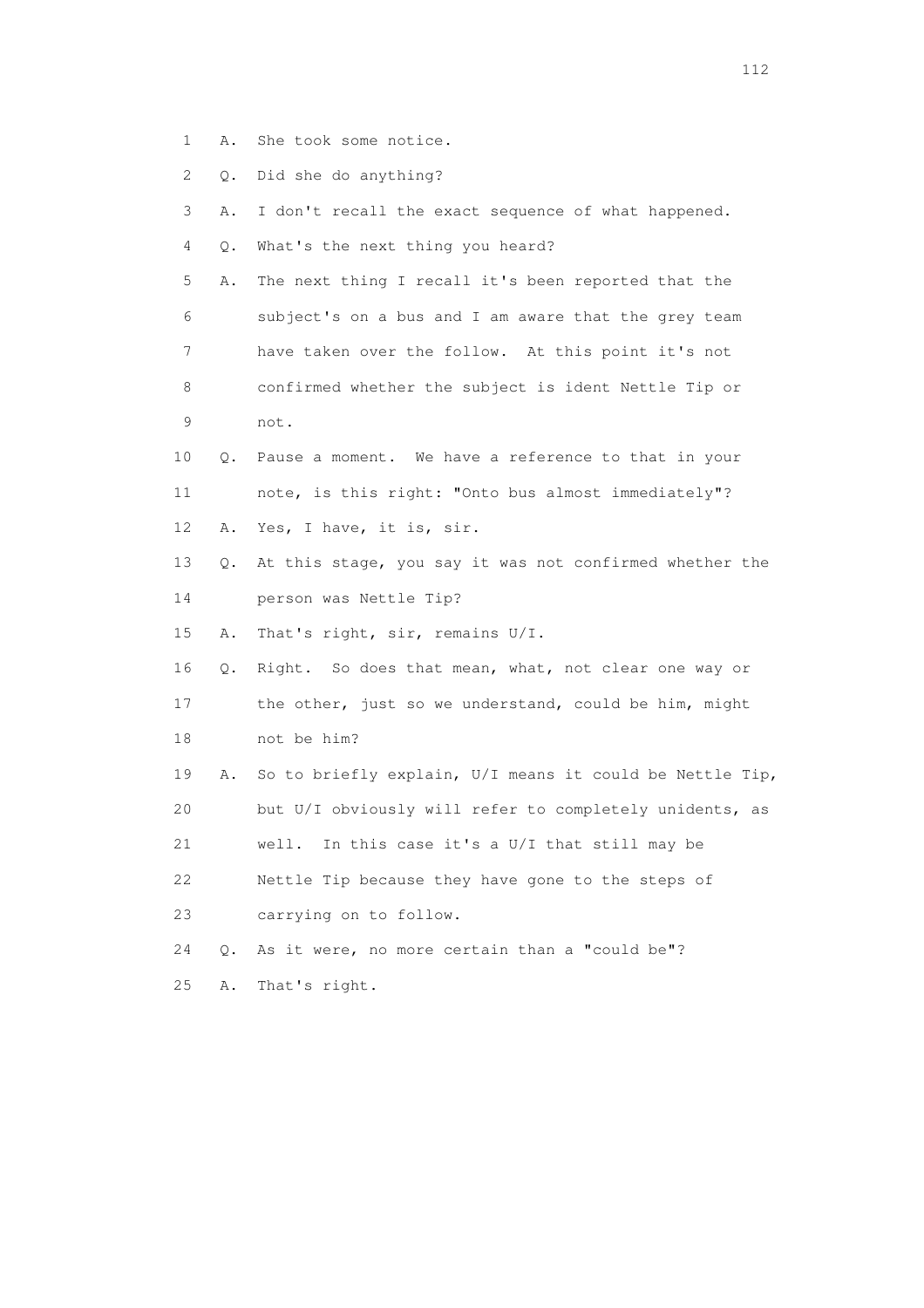1 A. She took some notice.

2 Q. Did she do anything?

3 A. I don't recall the exact sequence of what happened.

4 Q. What's the next thing you heard?

5 A. The next thing I recall it's been reported that the

6 subject's on a bus and I am aware that the grey team

7 have taken over the follow. At this point it's not

8 confirmed whether the subject is ident Nettle Tip or

9 not.

10 Q. Pause a moment. We have a reference to that in your

11 note, is this right: "Onto bus almost immediately"?

12 A. Yes, I have, it is, sir.

13 Q. At this stage, you say it was not confirmed whether the

14 person was Nettle Tip?

15 A. That's right, sir, remains U/I.

16 Q. Right. So does that mean, what, not clear one way or

17 the other, just so we understand, could be him, might

18 not be him?

19 A. So to briefly explain, U/I means it could be Nettle Tip,

20 but U/I obviously will refer to completely unidents, as

21 well. In this case it's a U/I that still may be

22 Nettle Tip because they have gone to the steps of

23 carrying on to follow.

24 Q. As it were, no more certain than a "could be"?

25 A. That's right.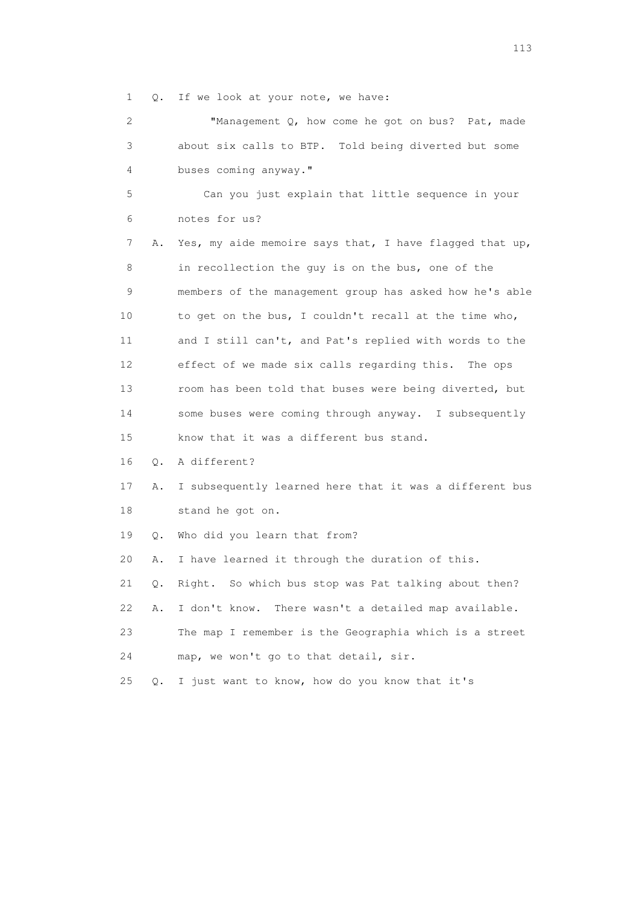1 Q. If we look at your note, we have:

2 "Management Q, how come he got on bus? Pat, made
3 about six calls to BTP. Told being diverted but some
4 buses coming anyway."

5 Can you just explain that little sequence in your
6 notes for us?

7 A. Yes, my aide memoire says that, I have flagged that up,
8 in recollection the guy is on the bus, one of the
9 members of the management group has asked how he's able
10 to get on the bus, I couldn't recall at the time who,
11 and I still can't, and Pat's replied with words to the
12 effect of we made six calls regarding this. The ops
13 room has been told that buses were being diverted, but
14 some buses were coming through anyway. I subsequently
15 know that it was a different bus stand.

16 Q. A different?

17 A. I subsequently learned here that it was a different bus
18 stand he got on.

19 Q. Who did you learn that from?

20 A. I have learned it through the duration of this.

21 Q. Right. So which bus stop was Pat talking about then?

22 A. I don't know. There wasn't a detailed map available.
23 The map I remember is the Geographia which is a street
24 map, we won't go to that detail, sir.

25 Q. I just want to know, how do you know that it's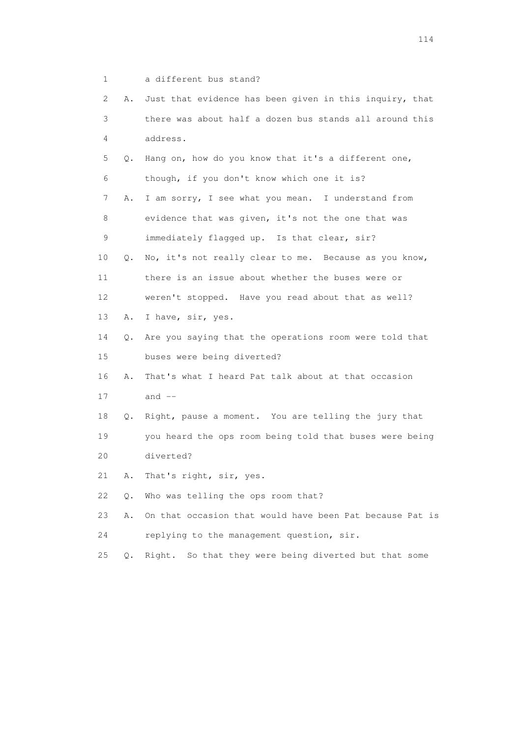1 a different bus stand?

2 A. Just that evidence has been given in this inquiry, that

3 there was about half a dozen bus stands all around this

4 address.

5 Q. Hang on, how do you know that it's a different one,

6 though, if you don't know which one it is?

7 A. I am sorry, I see what you mean. I understand from

8 evidence that was given, it's not the one that was

9 immediately flagged up. Is that clear, sir?

10 Q. No, it's not really clear to me. Because as you know,

11 there is an issue about whether the buses were or

12 weren't stopped. Have you read about that as well?

13 A. I have, sir, yes.

14 Q. Are you saying that the operations room were told that

15 buses were being diverted?

16 A. That's what I heard Pat talk about at that occasion

17 and --

18 Q. Right, pause a moment. You are telling the jury that

19 you heard the ops room being told that buses were being

20 diverted?

21 A. That's right, sir, yes.

22 Q. Who was telling the ops room that?

23 A. On that occasion that would have been Pat because Pat is

24 replying to the management question, sir.

25 Q. Right. So that they were being diverted but that some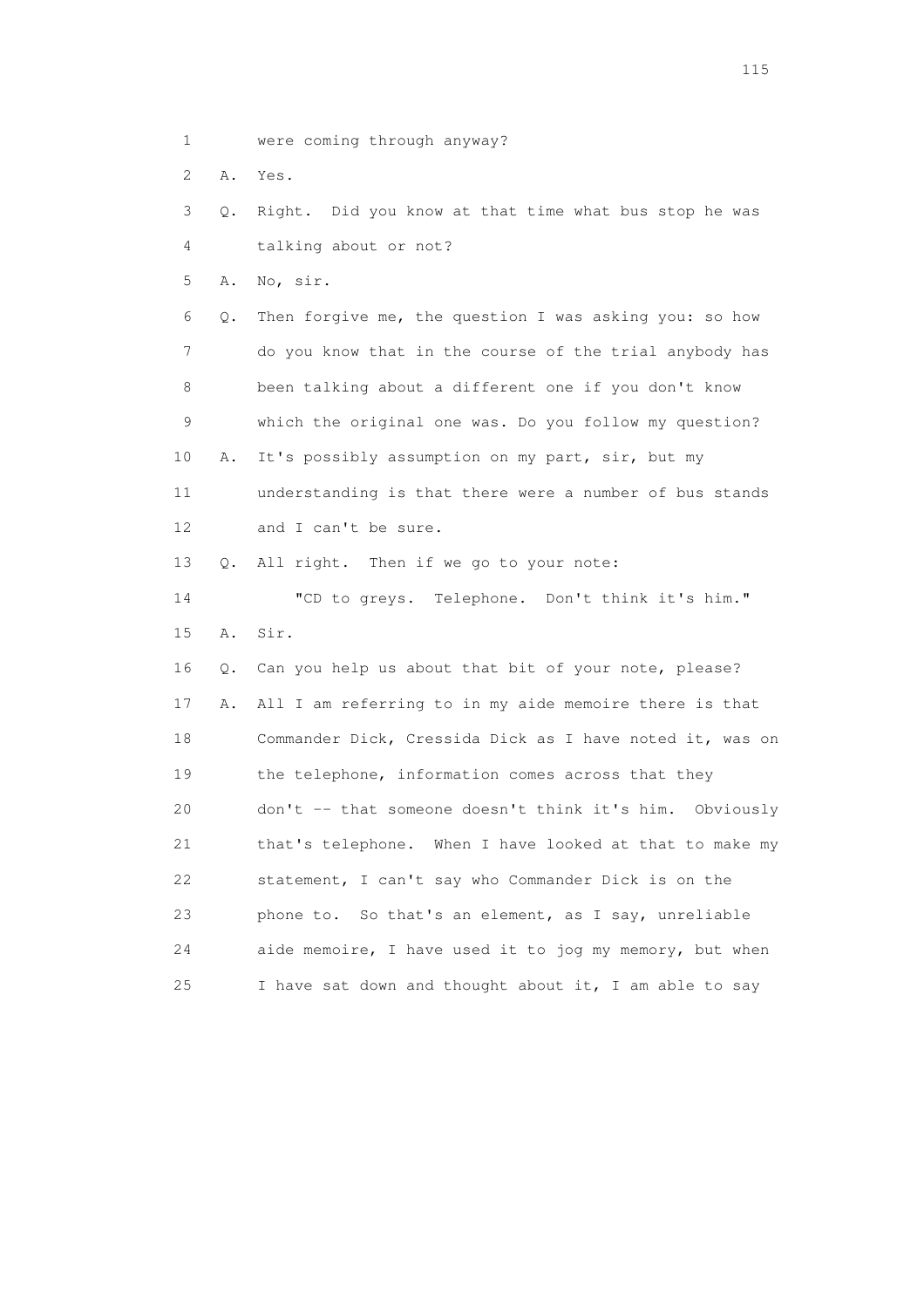1 were coming through anyway?

2 A. Yes.

3 Q. Right. Did you know at that time what bus stop he was

4 talking about or not?

5 A. No, sir.

6 Q. Then forgive me, the question I was asking you: so how

7 do you know that in the course of the trial anybody has

8 been talking about a different one if you don't know

9 which the original one was. Do you follow my question?

10 A. It's possibly assumption on my part, sir, but my

11 understanding is that there were a number of bus stands

12 and I can't be sure.

13 Q. All right. Then if we go to your note:

14 "CD to greys. Telephone. Don't think it's him."

15 A. Sir.

16 Q. Can you help us about that bit of your note, please?

17 A. All I am referring to in my aide memoire there is that

18 Commander Dick, Cressida Dick as I have noted it, was on

19 the telephone, information comes across that they

20 don't -- that someone doesn't think it's him. Obviously

21 that's telephone. When I have looked at that to make my

22 statement, I can't say who Commander Dick is on the

23 phone to. So that's an element, as I say, unreliable

24 aide memoire, I have used it to jog my memory, but when

25 I have sat down and thought about it, I am able to say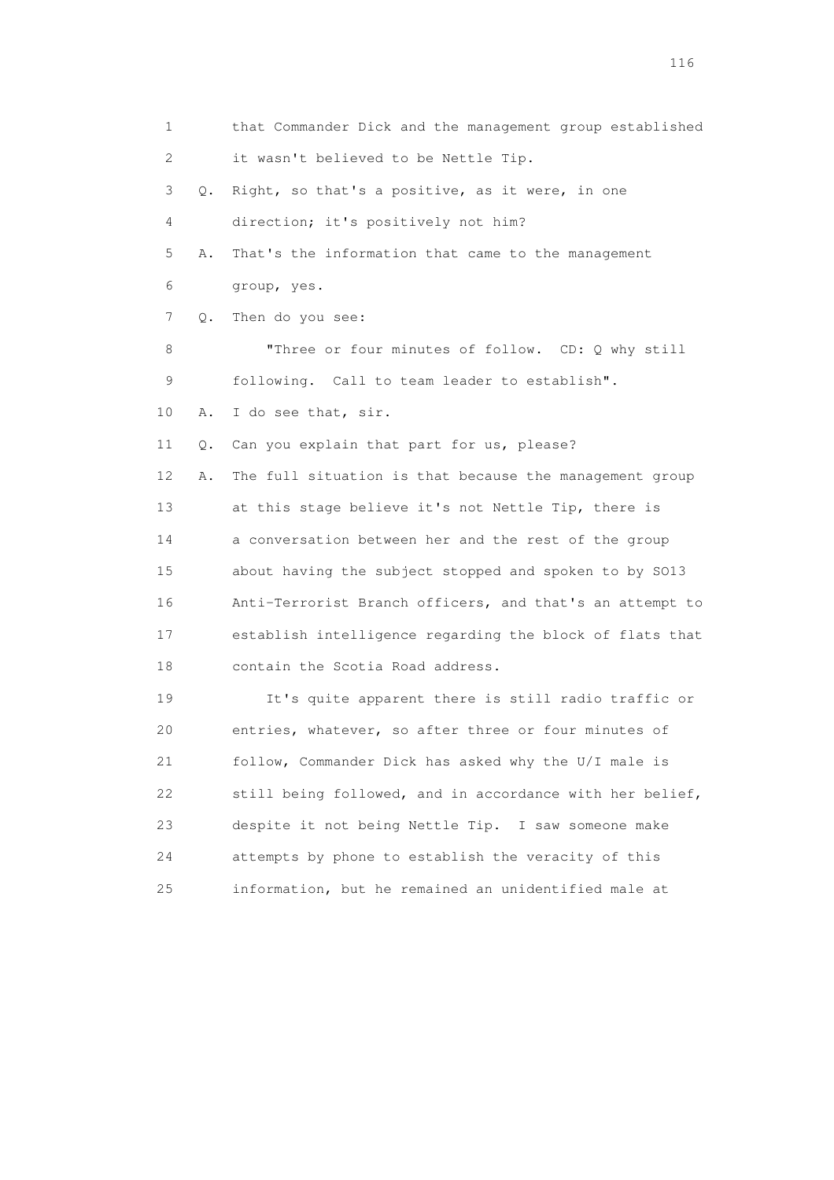1 that Commander Dick and the management group established
2 it wasn't believed to be Nettle Tip.
3 Q. Right, so that's a positive, as it were, in one
4 direction; it's positively not him?
5 A. That's the information that came to the management
6 group, yes.
7 Q. Then do you see:
8 "Three or four minutes of follow. CD: Q why still
9 following. Call to team leader to establish".
10 A. I do see that, sir.
11 Q. Can you explain that part for us, please?
12 A. The full situation is that because the management group
13 at this stage believe it's not Nettle Tip, there is
14 a conversation between her and the rest of the group
15 about having the subject stopped and spoken to by SO13
16 Anti-Terrorist Branch officers, and that's an attempt to
17 establish intelligence regarding the block of flats that
18 contain the Scotia Road address.
19 It's quite apparent there is still radio traffic or
20 entries, whatever, so after three or four minutes of
21 follow, Commander Dick has asked why the U/I male is
22 still being followed, and in accordance with her belief,
23 despite it not being Nettle Tip. I saw someone make
24 attempts by phone to establish the veracity of this
25 information, but he remained an unidentified male at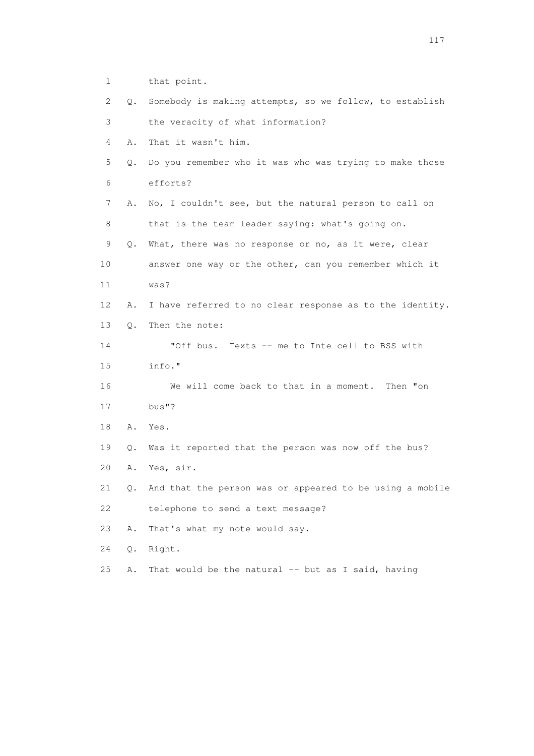1 that point.

2 Q. Somebody is making attempts, so we follow, to establish

3 the veracity of what information?

4 A. That it wasn't him.

5 Q. Do you remember who it was who was trying to make those

6 efforts?

7 A. No, I couldn't see, but the natural person to call on

8 that is the team leader saying: what's going on.

9 Q. What, there was no response or no, as it were, clear

10 answer one way or the other, can you remember which it

11 was?

12 A. I have referred to no clear response as to the identity.

13 Q. Then the note:

14 "Off bus. Texts -- me to Inte cell to BSS with

15 info."

16 We will come back to that in a moment. Then "on

17 bus"?

18 A. Yes.

19 Q. Was it reported that the person was now off the bus?

20 A. Yes, sir.

21 Q. And that the person was or appeared to be using a mobile

22 telephone to send a text message?

23 A. That's what my note would say.

24 Q. Right.

25 A. That would be the natural -- but as I said, having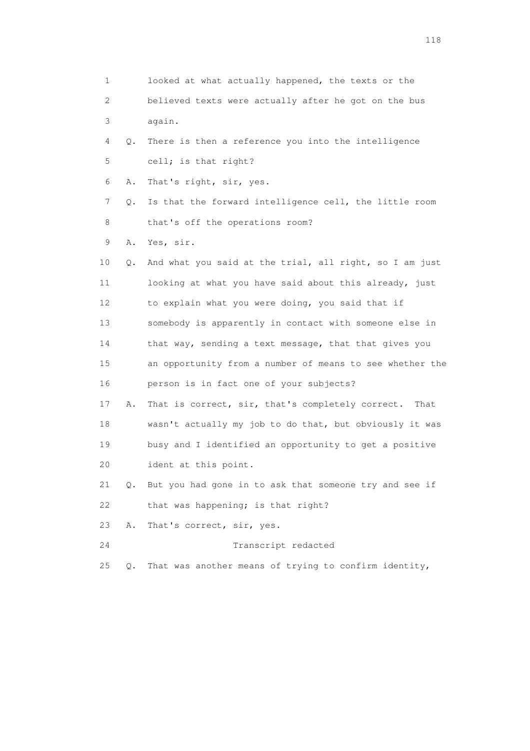1 looked at what actually happened, the texts or the
2 believed texts were actually after he got on the bus
3 again.

4 Q. There is then a reference you into the intelligence
5 cell; is that right?

6 A. That's right, sir, yes.

7 Q. Is that the forward intelligence cell, the little room
8 that's off the operations room?

9 A. Yes, sir.

10 Q. And what you said at the trial, all right, so I am just
11 looking at what you have said about this already, just
12 to explain what you were doing, you said that if
13 somebody is apparently in contact with someone else in
14 that way, sending a text message, that that gives you
15 an opportunity from a number of means to see whether the
16 person is in fact one of your subjects?

17 A. That is correct, sir, that's completely correct. That
18 wasn't actually my job to do that, but obviously it was
19 busy and I identified an opportunity to get a positive
20 ident at this point.

21 Q. But you had gone in to ask that someone try and see if
22 that was happening; is that right?

23 A. That's correct, sir, yes.

24 Transcript redacted

25 Q. That was another means of trying to confirm identity,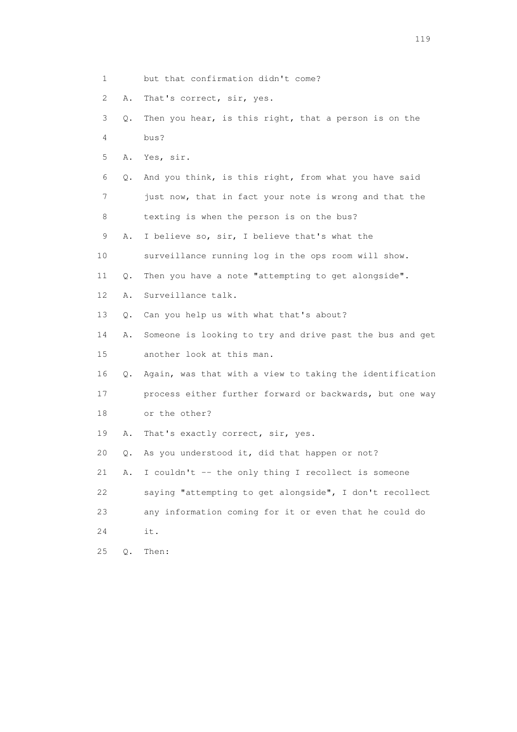1 but that confirmation didn't come?

2 A. That's correct, sir, yes.

3 Q. Then you hear, is this right, that a person is on the

4 bus?

5 A. Yes, sir.

6 Q. And you think, is this right, from what you have said

7 just now, that in fact your note is wrong and that the

8 texting is when the person is on the bus?

9 A. I believe so, sir, I believe that's what the

10 surveillance running log in the ops room will show.

11 Q. Then you have a note "attempting to get alongside".

12 A. Surveillance talk.

13 Q. Can you help us with what that's about?

14 A. Someone is looking to try and drive past the bus and get

15 another look at this man.

16 Q. Again, was that with a view to taking the identification

17 process either further forward or backwards, but one way

18 or the other?

19 A. That's exactly correct, sir, yes.

20 Q. As you understood it, did that happen or not?

21 A. I couldn't -- the only thing I recollect is someone

22 saying "attempting to get alongside", I don't recollect

23 any information coming for it or even that he could do

24 it.

25 Q. Then: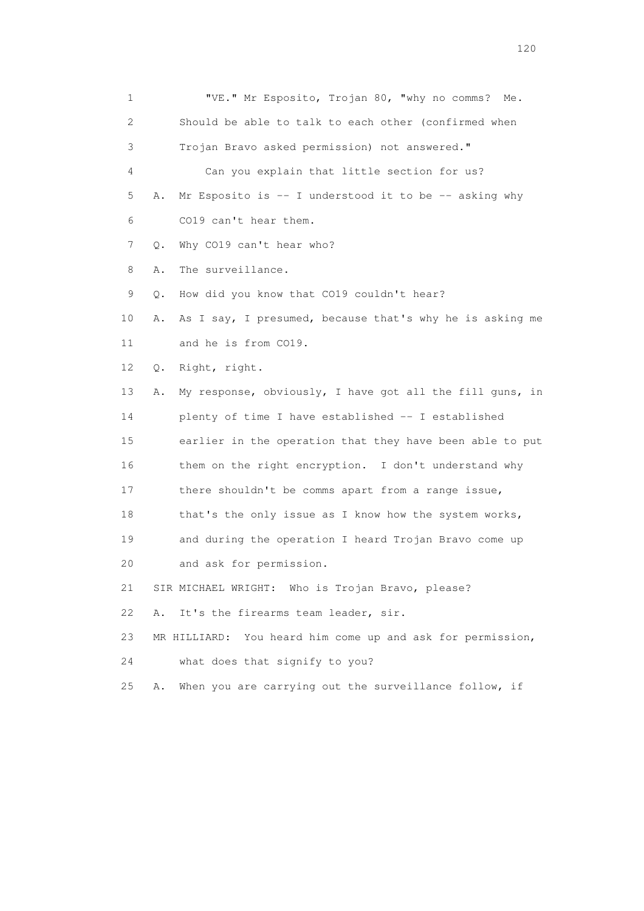1 "VE." Mr Esposito, Trojan 80, "why no comms? Me.
2 Should be able to talk to each other (confirmed when
3 Trojan Bravo asked permission) not answered."
4 Can you explain that little section for us?
5 A. Mr Esposito is -- I understood it to be -- asking why
6 CO19 can't hear them.
7 Q. Why CO19 can't hear who?
8 A. The surveillance.
9 Q. How did you know that CO19 couldn't hear?
10 A. As I say, I presumed, because that's why he is asking me
11 and he is from CO19.
12 Q. Right, right.
13 A. My response, obviously, I have got all the fill guns, in
14 plenty of time I have established -- I established
15 earlier in the operation that they have been able to put
16 them on the right encryption. I don't understand why
17 there shouldn't be comms apart from a range issue,
18 that's the only issue as I know how the system works,
19 and during the operation I heard Trojan Bravo come up
20 and ask for permission.
21 SIR MICHAEL WRIGHT: Who is Trojan Bravo, please?
22 A. It's the firearms team leader, sir.
23 MR HILLIARD: You heard him come up and ask for permission,
24 what does that signify to you?
25 A. When you are carrying out the surveillance follow, if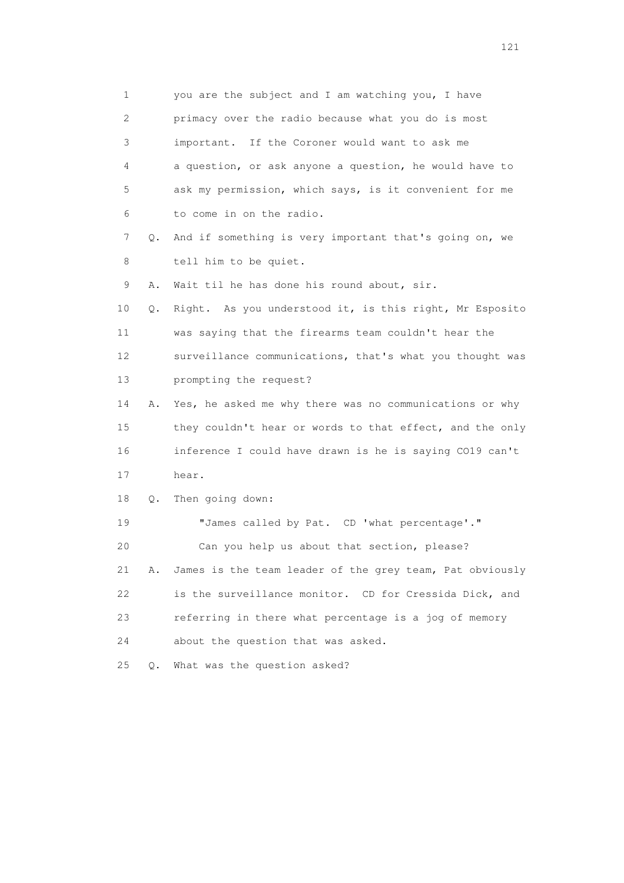1 you are the subject and I am watching you, I have
2 primacy over the radio because what you do is most
3 important. If the Coroner would want to ask me
4 a question, or ask anyone a question, he would have to
5 ask my permission, which says, is it convenient for me
6 to come in on the radio.

7 Q. And if something is very important that's going on, we
8 tell him to be quiet.

9 A. Wait til he has done his round about, sir.

10 Q. Right. As you understood it, is this right, Mr Esposito
11 was saying that the firearms team couldn't hear the
12 surveillance communications, that's what you thought was
13 prompting the request?

14 A. Yes, he asked me why there was no communications or why
15 they couldn't hear or words to that effect, and the only
16 inference I could have drawn is he is saying CO19 can't
17 hear.

18 Q. Then going down:

19 "James called by Pat. CD 'what percentage'."

20 Can you help us about that section, please?

21 A. James is the team leader of the grey team, Pat obviously
22 is the surveillance monitor. CD for Cressida Dick, and
23 referring in there what percentage is a jog of memory
24 about the question that was asked.

25 Q. What was the question asked?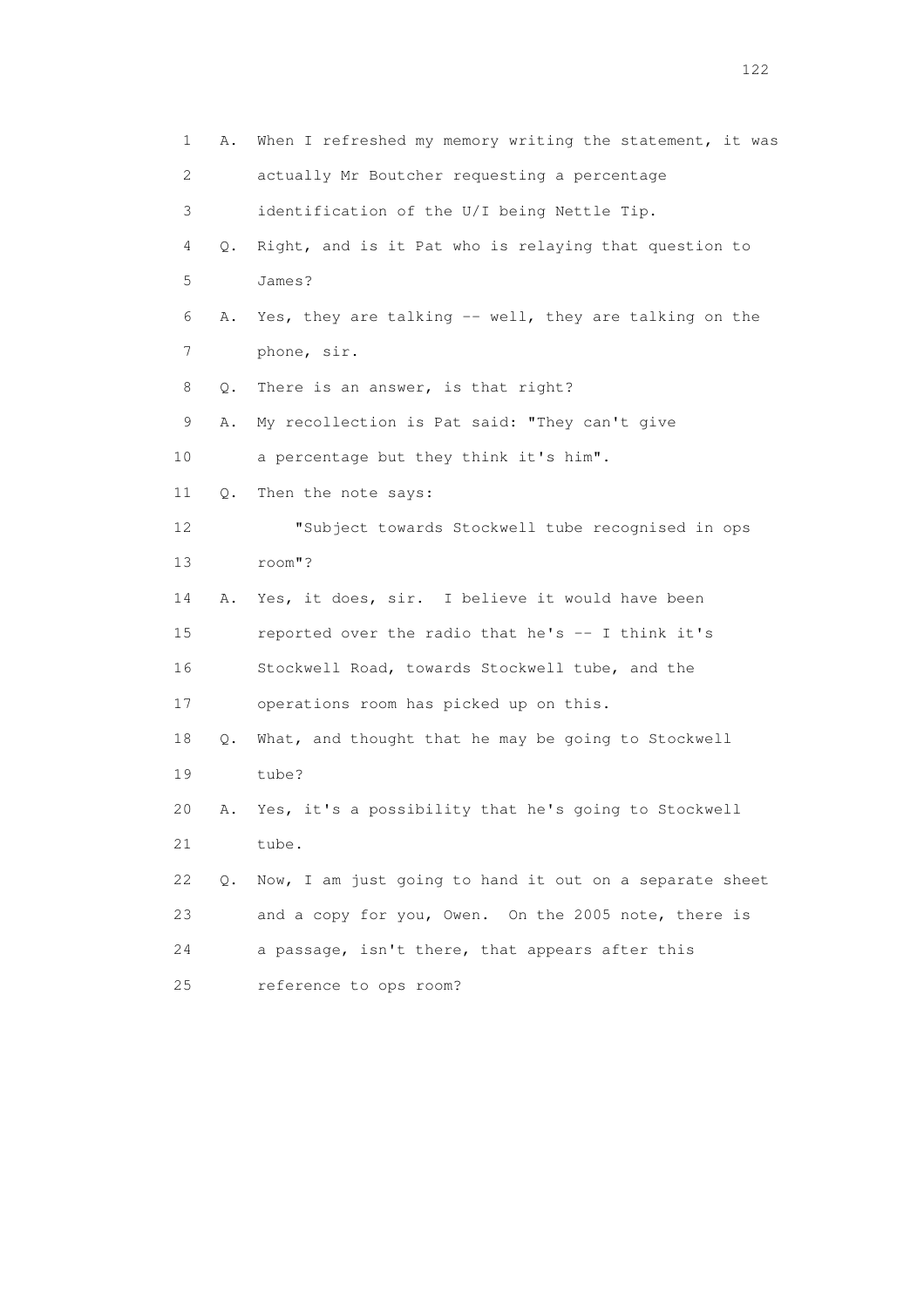1 A. When I refreshed my memory writing the statement, it was
2 actually Mr Boutcher requesting a percentage
3 identification of the U/I being Nettle Tip.
4 Q. Right, and is it Pat who is relaying that question to
5 James?
6 A. Yes, they are talking -- well, they are talking on the
7 phone, sir.
8 Q. There is an answer, is that right?
9 A. My recollection is Pat said: "They can't give
10 a percentage but they think it's him".
11 Q. Then the note says:
12 "Subject towards Stockwell tube recognised in ops
13 room"?
14 A. Yes, it does, sir. I believe it would have been
15 reported over the radio that he's -- I think it's
16 Stockwell Road, towards Stockwell tube, and the
17 operations room has picked up on this.
18 Q. What, and thought that he may be going to Stockwell
19 tube?
20 A. Yes, it's a possibility that he's going to Stockwell
21 tube.
22 Q. Now, I am just going to hand it out on a separate sheet
23 and a copy for you, Owen. On the 2005 note, there is
24 a passage, isn't there, that appears after this
25 reference to ops room?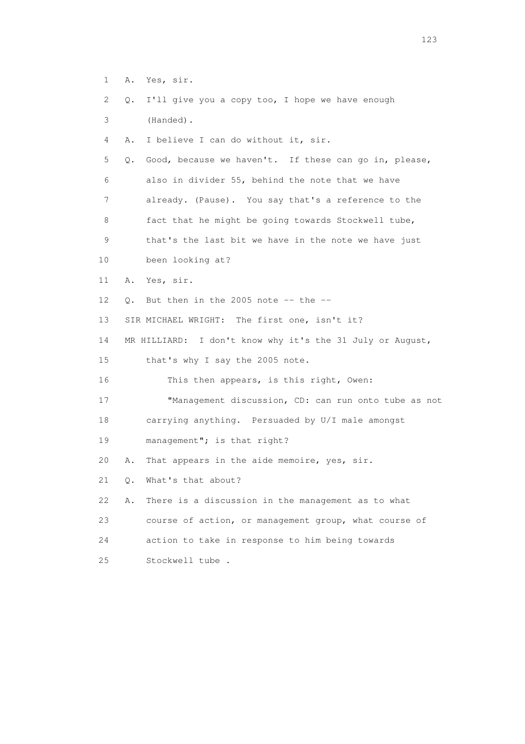1 A. Yes, sir.

2 Q. I'll give you a copy too, I hope we have enough

3 (Handed).

4 A. I believe I can do without it, sir.

5 Q. Good, because we haven't. If these can go in, please,

6 also in divider 55, behind the note that we have

7 already. (Pause). You say that's a reference to the

8 fact that he might be going towards Stockwell tube,

9 that's the last bit we have in the note we have just

10 been looking at?

11 A. Yes, sir.

12 Q. But then in the 2005 note -- the --

13 SIR MICHAEL WRIGHT: The first one, isn't it?

14 MR HILLIARD: I don't know why it's the 31 July or August,

15 that's why I say the 2005 note.

16 This then appears, is this right, Owen:

17 "Management discussion, CD: can run onto tube as not

18 carrying anything. Persuaded by U/I male amongst

19 management"; is that right?

20 A. That appears in the aide memoire, yes, sir.

21 Q. What's that about?

22 A. There is a discussion in the management as to what

23 course of action, or management group, what course of

24 action to take in response to him being towards

25 Stockwell tube .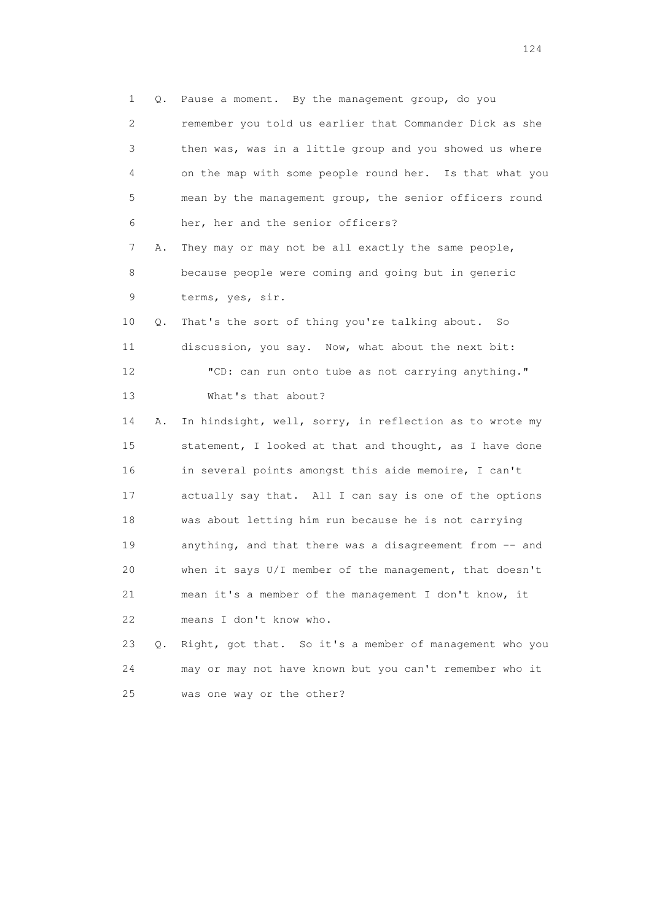1 Q. Pause a moment. By the management group, do you
2 remember you told us earlier that Commander Dick as she
3 then was, was in a little group and you showed us where
4 on the map with some people round her. Is that what you
5 mean by the management group, the senior officers round
6 her, her and the senior officers?

7 A. They may or may not be all exactly the same people,
8 because people were coming and going but in generic
9 terms, yes, sir.

10 Q. That's the sort of thing you're talking about. So
11 discussion, you say. Now, what about the next bit:
12 "CD: can run onto tube as not carrying anything."
13 What's that about?

14 A. In hindsight, well, sorry, in reflection as to wrote my
15 statement, I looked at that and thought, as I have done
16 in several points amongst this aide memoire, I can't
17 actually say that. All I can say is one of the options
18 was about letting him run because he is not carrying
19 anything, and that there was a disagreement from -- and
20 when it says U/I member of the management, that doesn't
21 mean it's a member of the management I don't know, it
22 means I don't know who.

23 Q. Right, got that. So it's a member of management who you
24 may or may not have known but you can't remember who it
25 was one way or the other?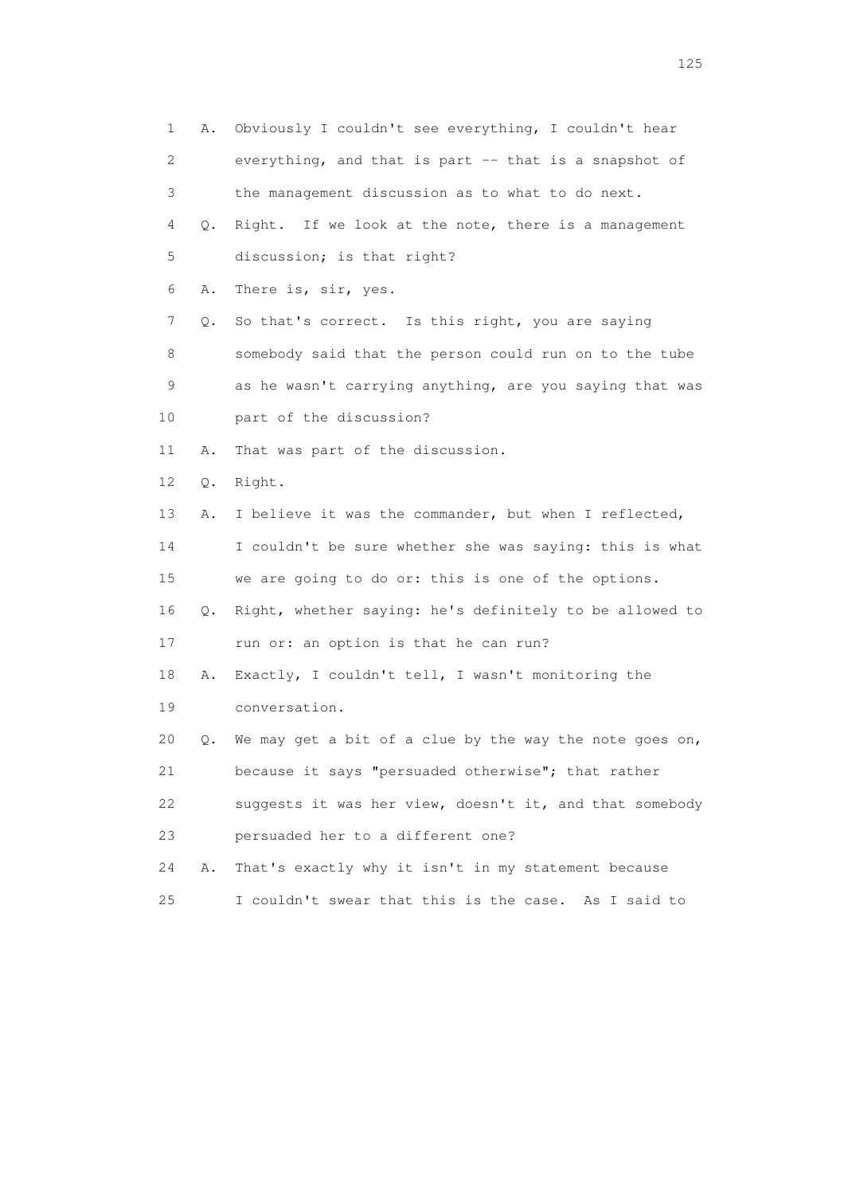1 A. Obviously I couldn't see everything, I couldn't hear
2 everything, and that is part -- that is a snapshot of
3 the management discussion as to what to do next.
4 Q. Right. If we look at the note, there is a management
5 discussion; is that right?
6 A. There is, sir, yes.
7 Q. So that's correct. Is this right, you are saying
8 somebody said that the person could run on to the tube
9 as he wasn't carrying anything, are you saying that was
10 part of the discussion?
11 A. That was part of the discussion.
12 Q. Right.
13 A. I believe it was the commander, but when I reflected,
14 I couldn't be sure whether she was saying: this is what
15 we are going to do or: this is one of the options.
16 Q. Right, whether saying: he's definitely to be allowed to
17 run or: an option is that he can run?
18 A. Exactly, I couldn't tell, I wasn't monitoring the
19 conversation.
20 Q. We may get a bit of a clue by the way the note goes on,
21 because it says "persuaded otherwise"; that rather
22 suggests it was her view, doesn't it, and that somebody
23 persuaded her to a different one?
24 A. That's exactly why it isn't in my statement because
25 I couldn't swear that this is the case. As I said to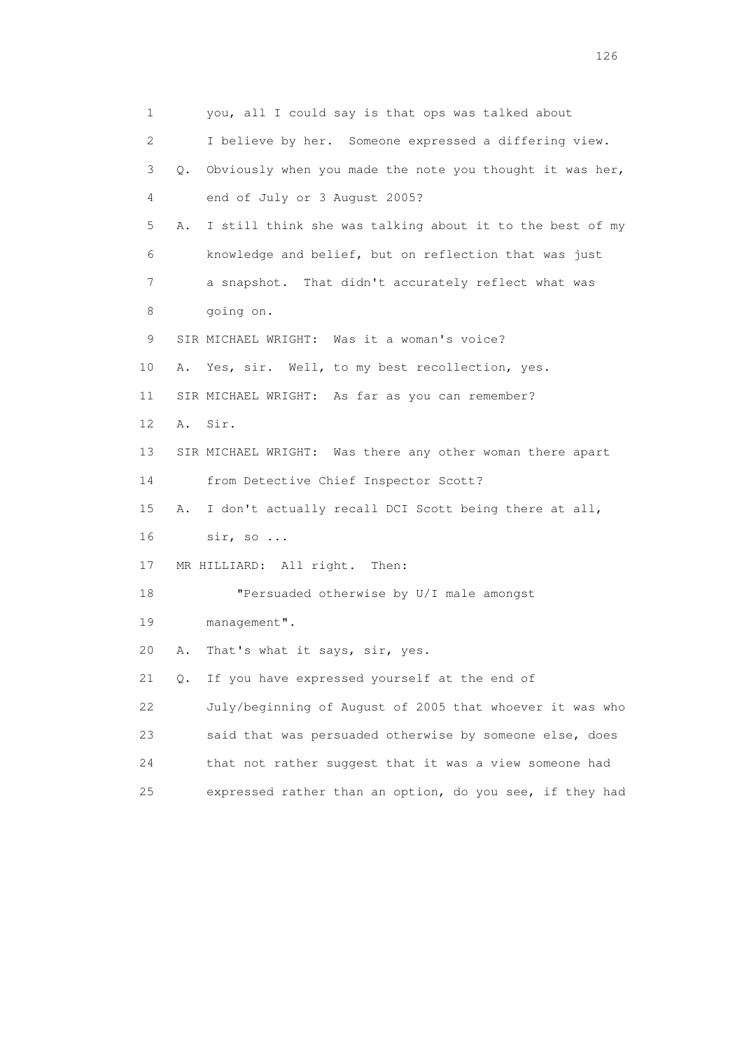1 you, all I could say is that ops was talked about

2 I believe by her. Someone expressed a differing view.

3 Q. Obviously when you made the note you thought it was her,

4 end of July or 3 August 2005?

5 A. I still think she was talking about it to the best of my

6 knowledge and belief, but on reflection that was just

7 a snapshot. That didn't accurately reflect what was

8 going on.

9 SIR MICHAEL WRIGHT: Was it a woman's voice?

10 A. Yes, sir. Well, to my best recollection, yes.

11 SIR MICHAEL WRIGHT: As far as you can remember?

12 A. Sir.

13 SIR MICHAEL WRIGHT: Was there any other woman there apart

14 from Detective Chief Inspector Scott?

15 A. I don't actually recall DCI Scott being there at all,

16 sir, so ...

17 MR HILLIARD: All right. Then:

18 "Persuaded otherwise by U/I male amongst

19 management".

20 A. That's what it says, sir, yes.

21 Q. If you have expressed yourself at the end of

22 July/beginning of August of 2005 that whoever it was who

23 said that was persuaded otherwise by someone else, does

24 that not rather suggest that it was a view someone had

25 expressed rather than an option, do you see, if they had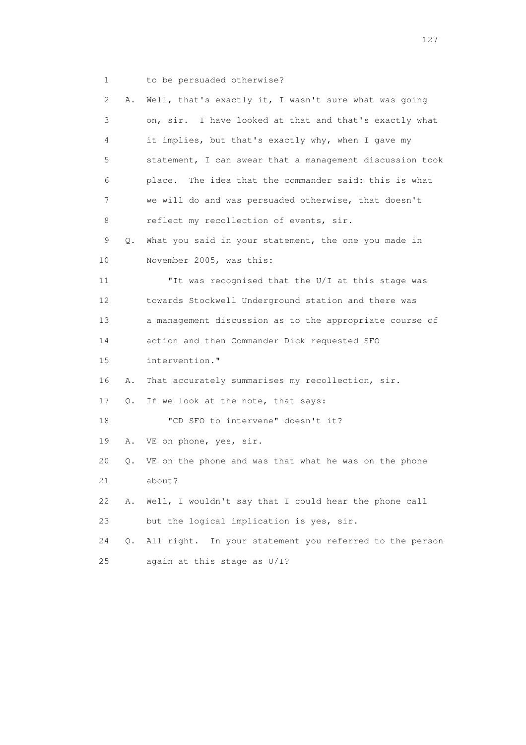1 to be persuaded otherwise?

2 A. Well, that's exactly it, I wasn't sure what was going

3 on, sir. I have looked at that and that's exactly what

4 it implies, but that's exactly why, when I gave my

5 statement, I can swear that a management discussion took

6 place. The idea that the commander said: this is what

7 we will do and was persuaded otherwise, that doesn't

8 reflect my recollection of events, sir.

9 Q. What you said in your statement, the one you made in

10 November 2005, was this:

11 "It was recognised that the U/I at this stage was

12 towards Stockwell Underground station and there was

13 a management discussion as to the appropriate course of

14 action and then Commander Dick requested SFO

15 intervention."

16 A. That accurately summarises my recollection, sir.

17 Q. If we look at the note, that says:

18 "CD SFO to intervene" doesn't it?

19 A. VE on phone, yes, sir.

20 Q. VE on the phone and was that what he was on the phone

21 about?

22 A. Well, I wouldn't say that I could hear the phone call

23 but the logical implication is yes, sir.

24 Q. All right. In your statement you referred to the person

25 again at this stage as U/I?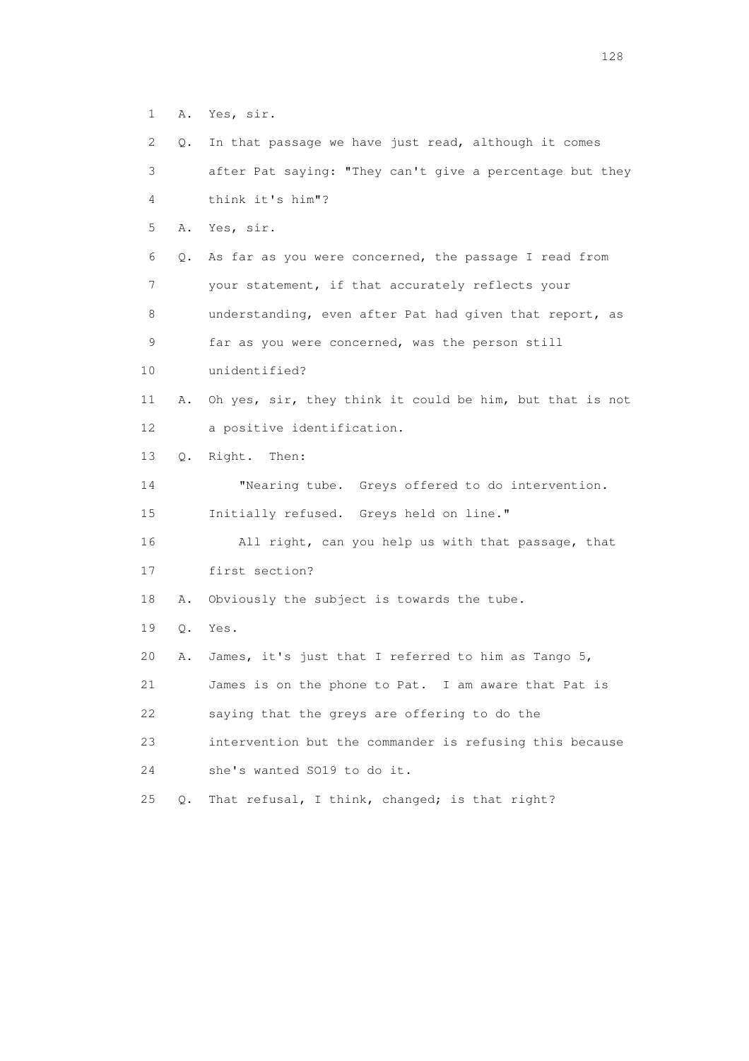1 A. Yes, sir.

2 Q. In that passage we have just read, although it comes

3 after Pat saying: "They can't give a percentage but they

4 think it's him"?

5 A. Yes, sir.

6 Q. As far as you were concerned, the passage I read from

7 your statement, if that accurately reflects your

8 understanding, even after Pat had given that report, as

9 far as you were concerned, was the person still

10 unidentified?

11 A. Oh yes, sir, they think it could be him, but that is not

12 a positive identification.

13 Q. Right. Then:

14 "Nearing tube. Greys offered to do intervention.

15 Initially refused. Greys held on line."

16 All right, can you help us with that passage, that

17 first section?

18 A. Obviously the subject is towards the tube.

19 Q. Yes.

20 A. James, it's just that I referred to him as Tango 5,

21 James is on the phone to Pat. I am aware that Pat is

22 saying that the greys are offering to do the

23 intervention but the commander is refusing this because

24 she's wanted SO19 to do it.

25 Q. That refusal, I think, changed; is that right?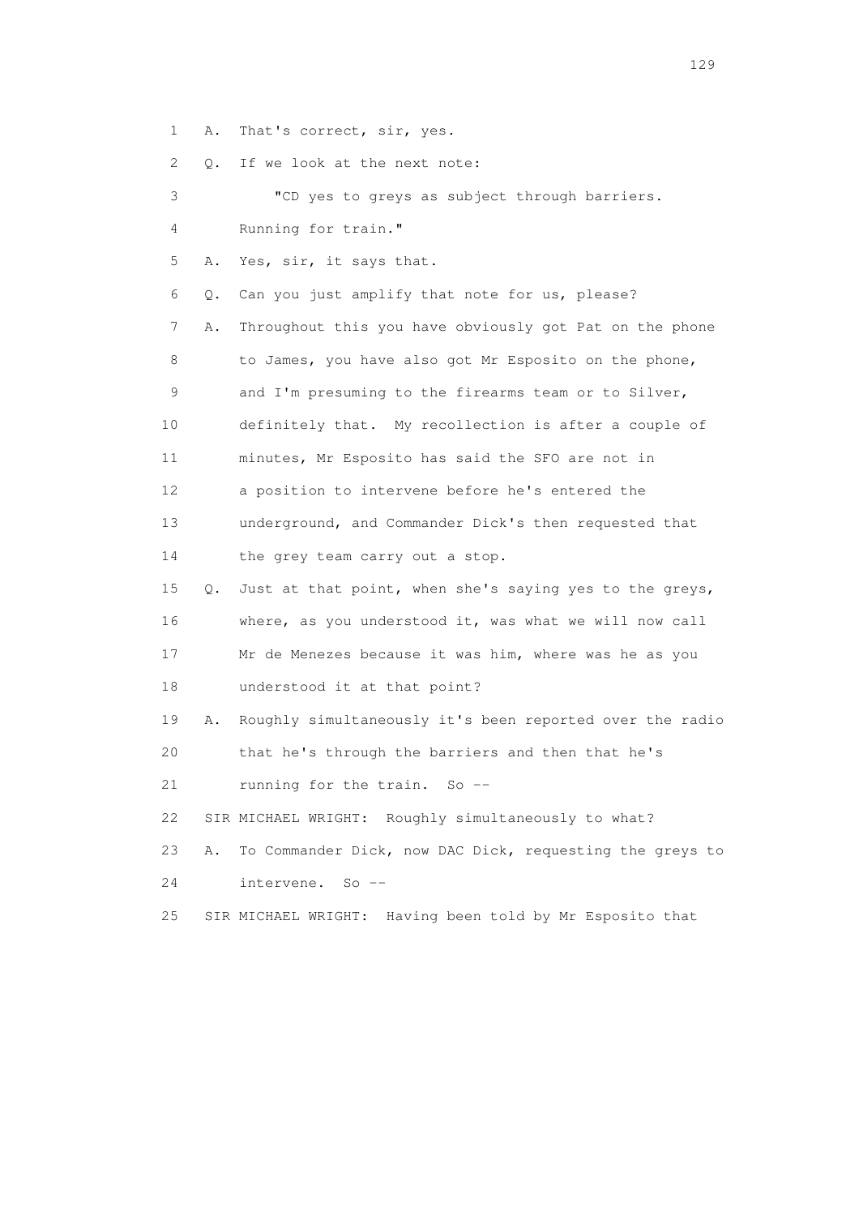1 A. That's correct, sir, yes.

2 Q. If we look at the next note:

3 "CD yes to greys as subject through barriers.

4 Running for train."

5 A. Yes, sir, it says that.

6 Q. Can you just amplify that note for us, please?

7 A. Throughout this you have obviously got Pat on the phone

8 to James, you have also got Mr Esposito on the phone,

9 and I'm presuming to the firearms team or to Silver,

10 definitely that. My recollection is after a couple of

11 minutes, Mr Esposito has said the SFO are not in

12 a position to intervene before he's entered the

13 underground, and Commander Dick's then requested that

14 the grey team carry out a stop.

15 Q. Just at that point, when she's saying yes to the greys,

16 where, as you understood it, was what we will now call

17 Mr de Menezes because it was him, where was he as you

18 understood it at that point?

19 A. Roughly simultaneously it's been reported over the radio

20 that he's through the barriers and then that he's

21 running for the train. So --

22 SIR MICHAEL WRIGHT: Roughly simultaneously to what?

23 A. To Commander Dick, now DAC Dick, requesting the greys to

24 intervene. So --

25 SIR MICHAEL WRIGHT: Having been told by Mr Esposito that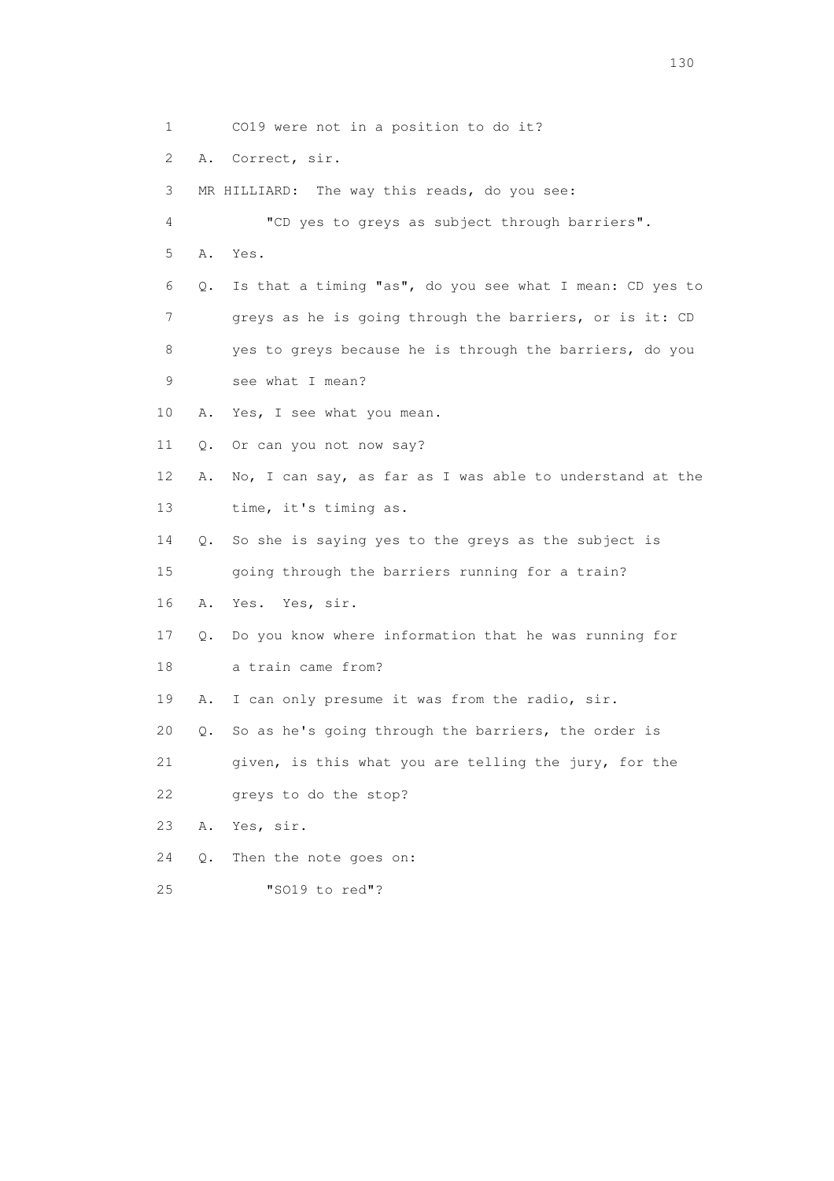1 CO19 were not in a position to do it?

2 A. Correct, sir.

3 MR HILLIARD: The way this reads, do you see:

4 "CD yes to greys as subject through barriers".

5 A. Yes.

6 Q. Is that a timing "as", do you see what I mean: CD yes to

7 greys as he is going through the barriers, or is it: CD

8 yes to greys because he is through the barriers, do you

9 see what I mean?

10 A. Yes, I see what you mean.

11 Q. Or can you not now say?

12 A. No, I can say, as far as I was able to understand at the

13 time, it's timing as.

14 Q. So she is saying yes to the greys as the subject is

15 going through the barriers running for a train?

16 A. Yes. Yes, sir.

17 Q. Do you know where information that he was running for

18 a train came from?

19 A. I can only presume it was from the radio, sir.

20 Q. So as he's going through the barriers, the order is

21 given, is this what you are telling the jury, for the

22 greys to do the stop?

23 A. Yes, sir.

24 Q. Then the note goes on:

25 "SO19 to red"?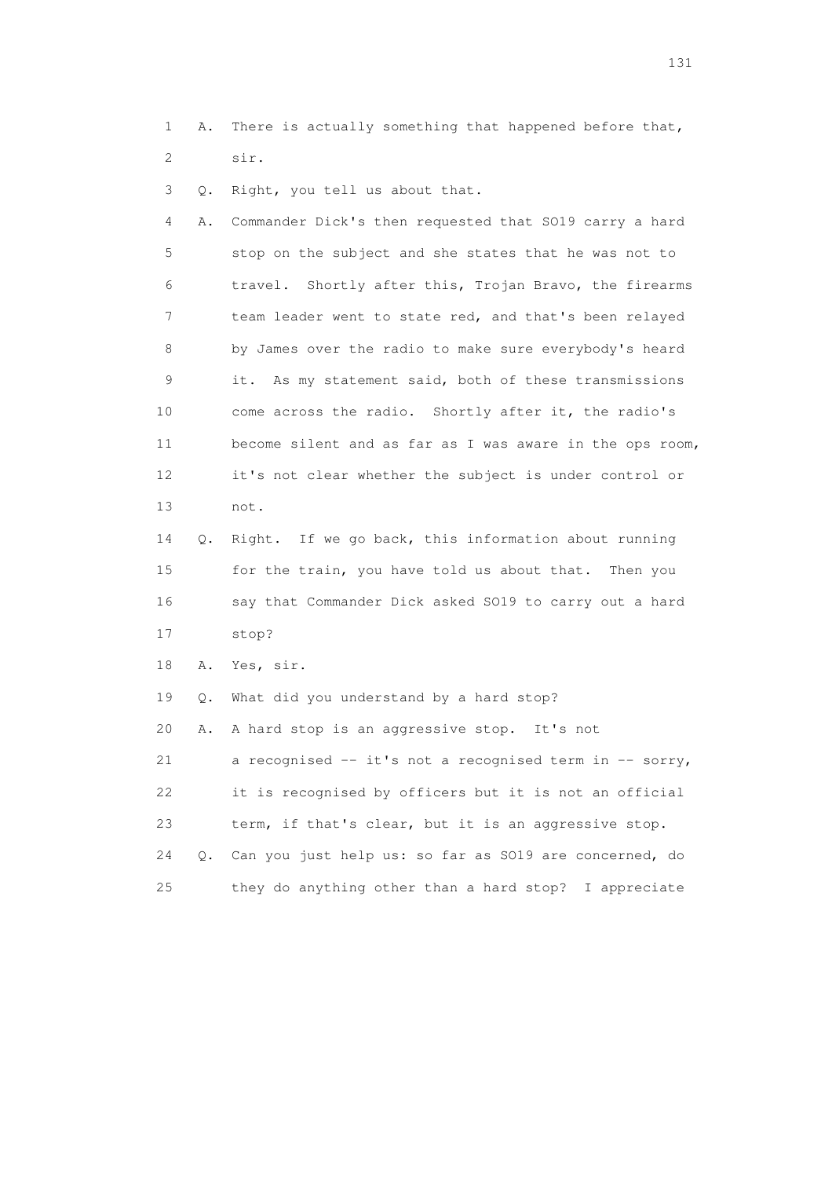1 A. There is actually something that happened before that,
2 sir.
3 Q. Right, you tell us about that.
4 A. Commander Dick's then requested that SO19 carry a hard
5 stop on the subject and she states that he was not to
6 travel. Shortly after this, Trojan Bravo, the firearms
7 team leader went to state red, and that's been relayed
8 by James over the radio to make sure everybody's heard
9 it. As my statement said, both of these transmissions
10 come across the radio. Shortly after it, the radio's
11 become silent and as far as I was aware in the ops room,
12 it's not clear whether the subject is under control or
13 not.
14 Q. Right. If we go back, this information about running
15 for the train, you have told us about that. Then you
16 say that Commander Dick asked SO19 to carry out a hard
17 stop?
18 A. Yes, sir.
19 Q. What did you understand by a hard stop?
20 A. A hard stop is an aggressive stop. It's not
21 a recognised -- it's not a recognised term in -- sorry,
22 it is recognised by officers but it is not an official
23 term, if that's clear, but it is an aggressive stop.
24 Q. Can you just help us: so far as SO19 are concerned, do
25 they do anything other than a hard stop? I appreciate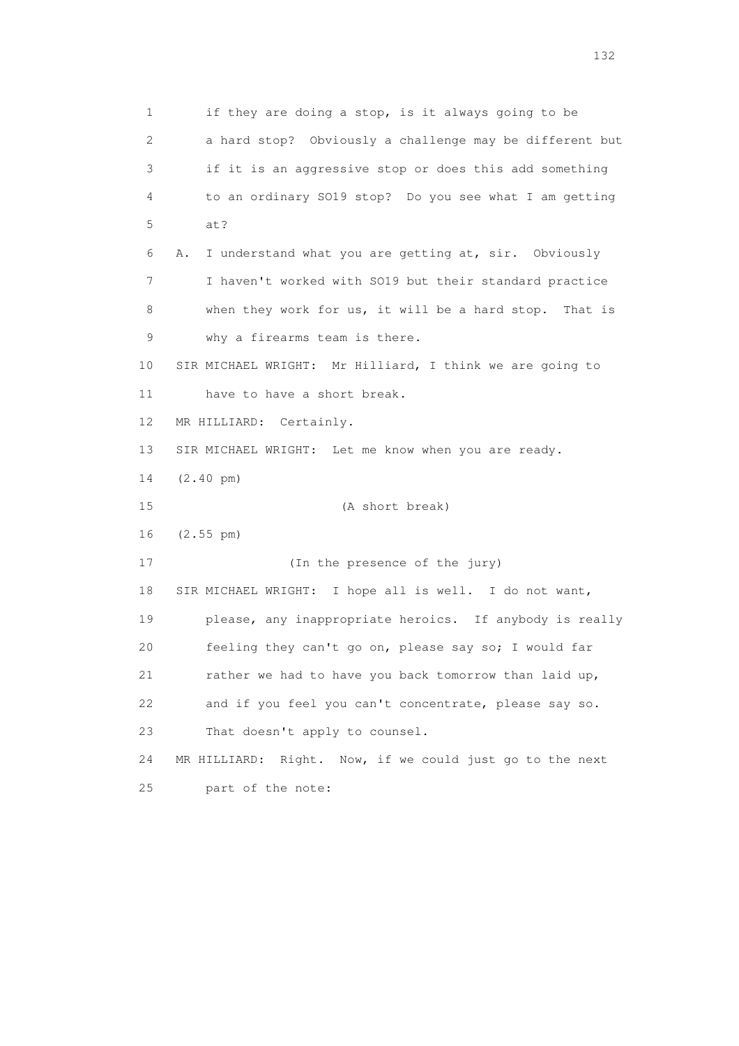1 if they are doing a stop, is it always going to be
2 a hard stop? Obviously a challenge may be different but
3 if it is an aggressive stop or does this add something
4 to an ordinary SO19 stop? Do you see what I am getting
5 at?

6 A. I understand what you are getting at, sir. Obviously
7 I haven't worked with SO19 but their standard practice
8 when they work for us, it will be a hard stop. That is
9 why a firearms team is there.

10 SIR MICHAEL WRIGHT: Mr Hilliard, I think we are going to
11 have to have a short break.

12 MR HILLIARD: Certainly.

13 SIR MICHAEL WRIGHT: Let me know when you are ready.

14 (2.40 pm)

15 (A short break)

16 (2.55 pm)

17 (In the presence of the jury)

18 SIR MICHAEL WRIGHT: I hope all is well. I do not want,
19 please, any inappropriate heroics. If anybody is really
20 feeling they can't go on, please say so; I would far
21 rather we had to have you back tomorrow than laid up,
22 and if you feel you can't concentrate, please say so.
23 That doesn't apply to counsel.

24 MR HILLIARD: Right. Now, if we could just go to the next
25 part of the note: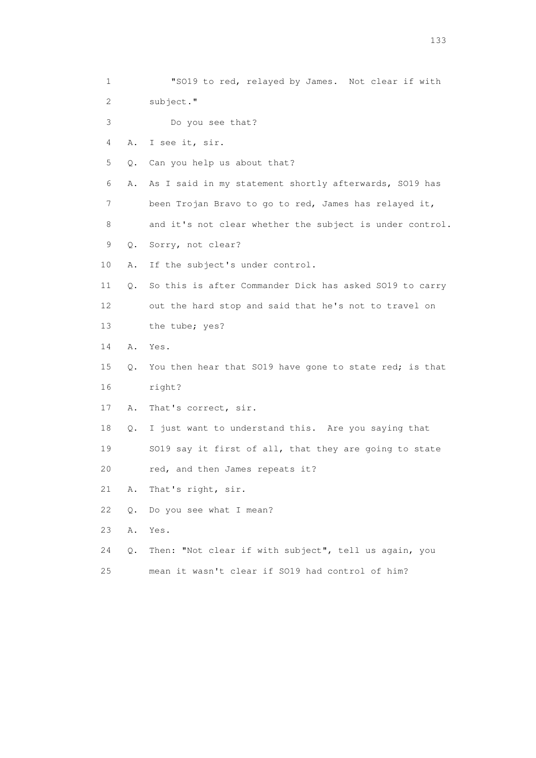1 "SO19 to red, relayed by James. Not clear if with
2 subject."
3 Do you see that?
4 A. I see it, sir.
5 Q. Can you help us about that?
6 A. As I said in my statement shortly afterwards, SO19 has
7 been Trojan Bravo to go to red, James has relayed it,
8 and it's not clear whether the subject is under control.
9 Q. Sorry, not clear?
10 A. If the subject's under control.
11 Q. So this is after Commander Dick has asked SO19 to carry
12 out the hard stop and said that he's not to travel on
13 the tube; yes?
14 A. Yes.
15 Q. You then hear that SO19 have gone to state red; is that
16 right?
17 A. That's correct, sir.
18 Q. I just want to understand this. Are you saying that
19 SO19 say it first of all, that they are going to state
20 red, and then James repeats it?
21 A. That's right, sir.
22 Q. Do you see what I mean?
23 A. Yes.
24 Q. Then: "Not clear if with subject", tell us again, you
25 mean it wasn't clear if SO19 had control of him?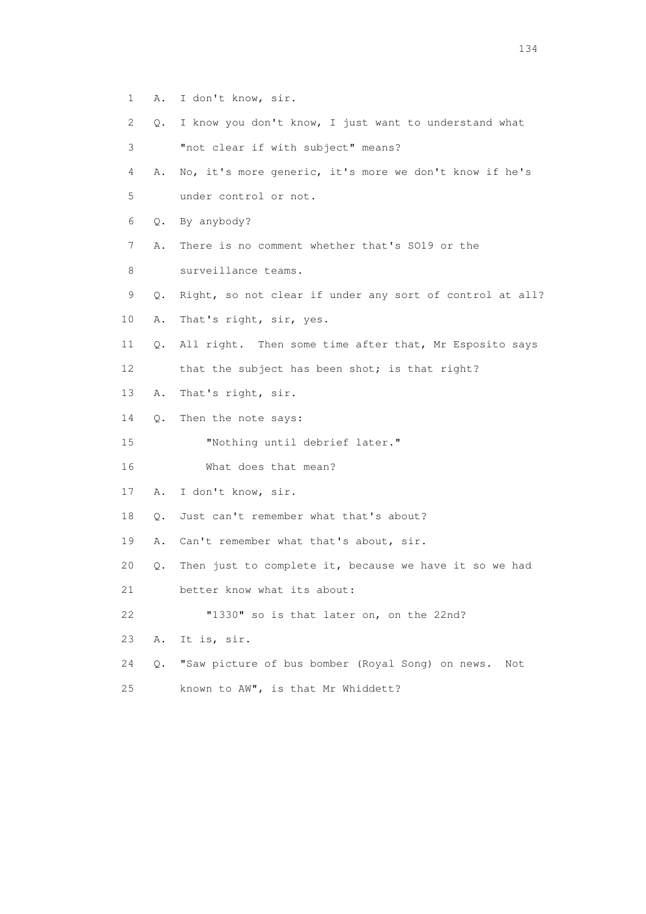1 A. I don't know, sir.

2 Q. I know you don't know, I just want to understand what

3 "not clear if with subject" means?

4 A. No, it's more generic, it's more we don't know if he's

5 under control or not.

6 Q. By anybody?

7 A. There is no comment whether that's SO19 or the

8 surveillance teams.

9 Q. Right, so not clear if under any sort of control at all?

10 A. That's right, sir, yes.

11 Q. All right. Then some time after that, Mr Esposito says

12 that the subject has been shot; is that right?

13 A. That's right, sir.

14 Q. Then the note says:

15 "Nothing until debrief later."

16 What does that mean?

17 A. I don't know, sir.

18 Q. Just can't remember what that's about?

19 A. Can't remember what that's about, sir.

20 Q. Then just to complete it, because we have it so we had

21 better know what its about:

22 "1330" so is that later on, on the 22nd?

23 A. It is, sir.

24 Q. "Saw picture of bus bomber (Royal Song) on news. Not

25 known to AW", is that Mr Whiddett?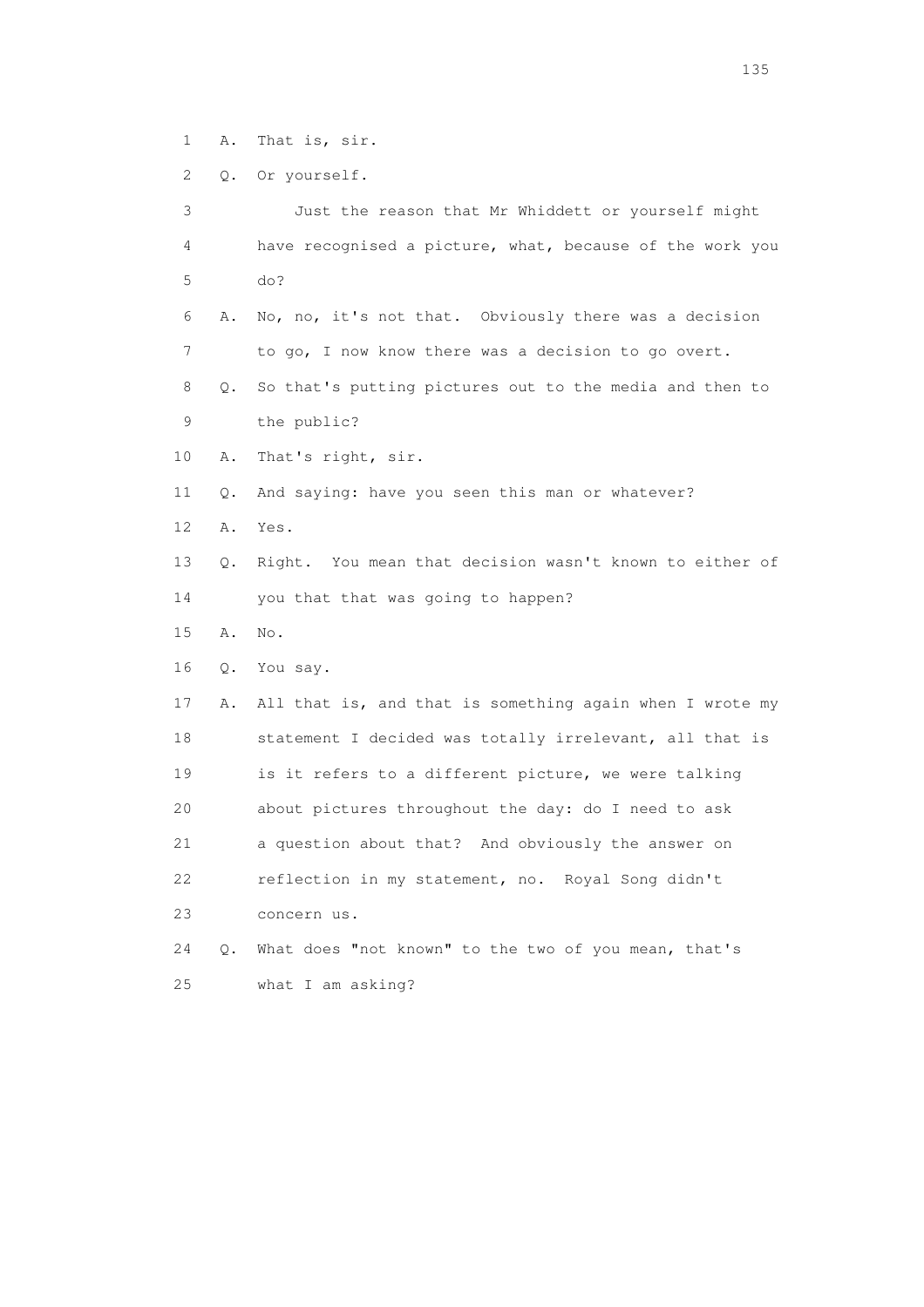1 A. That is, sir.

2 Q. Or yourself.

3 Just the reason that Mr Whiddett or yourself might

4 have recognised a picture, what, because of the work you

5 do?

6 A. No, no, it's not that. Obviously there was a decision

7 to go, I now know there was a decision to go overt.

8 Q. So that's putting pictures out to the media and then to

9 the public?

10 A. That's right, sir.

11 Q. And saying: have you seen this man or whatever?

12 A. Yes.

13 Q. Right. You mean that decision wasn't known to either of

14 you that that was going to happen?

15 A. No.

16 Q. You say.

17 A. All that is, and that is something again when I wrote my

18 statement I decided was totally irrelevant, all that is

19 is it refers to a different picture, we were talking

20 about pictures throughout the day: do I need to ask

21 a question about that? And obviously the answer on

22 reflection in my statement, no. Royal Song didn't

23 concern us.

24 Q. What does "not known" to the two of you mean, that's

25 what I am asking?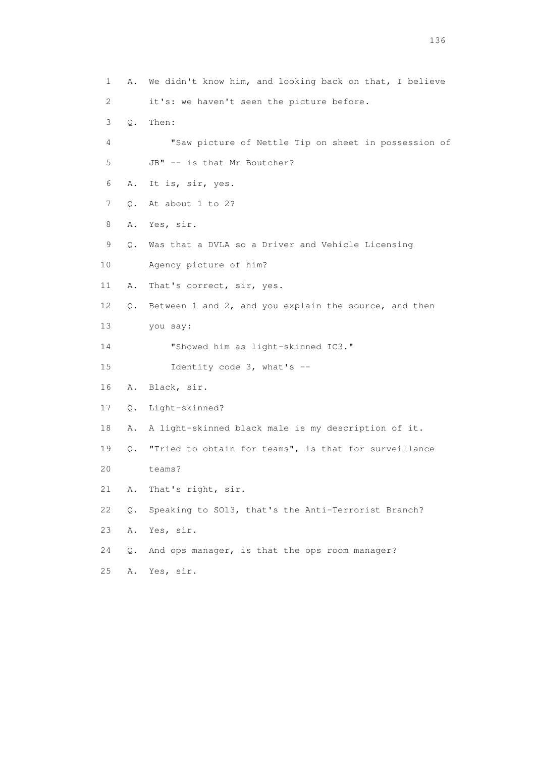1 A. We didn't know him, and looking back on that, I believe
2 it's: we haven't seen the picture before.
3 Q. Then:
4 "Saw picture of Nettle Tip on sheet in possession of
5 JB" -- is that Mr Boutcher?
6 A. It is, sir, yes.
7 Q. At about 1 to 2?
8 A. Yes, sir.
9 Q. Was that a DVLA so a Driver and Vehicle Licensing
10 Agency picture of him?
11 A. That's correct, sir, yes.
12 Q. Between 1 and 2, and you explain the source, and then
13 you say:
14 "Showed him as light-skinned IC3."
15 Identity code 3, what's --
16 A. Black, sir.
17 Q. Light-skinned?
18 A. A light-skinned black male is my description of it.
19 Q. "Tried to obtain for teams", is that for surveillance
20 teams?
21 A. That's right, sir.
22 Q. Speaking to SO13, that's the Anti-Terrorist Branch?
23 A. Yes, sir.
24 Q. And ops manager, is that the ops room manager?
25 A. Yes, sir.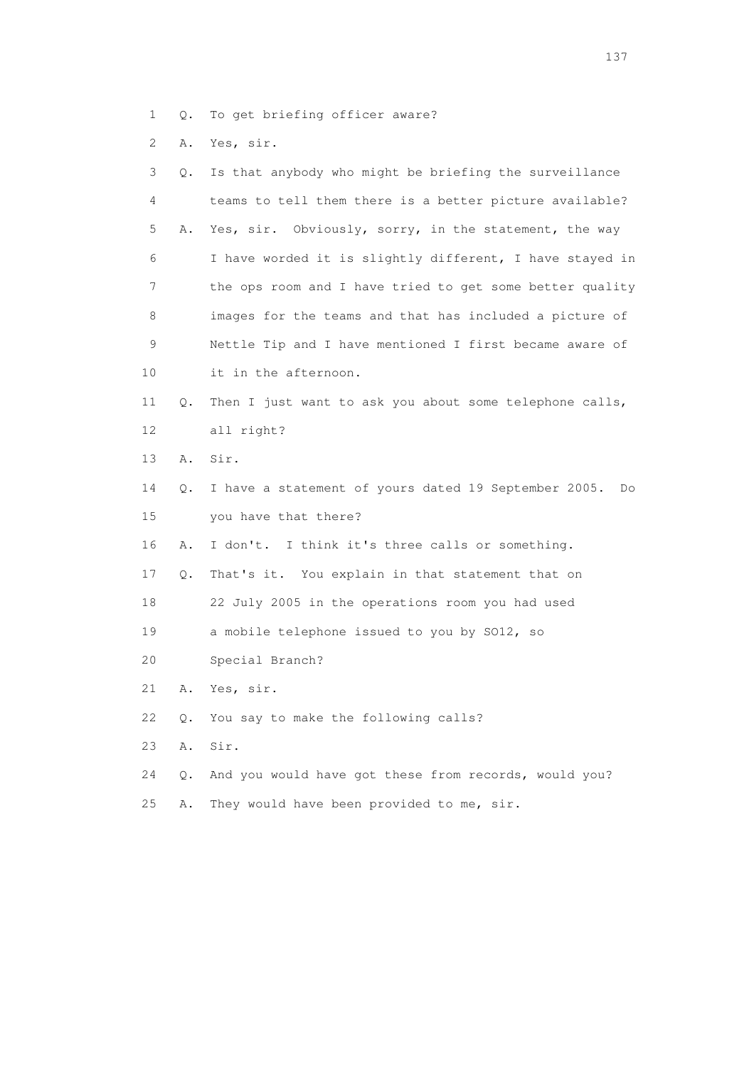1 Q. To get briefing officer aware?

2 A. Yes, sir.

3 Q. Is that anybody who might be briefing the surveillance
4 teams to tell them there is a better picture available?

5 A. Yes, sir. Obviously, sorry, in the statement, the way
6 I have worded it is slightly different, I have stayed in
7 the ops room and I have tried to get some better quality
8 images for the teams and that has included a picture of
9 Nettle Tip and I have mentioned I first became aware of
10 it in the afternoon.

11 Q. Then I just want to ask you about some telephone calls,
12 all right?

13 A. Sir.

14 Q. I have a statement of yours dated 19 September 2005. Do
15 you have that there?

16 A. I don't. I think it's three calls or something.

17 Q. That's it. You explain in that statement that on
18 22 July 2005 in the operations room you had used
19 a mobile telephone issued to you by SO12, so
20 Special Branch?

21 A. Yes, sir.

22 Q. You say to make the following calls?

23 A. Sir.

24 Q. And you would have got these from records, would you?

25 A. They would have been provided to me, sir.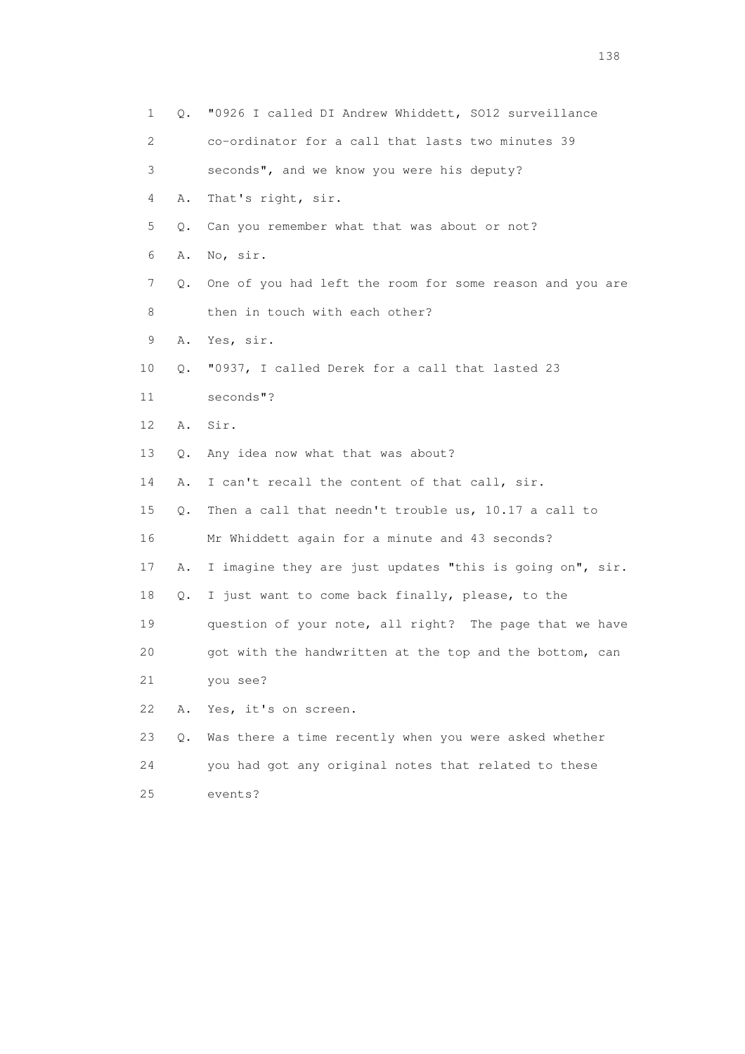1 Q. "0926 I called DI Andrew Whiddett, SO12 surveillance
2 co-ordinator for a call that lasts two minutes 39
3 seconds", and we know you were his deputy?
4 A. That's right, sir.
5 Q. Can you remember what that was about or not?
6 A. No, sir.
7 Q. One of you had left the room for some reason and you are
8 then in touch with each other?
9 A. Yes, sir.
10 Q. "0937, I called Derek for a call that lasted 23
11 seconds"?
12 A. Sir.
13 Q. Any idea now what that was about?
14 A. I can't recall the content of that call, sir.
15 Q. Then a call that needn't trouble us, 10.17 a call to
16 Mr Whiddett again for a minute and 43 seconds?
17 A. I imagine they are just updates "this is going on", sir.
18 Q. I just want to come back finally, please, to the
19 question of your note, all right? The page that we have
20 got with the handwritten at the top and the bottom, can
21 you see?
22 A. Yes, it's on screen.
23 Q. Was there a time recently when you were asked whether
24 you had got any original notes that related to these
25 events?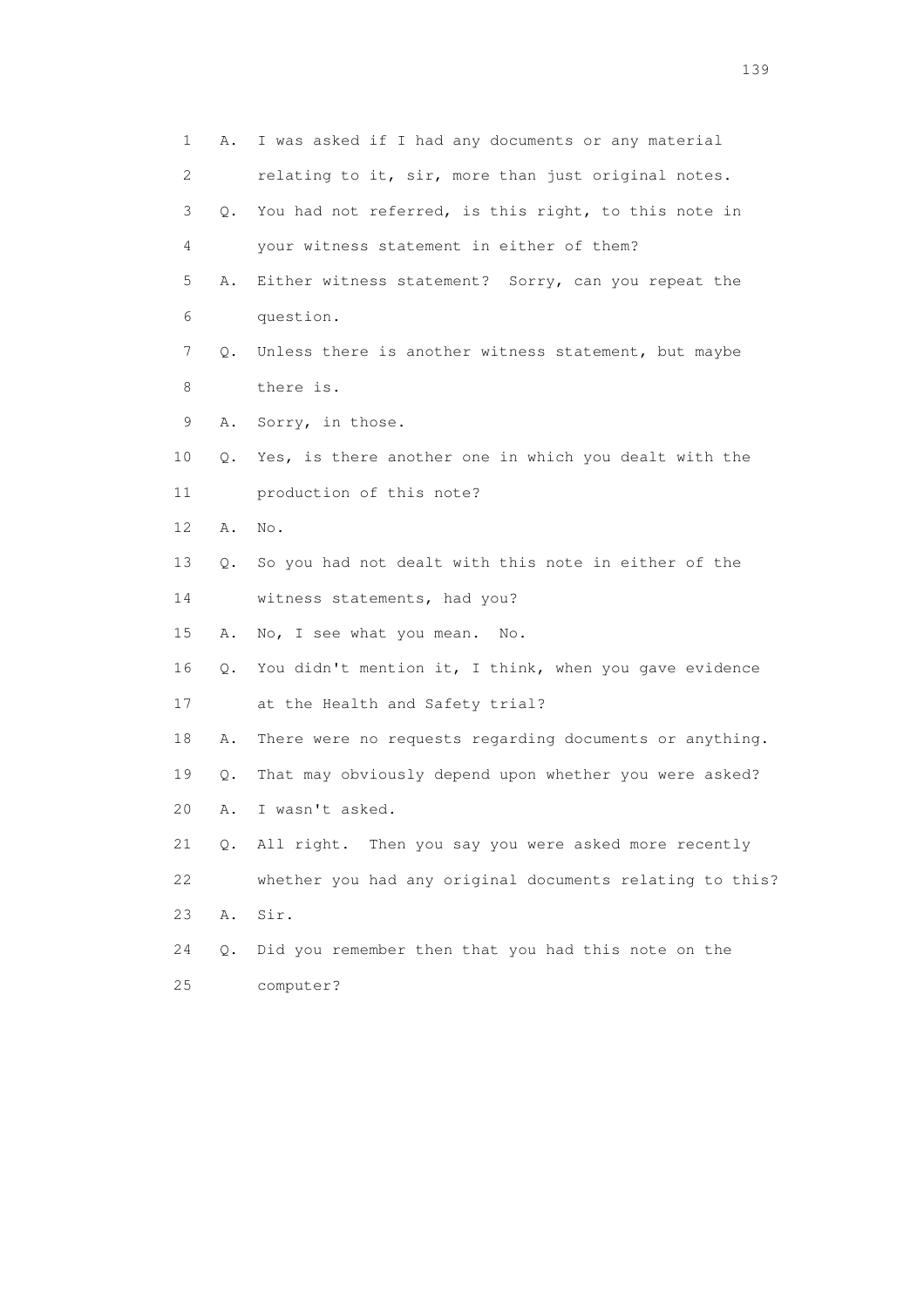1 A. I was asked if I had any documents or any material
2 relating to it, sir, more than just original notes.
3 Q. You had not referred, is this right, to this note in
4 your witness statement in either of them?
5 A. Either witness statement? Sorry, can you repeat the
6 question.
7 Q. Unless there is another witness statement, but maybe
8 there is.
9 A. Sorry, in those.
10 Q. Yes, is there another one in which you dealt with the
11 production of this note?
12 A. No.
13 Q. So you had not dealt with this note in either of the
14 witness statements, had you?
15 A. No, I see what you mean. No.
16 Q. You didn't mention it, I think, when you gave evidence
17 at the Health and Safety trial?
18 A. There were no requests regarding documents or anything.
19 Q. That may obviously depend upon whether you were asked?
20 A. I wasn't asked.
21 Q. All right. Then you say you were asked more recently
22 whether you had any original documents relating to this?
23 A. Sir.
24 Q. Did you remember then that you had this note on the
25 computer?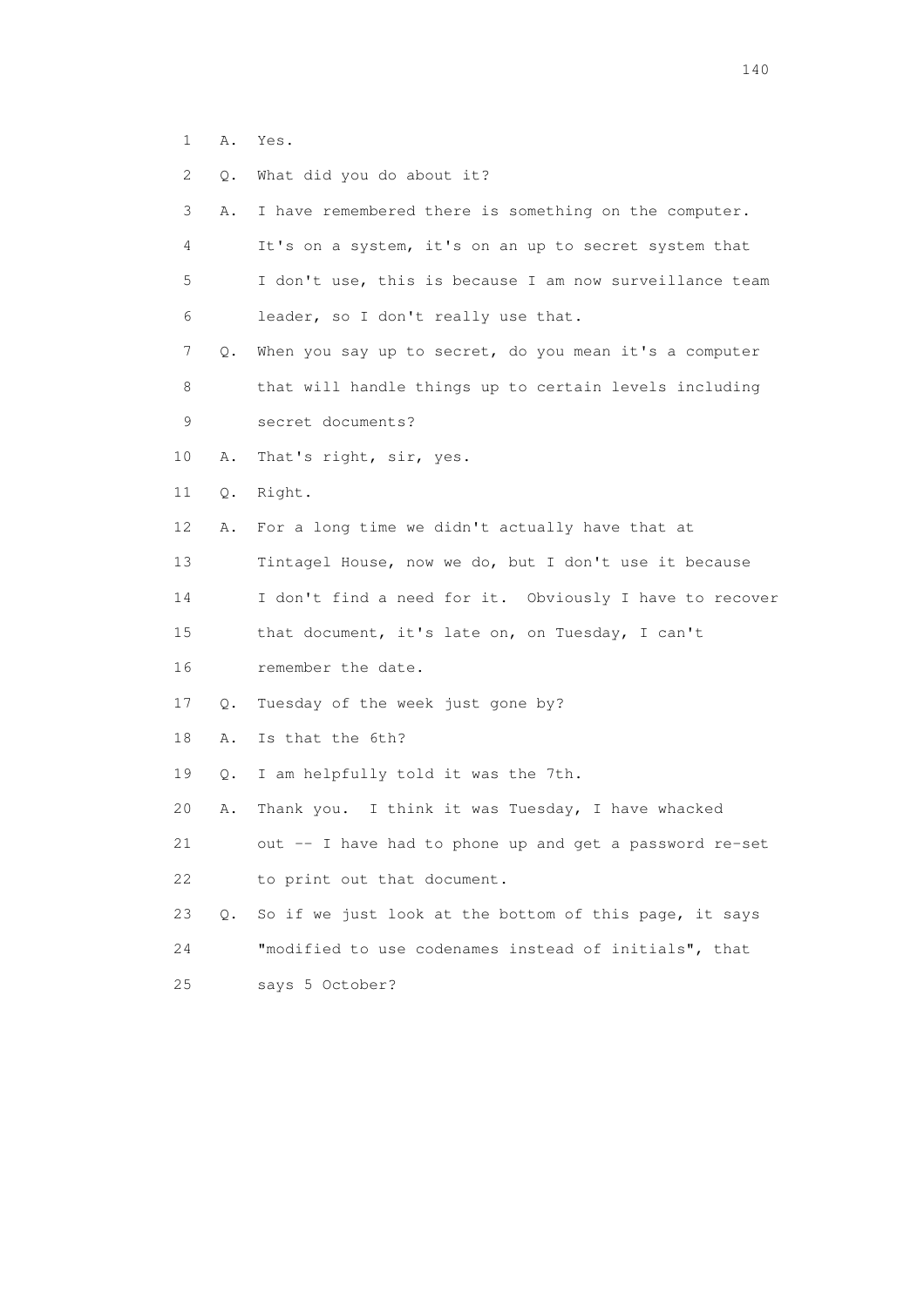1 A. Yes.

2 Q. What did you do about it?

3 A. I have remembered there is something on the computer.

4 It's on a system, it's on an up to secret system that

5 I don't use, this is because I am now surveillance team

6 leader, so I don't really use that.

7 Q. When you say up to secret, do you mean it's a computer

8 that will handle things up to certain levels including

9 secret documents?

10 A. That's right, sir, yes.

11 Q. Right.

12 A. For a long time we didn't actually have that at

13 Tintagel House, now we do, but I don't use it because

14 I don't find a need for it. Obviously I have to recover

15 that document, it's late on, on Tuesday, I can't

16 remember the date.

17 Q. Tuesday of the week just gone by?

18 A. Is that the 6th?

19 Q. I am helpfully told it was the 7th.

20 A. Thank you. I think it was Tuesday, I have whacked

21 out -- I have had to phone up and get a password re-set

22 to print out that document.

23 Q. So if we just look at the bottom of this page, it says

24 "modified to use codenames instead of initials", that

25 says 5 October?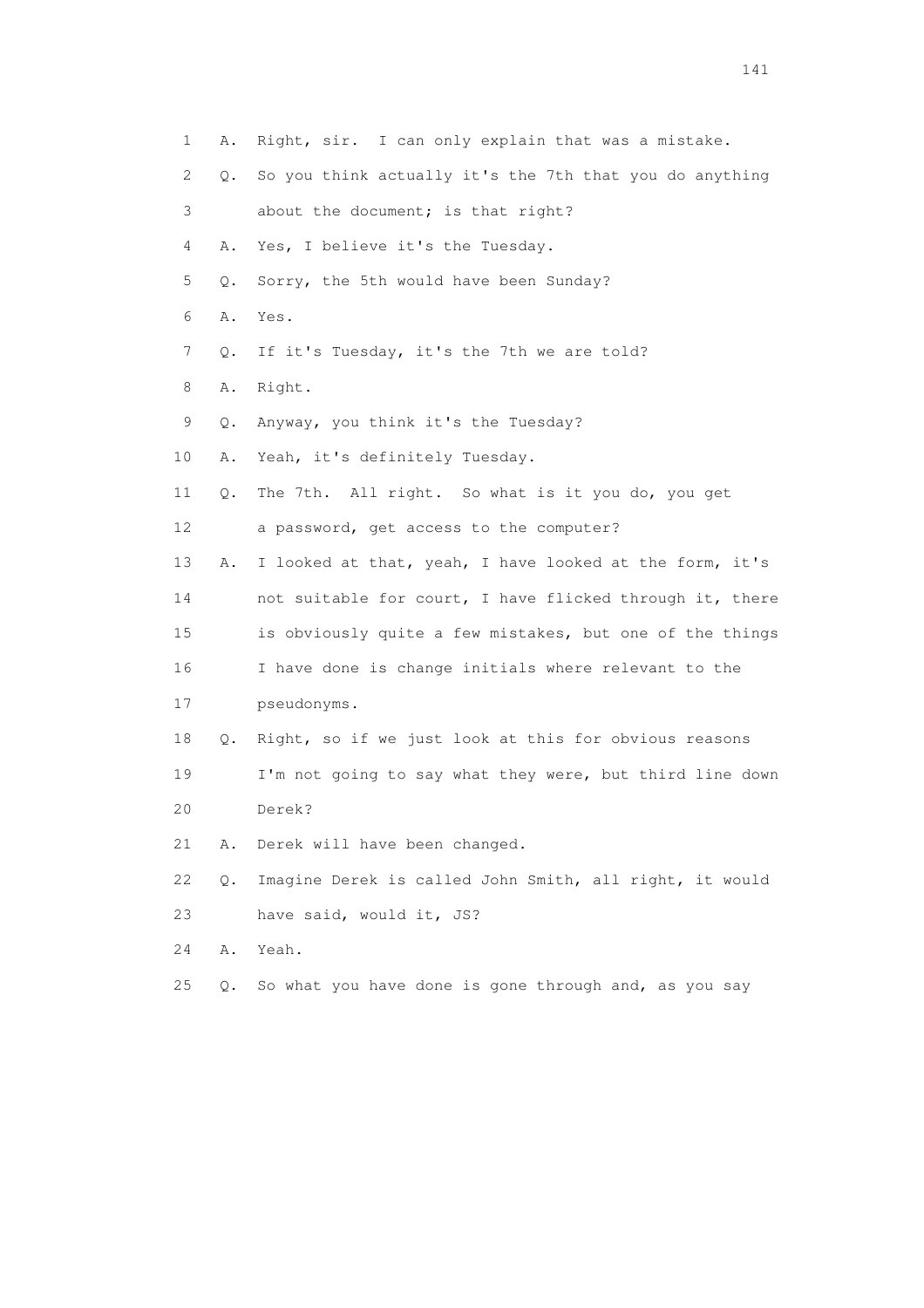1 A. Right, sir. I can only explain that was a mistake.

2 Q. So you think actually it's the 7th that you do anything

3 about the document; is that right?

4 A. Yes, I believe it's the Tuesday.

5 Q. Sorry, the 5th would have been Sunday?

6 A. Yes.

7 Q. If it's Tuesday, it's the 7th we are told?

8 A. Right.

9 Q. Anyway, you think it's the Tuesday?

10 A. Yeah, it's definitely Tuesday.

11 Q. The 7th. All right. So what is it you do, you get

12 a password, get access to the computer?

13 A. I looked at that, yeah, I have looked at the form, it's

14 not suitable for court, I have flicked through it, there

15 is obviously quite a few mistakes, but one of the things

16 I have done is change initials where relevant to the

17 pseudonyms.

18 Q. Right, so if we just look at this for obvious reasons

19 I'm not going to say what they were, but third line down

20 Derek?

21 A. Derek will have been changed.

22 Q. Imagine Derek is called John Smith, all right, it would

23 have said, would it, JS?

24 A. Yeah.

25 Q. So what you have done is gone through and, as you say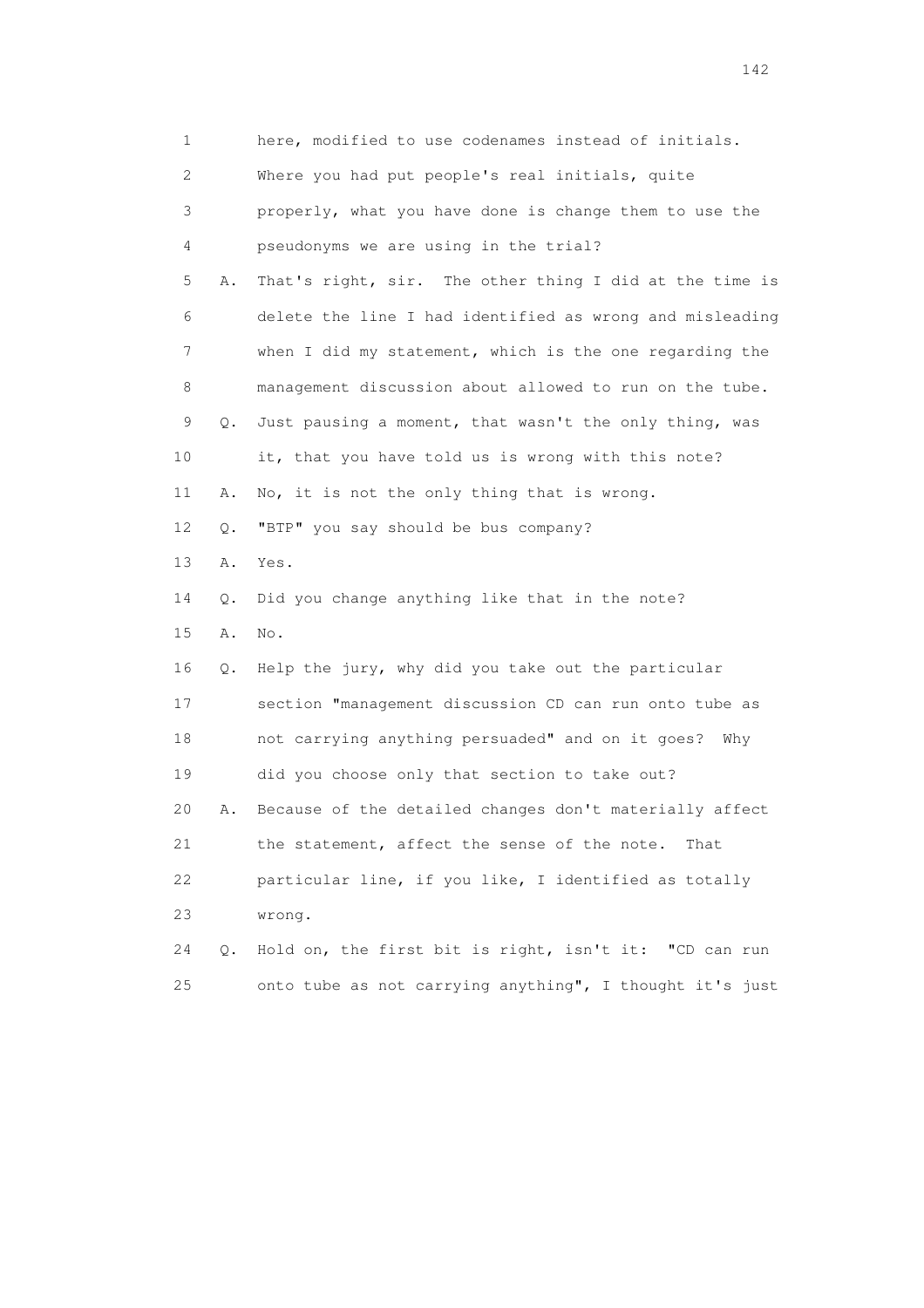1 here, modified to use codenames instead of initials.
2 Where you had put people's real initials, quite
3 properly, what you have done is change them to use the
4 pseudonyms we are using in the trial?

5 A. That's right, sir. The other thing I did at the time is
6 delete the line I had identified as wrong and misleading
7 when I did my statement, which is the one regarding the
8 management discussion about allowed to run on the tube.

9 Q. Just pausing a moment, that wasn't the only thing, was
10 it, that you have told us is wrong with this note?

11 A. No, it is not the only thing that is wrong.

12 Q. "BTP" you say should be bus company?

13 A. Yes.

14 Q. Did you change anything like that in the note?

15 A. No.

16 Q. Help the jury, why did you take out the particular
17 section "management discussion CD can run onto tube as
18 not carrying anything persuaded" and on it goes? Why
19 did you choose only that section to take out?

20 A. Because of the detailed changes don't materially affect
21 the statement, affect the sense of the note. That
22 particular line, if you like, I identified as totally
23 wrong.

24 Q. Hold on, the first bit is right, isn't it: "CD can run
25 onto tube as not carrying anything", I thought it's just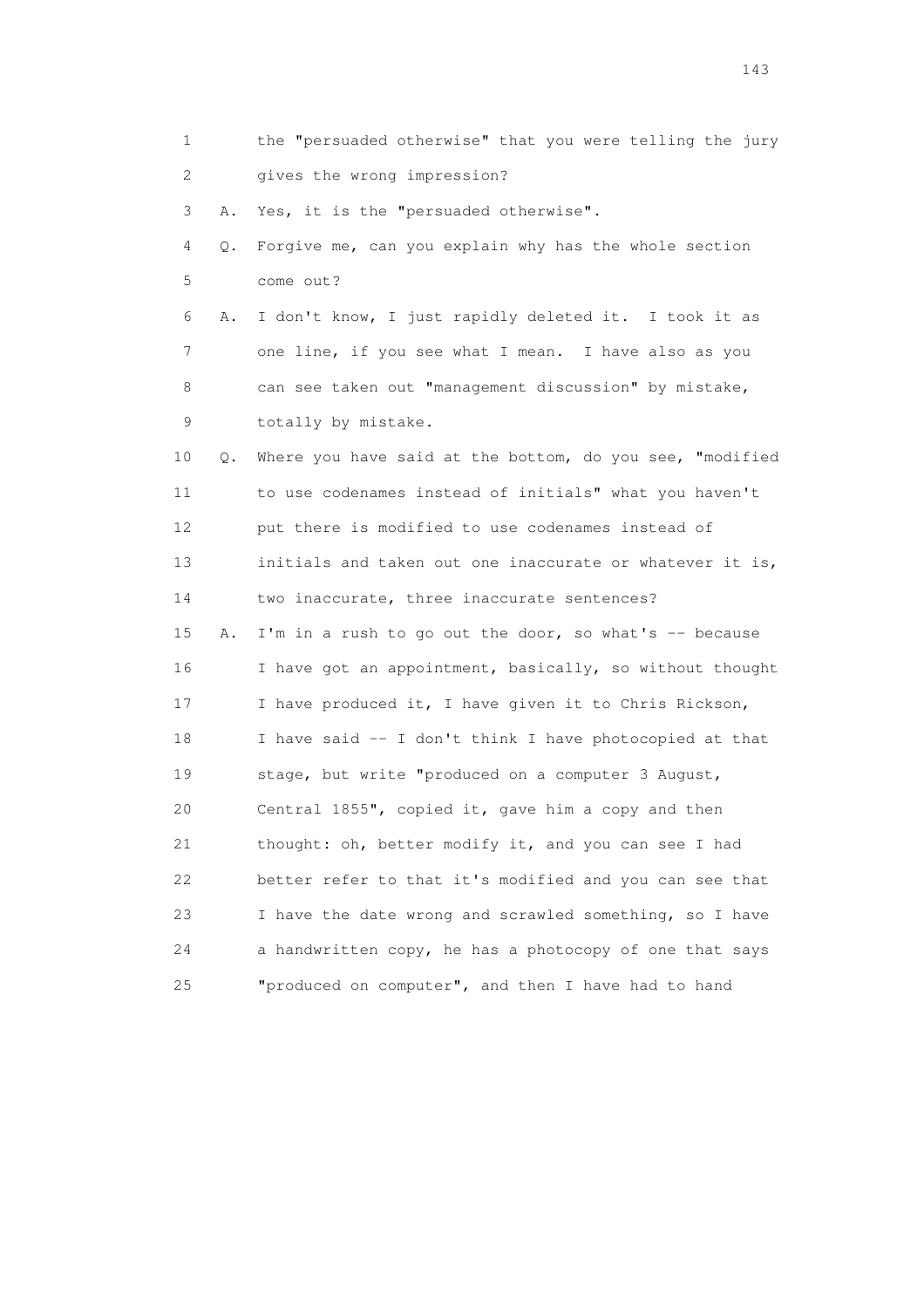1 the "persuaded otherwise" that you were telling the jury
2 gives the wrong impression?

3 A. Yes, it is the "persuaded otherwise".

4 Q. Forgive me, can you explain why has the whole section
5 come out?

6 A. I don't know, I just rapidly deleted it. I took it as
7 one line, if you see what I mean. I have also as you
8 can see taken out "management discussion" by mistake,
9 totally by mistake.

10 Q. Where you have said at the bottom, do you see, "modified
11 to use codenames instead of initials" what you haven't
12 put there is modified to use codenames instead of
13 initials and taken out one inaccurate or whatever it is,
14 two inaccurate, three inaccurate sentences?

15 A. I'm in a rush to go out the door, so what's -- because
16 I have got an appointment, basically, so without thought
17 I have produced it, I have given it to Chris Rickson,
18 I have said -- I don't think I have photocopied at that
19 stage, but write "produced on a computer 3 August,
20 Central 1855", copied it, gave him a copy and then
21 thought: oh, better modify it, and you can see I had
22 better refer to that it's modified and you can see that
23 I have the date wrong and scrawled something, so I have
24 a handwritten copy, he has a photocopy of one that says
25 "produced on computer", and then I have had to hand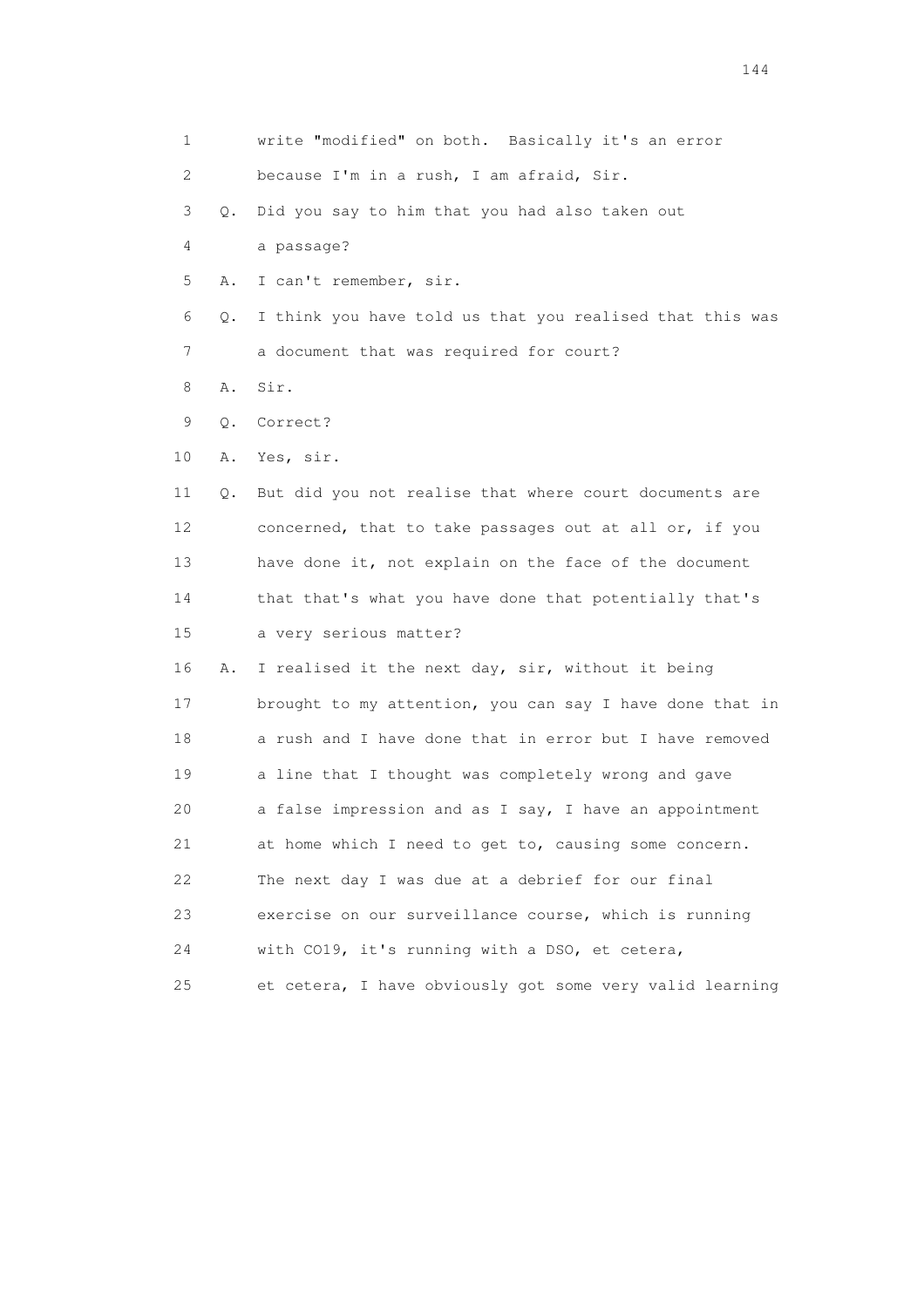1 write "modified" on both. Basically it's an error
2 because I'm in a rush, I am afraid, Sir.
3 Q. Did you say to him that you had also taken out
4 a passage?
5 A. I can't remember, sir.
6 Q. I think you have told us that you realised that this was
7 a document that was required for court?
8 A. Sir.
9 Q. Correct?
10 A. Yes, sir.
11 Q. But did you not realise that where court documents are
12 concerned, that to take passages out at all or, if you
13 have done it, not explain on the face of the document
14 that that's what you have done that potentially that's
15 a very serious matter?
16 A. I realised it the next day, sir, without it being
17 brought to my attention, you can say I have done that in
18 a rush and I have done that in error but I have removed
19 a line that I thought was completely wrong and gave
20 a false impression and as I say, I have an appointment
21 at home which I need to get to, causing some concern.
22 The next day I was due at a debrief for our final
23 exercise on our surveillance course, which is running
24 with CO19, it's running with a DSO, et cetera,
25 et cetera, I have obviously got some very valid learning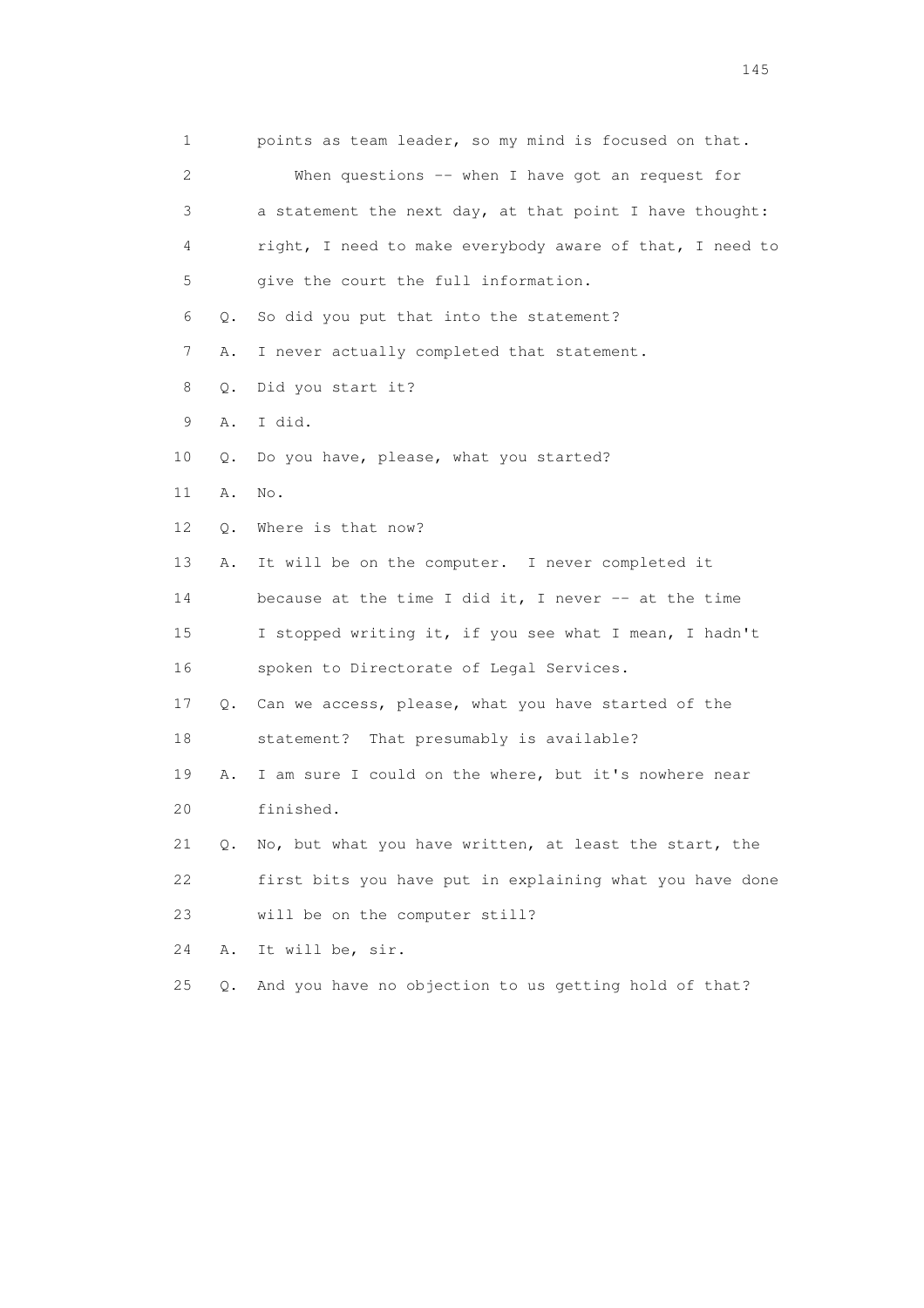1 points as team leader, so my mind is focused on that.

2 When questions -- when I have got an request for

3 a statement the next day, at that point I have thought:

4 right, I need to make everybody aware of that, I need to

5 give the court the full information.

6 Q. So did you put that into the statement?

7 A. I never actually completed that statement.

8 Q. Did you start it?

9 A. I did.

10 Q. Do you have, please, what you started?

11 A. No.

12 Q. Where is that now?

13 A. It will be on the computer. I never completed it

14 because at the time I did it, I never -- at the time

15 I stopped writing it, if you see what I mean, I hadn't

16 spoken to Directorate of Legal Services.

17 Q. Can we access, please, what you have started of the

18 statement? That presumably is available?

19 A. I am sure I could on the where, but it's nowhere near

20 finished.

21 Q. No, but what you have written, at least the start, the

22 first bits you have put in explaining what you have done

23 will be on the computer still?

24 A. It will be, sir.

25 Q. And you have no objection to us getting hold of that?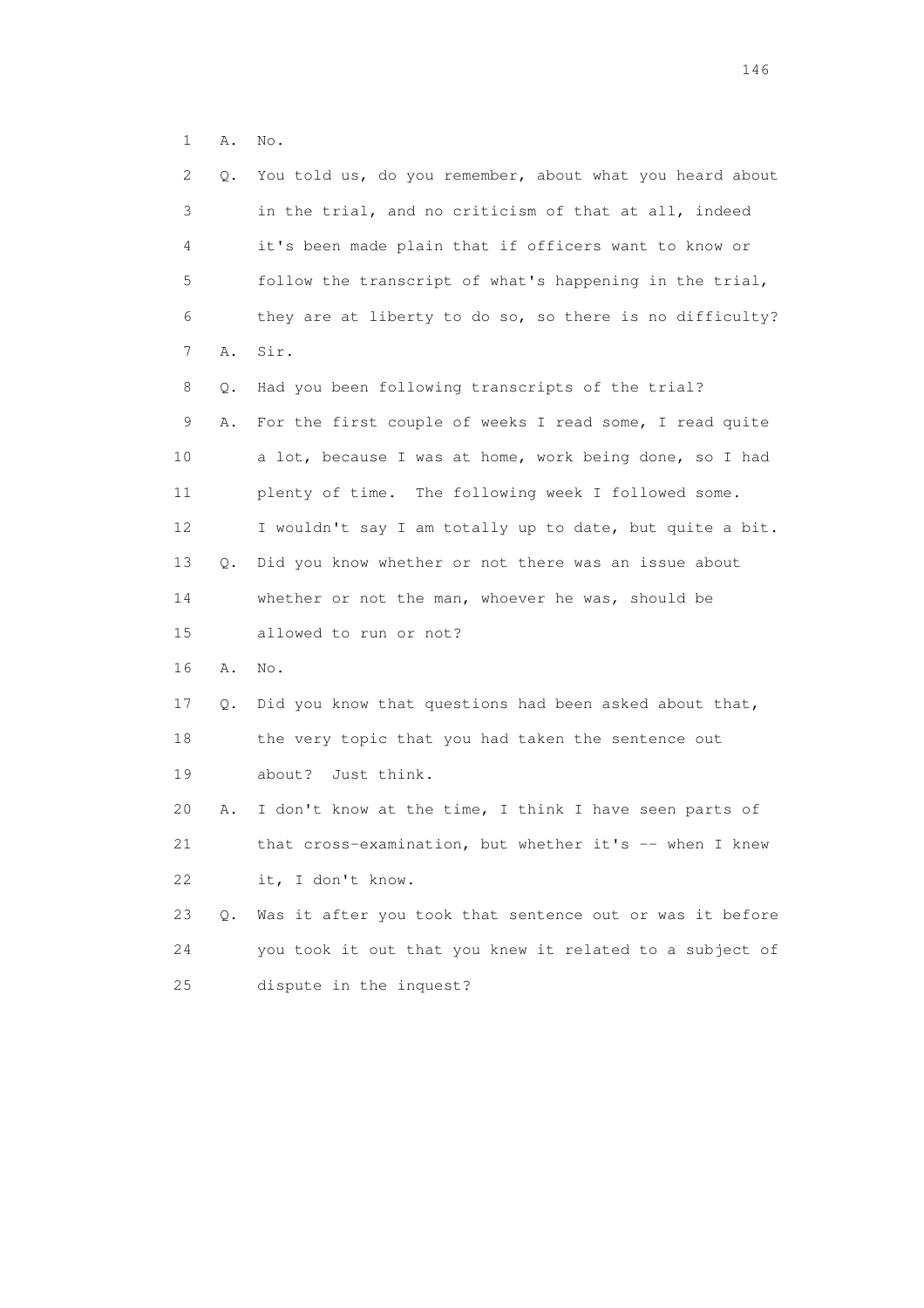1 A. No.

2 Q. You told us, do you remember, about what you heard about
3 in the trial, and no criticism of that at all, indeed
4 it's been made plain that if officers want to know or
5 follow the transcript of what's happening in the trial,
6 they are at liberty to do so, so there is no difficulty?

7 A. Sir.

8 Q. Had you been following transcripts of the trial?

9 A. For the first couple of weeks I read some, I read quite
10 a lot, because I was at home, work being done, so I had
11 plenty of time. The following week I followed some.
12 I wouldn't say I am totally up to date, but quite a bit.

13 Q. Did you know whether or not there was an issue about
14 whether or not the man, whoever he was, should be
15 allowed to run or not?

16 A. No.

17 Q. Did you know that questions had been asked about that,
18 the very topic that you had taken the sentence out
19 about? Just think.

20 A. I don't know at the time, I think I have seen parts of
21 that cross-examination, but whether it's -- when I knew
22 it, I don't know.

23 Q. Was it after you took that sentence out or was it before
24 you took it out that you knew it related to a subject of
25 dispute in the inquest?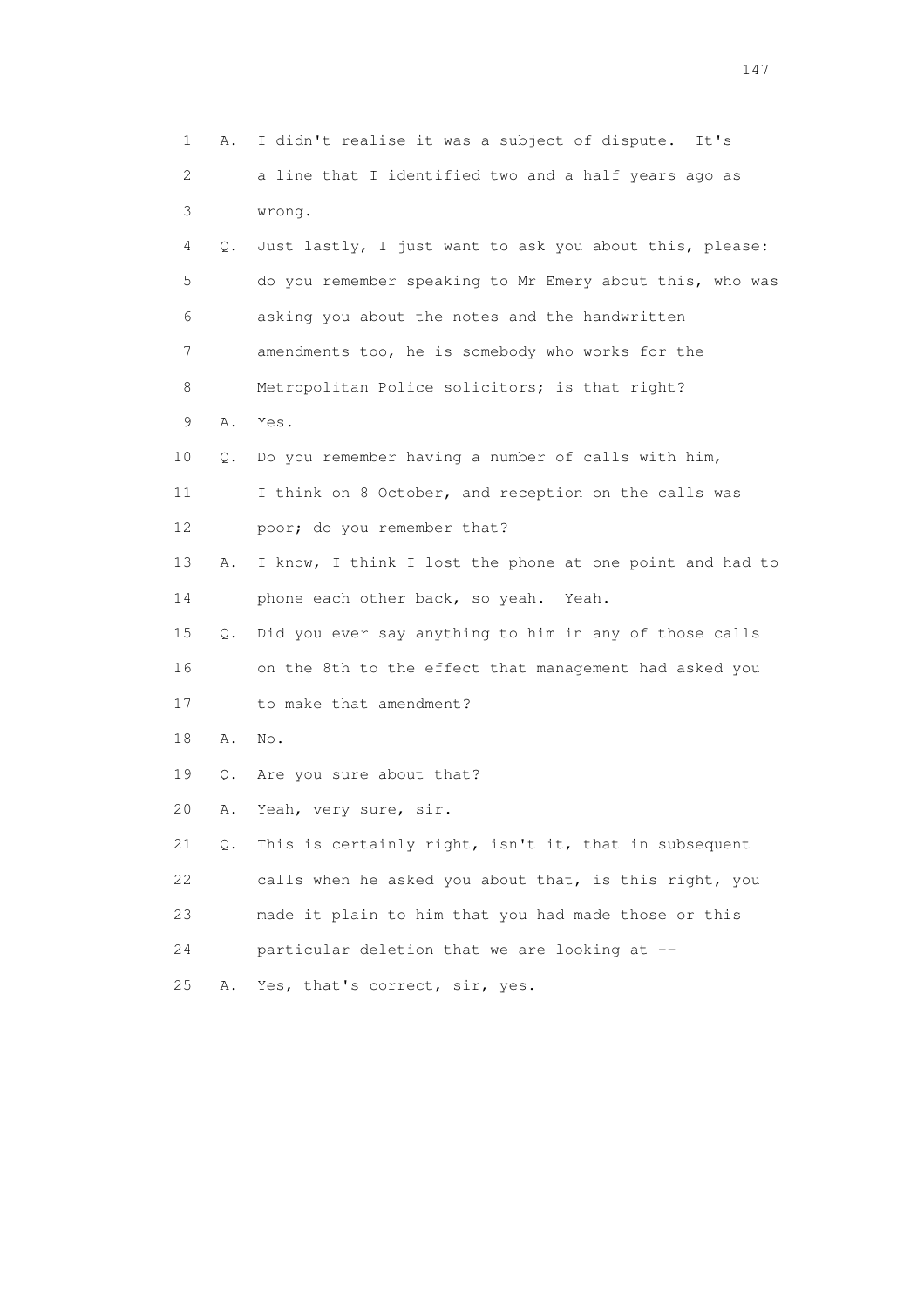1 A. I didn't realise it was a subject of dispute. It's
2 a line that I identified two and a half years ago as
3 wrong.
4 Q. Just lastly, I just want to ask you about this, please:
5 do you remember speaking to Mr Emery about this, who was
6 asking you about the notes and the handwritten
7 amendments too, he is somebody who works for the
8 Metropolitan Police solicitors; is that right?
9 A. Yes.
10 Q. Do you remember having a number of calls with him,
11 I think on 8 October, and reception on the calls was
12 poor; do you remember that?
13 A. I know, I think I lost the phone at one point and had to
14 phone each other back, so yeah. Yeah.
15 Q. Did you ever say anything to him in any of those calls
16 on the 8th to the effect that management had asked you
17 to make that amendment?
18 A. No.
19 Q. Are you sure about that?
20 A. Yeah, very sure, sir.
21 Q. This is certainly right, isn't it, that in subsequent
22 calls when he asked you about that, is this right, you
23 made it plain to him that you had made those or this
24 particular deletion that we are looking at --
25 A. Yes, that's correct, sir, yes.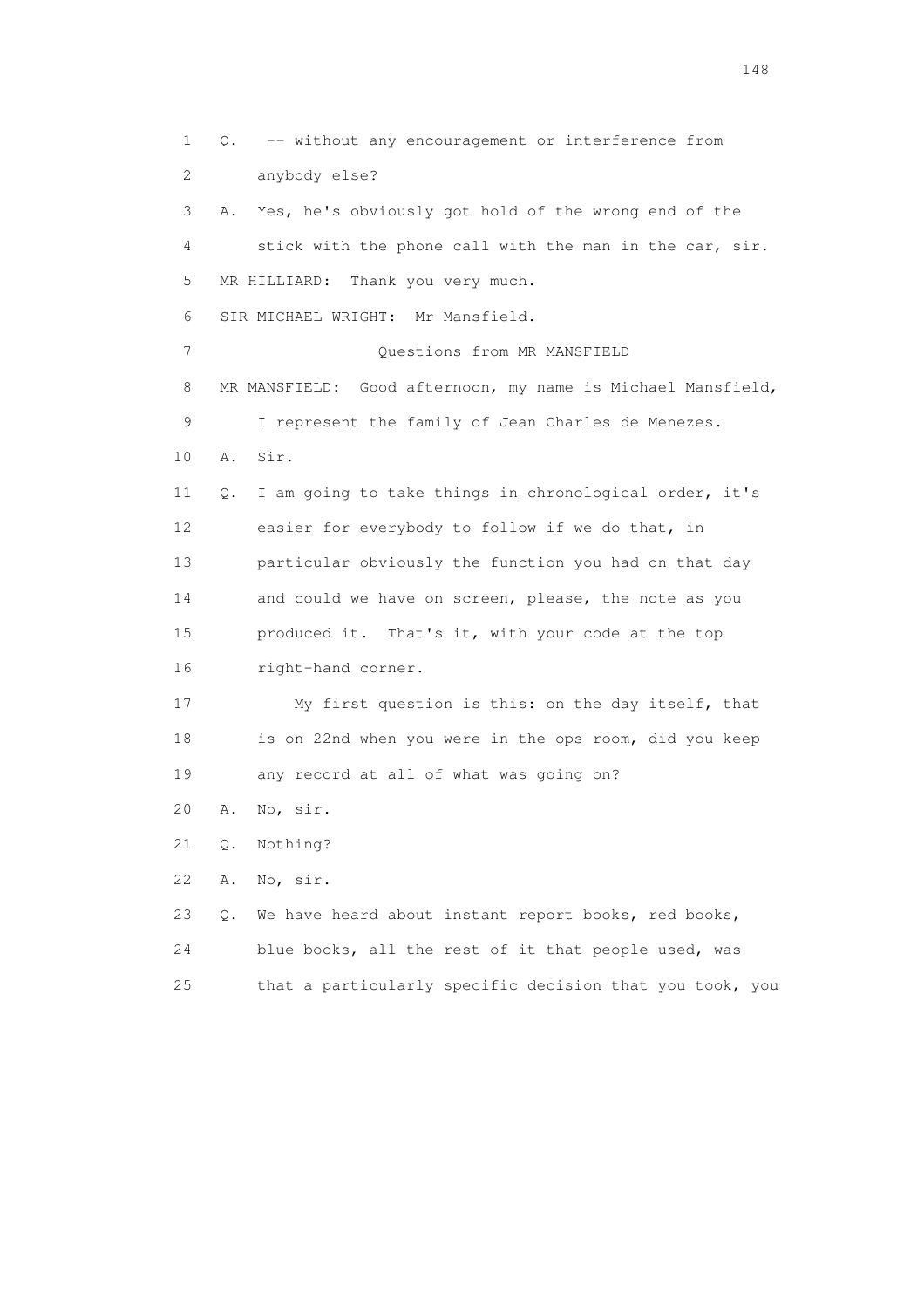1 Q. -- without any encouragement or interference from
2 anybody else?
3 A. Yes, he's obviously got hold of the wrong end of the
4 stick with the phone call with the man in the car, sir.
5 MR HILLIARD: Thank you very much.
6 SIR MICHAEL WRIGHT: Mr Mansfield.
7 Questions from MR MANSFIELD
8 MR MANSFIELD: Good afternoon, my name is Michael Mansfield,
9 I represent the family of Jean Charles de Menezes.
10 A. Sir.
11 Q. I am going to take things in chronological order, it's
12 easier for everybody to follow if we do that, in
13 particular obviously the function you had on that day
14 and could we have on screen, please, the note as you
15 produced it. That's it, with your code at the top
16 right-hand corner.
17 My first question is this: on the day itself, that
18 is on 22nd when you were in the ops room, did you keep
19 any record at all of what was going on?
20 A. No, sir.
21 Q. Nothing?
22 A. No, sir.
23 Q. We have heard about instant report books, red books,
24 blue books, all the rest of it that people used, was
25 that a particularly specific decision that you took, you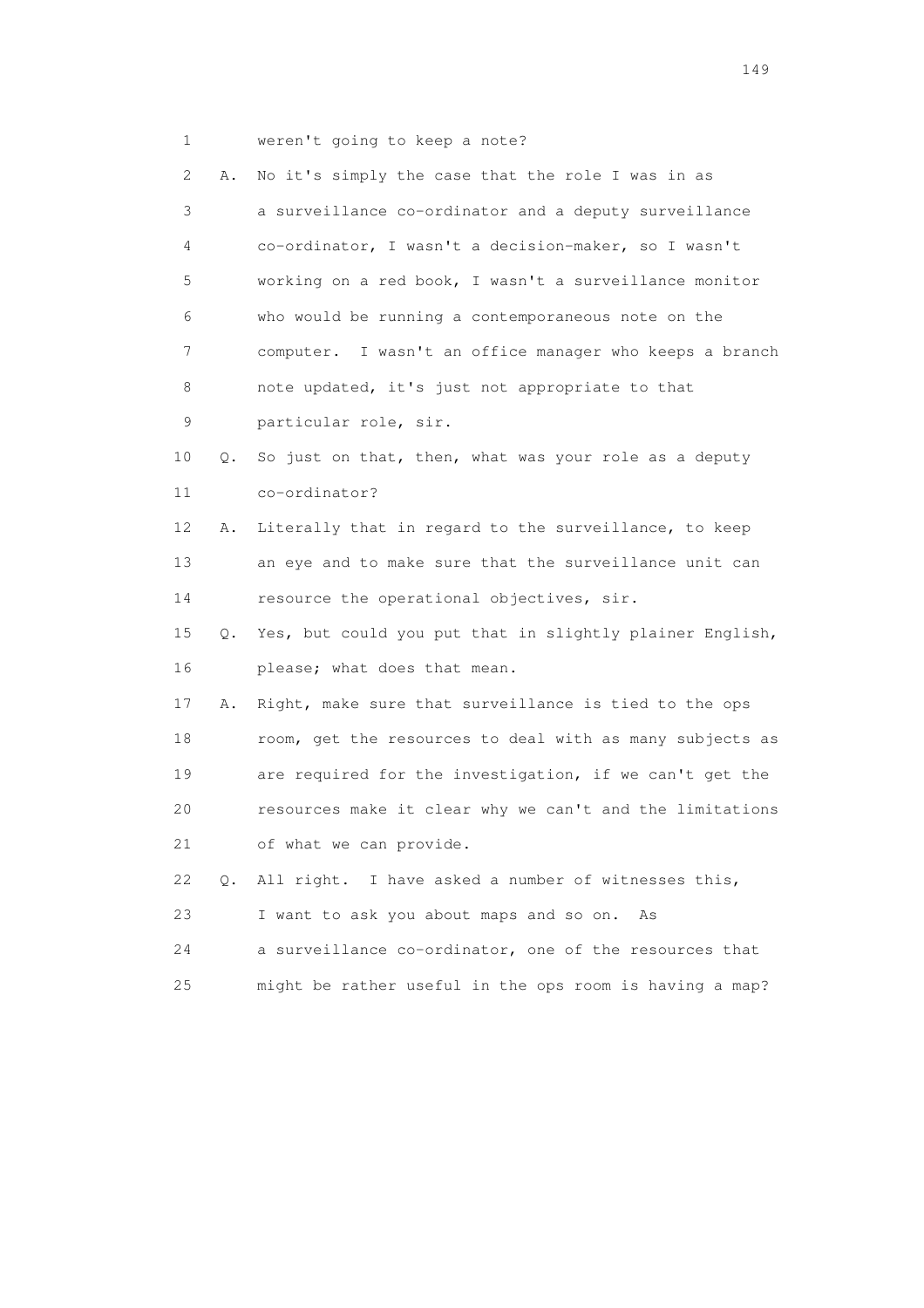1 weren't going to keep a note?

2 A. No it's simply the case that the role I was in as
3 a surveillance co-ordinator and a deputy surveillance
4 co-ordinator, I wasn't a decision-maker, so I wasn't
5 working on a red book, I wasn't a surveillance monitor
6 who would be running a contemporaneous note on the
7 computer. I wasn't an office manager who keeps a branch
8 note updated, it's just not appropriate to that
9 particular role, sir.

10 Q. So just on that, then, what was your role as a deputy
11 co-ordinator?

12 A. Literally that in regard to the surveillance, to keep
13 an eye and to make sure that the surveillance unit can
14 resource the operational objectives, sir.

15 Q. Yes, but could you put that in slightly plainer English,
16 please; what does that mean.

17 A. Right, make sure that surveillance is tied to the ops
18 room, get the resources to deal with as many subjects as
19 are required for the investigation, if we can't get the
20 resources make it clear why we can't and the limitations
21 of what we can provide.

22 Q. All right. I have asked a number of witnesses this,
23 I want to ask you about maps and so on. As
24 a surveillance co-ordinator, one of the resources that
25 might be rather useful in the ops room is having a map?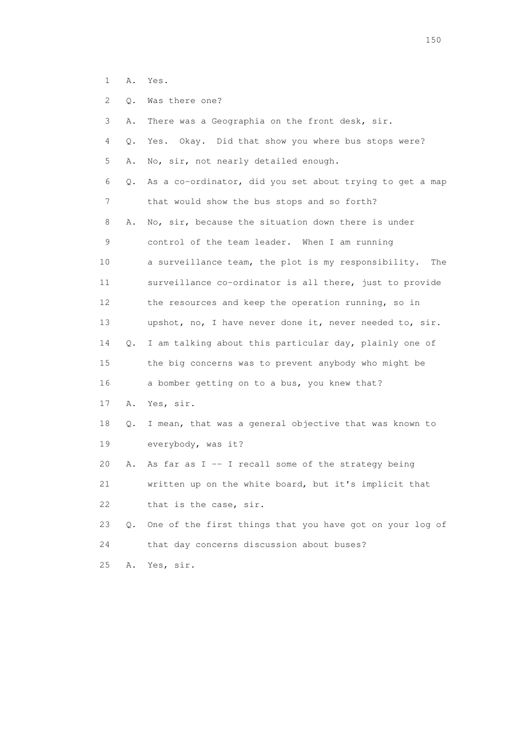1 A. Yes.

2 Q. Was there one?

3 A. There was a Geographia on the front desk, sir.

4 Q. Yes. Okay. Did that show you where bus stops were?

5 A. No, sir, not nearly detailed enough.

6 Q. As a co-ordinator, did you set about trying to get a map

7 that would show the bus stops and so forth?

8 A. No, sir, because the situation down there is under

9 control of the team leader. When I am running

10 a surveillance team, the plot is my responsibility. The

11 surveillance co-ordinator is all there, just to provide

12 the resources and keep the operation running, so in

13 upshot, no, I have never done it, never needed to, sir.

14 Q. I am talking about this particular day, plainly one of

15 the big concerns was to prevent anybody who might be

16 a bomber getting on to a bus, you knew that?

17 A. Yes, sir.

18 Q. I mean, that was a general objective that was known to

19 everybody, was it?

20 A. As far as I -- I recall some of the strategy being

21 written up on the white board, but it's implicit that

22 that is the case, sir.

23 Q. One of the first things that you have got on your log of

24 that day concerns discussion about buses?

25 A. Yes, sir.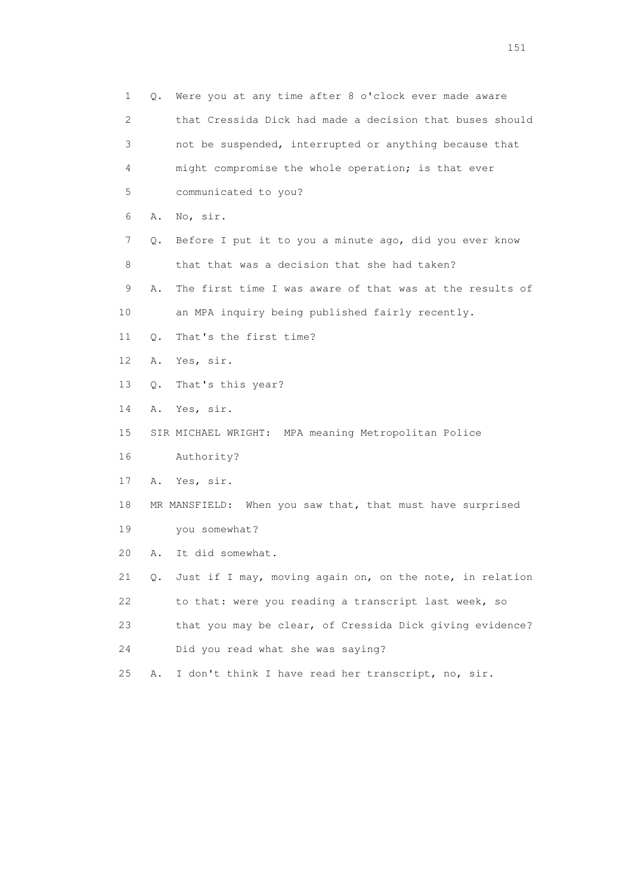1 Q. Were you at any time after 8 o'clock ever made aware
2 that Cressida Dick had made a decision that buses should
3 not be suspended, interrupted or anything because that
4 might compromise the whole operation; is that ever
5 communicated to you?
6 A. No, sir.
7 Q. Before I put it to you a minute ago, did you ever know
8 that that was a decision that she had taken?
9 A. The first time I was aware of that was at the results of
10 an MPA inquiry being published fairly recently.
11 Q. That's the first time?
12 A. Yes, sir.
13 Q. That's this year?
14 A. Yes, sir.
15 SIR MICHAEL WRIGHT: MPA meaning Metropolitan Police
16 Authority?
17 A. Yes, sir.
18 MR MANSFIELD: When you saw that, that must have surprised
19 you somewhat?
20 A. It did somewhat.
21 Q. Just if I may, moving again on, on the note, in relation
22 to that: were you reading a transcript last week, so
23 that you may be clear, of Cressida Dick giving evidence?
24 Did you read what she was saying?
25 A. I don't think I have read her transcript, no, sir.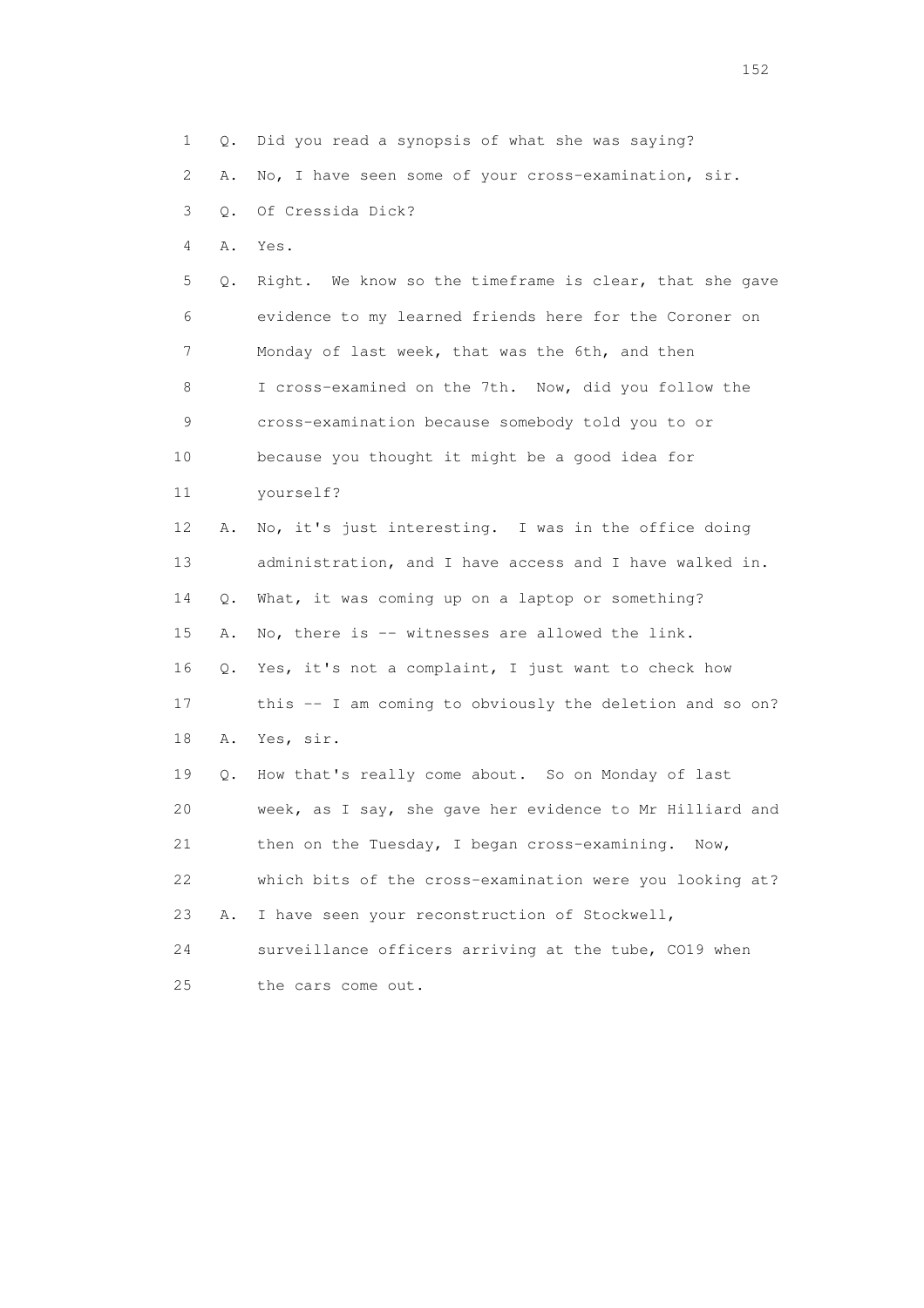1 Q. Did you read a synopsis of what she was saying?

2 A. No, I have seen some of your cross-examination, sir.

3 Q. Of Cressida Dick?

4 A. Yes.

5 Q. Right. We know so the timeframe is clear, that she gave
6 evidence to my learned friends here for the Coroner on
7 Monday of last week, that was the 6th, and then
8 I cross-examined on the 7th. Now, did you follow the
9 cross-examination because somebody told you to or
10 because you thought it might be a good idea for
11 yourself?

12 A. No, it's just interesting. I was in the office doing
13 administration, and I have access and I have walked in.

14 Q. What, it was coming up on a laptop or something?

15 A. No, there is -- witnesses are allowed the link.

16 Q. Yes, it's not a complaint, I just want to check how
17 this -- I am coming to obviously the deletion and so on?

18 A. Yes, sir.

19 Q. How that's really come about. So on Monday of last
20 week, as I say, she gave her evidence to Mr Hilliard and
21 then on the Tuesday, I began cross-examining. Now,
22 which bits of the cross-examination were you looking at?

23 A. I have seen your reconstruction of Stockwell,
24 surveillance officers arriving at the tube, CO19 when
25 the cars come out.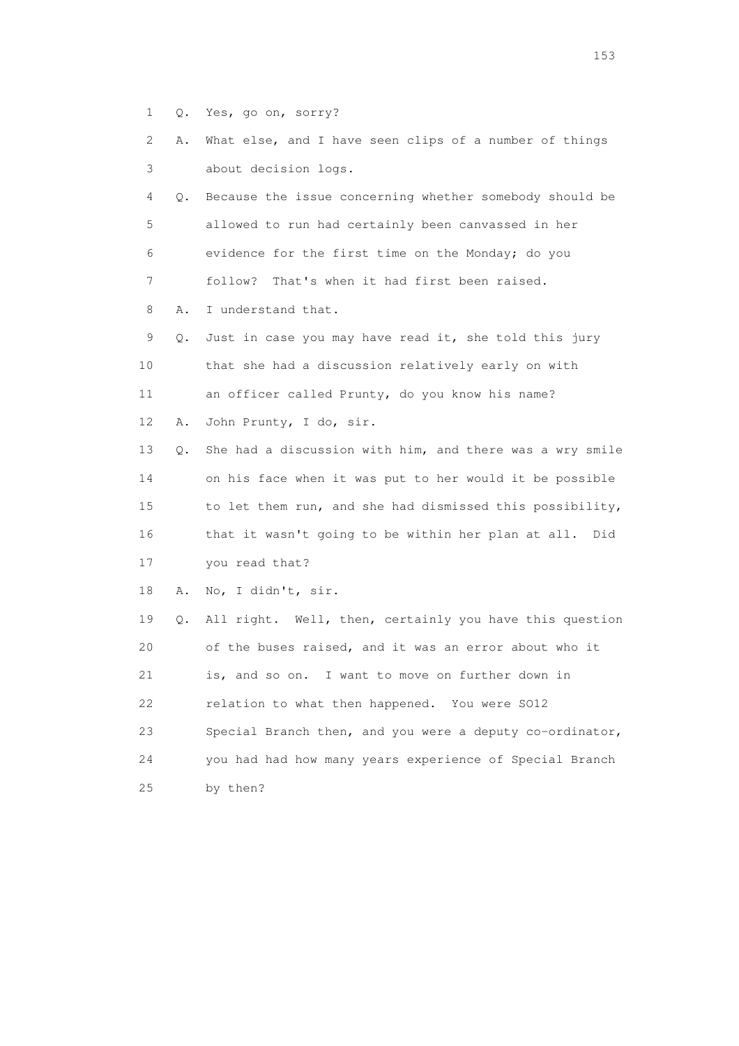1 Q. Yes, go on, sorry?

2 A. What else, and I have seen clips of a number of things

3 about decision logs.

4 Q. Because the issue concerning whether somebody should be

5 allowed to run had certainly been canvassed in her

6 evidence for the first time on the Monday; do you

7 follow? That's when it had first been raised.

8 A. I understand that.

9 Q. Just in case you may have read it, she told this jury

10 that she had a discussion relatively early on with

11 an officer called Prunty, do you know his name?

12 A. John Prunty, I do, sir.

13 Q. She had a discussion with him, and there was a wry smile

14 on his face when it was put to her would it be possible

15 to let them run, and she had dismissed this possibility,

16 that it wasn't going to be within her plan at all. Did

17 you read that?

18 A. No, I didn't, sir.

19 Q. All right. Well, then, certainly you have this question

20 of the buses raised, and it was an error about who it

21 is, and so on. I want to move on further down in

22 relation to what then happened. You were SO12

23 Special Branch then, and you were a deputy co-ordinator,

24 you had had how many years experience of Special Branch

25 by then?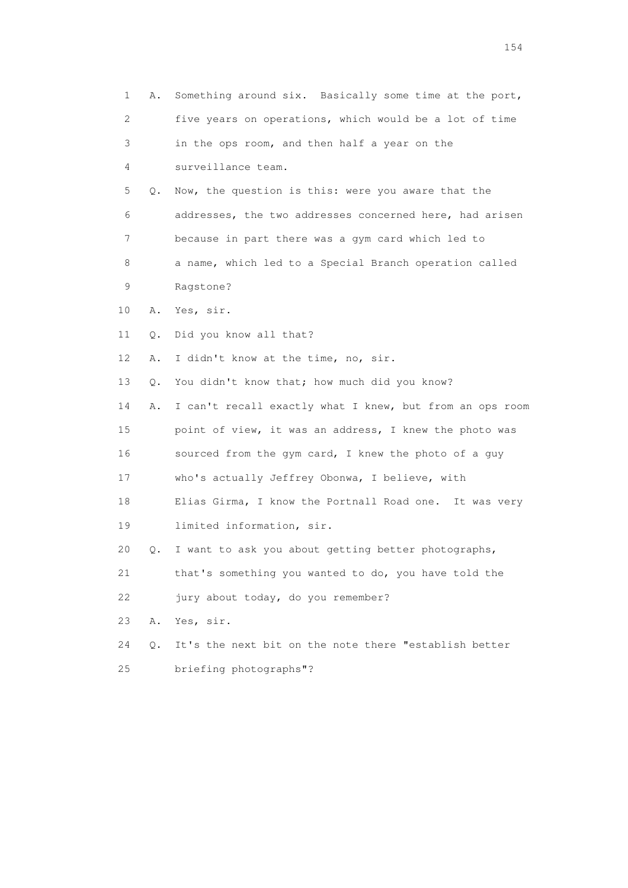1 A. Something around six. Basically some time at the port,
2 five years on operations, which would be a lot of time
3 in the ops room, and then half a year on the
4 surveillance team.
5 Q. Now, the question is this: were you aware that the
6 addresses, the two addresses concerned here, had arisen
7 because in part there was a gym card which led to
8 a name, which led to a Special Branch operation called
9 Ragstone?
10 A. Yes, sir.
11 Q. Did you know all that?
12 A. I didn't know at the time, no, sir.
13 Q. You didn't know that; how much did you know?
14 A. I can't recall exactly what I knew, but from an ops room
15 point of view, it was an address, I knew the photo was
16 sourced from the gym card, I knew the photo of a guy
17 who's actually Jeffrey Obonwa, I believe, with
18 Elias Girma, I know the Portnall Road one. It was very
19 limited information, sir.
20 Q. I want to ask you about getting better photographs,
21 that's something you wanted to do, you have told the
22 jury about today, do you remember?
23 A. Yes, sir.
24 Q. It's the next bit on the note there "establish better
25 briefing photographs"?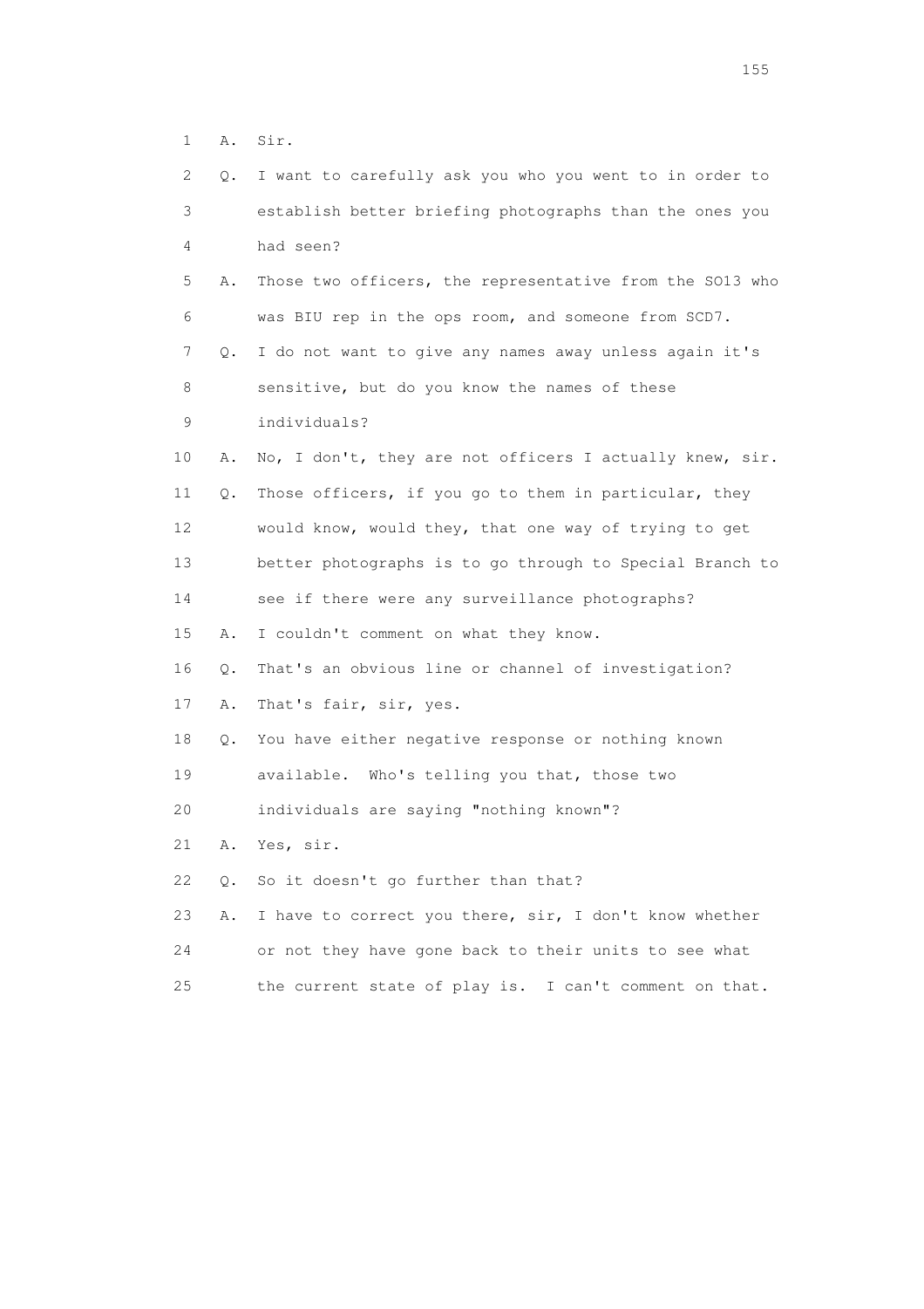1 A. Sir.

2 Q. I want to carefully ask you who you went to in order to

3 establish better briefing photographs than the ones you

4 had seen?

5 A. Those two officers, the representative from the SO13 who

6 was BIU rep in the ops room, and someone from SCD7.

7 Q. I do not want to give any names away unless again it's

8 sensitive, but do you know the names of these

9 individuals?

10 A. No, I don't, they are not officers I actually knew, sir.

11 Q. Those officers, if you go to them in particular, they

12 would know, would they, that one way of trying to get

13 better photographs is to go through to Special Branch to

14 see if there were any surveillance photographs?

15 A. I couldn't comment on what they know.

16 Q. That's an obvious line or channel of investigation?

17 A. That's fair, sir, yes.

18 Q. You have either negative response or nothing known

19 available. Who's telling you that, those two

20 individuals are saying "nothing known"?

21 A. Yes, sir.

22 Q. So it doesn't go further than that?

23 A. I have to correct you there, sir, I don't know whether

24 or not they have gone back to their units to see what

25 the current state of play is. I can't comment on that.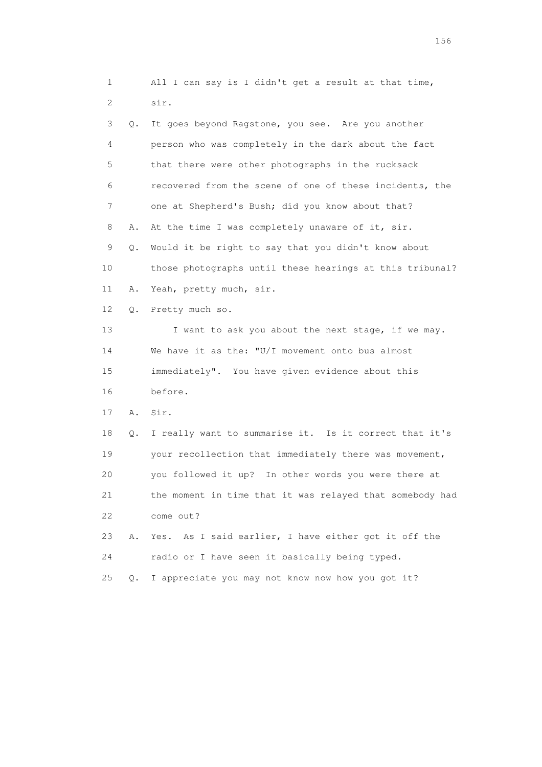1 All I can say is I didn't get a result at that time,
2 sir.
3 Q. It goes beyond Ragstone, you see. Are you another
4 person who was completely in the dark about the fact
5 that there were other photographs in the rucksack
6 recovered from the scene of one of these incidents, the
7 one at Shepherd's Bush; did you know about that?
8 A. At the time I was completely unaware of it, sir.
9 Q. Would it be right to say that you didn't know about
10 those photographs until these hearings at this tribunal?
11 A. Yeah, pretty much, sir.
12 Q. Pretty much so.
13 I want to ask you about the next stage, if we may.
14 We have it as the: "U/I movement onto bus almost
15 immediately". You have given evidence about this
16 before.
17 A. Sir.
18 Q. I really want to summarise it. Is it correct that it's
19 your recollection that immediately there was movement,
20 you followed it up? In other words you were there at
21 the moment in time that it was relayed that somebody had
22 come out?
23 A. Yes. As I said earlier, I have either got it off the
24 radio or I have seen it basically being typed.
25 Q. I appreciate you may not know now how you got it?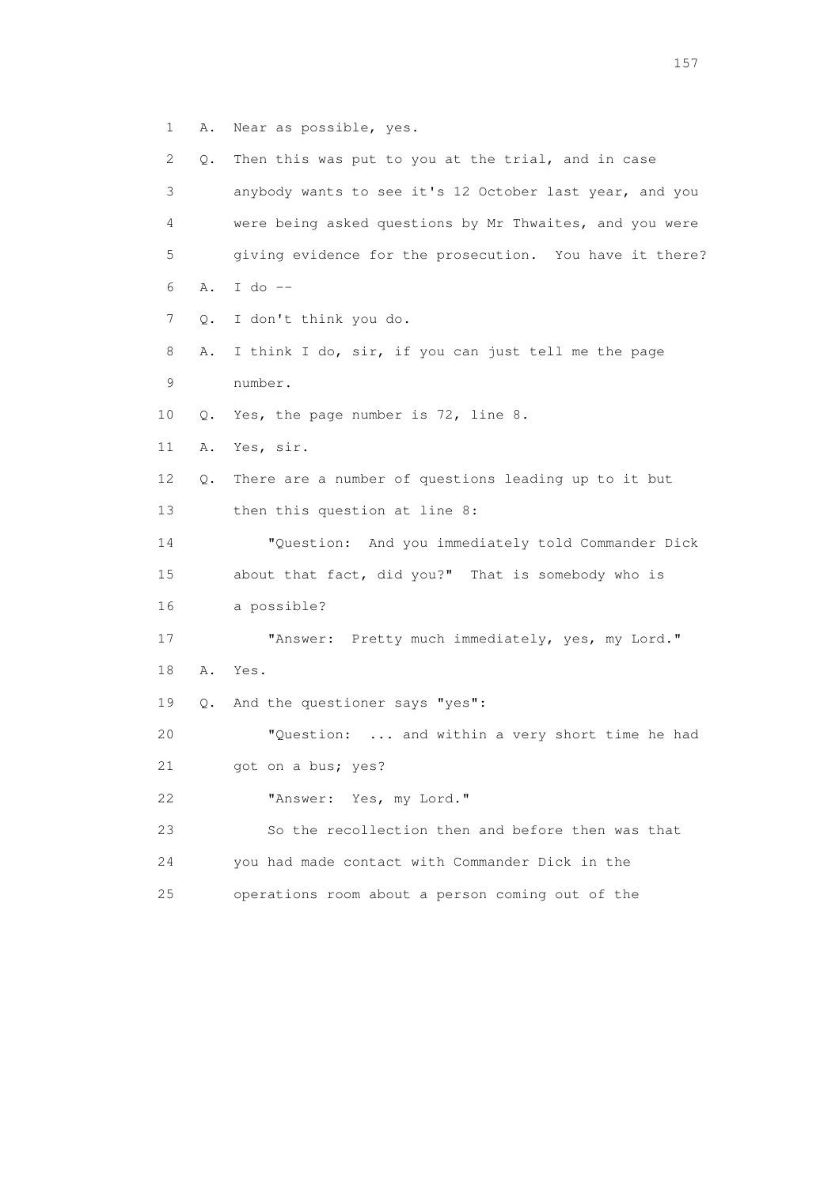1 A. Near as possible, yes.

2 Q. Then this was put to you at the trial, and in case

3 anybody wants to see it's 12 October last year, and you

4 were being asked questions by Mr Thwaites, and you were

5 giving evidence for the prosecution. You have it there?

6 A. I do --

7 Q. I don't think you do.

8 A. I think I do, sir, if you can just tell me the page

9 number.

10 Q. Yes, the page number is 72, line 8.

11 A. Yes, sir.

12 Q. There are a number of questions leading up to it but

13 then this question at line 8:

14 "Question: And you immediately told Commander Dick

15 about that fact, did you?" That is somebody who is

16 a possible?

17 "Answer: Pretty much immediately, yes, my Lord."

18 A. Yes.

19 Q. And the questioner says "yes":

20 "Question: ... and within a very short time he had

21 got on a bus; yes?

22 "Answer: Yes, my Lord."

23 So the recollection then and before then was that

24 you had made contact with Commander Dick in the

25 operations room about a person coming out of the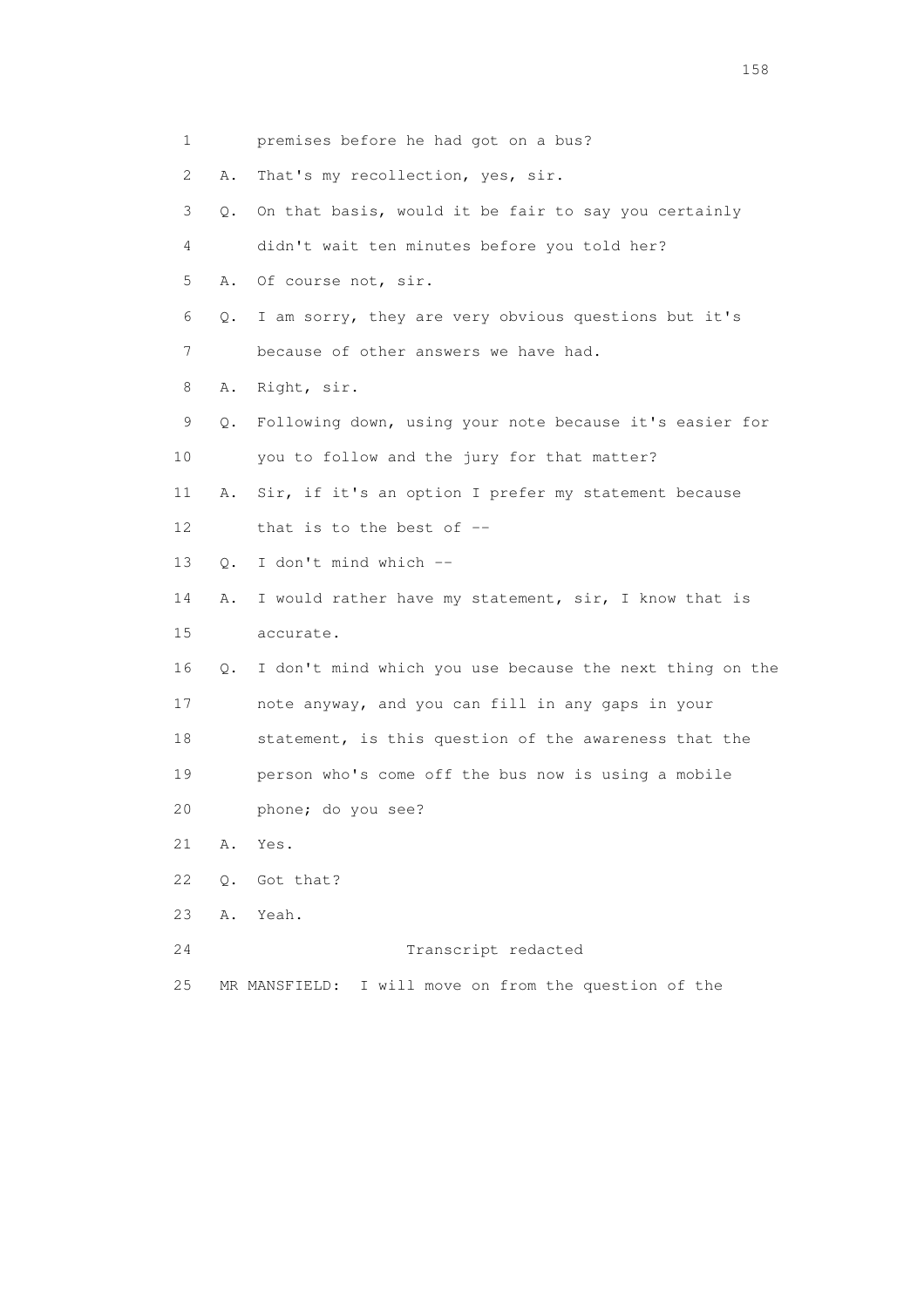1 premises before he had got on a bus?

2 A. That's my recollection, yes, sir.

3 Q. On that basis, would it be fair to say you certainly

4 didn't wait ten minutes before you told her?

5 A. Of course not, sir.

6 Q. I am sorry, they are very obvious questions but it's

7 because of other answers we have had.

8 A. Right, sir.

9 Q. Following down, using your note because it's easier for

10 you to follow and the jury for that matter?

11 A. Sir, if it's an option I prefer my statement because

12 that is to the best of --

13 Q. I don't mind which --

14 A. I would rather have my statement, sir, I know that is

15 accurate.

16 Q. I don't mind which you use because the next thing on the

17 note anyway, and you can fill in any gaps in your

18 statement, is this question of the awareness that the

19 person who's come off the bus now is using a mobile

20 phone; do you see?

21 A. Yes.

22 Q. Got that?

23 A. Yeah.

24 Transcript redacted

25 MR MANSFIELD: I will move on from the question of the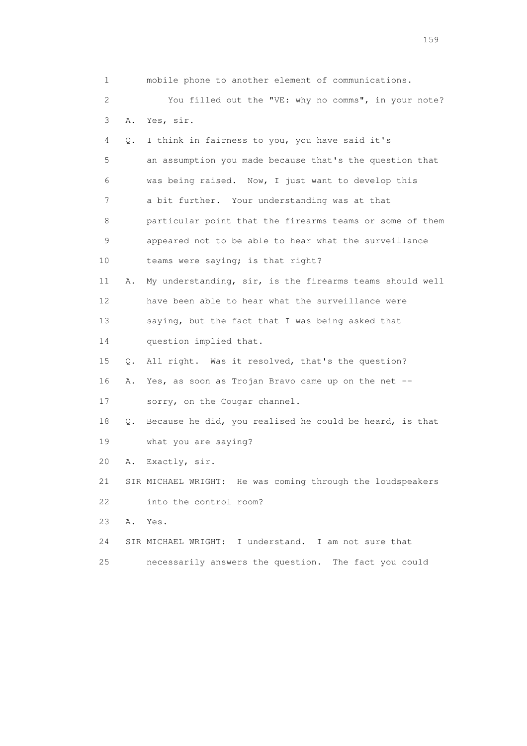1 mobile phone to another element of communications.

2 You filled out the "VE: why no comms", in your note?

3 A. Yes, sir.

4 Q. I think in fairness to you, you have said it's

5 an assumption you made because that's the question that

6 was being raised. Now, I just want to develop this

7 a bit further. Your understanding was at that

8 particular point that the firearms teams or some of them

9 appeared not to be able to hear what the surveillance

10 teams were saying; is that right?

11 A. My understanding, sir, is the firearms teams should well

12 have been able to hear what the surveillance were

13 saying, but the fact that I was being asked that

14 question implied that.

15 Q. All right. Was it resolved, that's the question?

16 A. Yes, as soon as Trojan Bravo came up on the net --

17 sorry, on the Cougar channel.

18 Q. Because he did, you realised he could be heard, is that

19 what you are saying?

20 A. Exactly, sir.

21 SIR MICHAEL WRIGHT: He was coming through the loudspeakers

22 into the control room?

23 A. Yes.

24 SIR MICHAEL WRIGHT: I understand. I am not sure that

25 necessarily answers the question. The fact you could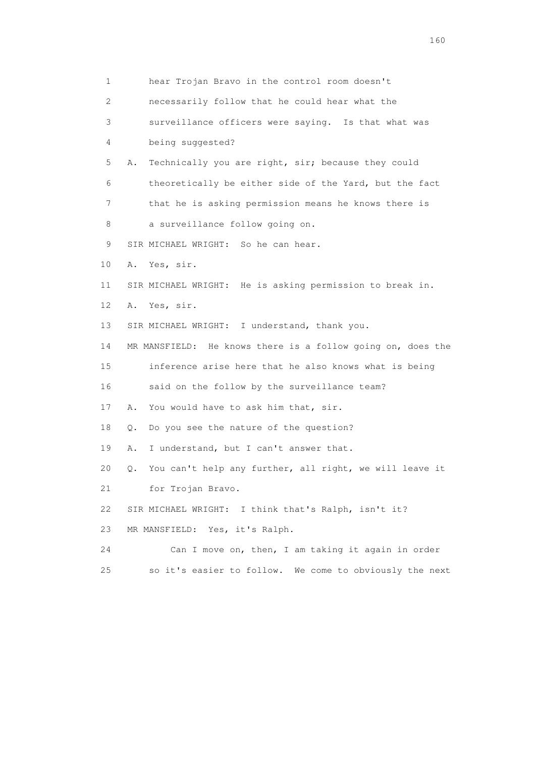1 hear Trojan Bravo in the control room doesn't

2 necessarily follow that he could hear what the

3 surveillance officers were saying. Is that what was

4 being suggested?

5 A. Technically you are right, sir; because they could

6 theoretically be either side of the Yard, but the fact

7 that he is asking permission means he knows there is

8 a surveillance follow going on.

9 SIR MICHAEL WRIGHT: So he can hear.

10 A. Yes, sir.

11 SIR MICHAEL WRIGHT: He is asking permission to break in.

12 A. Yes, sir.

13 SIR MICHAEL WRIGHT: I understand, thank you.

14 MR MANSFIELD: He knows there is a follow going on, does the

15 inference arise here that he also knows what is being

16 said on the follow by the surveillance team?

17 A. You would have to ask him that, sir.

18 Q. Do you see the nature of the question?

19 A. I understand, but I can't answer that.

20 Q. You can't help any further, all right, we will leave it

21 for Trojan Bravo.

22 SIR MICHAEL WRIGHT: I think that's Ralph, isn't it?

23 MR MANSFIELD: Yes, it's Ralph.

24 Can I move on, then, I am taking it again in order

25 so it's easier to follow. We come to obviously the next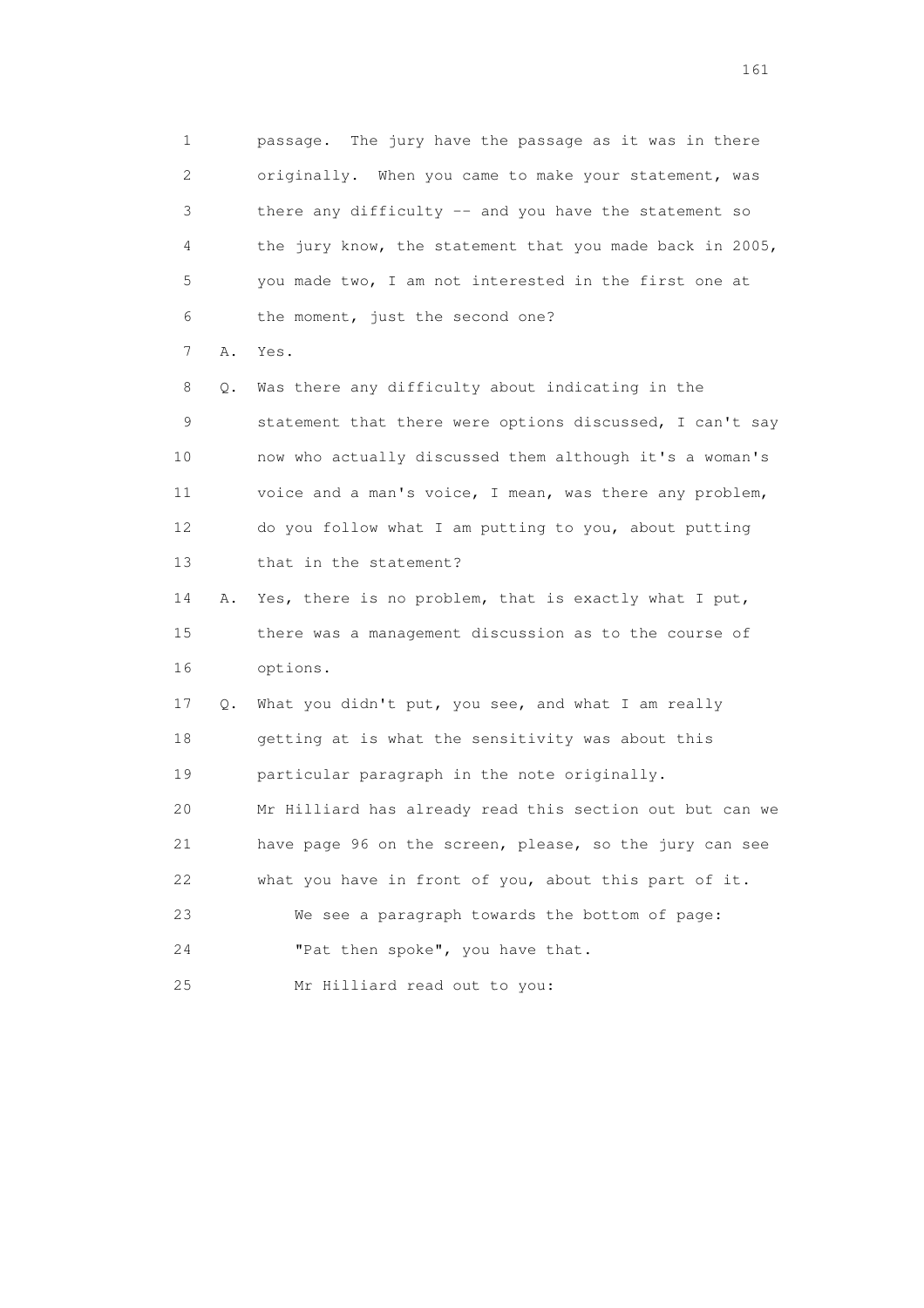1 passage. The jury have the passage as it was in there
2 originally. When you came to make your statement, was
3 there any difficulty -- and you have the statement so
4 the jury know, the statement that you made back in 2005,
5 you made two, I am not interested in the first one at
6 the moment, just the second one?

7 A. Yes.

8 Q. Was there any difficulty about indicating in the
9 statement that there were options discussed, I can't say
10 now who actually discussed them although it's a woman's
11 voice and a man's voice, I mean, was there any problem,
12 do you follow what I am putting to you, about putting
13 that in the statement?

14 A. Yes, there is no problem, that is exactly what I put,
15 there was a management discussion as to the course of
16 options.

17 Q. What you didn't put, you see, and what I am really
18 getting at is what the sensitivity was about this
19 particular paragraph in the note originally.
20 Mr Hilliard has already read this section out but can we
21 have page 96 on the screen, please, so the jury can see
22 what you have in front of you, about this part of it.
23 We see a paragraph towards the bottom of page:
24 "Pat then spoke", you have that.
25 Mr Hilliard read out to you: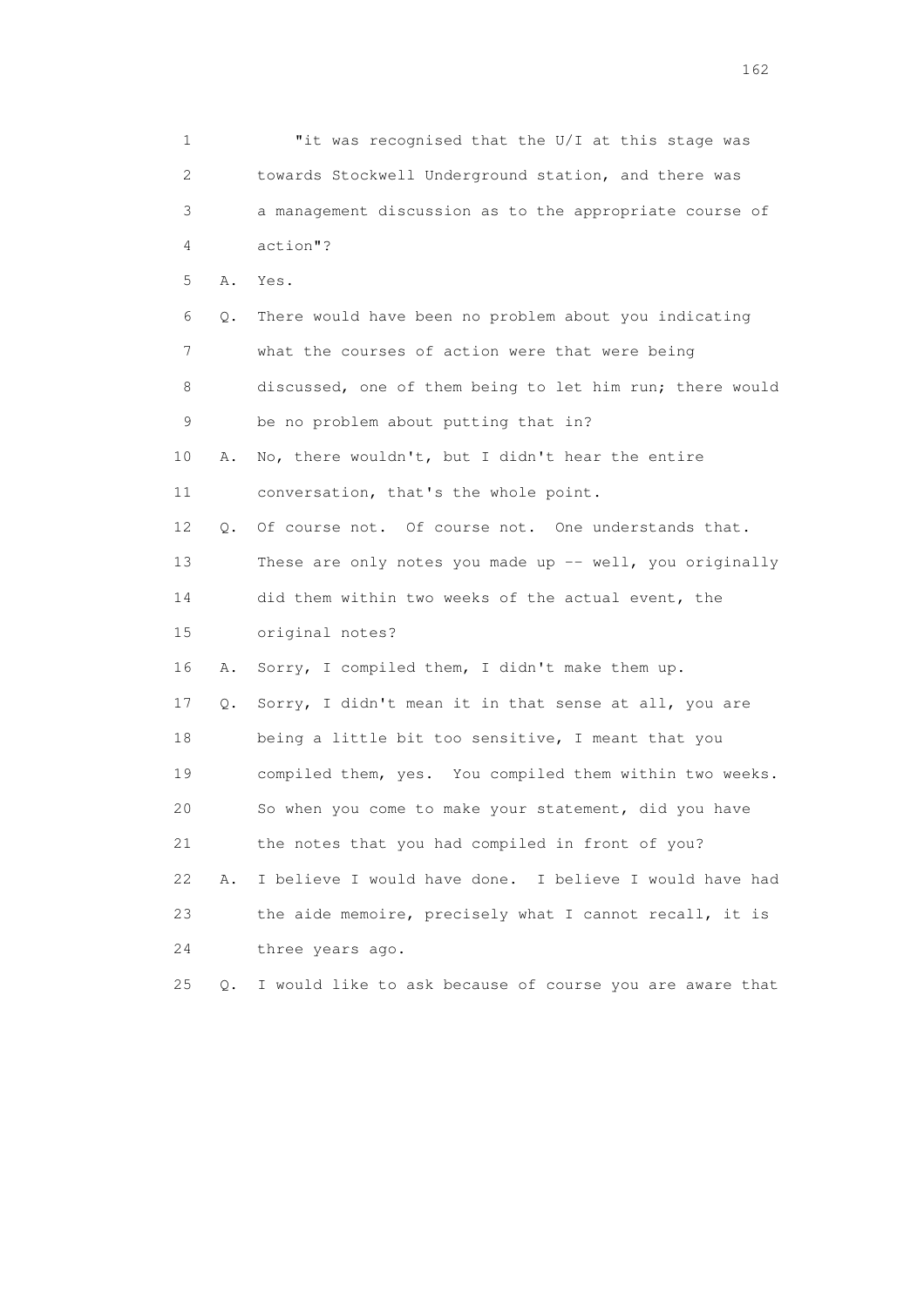1 "it was recognised that the U/I at this stage was
2 towards Stockwell Underground station, and there was
3 a management discussion as to the appropriate course of
4 action"?

5 A. Yes.

6 Q. There would have been no problem about you indicating
7 what the courses of action were that were being
8 discussed, one of them being to let him run; there would
9 be no problem about putting that in?

10 A. No, there wouldn't, but I didn't hear the entire
11 conversation, that's the whole point.

12 Q. Of course not. Of course not. One understands that.
13 These are only notes you made up -- well, you originally
14 did them within two weeks of the actual event, the
15 original notes?

16 A. Sorry, I compiled them, I didn't make them up.

17 Q. Sorry, I didn't mean it in that sense at all, you are
18 being a little bit too sensitive, I meant that you
19 compiled them, yes. You compiled them within two weeks.
20 So when you come to make your statement, did you have
21 the notes that you had compiled in front of you?

22 A. I believe I would have done. I believe I would have had
23 the aide memoire, precisely what I cannot recall, it is
24 three years ago.

25 Q. I would like to ask because of course you are aware that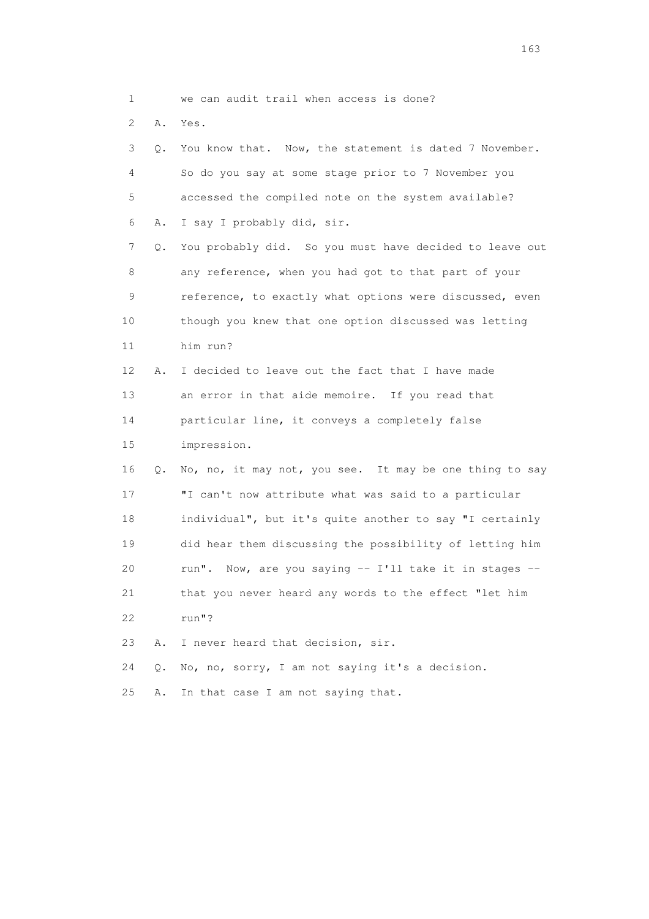1 we can audit trail when access is done?

2 A. Yes.

3 Q. You know that. Now, the statement is dated 7 November.

4 So do you say at some stage prior to 7 November you

5 accessed the compiled note on the system available?

6 A. I say I probably did, sir.

7 Q. You probably did. So you must have decided to leave out

8 any reference, when you had got to that part of your

9 reference, to exactly what options were discussed, even

10 though you knew that one option discussed was letting

11 him run?

12 A. I decided to leave out the fact that I have made

13 an error in that aide memoire. If you read that

14 particular line, it conveys a completely false

15 impression.

16 Q. No, no, it may not, you see. It may be one thing to say

17 "I can't now attribute what was said to a particular

18 individual", but it's quite another to say "I certainly

19 did hear them discussing the possibility of letting him

20 run". Now, are you saying -- I'll take it in stages --

21 that you never heard any words to the effect "let him

22 run"?

23 A. I never heard that decision, sir.

24 Q. No, no, sorry, I am not saying it's a decision.

25 A. In that case I am not saying that.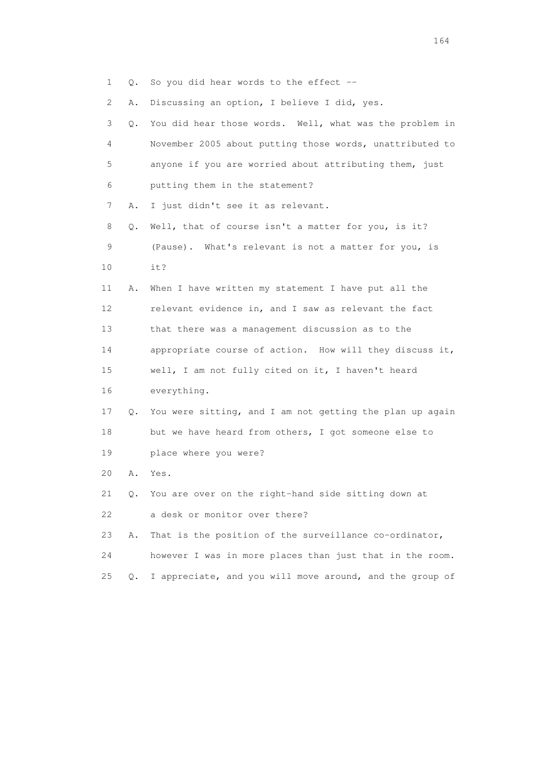1 Q. So you did hear words to the effect --

2 A. Discussing an option, I believe I did, yes.

3 Q. You did hear those words. Well, what was the problem in

4 November 2005 about putting those words, unattributed to

5 anyone if you are worried about attributing them, just

6 putting them in the statement?

7 A. I just didn't see it as relevant.

8 Q. Well, that of course isn't a matter for you, is it?

9 (Pause). What's relevant is not a matter for you, is

10 it?

11 A. When I have written my statement I have put all the

12 relevant evidence in, and I saw as relevant the fact

13 that there was a management discussion as to the

14 appropriate course of action. How will they discuss it,

15 well, I am not fully cited on it, I haven't heard

16 everything.

17 Q. You were sitting, and I am not getting the plan up again

18 but we have heard from others, I got someone else to

19 place where you were?

20 A. Yes.

21 Q. You are over on the right-hand side sitting down at

22 a desk or monitor over there?

23 A. That is the position of the surveillance co-ordinator,

24 however I was in more places than just that in the room.

25 Q. I appreciate, and you will move around, and the group of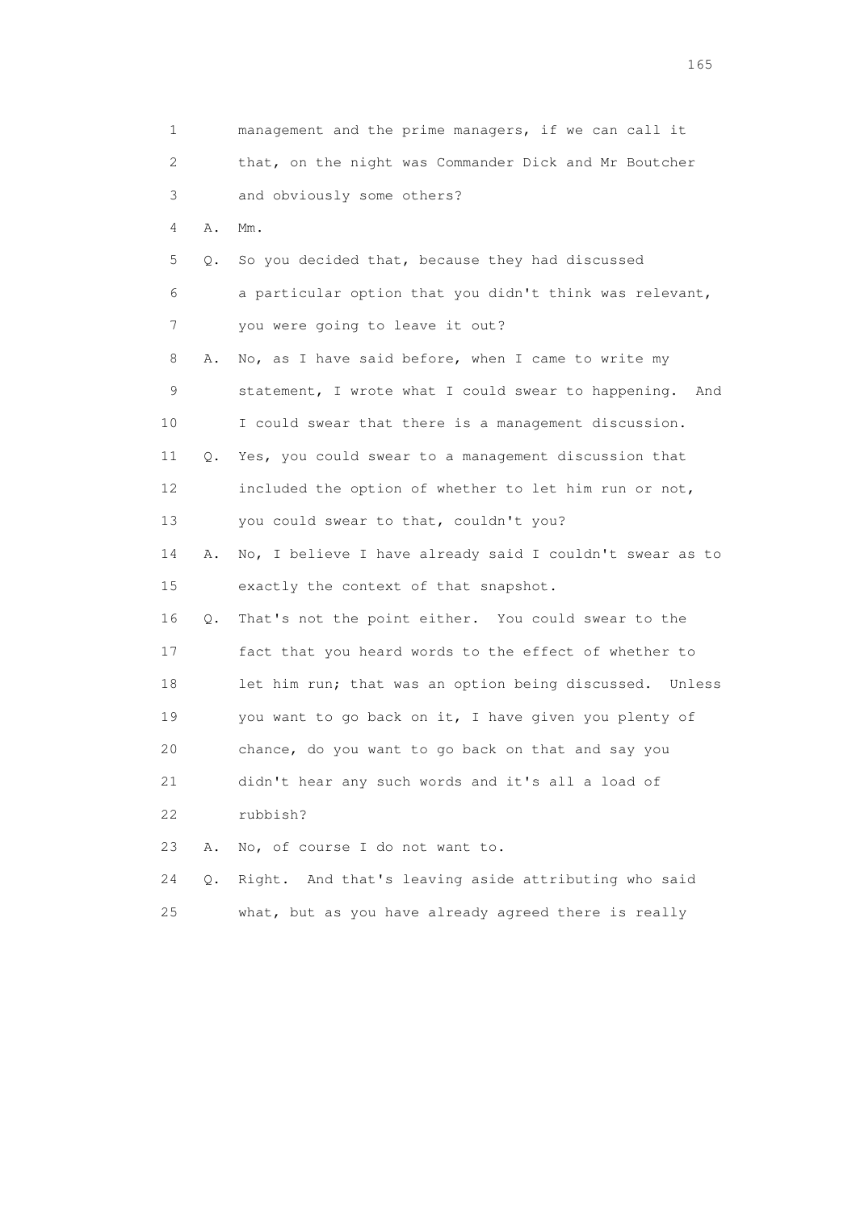1 management and the prime managers, if we can call it
2 that, on the night was Commander Dick and Mr Boutcher
3 and obviously some others?

4 A. Mm.

5 Q. So you decided that, because they had discussed
6 a particular option that you didn't think was relevant,
7 you were going to leave it out?

8 A. No, as I have said before, when I came to write my
9 statement, I wrote what I could swear to happening. And
10 I could swear that there is a management discussion.

11 Q. Yes, you could swear to a management discussion that
12 included the option of whether to let him run or not,
13 you could swear to that, couldn't you?

14 A. No, I believe I have already said I couldn't swear as to
15 exactly the context of that snapshot.

16 Q. That's not the point either. You could swear to the
17 fact that you heard words to the effect of whether to
18 let him run; that was an option being discussed. Unless
19 you want to go back on it, I have given you plenty of
20 chance, do you want to go back on that and say you
21 didn't hear any such words and it's all a load of
22 rubbish?

23 A. No, of course I do not want to.

24 Q. Right. And that's leaving aside attributing who said
25 what, but as you have already agreed there is really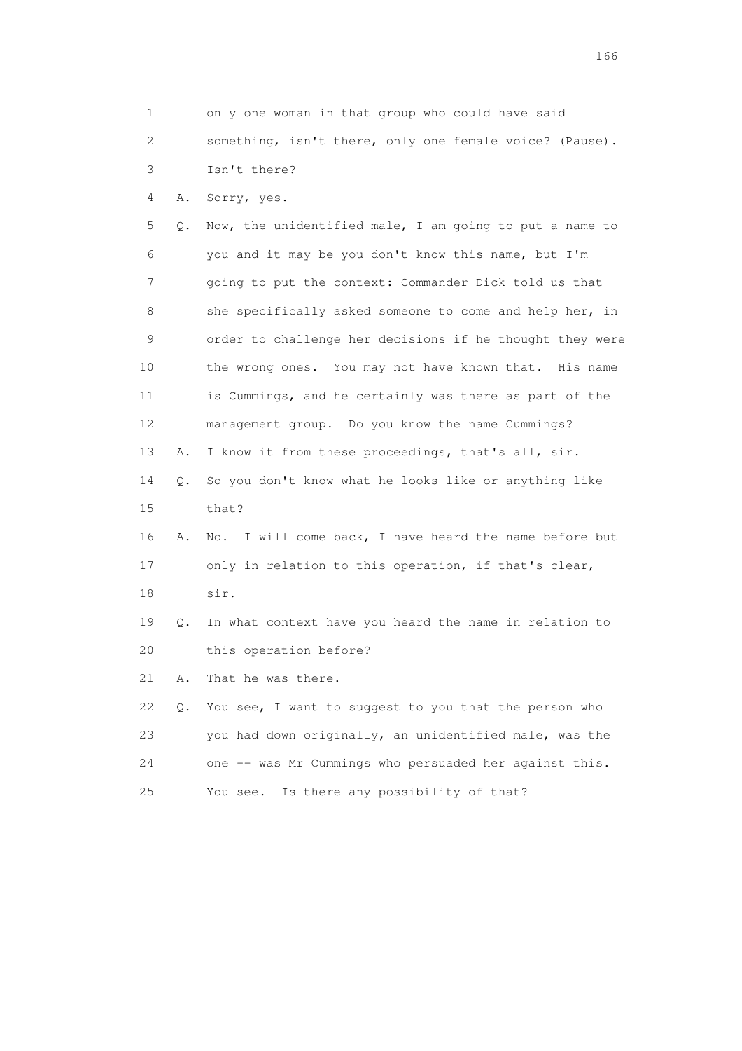1 only one woman in that group who could have said
2 something, isn't there, only one female voice? (Pause).
3 Isn't there?
4 A. Sorry, yes.
5 Q. Now, the unidentified male, I am going to put a name to
6 you and it may be you don't know this name, but I'm
7 going to put the context: Commander Dick told us that
8 she specifically asked someone to come and help her, in
9 order to challenge her decisions if he thought they were
10 the wrong ones. You may not have known that. His name
11 is Cummings, and he certainly was there as part of the
12 management group. Do you know the name Cummings?
13 A. I know it from these proceedings, that's all, sir.
14 Q. So you don't know what he looks like or anything like
15 that?
16 A. No. I will come back, I have heard the name before but
17 only in relation to this operation, if that's clear,
18 sir.
19 Q. In what context have you heard the name in relation to
20 this operation before?
21 A. That he was there.
22 Q. You see, I want to suggest to you that the person who
23 you had down originally, an unidentified male, was the
24 one -- was Mr Cummings who persuaded her against this.
25 You see. Is there any possibility of that?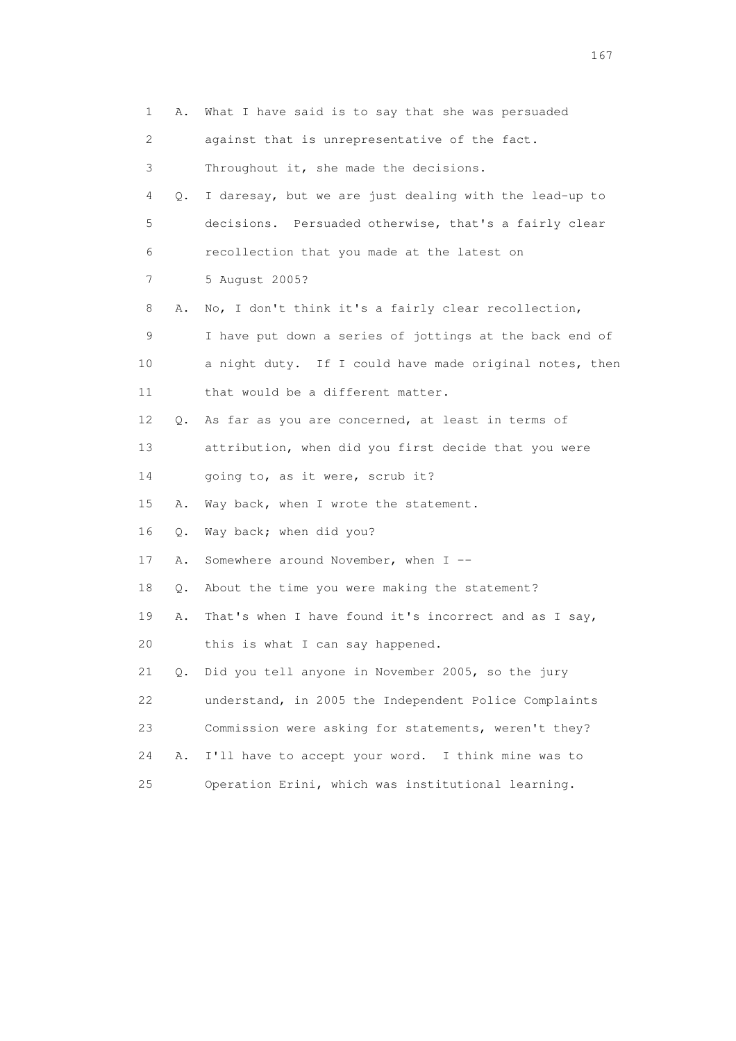1 A. What I have said is to say that she was persuaded
2 against that is unrepresentative of the fact.
3 Throughout it, she made the decisions.
4 Q. I daresay, but we are just dealing with the lead-up to
5 decisions. Persuaded otherwise, that's a fairly clear
6 recollection that you made at the latest on
7 5 August 2005?
8 A. No, I don't think it's a fairly clear recollection,
9 I have put down a series of jottings at the back end of
10 a night duty. If I could have made original notes, then
11 that would be a different matter.
12 Q. As far as you are concerned, at least in terms of
13 attribution, when did you first decide that you were
14 going to, as it were, scrub it?
15 A. Way back, when I wrote the statement.
16 Q. Way back; when did you?
17 A. Somewhere around November, when I --
18 Q. About the time you were making the statement?
19 A. That's when I have found it's incorrect and as I say,
20 this is what I can say happened.
21 Q. Did you tell anyone in November 2005, so the jury
22 understand, in 2005 the Independent Police Complaints
23 Commission were asking for statements, weren't they?
24 A. I'll have to accept your word. I think mine was to
25 Operation Erini, which was institutional learning.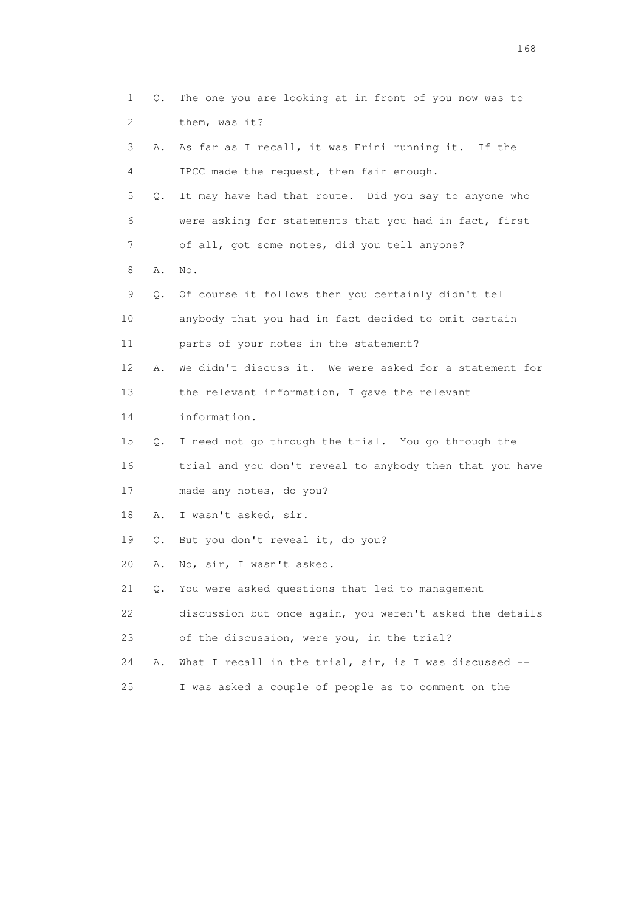1 Q. The one you are looking at in front of you now was to
2 them, was it?
3 A. As far as I recall, it was Erini running it. If the
4 IPCC made the request, then fair enough.
5 Q. It may have had that route. Did you say to anyone who
6 were asking for statements that you had in fact, first
7 of all, got some notes, did you tell anyone?
8 A. No.
9 Q. Of course it follows then you certainly didn't tell
10 anybody that you had in fact decided to omit certain
11 parts of your notes in the statement?
12 A. We didn't discuss it. We were asked for a statement for
13 the relevant information, I gave the relevant
14 information.
15 Q. I need not go through the trial. You go through the
16 trial and you don't reveal to anybody then that you have
17 made any notes, do you?
18 A. I wasn't asked, sir.
19 Q. But you don't reveal it, do you?
20 A. No, sir, I wasn't asked.
21 Q. You were asked questions that led to management
22 discussion but once again, you weren't asked the details
23 of the discussion, were you, in the trial?
24 A. What I recall in the trial, sir, is I was discussed --
25 I was asked a couple of people as to comment on the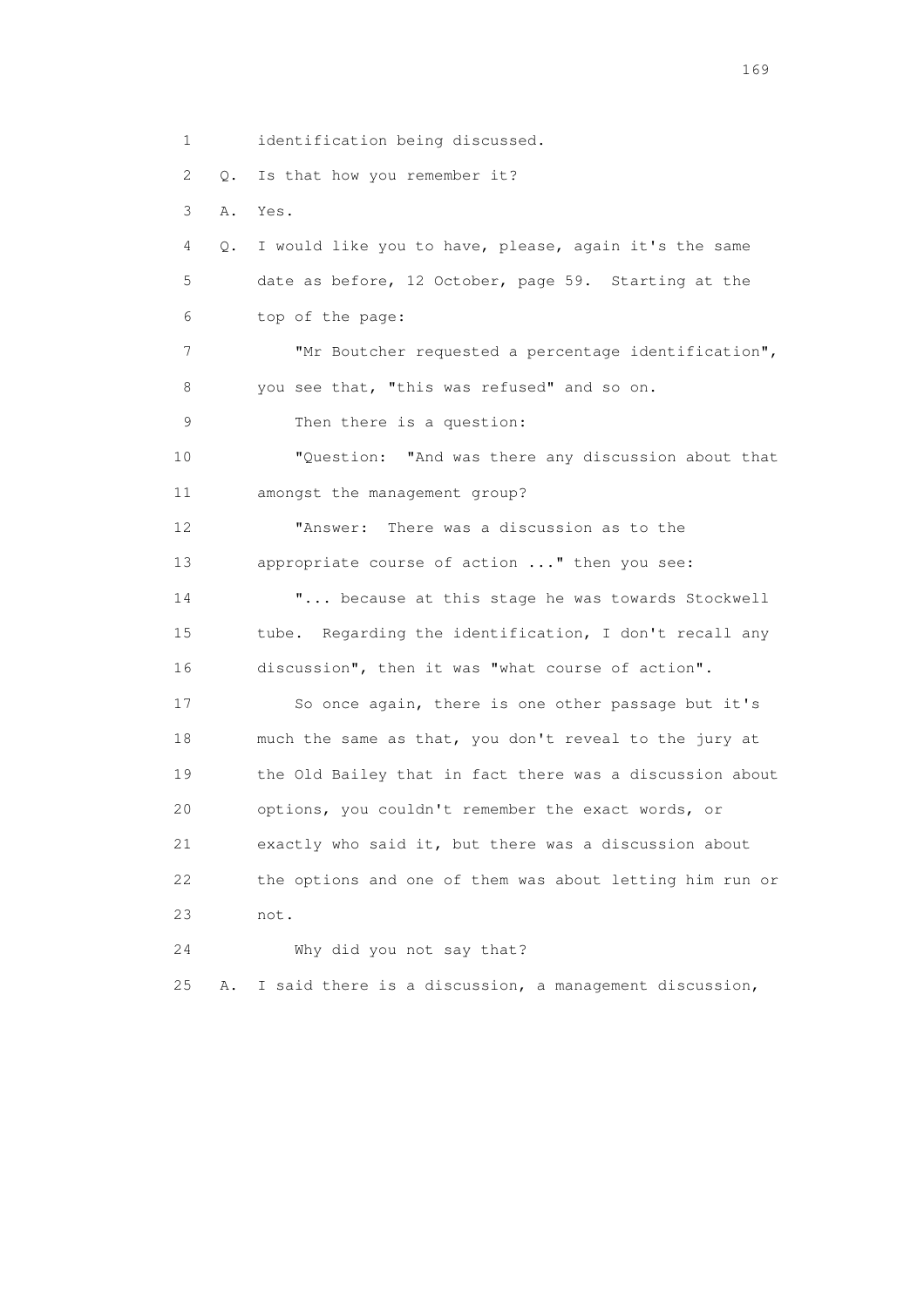1 identification being discussed.

2 Q. Is that how you remember it?

3 A. Yes.

4 Q. I would like you to have, please, again it's the same

5 date as before, 12 October, page 59. Starting at the

6 top of the page:

7 "Mr Boutcher requested a percentage identification",

8 you see that, "this was refused" and so on.

9 Then there is a question:

10 "Question: "And was there any discussion about that

11 amongst the management group?

12 "Answer: There was a discussion as to the

13 appropriate course of action ..." then you see:

14 "... because at this stage he was towards Stockwell

15 tube. Regarding the identification, I don't recall any

16 discussion", then it was "what course of action".

17 So once again, there is one other passage but it's

18 much the same as that, you don't reveal to the jury at

19 the Old Bailey that in fact there was a discussion about

20 options, you couldn't remember the exact words, or

21 exactly who said it, but there was a discussion about

22 the options and one of them was about letting him run or

23 not.

24 Why did you not say that?

25 A. I said there is a discussion, a management discussion,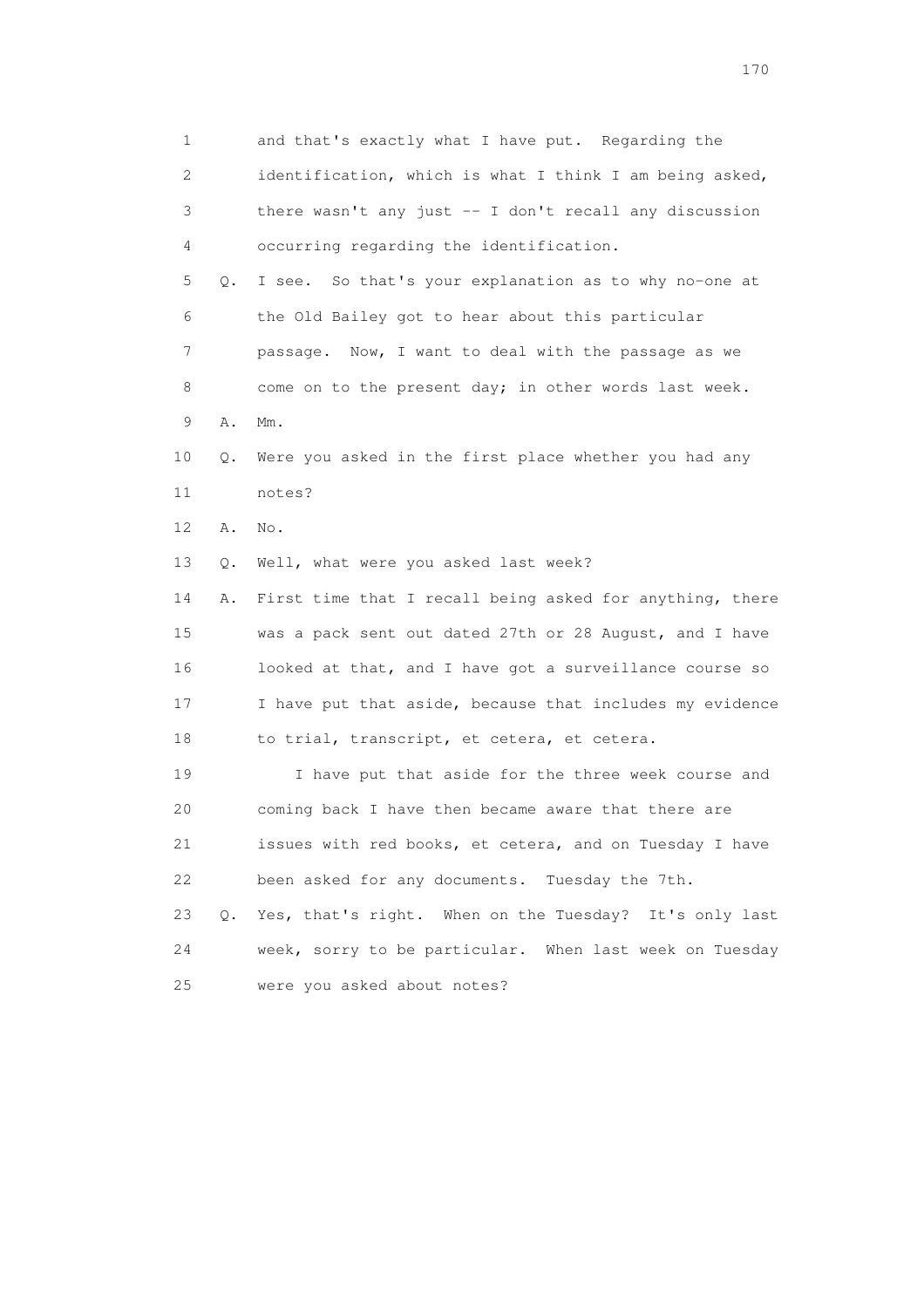1 and that's exactly what I have put. Regarding the
2 identification, which is what I think I am being asked,
3 there wasn't any just -- I don't recall any discussion
4 occurring regarding the identification.
5 Q. I see. So that's your explanation as to why no-one at
6 the Old Bailey got to hear about this particular
7 passage. Now, I want to deal with the passage as we
8 come on to the present day; in other words last week.
9 A. Mm.
10 Q. Were you asked in the first place whether you had any
11 notes?
12 A. No.
13 Q. Well, what were you asked last week?
14 A. First time that I recall being asked for anything, there
15 was a pack sent out dated 27th or 28 August, and I have
16 looked at that, and I have got a surveillance course so
17 I have put that aside, because that includes my evidence
18 to trial, transcript, et cetera, et cetera.
19 I have put that aside for the three week course and
20 coming back I have then became aware that there are
21 issues with red books, et cetera, and on Tuesday I have
22 been asked for any documents. Tuesday the 7th.
23 Q. Yes, that's right. When on the Tuesday? It's only last
24 week, sorry to be particular. When last week on Tuesday
25 were you asked about notes?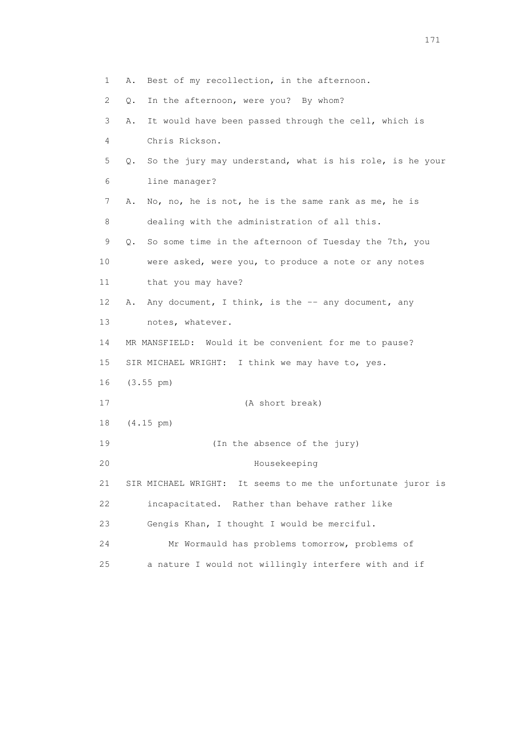1 A. Best of my recollection, in the afternoon.

2 Q. In the afternoon, were you? By whom?

3 A. It would have been passed through the cell, which is

4 Chris Rickson.

5 Q. So the jury may understand, what is his role, is he your

6 line manager?

7 A. No, no, he is not, he is the same rank as me, he is

8 dealing with the administration of all this.

9 Q. So some time in the afternoon of Tuesday the 7th, you

10 were asked, were you, to produce a note or any notes

11 that you may have?

12 A. Any document, I think, is the -- any document, any

13 notes, whatever.

14 MR MANSFIELD: Would it be convenient for me to pause?

15 SIR MICHAEL WRIGHT: I think we may have to, yes.

16 (3.55 pm)

17 (A short break)

18 (4.15 pm)

19 (In the absence of the jury)

20 Housekeeping

21 SIR MICHAEL WRIGHT: It seems to me the unfortunate juror is

22 incapacitated. Rather than behave rather like

23 Gengis Khan, I thought I would be merciful.

24 Mr Wormauld has problems tomorrow, problems of

25 a nature I would not willingly interfere with and if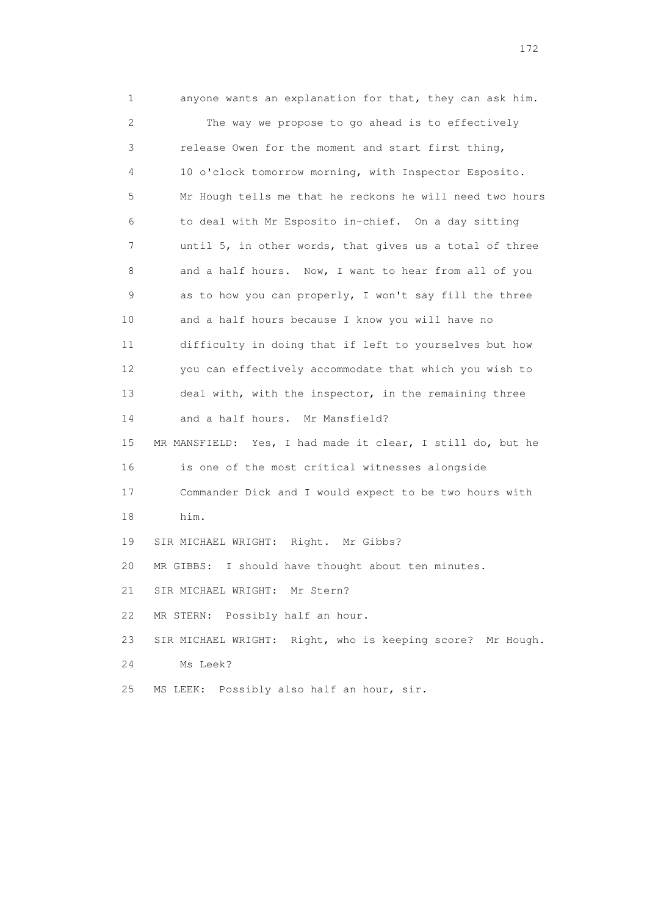1 anyone wants an explanation for that, they can ask him.

2 The way we propose to go ahead is to effectively

3 release Owen for the moment and start first thing,

4 10 o'clock tomorrow morning, with Inspector Esposito.

5 Mr Hough tells me that he reckons he will need two hours

6 to deal with Mr Esposito in-chief. On a day sitting

7 until 5, in other words, that gives us a total of three

8 and a half hours. Now, I want to hear from all of you

9 as to how you can properly, I won't say fill the three

10 and a half hours because I know you will have no

11 difficulty in doing that if left to yourselves but how

12 you can effectively accommodate that which you wish to

13 deal with, with the inspector, in the remaining three

14 and a half hours. Mr Mansfield?

15 MR MANSFIELD: Yes, I had made it clear, I still do, but he

16 is one of the most critical witnesses alongside

17 Commander Dick and I would expect to be two hours with

18 him.

19 SIR MICHAEL WRIGHT: Right. Mr Gibbs?

20 MR GIBBS: I should have thought about ten minutes.

21 SIR MICHAEL WRIGHT: Mr Stern?

22 MR STERN: Possibly half an hour.

23 SIR MICHAEL WRIGHT: Right, who is keeping score? Mr Hough.

24 Ms Leek?

25 MS LEEK: Possibly also half an hour, sir.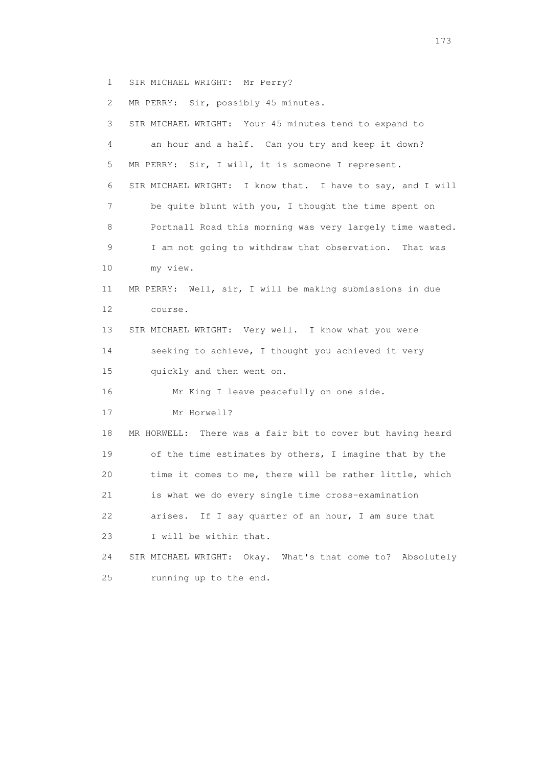1 SIR MICHAEL WRIGHT: Mr Perry?

2 MR PERRY: Sir, possibly 45 minutes.

3 SIR MICHAEL WRIGHT: Your 45 minutes tend to expand to

4 an hour and a half. Can you try and keep it down?

5 MR PERRY: Sir, I will, it is someone I represent.

6 SIR MICHAEL WRIGHT: I know that. I have to say, and I will

7 be quite blunt with you, I thought the time spent on

8 Portnall Road this morning was very largely time wasted.

9 I am not going to withdraw that observation. That was

10 my view.

11 MR PERRY: Well, sir, I will be making submissions in due

12 course.

13 SIR MICHAEL WRIGHT: Very well. I know what you were

14 seeking to achieve, I thought you achieved it very

15 quickly and then went on.

16 Mr King I leave peacefully on one side.

17 Mr Horwell?

18 MR HORWELL: There was a fair bit to cover but having heard

19 of the time estimates by others, I imagine that by the

20 time it comes to me, there will be rather little, which

21 is what we do every single time cross-examination

22 arises. If I say quarter of an hour, I am sure that

23 I will be within that.

24 SIR MICHAEL WRIGHT: Okay. What's that come to? Absolutely

25 running up to the end.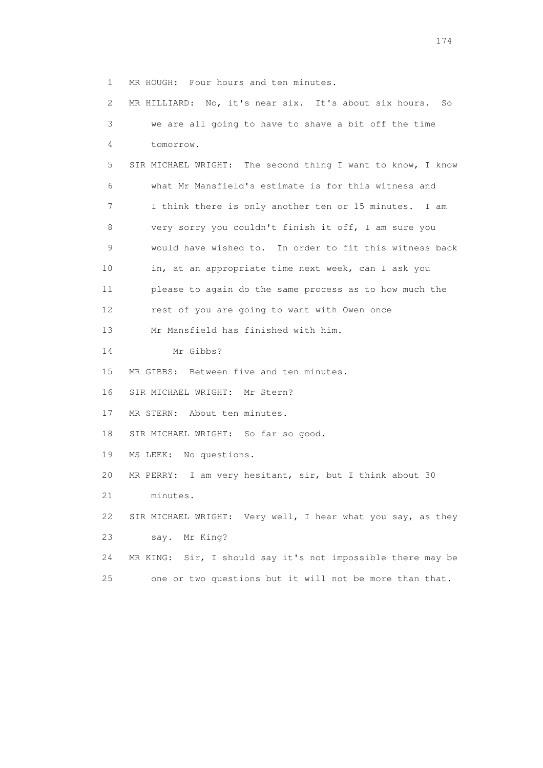1 MR HOUGH: Four hours and ten minutes.

2 MR HILLIARD: No, it's near six. It's about six hours. So

3 we are all going to have to shave a bit off the time

4 tomorrow.

5 SIR MICHAEL WRIGHT: The second thing I want to know, I know

6 what Mr Mansfield's estimate is for this witness and

7 I think there is only another ten or 15 minutes. I am

8 very sorry you couldn't finish it off, I am sure you

9 would have wished to. In order to fit this witness back

10 in, at an appropriate time next week, can I ask you

11 please to again do the same process as to how much the

12 rest of you are going to want with Owen once

13 Mr Mansfield has finished with him.

14 Mr Gibbs?

15 MR GIBBS: Between five and ten minutes.

16 SIR MICHAEL WRIGHT: Mr Stern?

17 MR STERN: About ten minutes.

18 SIR MICHAEL WRIGHT: So far so good.

19 MS LEEK: No questions.

20 MR PERRY: I am very hesitant, sir, but I think about 30

21 minutes.

22 SIR MICHAEL WRIGHT: Very well, I hear what you say, as they

23 say. Mr King?

24 MR KING: Sir, I should say it's not impossible there may be

25 one or two questions but it will not be more than that.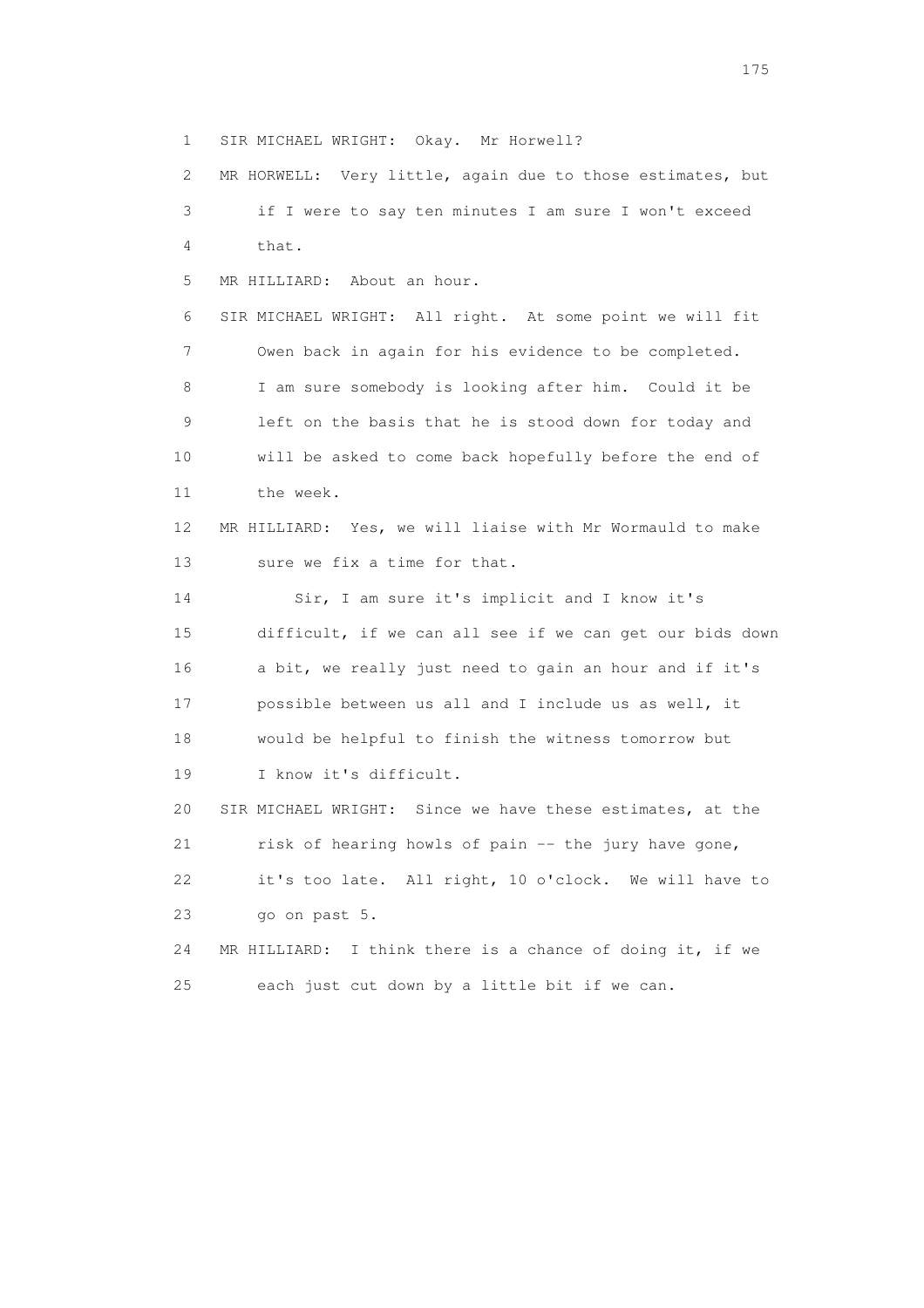1 SIR MICHAEL WRIGHT: Okay. Mr Horwell?

2 MR HORWELL: Very little, again due to those estimates, but

3 if I were to say ten minutes I am sure I won't exceed

4 that.

5 MR HILLIARD: About an hour.

6 SIR MICHAEL WRIGHT: All right. At some point we will fit

7 Owen back in again for his evidence to be completed.

8 I am sure somebody is looking after him. Could it be

9 left on the basis that he is stood down for today and

10 will be asked to come back hopefully before the end of

11 the week.

12 MR HILLIARD: Yes, we will liaise with Mr Wormauld to make

13 sure we fix a time for that.

14 Sir, I am sure it's implicit and I know it's

15 difficult, if we can all see if we can get our bids down

16 a bit, we really just need to gain an hour and if it's

17 possible between us all and I include us as well, it

18 would be helpful to finish the witness tomorrow but

19 I know it's difficult.

20 SIR MICHAEL WRIGHT: Since we have these estimates, at the

21 risk of hearing howls of pain -- the jury have gone,

22 it's too late. All right, 10 o'clock. We will have to

23 go on past 5.

24 MR HILLIARD: I think there is a chance of doing it, if we

25 each just cut down by a little bit if we can.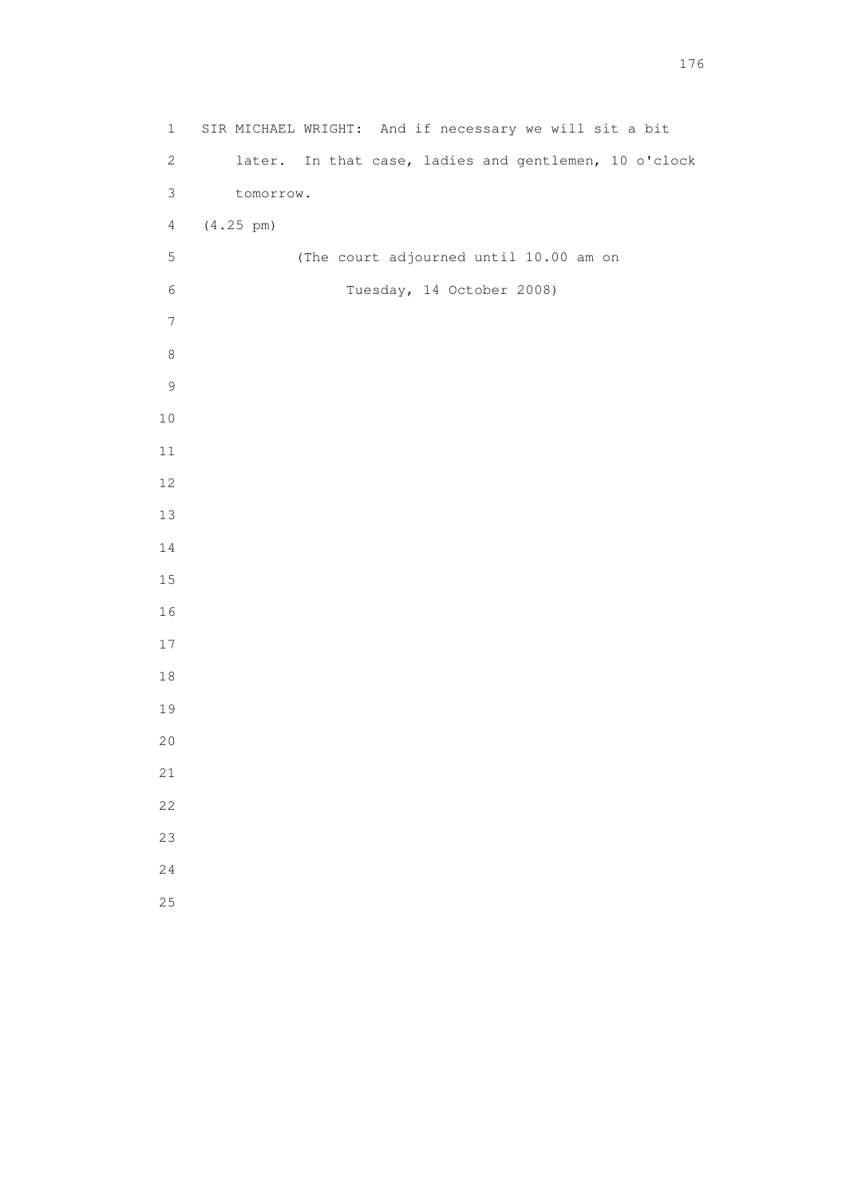SIR MICHAEL WRIGHT: And if necessary we will sit a bit later. In that case, ladies and gentlemen, 10 o'clock tomorrow.

(4.25 pm)

(The court adjourned until 10.00 am on Tuesday, 14 October 2008)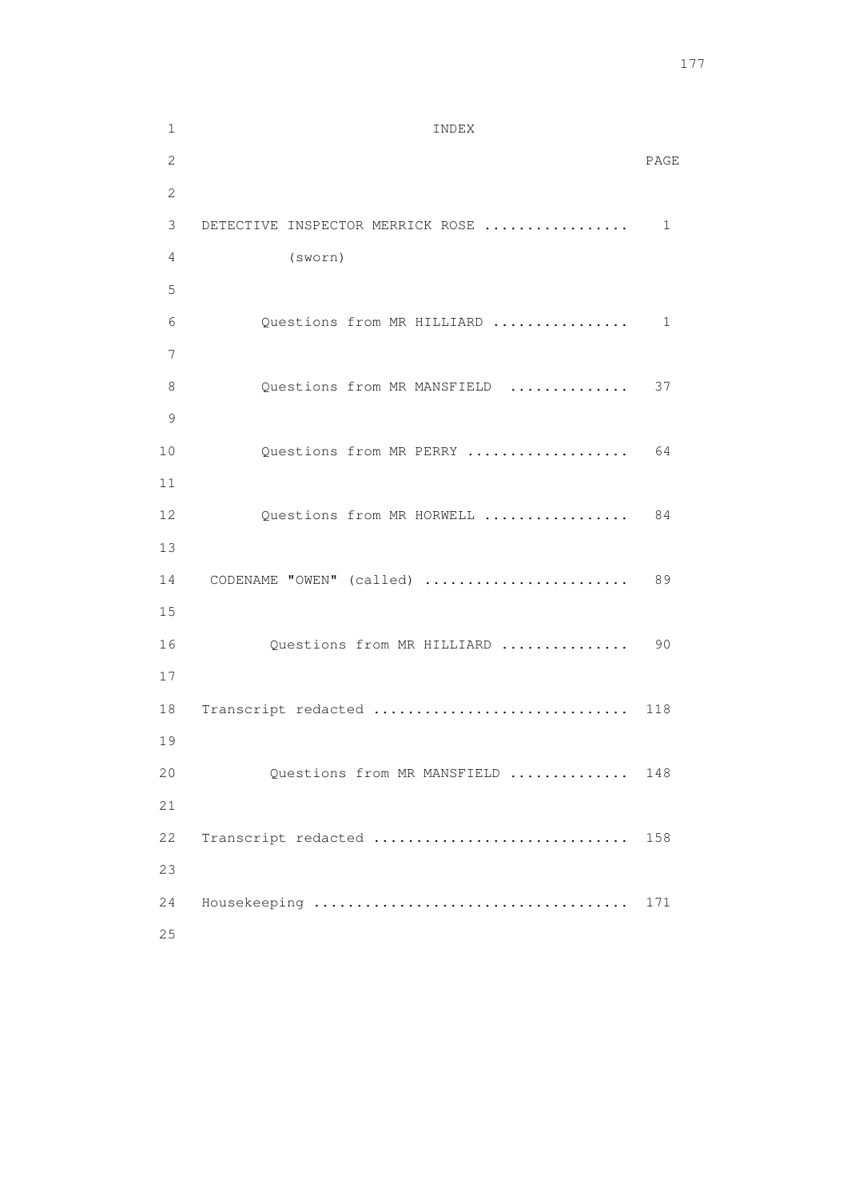# INDEX

| | PAGE |
|---|---|
| DETECTIVE INSPECTOR MERRICK ROSE (sworn) | 1 |
| Questions from MR HILLIARD | 1 |
| Questions from MR MANSFIELD | 37 |
| Questions from MR PERRY | 64 |
| Questions from MR HORWELL | 84 |
| CODENAME "OWEN" (called) | 89 |
| Questions from MR HILLIARD | 90 |
| Transcript redacted | 118 |
| Questions from MR MANSFIELD | 148 |
| Transcript redacted | 158 |
| Housekeeping | 171 |